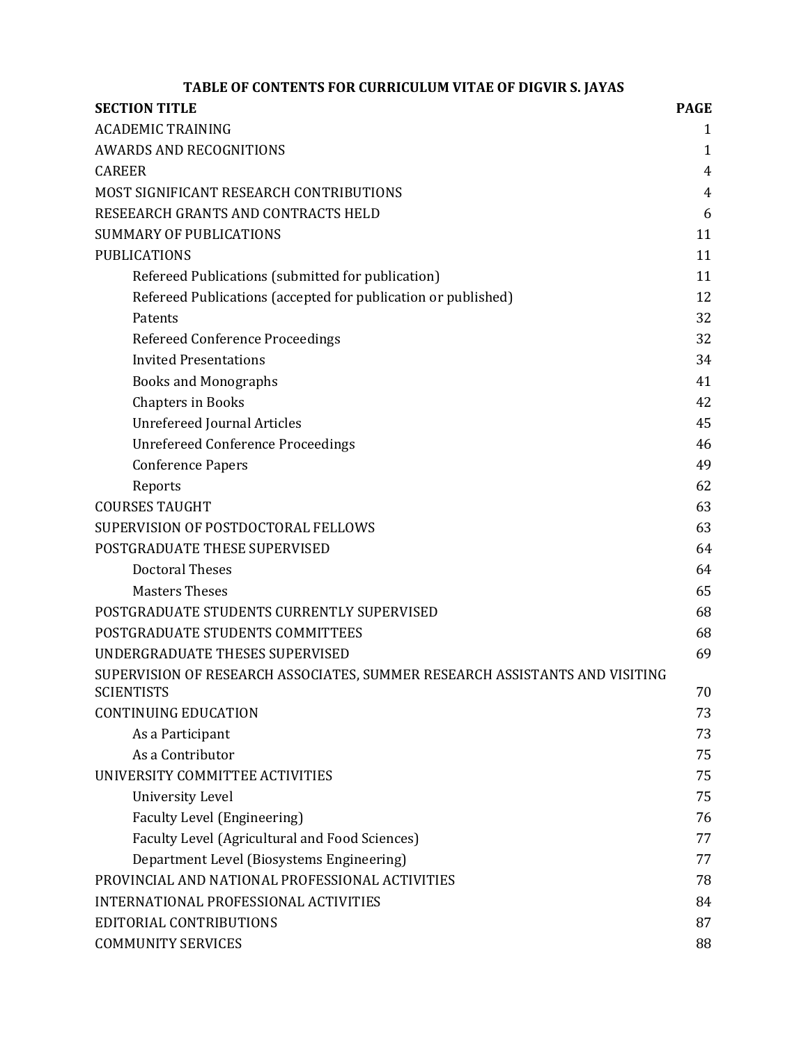# TABLE OF CONTENTS FOR CURRICULUM VITAE OF DIGVIR S. JAYAS

| SECTION TITLE | PAGE |
|---|---|
| ACADEMIC TRAINING | 1 |
| AWARDS AND RECOGNITIONS | 1 |
| CAREER | 4 |
| MOST SIGNIFICANT RESEARCH CONTRIBUTIONS | 4 |
| RESEEARCH GRANTS AND CONTRACTS HELD | 6 |
| SUMMARY OF PUBLICATIONS | 11 |
| PUBLICATIONS | 11 |
| Refereed Publications (submitted for publication) | 11 |
| Refereed Publications (accepted for publication or published) | 12 |
| Patents | 32 |
| Refereed Conference Proceedings | 32 |
| Invited Presentations | 34 |
| Books and Monographs | 41 |
| Chapters in Books | 42 |
| Unrefereed Journal Articles | 45 |
| Unrefereed Conference Proceedings | 46 |
| Conference Papers | 49 |
| Reports | 62 |
| COURSES TAUGHT | 63 |
| SUPERVISION OF POSTDOCTORAL FELLOWS | 63 |
| POSTGRADUATE THESE SUPERVISED | 64 |
| Doctoral Theses | 64 |
| Masters Theses | 65 |
| POSTGRADUATE STUDENTS CURRENTLY SUPERVISED | 68 |
| POSTGRADUATE STUDENTS COMMITTEES | 68 |
| UNDERGRADUATE THESES SUPERVISED | 69 |
| SUPERVISION OF RESEARCH ASSOCIATES, SUMMER RESEARCH ASSISTANTS AND VISITING SCIENTISTS | 70 |
| CONTINUING EDUCATION | 73 |
| As a Participant | 73 |
| As a Contributor | 75 |
| UNIVERSITY COMMITTEE ACTIVITIES | 75 |
| University Level | 75 |
| Faculty Level (Engineering) | 76 |
| Faculty Level (Agricultural and Food Sciences) | 77 |
| Department Level (Biosystems Engineering) | 77 |
| PROVINCIAL AND NATIONAL PROFESSIONAL ACTIVITIES | 78 |
| INTERNATIONAL PROFESSIONAL ACTIVITIES | 84 |
| EDITORIAL CONTRIBUTIONS | 87 |
| COMMUNITY SERVICES | 88 |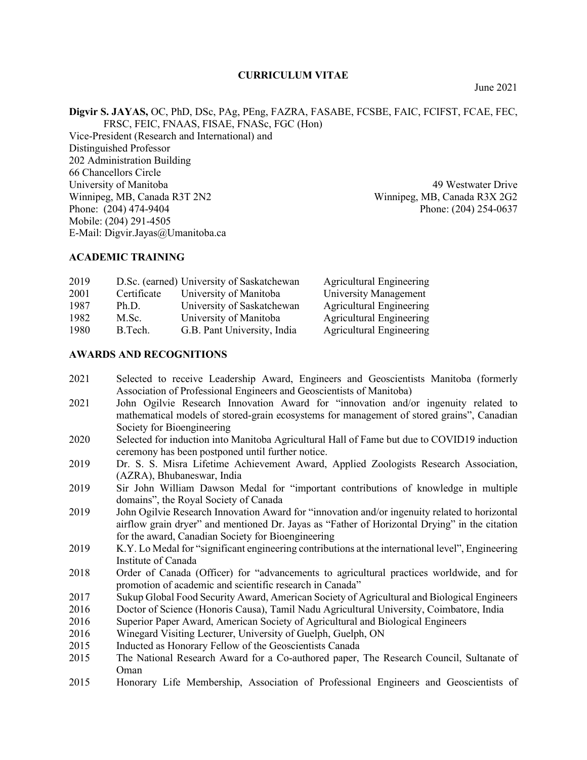**CURRICULUM VITAE**

June 2021

**Digvir S. JAYAS,** OC, PhD, DSc, PAg, PEng, FAZRA, FASABE, FCSBE, FAIC, FCIFST, FCAE, FEC, FRSC, FEIC, FNAAS, FISAE, FNASc, FGC (Hon)

Vice-President (Research and International) and
Distinguished Professor
202 Administration Building
66 Chancellors Circle
University of Manitoba
Winnipeg, MB, Canada R3T 2N2
Phone: (204) 474-9404
Mobile: (204) 291-4505
E-Mail: Digvir.Jayas@Umanitoba.ca

49 Westwater Drive
Winnipeg, MB, Canada R3X 2G2
Phone: (204) 254-0637

## ACADEMIC TRAINING

| | | | |
|---|---|---|---|
| 2019 | D.Sc. (earned) | University of Saskatchewan | Agricultural Engineering |
| 2001 | Certificate | University of Manitoba | University Management |
| 1987 | Ph.D. | University of Saskatchewan | Agricultural Engineering |
| 1982 | M.Sc. | University of Manitoba | Agricultural Engineering |
| 1980 | B.Tech. | G.B. Pant University, India | Agricultural Engineering |

## AWARDS AND RECOGNITIONS

| | |
|---|---|
| 2021 | Selected to receive Leadership Award, Engineers and Geoscientists Manitoba (formerly Association of Professional Engineers and Geoscientists of Manitoba) |
| 2021 | John Ogilvie Research Innovation Award for "innovation and/or ingenuity related to mathematical models of stored-grain ecosystems for management of stored grains", Canadian Society for Bioengineering |
| 2020 | Selected for induction into Manitoba Agricultural Hall of Fame but due to COVID19 induction ceremony has been postponed until further notice. |
| 2019 | Dr. S. S. Misra Lifetime Achievement Award, Applied Zoologists Research Association, (AZRA), Bhubaneswar, India |
| 2019 | Sir John William Dawson Medal for "important contributions of knowledge in multiple domains", the Royal Society of Canada |
| 2019 | John Ogilvie Research Innovation Award for "innovation and/or ingenuity related to horizontal airflow grain dryer" and mentioned Dr. Jayas as "Father of Horizontal Drying" in the citation for the award, Canadian Society for Bioengineering |
| 2019 | K.Y. Lo Medal for "significant engineering contributions at the international level", Engineering Institute of Canada |
| 2018 | Order of Canada (Officer) for "advancements to agricultural practices worldwide, and for promotion of academic and scientific research in Canada" |
| 2017 | Sukup Global Food Security Award, American Society of Agricultural and Biological Engineers |
| 2016 | Doctor of Science (Honoris Causa), Tamil Nadu Agricultural University, Coimbatore, India |
| 2016 | Superior Paper Award, American Society of Agricultural and Biological Engineers |
| 2016 | Winegard Visiting Lecturer, University of Guelph, Guelph, ON |
| 2015 | Inducted as Honorary Fellow of the Geoscientists Canada |
| 2015 | The National Research Award for a Co-authored paper, The Research Council, Sultanate of Oman |
| 2015 | Honorary Life Membership, Association of Professional Engineers and Geoscientists of |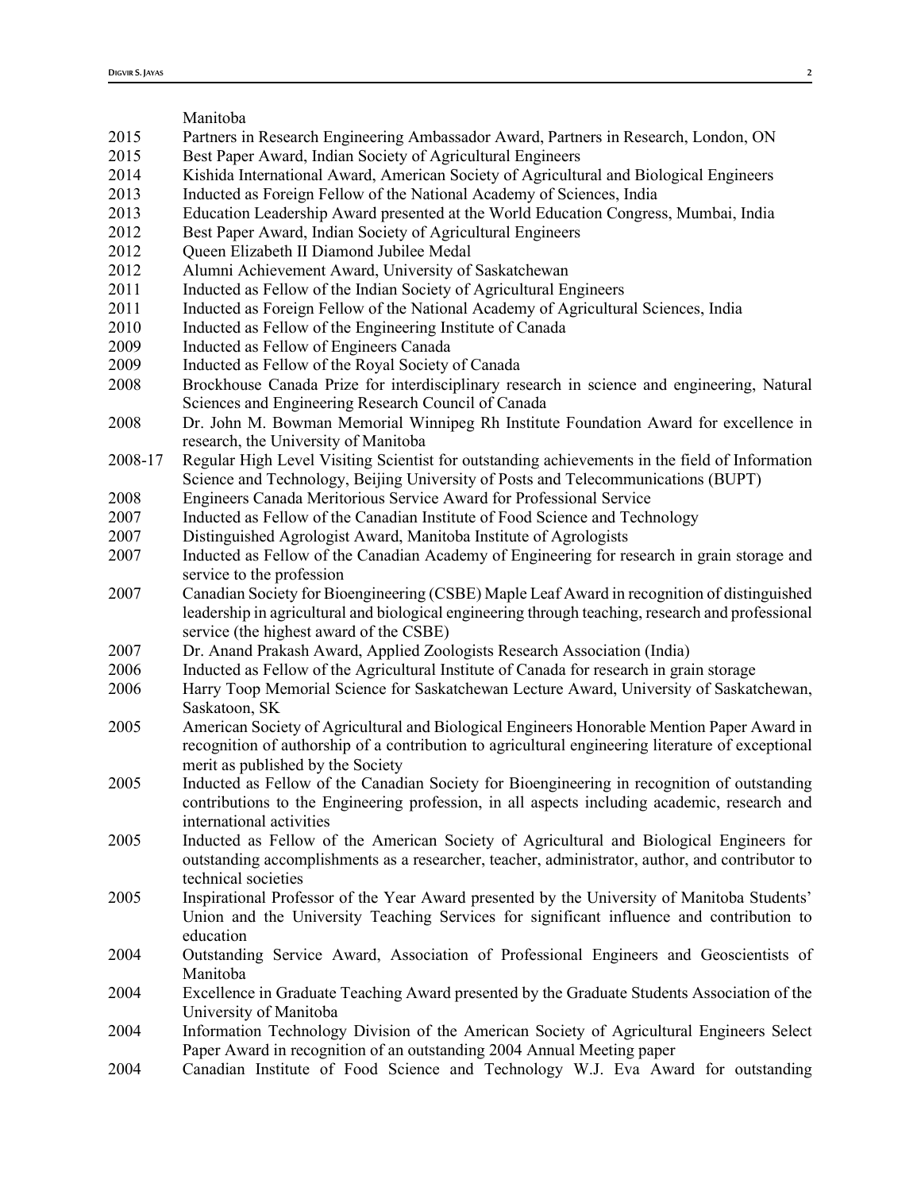Manitoba

| | |
|---|---|
| 2015 | Partners in Research Engineering Ambassador Award, Partners in Research, London, ON |
| 2015 | Best Paper Award, Indian Society of Agricultural Engineers |
| 2014 | Kishida International Award, American Society of Agricultural and Biological Engineers |
| 2013 | Inducted as Foreign Fellow of the National Academy of Sciences, India |
| 2013 | Education Leadership Award presented at the World Education Congress, Mumbai, India |
| 2012 | Best Paper Award, Indian Society of Agricultural Engineers |
| 2012 | Queen Elizabeth II Diamond Jubilee Medal |
| 2012 | Alumni Achievement Award, University of Saskatchewan |
| 2011 | Inducted as Fellow of the Indian Society of Agricultural Engineers |
| 2011 | Inducted as Foreign Fellow of the National Academy of Agricultural Sciences, India |
| 2010 | Inducted as Fellow of the Engineering Institute of Canada |
| 2009 | Inducted as Fellow of Engineers Canada |
| 2009 | Inducted as Fellow of the Royal Society of Canada |
| 2008 | Brockhouse Canada Prize for interdisciplinary research in science and engineering, Natural Sciences and Engineering Research Council of Canada |
| 2008 | Dr. John M. Bowman Memorial Winnipeg Rh Institute Foundation Award for excellence in research, the University of Manitoba |
| 2008-17 | Regular High Level Visiting Scientist for outstanding achievements in the field of Information Science and Technology, Beijing University of Posts and Telecommunications (BUPT) |
| 2008 | Engineers Canada Meritorious Service Award for Professional Service |
| 2007 | Inducted as Fellow of the Canadian Institute of Food Science and Technology |
| 2007 | Distinguished Agrologist Award, Manitoba Institute of Agrologists |
| 2007 | Inducted as Fellow of the Canadian Academy of Engineering for research in grain storage and service to the profession |
| 2007 | Canadian Society for Bioengineering (CSBE) Maple Leaf Award in recognition of distinguished leadership in agricultural and biological engineering through teaching, research and professional service (the highest award of the CSBE) |
| 2007 | Dr. Anand Prakash Award, Applied Zoologists Research Association (India) |
| 2006 | Inducted as Fellow of the Agricultural Institute of Canada for research in grain storage |
| 2006 | Harry Toop Memorial Science for Saskatchewan Lecture Award, University of Saskatchewan, Saskatoon, SK |
| 2005 | American Society of Agricultural and Biological Engineers Honorable Mention Paper Award in recognition of authorship of a contribution to agricultural engineering literature of exceptional merit as published by the Society |
| 2005 | Inducted as Fellow of the Canadian Society for Bioengineering in recognition of outstanding contributions to the Engineering profession, in all aspects including academic, research and international activities |
| 2005 | Inducted as Fellow of the American Society of Agricultural and Biological Engineers for outstanding accomplishments as a researcher, teacher, administrator, author, and contributor to technical societies |
| 2005 | Inspirational Professor of the Year Award presented by the University of Manitoba Students' Union and the University Teaching Services for significant influence and contribution to education |
| 2004 | Outstanding Service Award, Association of Professional Engineers and Geoscientists of Manitoba |
| 2004 | Excellence in Graduate Teaching Award presented by the Graduate Students Association of the University of Manitoba |
| 2004 | Information Technology Division of the American Society of Agricultural Engineers Select Paper Award in recognition of an outstanding 2004 Annual Meeting paper |
| 2004 | Canadian Institute of Food Science and Technology W.J. Eva Award for outstanding |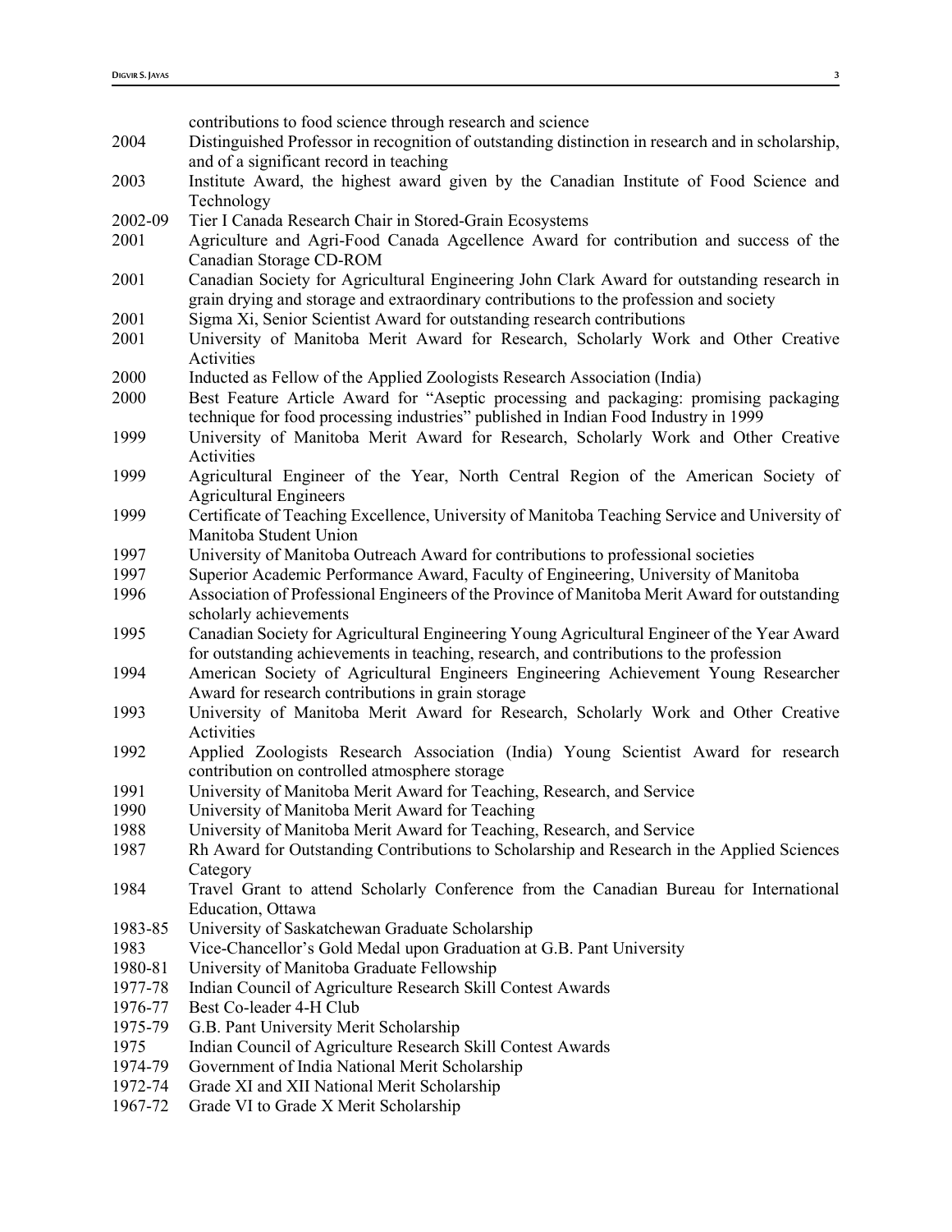contributions to food science through research and science

| | |
|---|---|
| 2004 | Distinguished Professor in recognition of outstanding distinction in research and in scholarship, and of a significant record in teaching |
| 2003 | Institute Award, the highest award given by the Canadian Institute of Food Science and Technology |
| 2002-09 | Tier I Canada Research Chair in Stored-Grain Ecosystems |
| 2001 | Agriculture and Agri-Food Canada Agcellence Award for contribution and success of the Canadian Storage CD-ROM |
| 2001 | Canadian Society for Agricultural Engineering John Clark Award for outstanding research in grain drying and storage and extraordinary contributions to the profession and society |
| 2001 | Sigma Xi, Senior Scientist Award for outstanding research contributions |
| 2001 | University of Manitoba Merit Award for Research, Scholarly Work and Other Creative Activities |
| 2000 | Inducted as Fellow of the Applied Zoologists Research Association (India) |
| 2000 | Best Feature Article Award for "Aseptic processing and packaging: promising packaging technique for food processing industries" published in Indian Food Industry in 1999 |
| 1999 | University of Manitoba Merit Award for Research, Scholarly Work and Other Creative Activities |
| 1999 | Agricultural Engineer of the Year, North Central Region of the American Society of Agricultural Engineers |
| 1999 | Certificate of Teaching Excellence, University of Manitoba Teaching Service and University of Manitoba Student Union |
| 1997 | University of Manitoba Outreach Award for contributions to professional societies |
| 1997 | Superior Academic Performance Award, Faculty of Engineering, University of Manitoba |
| 1996 | Association of Professional Engineers of the Province of Manitoba Merit Award for outstanding scholarly achievements |
| 1995 | Canadian Society for Agricultural Engineering Young Agricultural Engineer of the Year Award for outstanding achievements in teaching, research, and contributions to the profession |
| 1994 | American Society of Agricultural Engineers Engineering Achievement Young Researcher Award for research contributions in grain storage |
| 1993 | University of Manitoba Merit Award for Research, Scholarly Work and Other Creative Activities |
| 1992 | Applied Zoologists Research Association (India) Young Scientist Award for research contribution on controlled atmosphere storage |
| 1991 | University of Manitoba Merit Award for Teaching, Research, and Service |
| 1990 | University of Manitoba Merit Award for Teaching |
| 1988 | University of Manitoba Merit Award for Teaching, Research, and Service |
| 1987 | Rh Award for Outstanding Contributions to Scholarship and Research in the Applied Sciences Category |
| 1984 | Travel Grant to attend Scholarly Conference from the Canadian Bureau for International Education, Ottawa |
| 1983-85 | University of Saskatchewan Graduate Scholarship |
| 1983 | Vice-Chancellor's Gold Medal upon Graduation at G.B. Pant University |
| 1980-81 | University of Manitoba Graduate Fellowship |
| 1977-78 | Indian Council of Agriculture Research Skill Contest Awards |
| 1976-77 | Best Co-leader 4-H Club |
| 1975-79 | G.B. Pant University Merit Scholarship |
| 1975 | Indian Council of Agriculture Research Skill Contest Awards |
| 1974-79 | Government of India National Merit Scholarship |
| 1972-74 | Grade XI and XII National Merit Scholarship |
| 1967-72 | Grade VI to Grade X Merit Scholarship |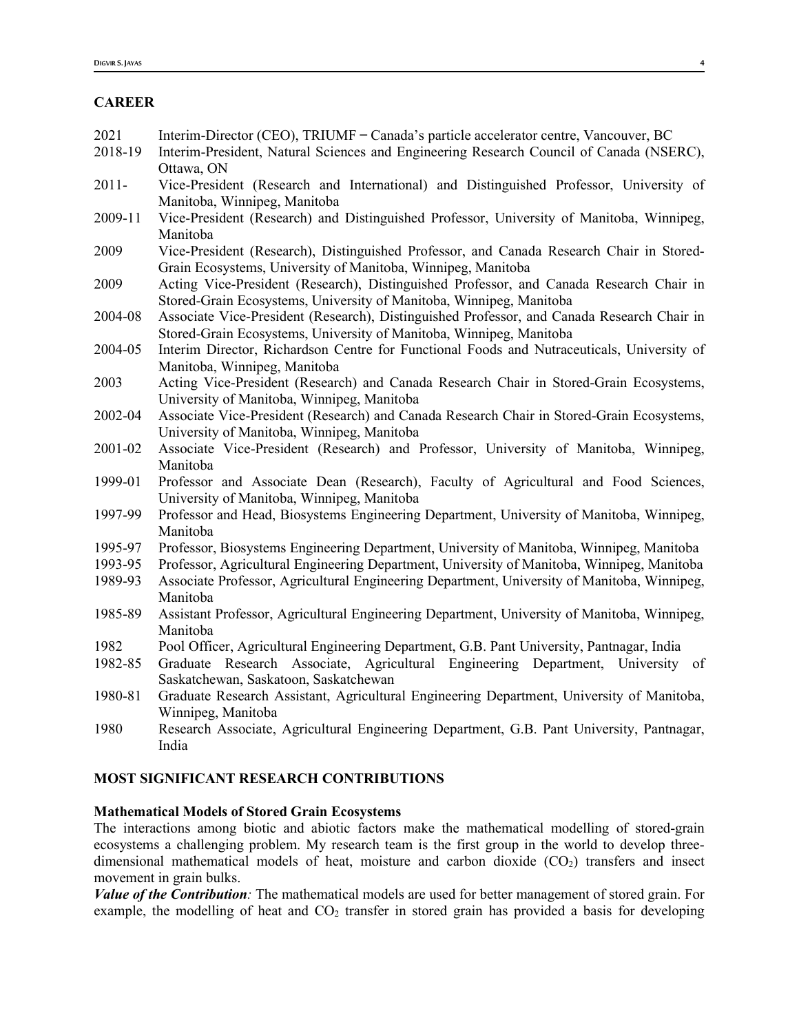## CAREER

2021 Interim-Director (CEO), TRIUMF – Canada's particle accelerator centre, Vancouver, BC

2018-19 Interim-President, Natural Sciences and Engineering Research Council of Canada (NSERC), Ottawa, ON

2011- Vice-President (Research and International) and Distinguished Professor, University of Manitoba, Winnipeg, Manitoba

2009-11 Vice-President (Research) and Distinguished Professor, University of Manitoba, Winnipeg, Manitoba

2009 Vice-President (Research), Distinguished Professor, and Canada Research Chair in Stored-Grain Ecosystems, University of Manitoba, Winnipeg, Manitoba

2009 Acting Vice-President (Research), Distinguished Professor, and Canada Research Chair in Stored-Grain Ecosystems, University of Manitoba, Winnipeg, Manitoba

2004-08 Associate Vice-President (Research), Distinguished Professor, and Canada Research Chair in Stored-Grain Ecosystems, University of Manitoba, Winnipeg, Manitoba

2004-05 Interim Director, Richardson Centre for Functional Foods and Nutraceuticals, University of Manitoba, Winnipeg, Manitoba

2003 Acting Vice-President (Research) and Canada Research Chair in Stored-Grain Ecosystems, University of Manitoba, Winnipeg, Manitoba

2002-04 Associate Vice-President (Research) and Canada Research Chair in Stored-Grain Ecosystems, University of Manitoba, Winnipeg, Manitoba

2001-02 Associate Vice-President (Research) and Professor, University of Manitoba, Winnipeg, Manitoba

1999-01 Professor and Associate Dean (Research), Faculty of Agricultural and Food Sciences, University of Manitoba, Winnipeg, Manitoba

1997-99 Professor and Head, Biosystems Engineering Department, University of Manitoba, Winnipeg, Manitoba

1995-97 Professor, Biosystems Engineering Department, University of Manitoba, Winnipeg, Manitoba

1993-95 Professor, Agricultural Engineering Department, University of Manitoba, Winnipeg, Manitoba

1989-93 Associate Professor, Agricultural Engineering Department, University of Manitoba, Winnipeg, Manitoba

1985-89 Assistant Professor, Agricultural Engineering Department, University of Manitoba, Winnipeg, Manitoba

1982 Pool Officer, Agricultural Engineering Department, G.B. Pant University, Pantnagar, India

1982-85 Graduate Research Associate, Agricultural Engineering Department, University of Saskatchewan, Saskatoon, Saskatchewan

1980-81 Graduate Research Assistant, Agricultural Engineering Department, University of Manitoba, Winnipeg, Manitoba

1980 Research Associate, Agricultural Engineering Department, G.B. Pant University, Pantnagar, India

## MOST SIGNIFICANT RESEARCH CONTRIBUTIONS

### Mathematical Models of Stored Grain Ecosystems

The interactions among biotic and abiotic factors make the mathematical modelling of stored-grain ecosystems a challenging problem. My research team is the first group in the world to develop three-dimensional mathematical models of heat, moisture and carbon dioxide ($CO_2$) transfers and insect movement in grain bulks.

***Value of the Contribution:*** The mathematical models are used for better management of stored grain. For example, the modelling of heat and $CO_2$ transfer in stored grain has provided a basis for developing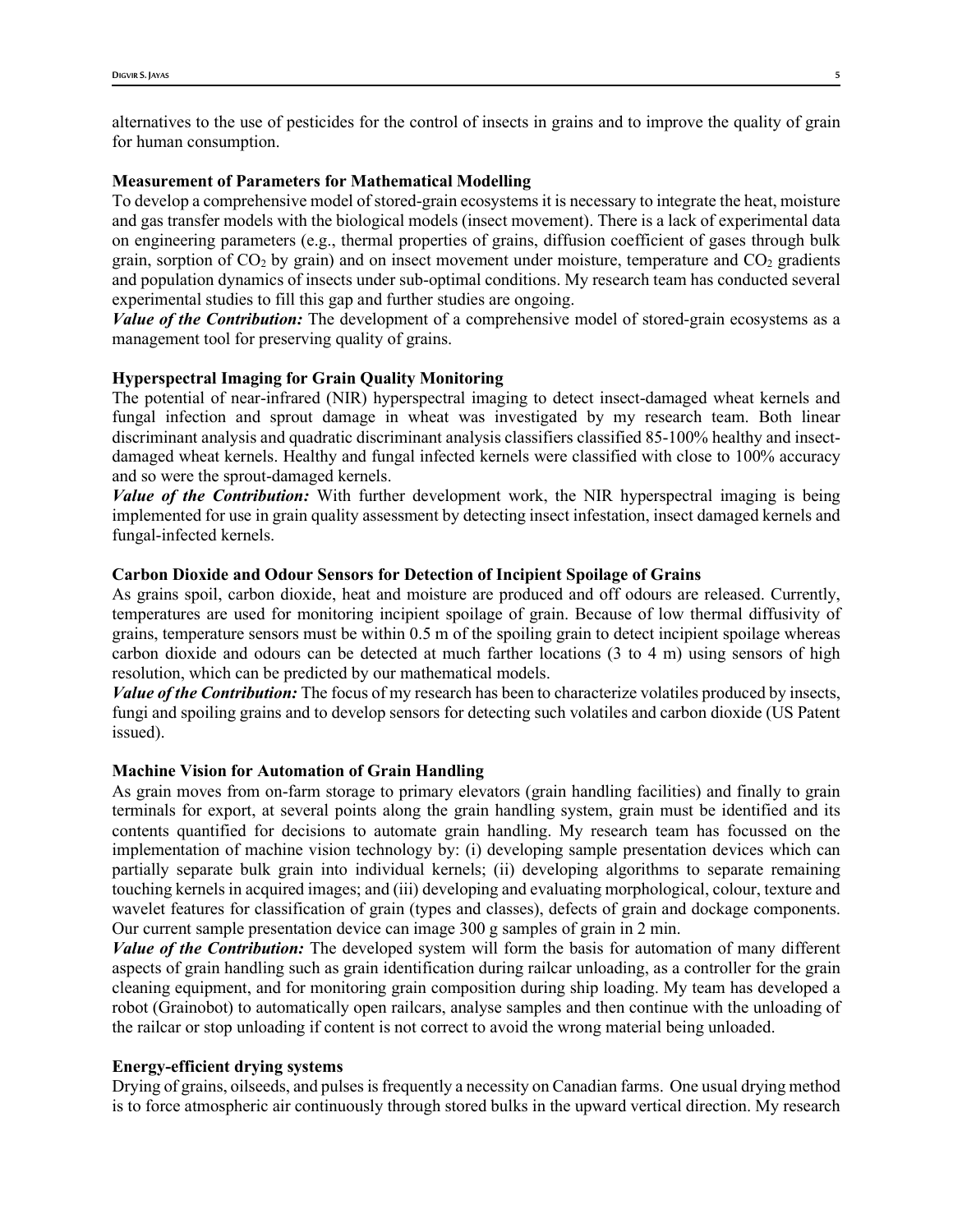alternatives to the use of pesticides for the control of insects in grains and to improve the quality of grain for human consumption.

**Measurement of Parameters for Mathematical Modelling**

To develop a comprehensive model of stored-grain ecosystems it is necessary to integrate the heat, moisture and gas transfer models with the biological models (insect movement). There is a lack of experimental data on engineering parameters (e.g., thermal properties of grains, diffusion coefficient of gases through bulk grain, sorption of $CO_2$ by grain) and on insect movement under moisture, temperature and $CO_2$ gradients and population dynamics of insects under sub-optimal conditions. My research team has conducted several experimental studies to fill this gap and further studies are ongoing.

***Value of the Contribution:*** The development of a comprehensive model of stored-grain ecosystems as a management tool for preserving quality of grains.

**Hyperspectral Imaging for Grain Quality Monitoring**

The potential of near-infrared (NIR) hyperspectral imaging to detect insect-damaged wheat kernels and fungal infection and sprout damage in wheat was investigated by my research team. Both linear discriminant analysis and quadratic discriminant analysis classifiers classified 85-100% healthy and insect-damaged wheat kernels. Healthy and fungal infected kernels were classified with close to 100% accuracy and so were the sprout-damaged kernels.

***Value of the Contribution:*** With further development work, the NIR hyperspectral imaging is being implemented for use in grain quality assessment by detecting insect infestation, insect damaged kernels and fungal-infected kernels.

**Carbon Dioxide and Odour Sensors for Detection of Incipient Spoilage of Grains**

As grains spoil, carbon dioxide, heat and moisture are produced and off odours are released. Currently, temperatures are used for monitoring incipient spoilage of grain. Because of low thermal diffusivity of grains, temperature sensors must be within 0.5 m of the spoiling grain to detect incipient spoilage whereas carbon dioxide and odours can be detected at much farther locations (3 to 4 m) using sensors of high resolution, which can be predicted by our mathematical models.

***Value of the Contribution:*** The focus of my research has been to characterize volatiles produced by insects, fungi and spoiling grains and to develop sensors for detecting such volatiles and carbon dioxide (US Patent issued).

**Machine Vision for Automation of Grain Handling**

As grain moves from on-farm storage to primary elevators (grain handling facilities) and finally to grain terminals for export, at several points along the grain handling system, grain must be identified and its contents quantified for decisions to automate grain handling. My research team has focussed on the implementation of machine vision technology by: (i) developing sample presentation devices which can partially separate bulk grain into individual kernels; (ii) developing algorithms to separate remaining touching kernels in acquired images; and (iii) developing and evaluating morphological, colour, texture and wavelet features for classification of grain (types and classes), defects of grain and dockage components. Our current sample presentation device can image 300 g samples of grain in 2 min.

***Value of the Contribution:*** The developed system will form the basis for automation of many different aspects of grain handling such as grain identification during railcar unloading, as a controller for the grain cleaning equipment, and for monitoring grain composition during ship loading. My team has developed a robot (Grainobot) to automatically open railcars, analyse samples and then continue with the unloading of the railcar or stop unloading if content is not correct to avoid the wrong material being unloaded.

**Energy-efficient drying systems**

Drying of grains, oilseeds, and pulses is frequently a necessity on Canadian farms. One usual drying method is to force atmospheric air continuously through stored bulks in the upward vertical direction. My research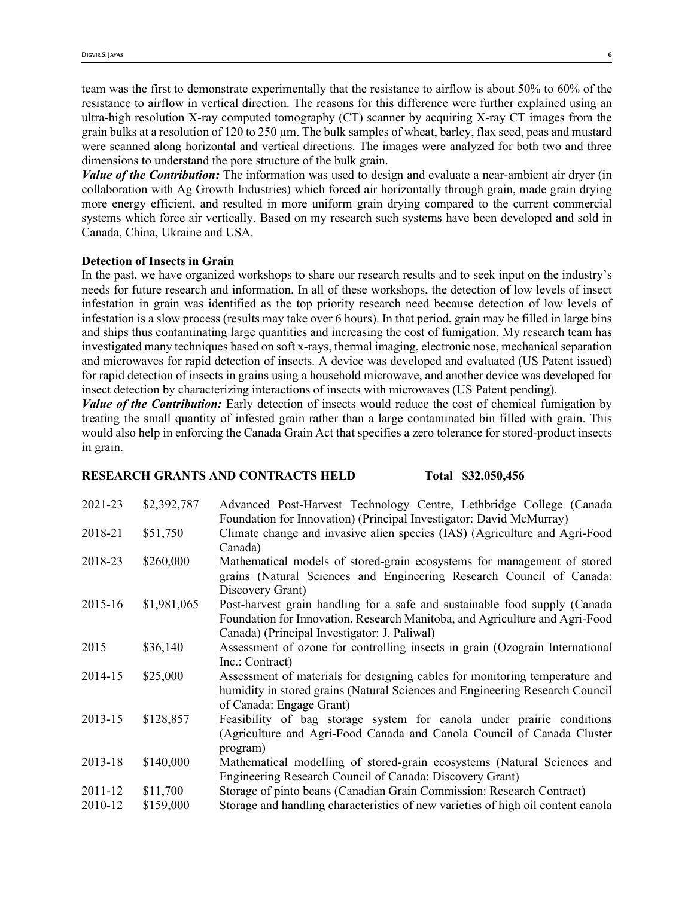team was the first to demonstrate experimentally that the resistance to airflow is about 50% to 60% of the resistance to airflow in vertical direction. The reasons for this difference were further explained using an ultra-high resolution X-ray computed tomography (CT) scanner by acquiring X-ray CT images from the grain bulks at a resolution of 120 to 250 µm. The bulk samples of wheat, barley, flax seed, peas and mustard were scanned along horizontal and vertical directions. The images were analyzed for both two and three dimensions to understand the pore structure of the bulk grain.

***Value of the Contribution:*** The information was used to design and evaluate a near-ambient air dryer (in collaboration with Ag Growth Industries) which forced air horizontally through grain, made grain drying more energy efficient, and resulted in more uniform grain drying compared to the current commercial systems which force air vertically. Based on my research such systems have been developed and sold in Canada, China, Ukraine and USA.

**Detection of Insects in Grain**

In the past, we have organized workshops to share our research results and to seek input on the industry's needs for future research and information. In all of these workshops, the detection of low levels of insect infestation in grain was identified as the top priority research need because detection of low levels of infestation is a slow process (results may take over 6 hours). In that period, grain may be filled in large bins and ships thus contaminating large quantities and increasing the cost of fumigation. My research team has investigated many techniques based on soft x-rays, thermal imaging, electronic nose, mechanical separation and microwaves for rapid detection of insects. A device was developed and evaluated (US Patent issued) for rapid detection of insects in grains using a household microwave, and another device was developed for insect detection by characterizing interactions of insects with microwaves (US Patent pending).

***Value of the Contribution:*** Early detection of insects would reduce the cost of chemical fumigation by treating the small quantity of infested grain rather than a large contaminated bin filled with grain. This would also help in enforcing the Canada Grain Act that specifies a zero tolerance for stored-product insects in grain.

**RESEARCH GRANTS AND CONTRACTS HELD — Total $32,050,456**

| | | |
|---|---|---|
| 2021-23 | $2,392,787 | Advanced Post-Harvest Technology Centre, Lethbridge College (Canada Foundation for Innovation) (Principal Investigator: David McMurray) |
| 2018-21 | $51,750 | Climate change and invasive alien species (IAS) (Agriculture and Agri-Food Canada) |
| 2018-23 | $260,000 | Mathematical models of stored-grain ecosystems for management of stored grains (Natural Sciences and Engineering Research Council of Canada: Discovery Grant) |
| 2015-16 | $1,981,065 | Post-harvest grain handling for a safe and sustainable food supply (Canada Foundation for Innovation, Research Manitoba, and Agriculture and Agri-Food Canada) (Principal Investigator: J. Paliwal) |
| 2015 | $36,140 | Assessment of ozone for controlling insects in grain (Ozograin International Inc.: Contract) |
| 2014-15 | $25,000 | Assessment of materials for designing cables for monitoring temperature and humidity in stored grains (Natural Sciences and Engineering Research Council of Canada: Engage Grant) |
| 2013-15 | $128,857 | Feasibility of bag storage system for canola under prairie conditions (Agriculture and Agri-Food Canada and Canola Council of Canada Cluster program) |
| 2013-18 | $140,000 | Mathematical modelling of stored-grain ecosystems (Natural Sciences and Engineering Research Council of Canada: Discovery Grant) |
| 2011-12 | $11,700 | Storage of pinto beans (Canadian Grain Commission: Research Contract) |
| 2010-12 | $159,000 | Storage and handling characteristics of new varieties of high oil content canola |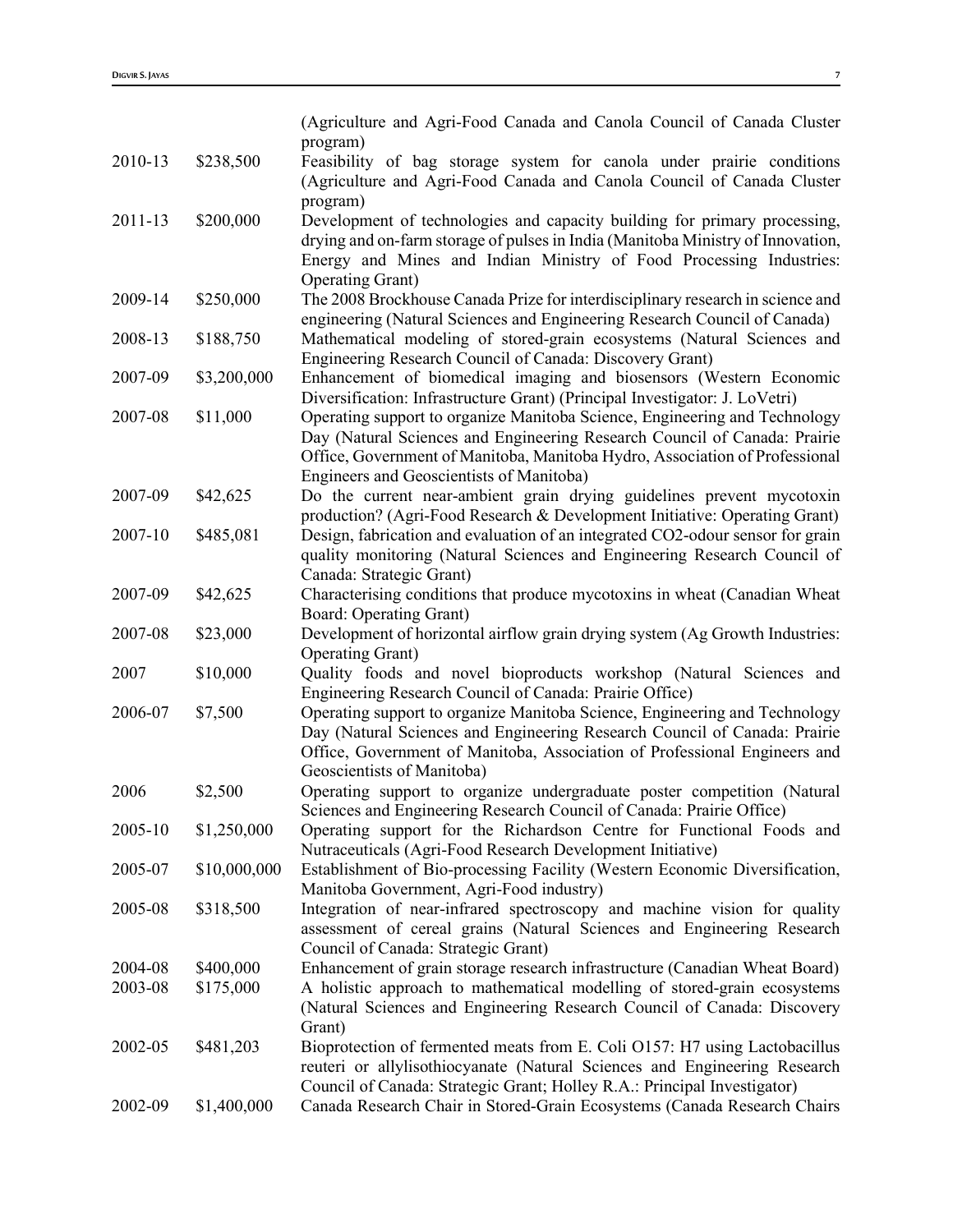| | | |
|---|---|---|
| | | (Agriculture and Agri-Food Canada and Canola Council of Canada Cluster program) |
| 2010-13 | \$238,500 | Feasibility of bag storage system for canola under prairie conditions (Agriculture and Agri-Food Canada and Canola Council of Canada Cluster program) |
| 2011-13 | \$200,000 | Development of technologies and capacity building for primary processing, drying and on-farm storage of pulses in India (Manitoba Ministry of Innovation, Energy and Mines and Indian Ministry of Food Processing Industries: Operating Grant) |
| 2009-14 | \$250,000 | The 2008 Brockhouse Canada Prize for interdisciplinary research in science and engineering (Natural Sciences and Engineering Research Council of Canada) |
| 2008-13 | \$188,750 | Mathematical modeling of stored-grain ecosystems (Natural Sciences and Engineering Research Council of Canada: Discovery Grant) |
| 2007-09 | \$3,200,000 | Enhancement of biomedical imaging and biosensors (Western Economic Diversification: Infrastructure Grant) (Principal Investigator: J. LoVetri) |
| 2007-08 | \$11,000 | Operating support to organize Manitoba Science, Engineering and Technology Day (Natural Sciences and Engineering Research Council of Canada: Prairie Office, Government of Manitoba, Manitoba Hydro, Association of Professional Engineers and Geoscientists of Manitoba) |
| 2007-09 | \$42,625 | Do the current near-ambient grain drying guidelines prevent mycotoxin production? (Agri-Food Research & Development Initiative: Operating Grant) |
| 2007-10 | \$485,081 | Design, fabrication and evaluation of an integrated CO2-odour sensor for grain quality monitoring (Natural Sciences and Engineering Research Council of Canada: Strategic Grant) |
| 2007-09 | \$42,625 | Characterising conditions that produce mycotoxins in wheat (Canadian Wheat Board: Operating Grant) |
| 2007-08 | \$23,000 | Development of horizontal airflow grain drying system (Ag Growth Industries: Operating Grant) |
| 2007 | \$10,000 | Quality foods and novel bioproducts workshop (Natural Sciences and Engineering Research Council of Canada: Prairie Office) |
| 2006-07 | \$7,500 | Operating support to organize Manitoba Science, Engineering and Technology Day (Natural Sciences and Engineering Research Council of Canada: Prairie Office, Government of Manitoba, Association of Professional Engineers and Geoscientists of Manitoba) |
| 2006 | \$2,500 | Operating support to organize undergraduate poster competition (Natural Sciences and Engineering Research Council of Canada: Prairie Office) |
| 2005-10 | \$1,250,000 | Operating support for the Richardson Centre for Functional Foods and Nutraceuticals (Agri-Food Research Development Initiative) |
| 2005-07 | \$10,000,000 | Establishment of Bio-processing Facility (Western Economic Diversification, Manitoba Government, Agri-Food industry) |
| 2005-08 | \$318,500 | Integration of near-infrared spectroscopy and machine vision for quality assessment of cereal grains (Natural Sciences and Engineering Research Council of Canada: Strategic Grant) |
| 2004-08 | \$400,000 | Enhancement of grain storage research infrastructure (Canadian Wheat Board) |
| 2003-08 | \$175,000 | A holistic approach to mathematical modelling of stored-grain ecosystems (Natural Sciences and Engineering Research Council of Canada: Discovery Grant) |
| 2002-05 | \$481,203 | Bioprotection of fermented meats from E. Coli O157: H7 using Lactobacillus reuteri or allylisothiocyanate (Natural Sciences and Engineering Research Council of Canada: Strategic Grant; Holley R.A.: Principal Investigator) |
| 2002-09 | \$1,400,000 | Canada Research Chair in Stored-Grain Ecosystems (Canada Research Chairs |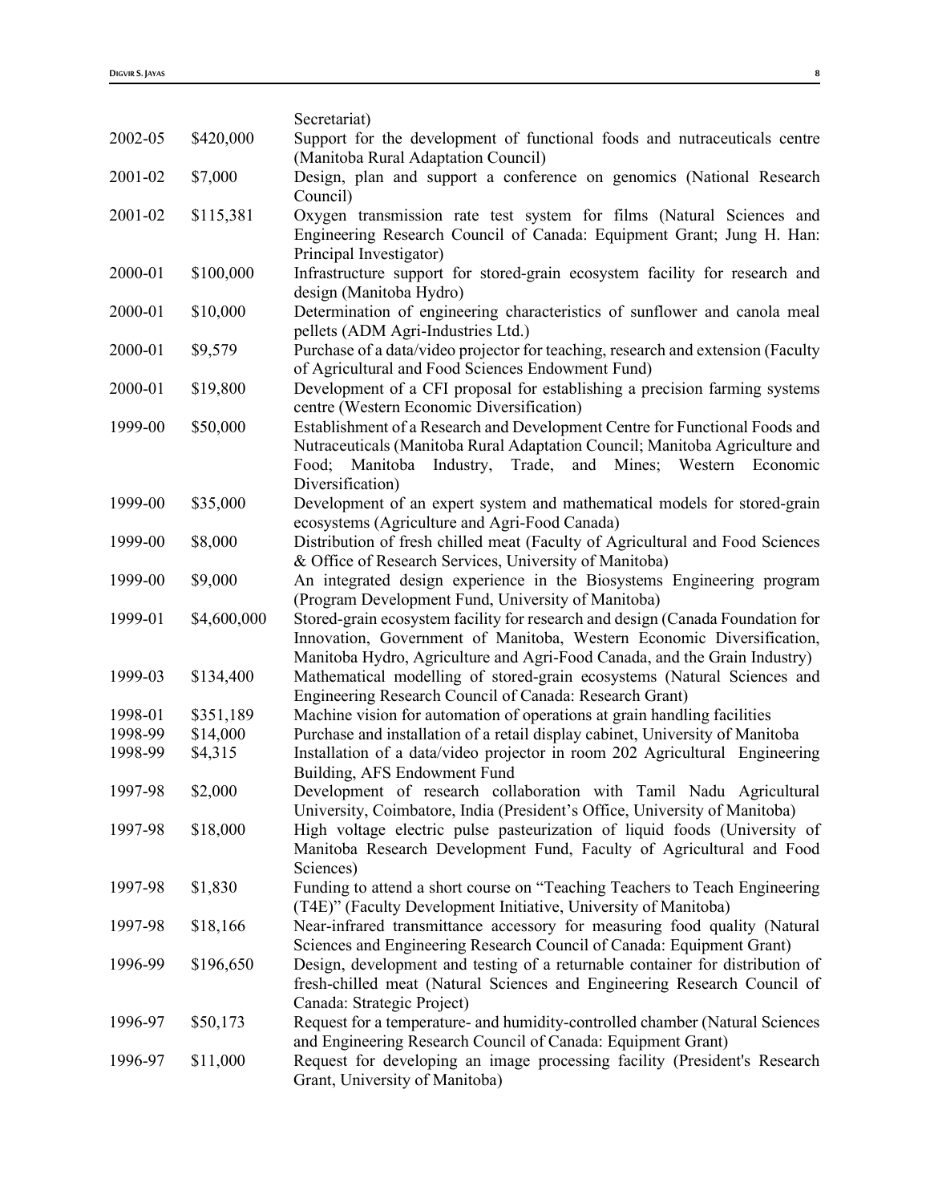| | | |
|---|---|---|
| | | Secretariat) |
| 2002-05 | \$420,000 | Support for the development of functional foods and nutraceuticals centre (Manitoba Rural Adaptation Council) |
| 2001-02 | \$7,000 | Design, plan and support a conference on genomics (National Research Council) |
| 2001-02 | \$115,381 | Oxygen transmission rate test system for films (Natural Sciences and Engineering Research Council of Canada: Equipment Grant; Jung H. Han: Principal Investigator) |
| 2000-01 | \$100,000 | Infrastructure support for stored-grain ecosystem facility for research and design (Manitoba Hydro) |
| 2000-01 | \$10,000 | Determination of engineering characteristics of sunflower and canola meal pellets (ADM Agri-Industries Ltd.) |
| 2000-01 | \$9,579 | Purchase of a data/video projector for teaching, research and extension (Faculty of Agricultural and Food Sciences Endowment Fund) |
| 2000-01 | \$19,800 | Development of a CFI proposal for establishing a precision farming systems centre (Western Economic Diversification) |
| 1999-00 | \$50,000 | Establishment of a Research and Development Centre for Functional Foods and Nutraceuticals (Manitoba Rural Adaptation Council; Manitoba Agriculture and Food; Manitoba Industry, Trade, and Mines; Western Economic Diversification) |
| 1999-00 | \$35,000 | Development of an expert system and mathematical models for stored-grain ecosystems (Agriculture and Agri-Food Canada) |
| 1999-00 | \$8,000 | Distribution of fresh chilled meat (Faculty of Agricultural and Food Sciences & Office of Research Services, University of Manitoba) |
| 1999-00 | \$9,000 | An integrated design experience in the Biosystems Engineering program (Program Development Fund, University of Manitoba) |
| 1999-01 | \$4,600,000 | Stored-grain ecosystem facility for research and design (Canada Foundation for Innovation, Government of Manitoba, Western Economic Diversification, Manitoba Hydro, Agriculture and Agri-Food Canada, and the Grain Industry) |
| 1999-03 | \$134,400 | Mathematical modelling of stored-grain ecosystems (Natural Sciences and Engineering Research Council of Canada: Research Grant) |
| 1998-01 | \$351,189 | Machine vision for automation of operations at grain handling facilities |
| 1998-99 | \$14,000 | Purchase and installation of a retail display cabinet, University of Manitoba |
| 1998-99 | \$4,315 | Installation of a data/video projector in room 202 Agricultural Engineering Building, AFS Endowment Fund |
| 1997-98 | \$2,000 | Development of research collaboration with Tamil Nadu Agricultural University, Coimbatore, India (President's Office, University of Manitoba) |
| 1997-98 | \$18,000 | High voltage electric pulse pasteurization of liquid foods (University of Manitoba Research Development Fund, Faculty of Agricultural and Food Sciences) |
| 1997-98 | \$1,830 | Funding to attend a short course on "Teaching Teachers to Teach Engineering (T4E)" (Faculty Development Initiative, University of Manitoba) |
| 1997-98 | \$18,166 | Near-infrared transmittance accessory for measuring food quality (Natural Sciences and Engineering Research Council of Canada: Equipment Grant) |
| 1996-99 | \$196,650 | Design, development and testing of a returnable container for distribution of fresh-chilled meat (Natural Sciences and Engineering Research Council of Canada: Strategic Project) |
| 1996-97 | \$50,173 | Request for a temperature- and humidity-controlled chamber (Natural Sciences and Engineering Research Council of Canada: Equipment Grant) |
| 1996-97 | \$11,000 | Request for developing an image processing facility (President's Research Grant, University of Manitoba) |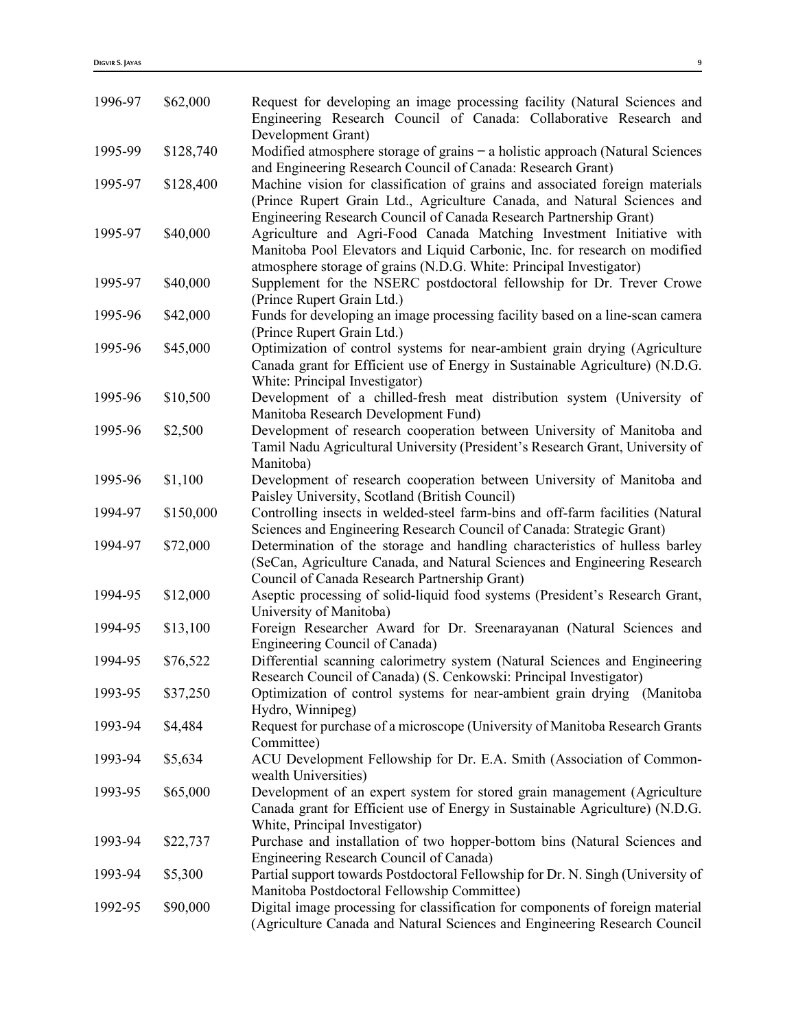| | | |
|---|---|---|
| 1996-97 | \$62,000 | Request for developing an image processing facility (Natural Sciences and Engineering Research Council of Canada: Collaborative Research and Development Grant) |
| 1995-99 | \$128,740 | Modified atmosphere storage of grains – a holistic approach (Natural Sciences and Engineering Research Council of Canada: Research Grant) |
| 1995-97 | \$128,400 | Machine vision for classification of grains and associated foreign materials (Prince Rupert Grain Ltd., Agriculture Canada, and Natural Sciences and Engineering Research Council of Canada Research Partnership Grant) |
| 1995-97 | \$40,000 | Agriculture and Agri-Food Canada Matching Investment Initiative with Manitoba Pool Elevators and Liquid Carbonic, Inc. for research on modified atmosphere storage of grains (N.D.G. White: Principal Investigator) |
| 1995-97 | \$40,000 | Supplement for the NSERC postdoctoral fellowship for Dr. Trever Crowe (Prince Rupert Grain Ltd.) |
| 1995-96 | \$42,000 | Funds for developing an image processing facility based on a line-scan camera (Prince Rupert Grain Ltd.) |
| 1995-96 | \$45,000 | Optimization of control systems for near-ambient grain drying (Agriculture Canada grant for Efficient use of Energy in Sustainable Agriculture) (N.D.G. White: Principal Investigator) |
| 1995-96 | \$10,500 | Development of a chilled-fresh meat distribution system (University of Manitoba Research Development Fund) |
| 1995-96 | \$2,500 | Development of research cooperation between University of Manitoba and Tamil Nadu Agricultural University (President's Research Grant, University of Manitoba) |
| 1995-96 | \$1,100 | Development of research cooperation between University of Manitoba and Paisley University, Scotland (British Council) |
| 1994-97 | \$150,000 | Controlling insects in welded-steel farm-bins and off-farm facilities (Natural Sciences and Engineering Research Council of Canada: Strategic Grant) |
| 1994-97 | \$72,000 | Determination of the storage and handling characteristics of hulless barley (SeCan, Agriculture Canada, and Natural Sciences and Engineering Research Council of Canada Research Partnership Grant) |
| 1994-95 | \$12,000 | Aseptic processing of solid-liquid food systems (President's Research Grant, University of Manitoba) |
| 1994-95 | \$13,100 | Foreign Researcher Award for Dr. Sreenarayanan (Natural Sciences and Engineering Council of Canada) |
| 1994-95 | \$76,522 | Differential scanning calorimetry system (Natural Sciences and Engineering Research Council of Canada) (S. Cenkowski: Principal Investigator) |
| 1993-95 | \$37,250 | Optimization of control systems for near-ambient grain drying (Manitoba Hydro, Winnipeg) |
| 1993-94 | \$4,484 | Request for purchase of a microscope (University of Manitoba Research Grants Committee) |
| 1993-94 | \$5,634 | ACU Development Fellowship for Dr. E.A. Smith (Association of Common-wealth Universities) |
| 1993-95 | \$65,000 | Development of an expert system for stored grain management (Agriculture Canada grant for Efficient use of Energy in Sustainable Agriculture) (N.D.G. White, Principal Investigator) |
| 1993-94 | \$22,737 | Purchase and installation of two hopper-bottom bins (Natural Sciences and Engineering Research Council of Canada) |
| 1993-94 | \$5,300 | Partial support towards Postdoctoral Fellowship for Dr. N. Singh (University of Manitoba Postdoctoral Fellowship Committee) |
| 1992-95 | \$90,000 | Digital image processing for classification for components of foreign material (Agriculture Canada and Natural Sciences and Engineering Research Council |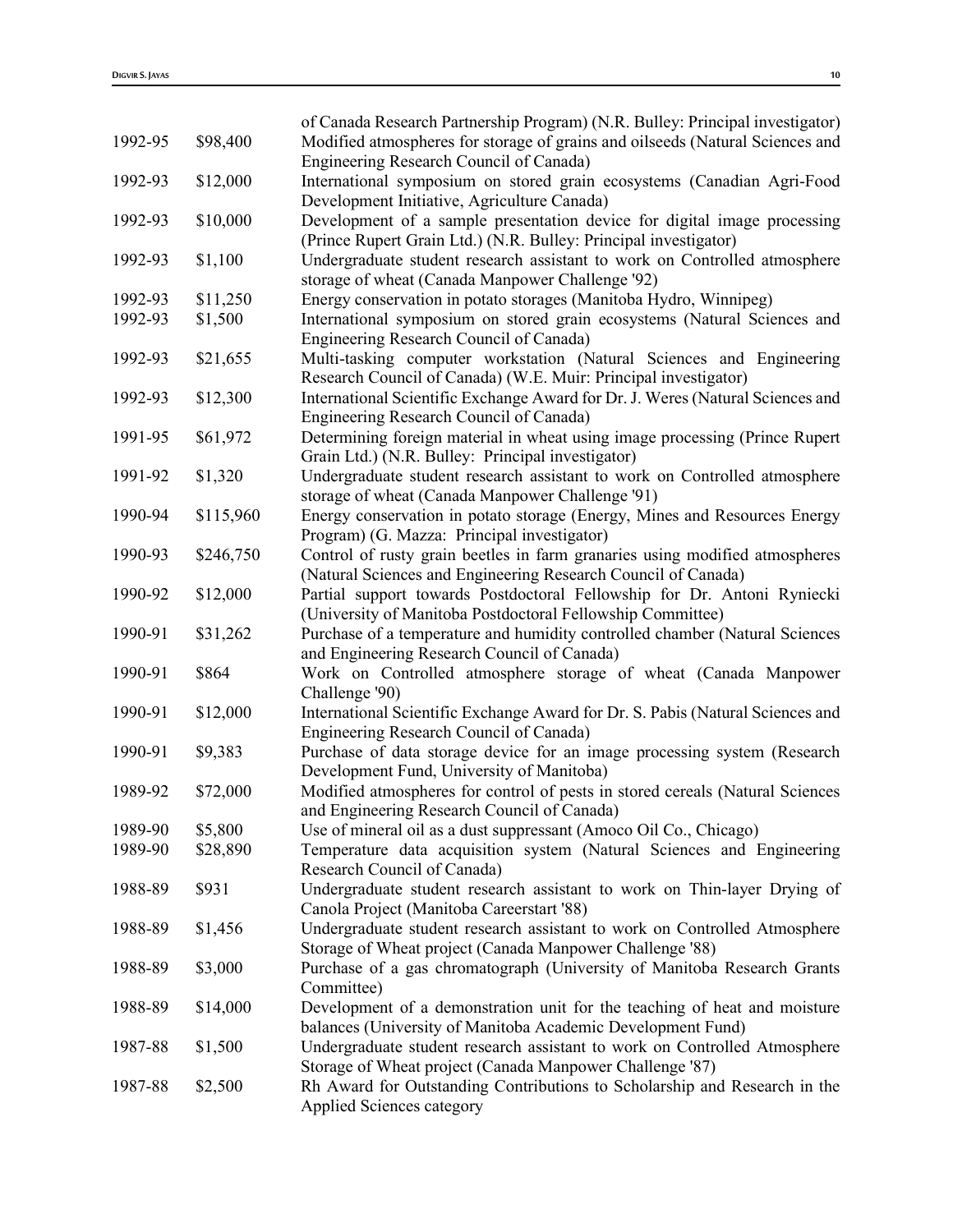| | | |
|---|---|---|
| | | of Canada Research Partnership Program) (N.R. Bulley: Principal investigator) |
| 1992-95 | $98,400 | Modified atmospheres for storage of grains and oilseeds (Natural Sciences and Engineering Research Council of Canada) |
| 1992-93 | $12,000 | International symposium on stored grain ecosystems (Canadian Agri-Food Development Initiative, Agriculture Canada) |
| 1992-93 | $10,000 | Development of a sample presentation device for digital image processing (Prince Rupert Grain Ltd.) (N.R. Bulley: Principal investigator) |
| 1992-93 | $1,100 | Undergraduate student research assistant to work on Controlled atmosphere storage of wheat (Canada Manpower Challenge '92) |
| 1992-93 | $11,250 | Energy conservation in potato storages (Manitoba Hydro, Winnipeg) |
| 1992-93 | $1,500 | International symposium on stored grain ecosystems (Natural Sciences and Engineering Research Council of Canada) |
| 1992-93 | $21,655 | Multi-tasking computer workstation (Natural Sciences and Engineering Research Council of Canada) (W.E. Muir: Principal investigator) |
| 1992-93 | $12,300 | International Scientific Exchange Award for Dr. J. Weres (Natural Sciences and Engineering Research Council of Canada) |
| 1991-95 | $61,972 | Determining foreign material in wheat using image processing (Prince Rupert Grain Ltd.) (N.R. Bulley: Principal investigator) |
| 1991-92 | $1,320 | Undergraduate student research assistant to work on Controlled atmosphere storage of wheat (Canada Manpower Challenge '91) |
| 1990-94 | $115,960 | Energy conservation in potato storage (Energy, Mines and Resources Energy Program) (G. Mazza: Principal investigator) |
| 1990-93 | $246,750 | Control of rusty grain beetles in farm granaries using modified atmospheres (Natural Sciences and Engineering Research Council of Canada) |
| 1990-92 | $12,000 | Partial support towards Postdoctoral Fellowship for Dr. Antoni Ryniecki (University of Manitoba Postdoctoral Fellowship Committee) |
| 1990-91 | $31,262 | Purchase of a temperature and humidity controlled chamber (Natural Sciences and Engineering Research Council of Canada) |
| 1990-91 | $864 | Work on Controlled atmosphere storage of wheat (Canada Manpower Challenge '90) |
| 1990-91 | $12,000 | International Scientific Exchange Award for Dr. S. Pabis (Natural Sciences and Engineering Research Council of Canada) |
| 1990-91 | $9,383 | Purchase of data storage device for an image processing system (Research Development Fund, University of Manitoba) |
| 1989-92 | $72,000 | Modified atmospheres for control of pests in stored cereals (Natural Sciences and Engineering Research Council of Canada) |
| 1989-90 | $5,800 | Use of mineral oil as a dust suppressant (Amoco Oil Co., Chicago) |
| 1989-90 | $28,890 | Temperature data acquisition system (Natural Sciences and Engineering Research Council of Canada) |
| 1988-89 | $931 | Undergraduate student research assistant to work on Thin-layer Drying of Canola Project (Manitoba Careerstart '88) |
| 1988-89 | $1,456 | Undergraduate student research assistant to work on Controlled Atmosphere Storage of Wheat project (Canada Manpower Challenge '88) |
| 1988-89 | $3,000 | Purchase of a gas chromatograph (University of Manitoba Research Grants Committee) |
| 1988-89 | $14,000 | Development of a demonstration unit for the teaching of heat and moisture balances (University of Manitoba Academic Development Fund) |
| 1987-88 | $1,500 | Undergraduate student research assistant to work on Controlled Atmosphere Storage of Wheat project (Canada Manpower Challenge '87) |
| 1987-88 | $2,500 | Rh Award for Outstanding Contributions to Scholarship and Research in the Applied Sciences category |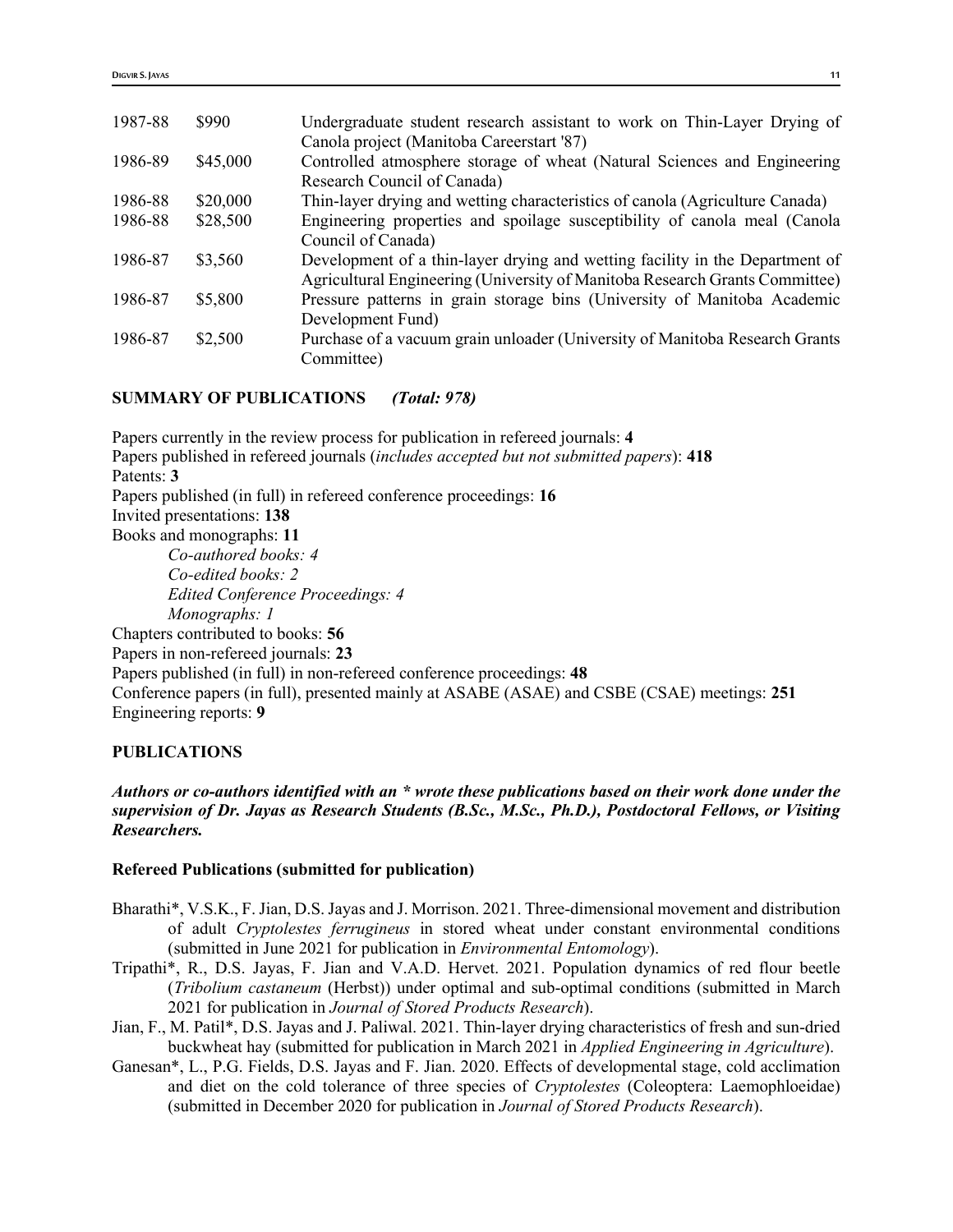| | | |
|---|---|---|
| 1987-88 | \$990 | Undergraduate student research assistant to work on Thin-Layer Drying of Canola project (Manitoba Careerstart '87) |
| 1986-89 | \$45,000 | Controlled atmosphere storage of wheat (Natural Sciences and Engineering Research Council of Canada) |
| 1986-88 | \$20,000 | Thin-layer drying and wetting characteristics of canola (Agriculture Canada) |
| 1986-88 | \$28,500 | Engineering properties and spoilage susceptibility of canola meal (Canola Council of Canada) |
| 1986-87 | \$3,560 | Development of a thin-layer drying and wetting facility in the Department of Agricultural Engineering (University of Manitoba Research Grants Committee) |
| 1986-87 | \$5,800 | Pressure patterns in grain storage bins (University of Manitoba Academic Development Fund) |
| 1986-87 | \$2,500 | Purchase of a vacuum grain unloader (University of Manitoba Research Grants Committee) |

**SUMMARY OF PUBLICATIONS** *(Total: 978)*

Papers currently in the review process for publication in refereed journals: **4**
Papers published in refereed journals (*includes accepted but not submitted papers*): **418**
Patents: **3**
Papers published (in full) in refereed conference proceedings: **16**
Invited presentations: **138**
Books and monographs: **11**
*Co-authored books: 4*
*Co-edited books: 2*
*Edited Conference Proceedings: 4*
*Monographs: 1*
Chapters contributed to books: **56**
Papers in non-refereed journals: **23**
Papers published (in full) in non-refereed conference proceedings: **48**
Conference papers (in full), presented mainly at ASABE (ASAE) and CSBE (CSAE) meetings: **251**
Engineering reports: **9**

**PUBLICATIONS**

***Authors or co-authors identified with an * wrote these publications based on their work done under the supervision of Dr. Jayas as Research Students (B.Sc., M.Sc., Ph.D.), Postdoctoral Fellows, or Visiting Researchers.***

**Refereed Publications (submitted for publication)**

Bharathi*, V.S.K., F. Jian, D.S. Jayas and J. Morrison. 2021. Three-dimensional movement and distribution of adult *Cryptolestes ferrugineus* in stored wheat under constant environmental conditions (submitted in June 2021 for publication in *Environmental Entomology*).

Tripathi*, R., D.S. Jayas, F. Jian and V.A.D. Hervet. 2021. Population dynamics of red flour beetle (*Tribolium castaneum* (Herbst)) under optimal and sub-optimal conditions (submitted in March 2021 for publication in *Journal of Stored Products Research*).

Jian, F., M. Patil*, D.S. Jayas and J. Paliwal. 2021. Thin-layer drying characteristics of fresh and sun-dried buckwheat hay (submitted for publication in March 2021 in *Applied Engineering in Agriculture*).

Ganesan*, L., P.G. Fields, D.S. Jayas and F. Jian. 2020. Effects of developmental stage, cold acclimation and diet on the cold tolerance of three species of *Cryptolestes* (Coleoptera: Laemophloeidae) (submitted in December 2020 for publication in *Journal of Stored Products Research*).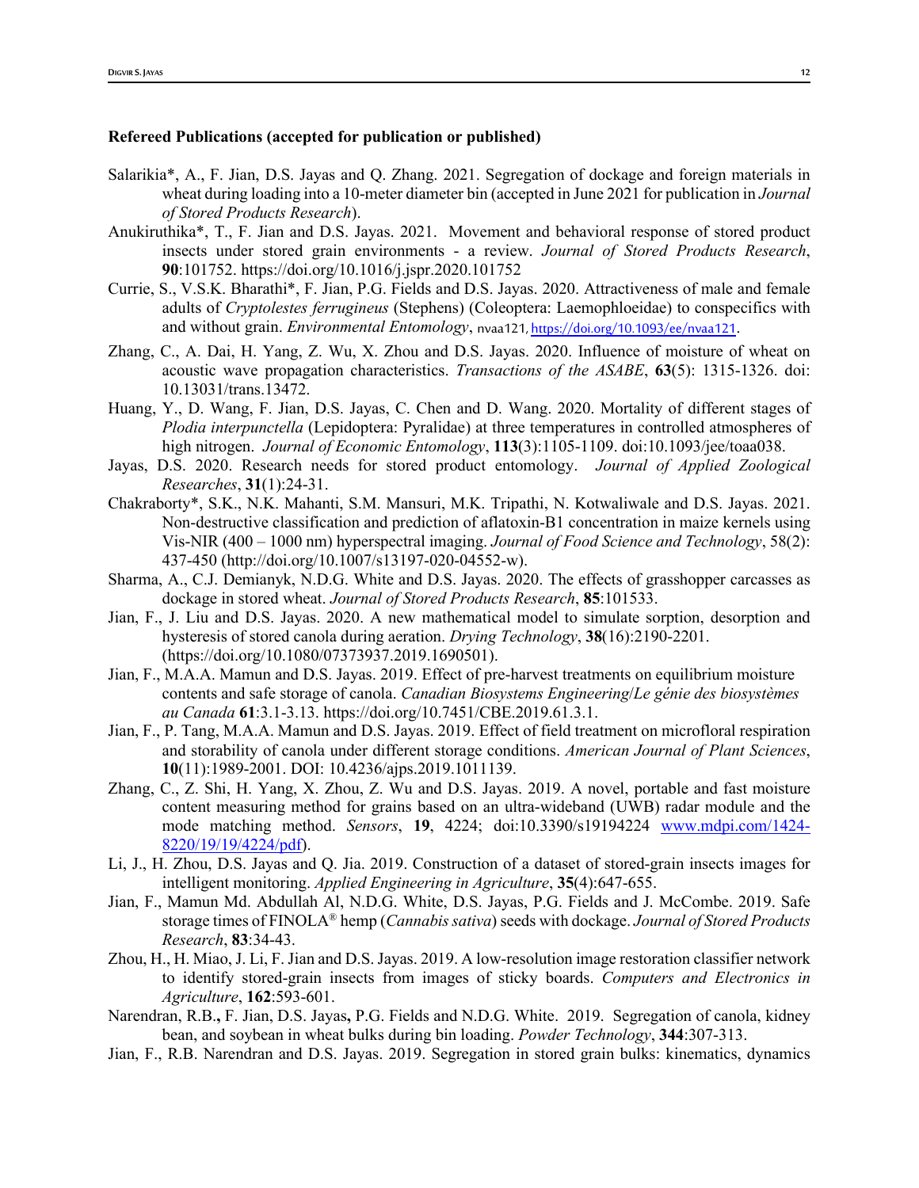**Refereed Publications (accepted for publication or published)**

Salarikia*, A., F. Jian, D.S. Jayas and Q. Zhang. 2021. Segregation of dockage and foreign materials in wheat during loading into a 10-meter diameter bin (accepted in June 2021 for publication in *Journal of Stored Products Research*).

Anukiruthika*, T., F. Jian and D.S. Jayas. 2021. Movement and behavioral response of stored product insects under stored grain environments - a review. *Journal of Stored Products Research*, **90**:101752. https://doi.org/10.1016/j.jspr.2020.101752

Currie, S., V.S.K. Bharathi*, F. Jian, P.G. Fields and D.S. Jayas. 2020. Attractiveness of male and female adults of *Cryptolestes ferrugineus* (Stephens) (Coleoptera: Laemophloeidae) to conspecifics with and without grain. *Environmental Entomology*, nvaa121, https://doi.org/10.1093/ee/nvaa121.

Zhang, C., A. Dai, H. Yang, Z. Wu, X. Zhou and D.S. Jayas. 2020. Influence of moisture of wheat on acoustic wave propagation characteristics. *Transactions of the ASABE*, **63**(5): 1315-1326. doi: 10.13031/trans.13472.

Huang, Y., D. Wang, F. Jian, D.S. Jayas, C. Chen and D. Wang. 2020. Mortality of different stages of *Plodia interpunctella* (Lepidoptera: Pyralidae) at three temperatures in controlled atmospheres of high nitrogen. *Journal of Economic Entomology*, **113**(3):1105-1109. doi:10.1093/jee/toaa038.

Jayas, D.S. 2020. Research needs for stored product entomology. *Journal of Applied Zoological Researches*, **31**(1):24-31.

Chakraborty*, S.K., N.K. Mahanti, S.M. Mansuri, M.K. Tripathi, N. Kotwaliwale and D.S. Jayas. 2021. Non-destructive classification and prediction of aflatoxin-B1 concentration in maize kernels using Vis-NIR (400 – 1000 nm) hyperspectral imaging. *Journal of Food Science and Technology*, 58(2): 437-450 (http://doi.org/10.1007/s13197-020-04552-w).

Sharma, A., C.J. Demianyk, N.D.G. White and D.S. Jayas. 2020. The effects of grasshopper carcasses as dockage in stored wheat. *Journal of Stored Products Research*, **85**:101533.

Jian, F., J. Liu and D.S. Jayas. 2020. A new mathematical model to simulate sorption, desorption and hysteresis of stored canola during aeration. *Drying Technology*, **38**(16):2190-2201. (https://doi.org/10.1080/07373937.2019.1690501).

Jian, F., M.A.A. Mamun and D.S. Jayas. 2019. Effect of pre-harvest treatments on equilibrium moisture contents and safe storage of canola. *Canadian Biosystems Engineering/Le génie des biosystèmes au Canada* **61**:3.1-3.13. https://doi.org/10.7451/CBE.2019.61.3.1.

Jian, F., P. Tang, M.A.A. Mamun and D.S. Jayas. 2019. Effect of field treatment on microfloral respiration and storability of canola under different storage conditions. *American Journal of Plant Sciences*, **10**(11):1989-2001. DOI: 10.4236/ajps.2019.1011139.

Zhang, C., Z. Shi, H. Yang, X. Zhou, Z. Wu and D.S. Jayas. 2019. A novel, portable and fast moisture content measuring method for grains based on an ultra-wideband (UWB) radar module and the mode matching method. *Sensors*, **19**, 4224; doi:10.3390/s19194224 www.mdpi.com/1424-8220/19/19/4224/pdf).

Li, J., H. Zhou, D.S. Jayas and Q. Jia. 2019. Construction of a dataset of stored-grain insects images for intelligent monitoring. *Applied Engineering in Agriculture*, **35**(4):647-655.

Jian, F., Mamun Md. Abdullah Al, N.D.G. White, D.S. Jayas, P.G. Fields and J. McCombe. 2019. Safe storage times of FINOLA® hemp (*Cannabis sativa*) seeds with dockage. *Journal of Stored Products Research*, **83**:34-43.

Zhou, H., H. Miao, J. Li, F. Jian and D.S. Jayas. 2019. A low-resolution image restoration classifier network to identify stored-grain insects from images of sticky boards. *Computers and Electronics in Agriculture*, **162**:593-601.

Narendran, R.B.**,** F. Jian, D.S. Jayas**,** P.G. Fields and N.D.G. White. 2019. Segregation of canola, kidney bean, and soybean in wheat bulks during bin loading. *Powder Technology*, **344**:307-313.

Jian, F., R.B. Narendran and D.S. Jayas. 2019. Segregation in stored grain bulks: kinematics, dynamics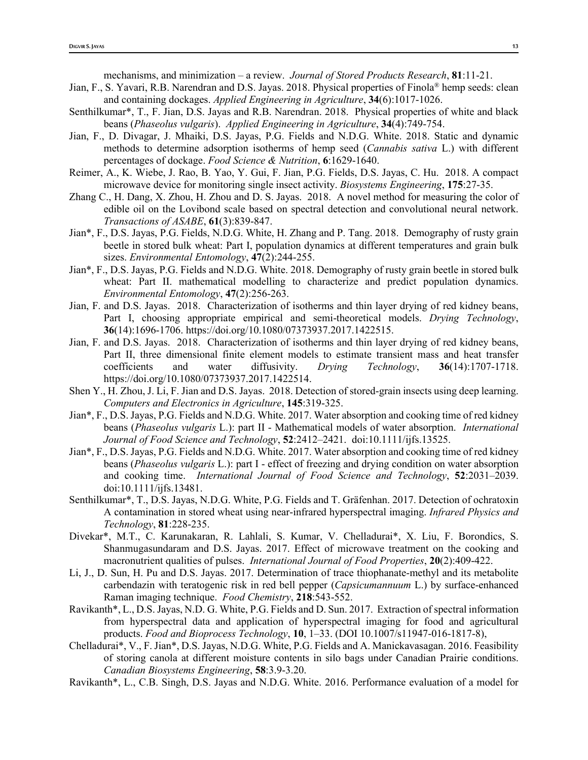mechanisms, and minimization – a review. *Journal of Stored Products Research*, **81**:11-21.

Jian, F., S. Yavari, R.B. Narendran and D.S. Jayas. 2018. Physical properties of Finola® hemp seeds: clean and containing dockages. *Applied Engineering in Agriculture*, **34**(6):1017-1026.

Senthilkumar*, T., F. Jian, D.S. Jayas and R.B. Narendran. 2018. Physical properties of white and black beans (*Phaseolus vulgaris*). *Applied Engineering in Agriculture*, **34**(4):749-754.

Jian, F., D. Divagar, J. Mhaiki, D.S. Jayas, P.G. Fields and N.D.G. White. 2018. Static and dynamic methods to determine adsorption isotherms of hemp seed (*Cannabis sativa* L.) with different percentages of dockage. *Food Science & Nutrition*, **6**:1629-1640.

Reimer, A., K. Wiebe, J. Rao, B. Yao, Y. Gui, F. Jian, P.G. Fields, D.S. Jayas, C. Hu. 2018. A compact microwave device for monitoring single insect activity. *Biosystems Engineering*, **175**:27-35.

Zhang C., H. Dang, X. Zhou, H. Zhou and D. S. Jayas. 2018. A novel method for measuring the color of edible oil on the Lovibond scale based on spectral detection and convolutional neural network. *Transactions of ASABE*, **61**(3):839-847.

Jian*, F., D.S. Jayas, P.G. Fields, N.D.G. White, H. Zhang and P. Tang. 2018. Demography of rusty grain beetle in stored bulk wheat: Part I, population dynamics at different temperatures and grain bulk sizes. *Environmental Entomology*, **47**(2):244-255.

Jian*, F., D.S. Jayas, P.G. Fields and N.D.G. White. 2018. Demography of rusty grain beetle in stored bulk wheat: Part II. mathematical modelling to characterize and predict population dynamics. *Environmental Entomology*, **47**(2):256-263.

Jian, F. and D.S. Jayas. 2018. Characterization of isotherms and thin layer drying of red kidney beans, Part I, choosing appropriate empirical and semi-theoretical models. *Drying Technology*, **36**(14):1696-1706. https://doi.org/10.1080/07373937.2017.1422515.

Jian, F. and D.S. Jayas. 2018. Characterization of isotherms and thin layer drying of red kidney beans, Part II, three dimensional finite element models to estimate transient mass and heat transfer coefficients and water diffusivity. *Drying Technology*, **36**(14):1707-1718. https://doi.org/10.1080/07373937.2017.1422514.

Shen Y., H. Zhou, J. Li, F. Jian and D.S. Jayas. 2018. Detection of stored-grain insects using deep learning. *Computers and Electronics in Agriculture*, **145**:319-325.

Jian*, F., D.S. Jayas, P.G. Fields and N.D.G. White. 2017. Water absorption and cooking time of red kidney beans (*Phaseolus vulgaris* L.): part II - Mathematical models of water absorption. *International Journal of Food Science and Technology*, **52**:2412–2421. doi:10.1111/ijfs.13525.

Jian*, F., D.S. Jayas, P.G. Fields and N.D.G. White. 2017. Water absorption and cooking time of red kidney beans (*Phaseolus vulgaris* L.): part I - effect of freezing and drying condition on water absorption and cooking time. *International Journal of Food Science and Technology*, **52**:2031–2039. doi:10.1111/ijfs.13481.

Senthilkumar*, T., D.S. Jayas, N.D.G. White, P.G. Fields and T. Gräfenhan. 2017. Detection of ochratoxin A contamination in stored wheat using near-infrared hyperspectral imaging. *Infrared Physics and Technology*, **81**:228-235.

Divekar*, M.T., C. Karunakaran, R. Lahlali, S. Kumar, V. Chelladurai*, X. Liu, F. Borondics, S. Shanmugasundaram and D.S. Jayas. 2017. Effect of microwave treatment on the cooking and macronutrient qualities of pulses. *International Journal of Food Properties*, **20**(2):409-422.

Li, J., D. Sun, H. Pu and D.S. Jayas. 2017. Determination of trace thiophanate-methyl and its metabolite carbendazim with teratogenic risk in red bell pepper (*Capsicumannuum* L.) by surface-enhanced Raman imaging technique. *Food Chemistry*, **218**:543-552.

Ravikanth*, L., D.S. Jayas, N.D. G. White, P.G. Fields and D. Sun. 2017. Extraction of spectral information from hyperspectral data and application of hyperspectral imaging for food and agricultural products. *Food and Bioprocess Technology*, **10**, 1–33. (DOI 10.1007/s11947-016-1817-8),

Chelladurai*, V., F. Jian*, D.S. Jayas, N.D.G. White, P.G. Fields and A. Manickavasagan. 2016. Feasibility of storing canola at different moisture contents in silo bags under Canadian Prairie conditions. *Canadian Biosystems Engineering*, **58**:3.9-3.20.

Ravikanth*, L., C.B. Singh, D.S. Jayas and N.D.G. White. 2016. Performance evaluation of a model for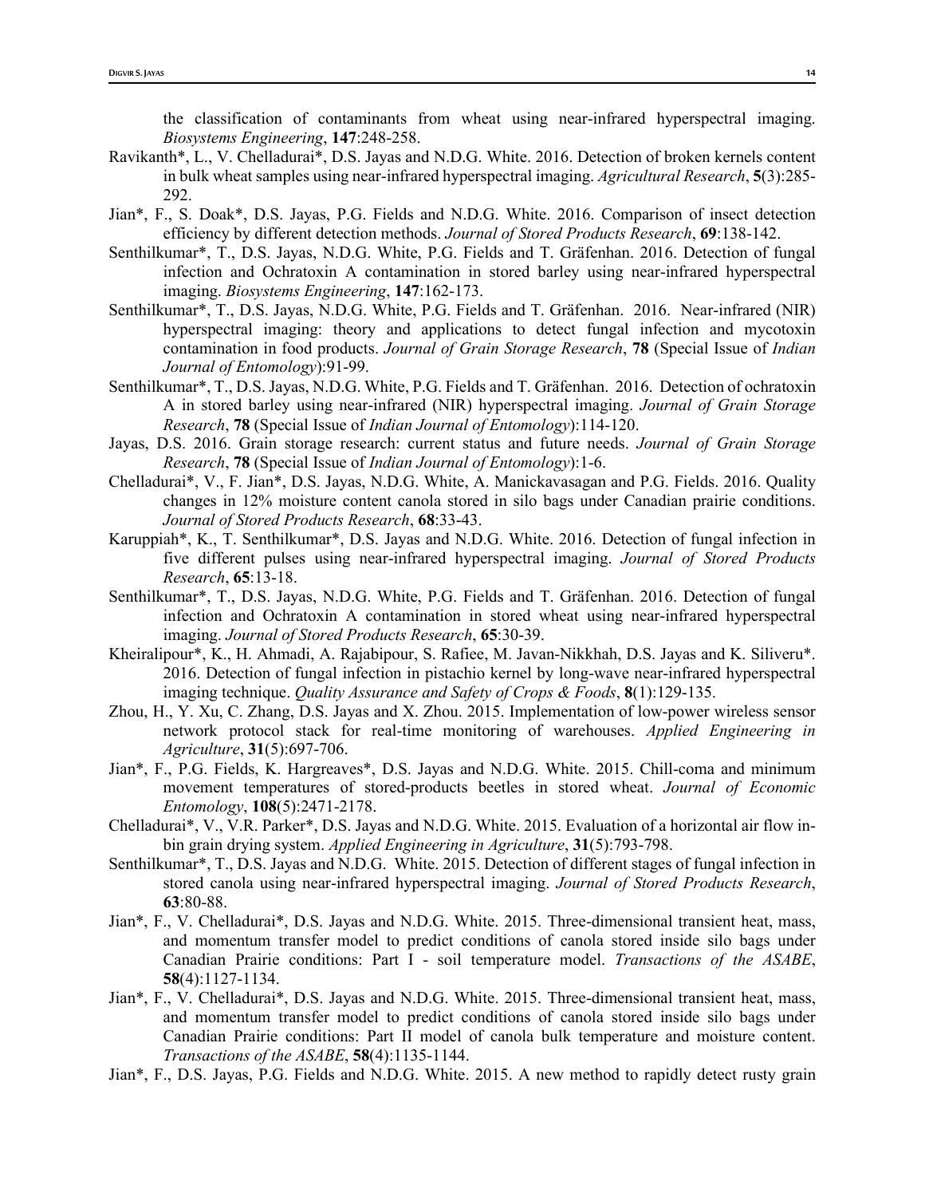the classification of contaminants from wheat using near-infrared hyperspectral imaging. *Biosystems Engineering*, **147**:248-258.

Ravikanth*, L., V. Chelladurai*, D.S. Jayas and N.D.G. White. 2016. Detection of broken kernels content in bulk wheat samples using near-infrared hyperspectral imaging. *Agricultural Research*, **5**(3):285-292.

Jian*, F., S. Doak*, D.S. Jayas, P.G. Fields and N.D.G. White. 2016. Comparison of insect detection efficiency by different detection methods. *Journal of Stored Products Research*, **69**:138-142.

Senthilkumar*, T., D.S. Jayas, N.D.G. White, P.G. Fields and T. Gräfenhan. 2016. Detection of fungal infection and Ochratoxin A contamination in stored barley using near-infrared hyperspectral imaging. *Biosystems Engineering*, **147**:162-173.

Senthilkumar*, T., D.S. Jayas, N.D.G. White, P.G. Fields and T. Gräfenhan. 2016. Near-infrared (NIR) hyperspectral imaging: theory and applications to detect fungal infection and mycotoxin contamination in food products. *Journal of Grain Storage Research*, **78** (Special Issue of *Indian Journal of Entomology*):91-99.

Senthilkumar*, T., D.S. Jayas, N.D.G. White, P.G. Fields and T. Gräfenhan. 2016. Detection of ochratoxin A in stored barley using near-infrared (NIR) hyperspectral imaging. *Journal of Grain Storage Research*, **78** (Special Issue of *Indian Journal of Entomology*):114-120.

Jayas, D.S. 2016. Grain storage research: current status and future needs. *Journal of Grain Storage Research*, **78** (Special Issue of *Indian Journal of Entomology*):1-6.

Chelladurai*, V., F. Jian*, D.S. Jayas, N.D.G. White, A. Manickavasagan and P.G. Fields. 2016. Quality changes in 12% moisture content canola stored in silo bags under Canadian prairie conditions. *Journal of Stored Products Research*, **68**:33-43.

Karuppiah*, K., T. Senthilkumar*, D.S. Jayas and N.D.G. White. 2016. Detection of fungal infection in five different pulses using near-infrared hyperspectral imaging. *Journal of Stored Products Research*, **65**:13-18.

Senthilkumar*, T., D.S. Jayas, N.D.G. White, P.G. Fields and T. Gräfenhan. 2016. Detection of fungal infection and Ochratoxin A contamination in stored wheat using near-infrared hyperspectral imaging. *Journal of Stored Products Research*, **65**:30-39.

Kheiralipour*, K., H. Ahmadi, A. Rajabipour, S. Rafiee, M. Javan-Nikkhah, D.S. Jayas and K. Siliveru*. 2016. Detection of fungal infection in pistachio kernel by long-wave near-infrared hyperspectral imaging technique. *Quality Assurance and Safety of Crops & Foods*, **8**(1):129-135.

Zhou, H., Y. Xu, C. Zhang, D.S. Jayas and X. Zhou. 2015. Implementation of low-power wireless sensor network protocol stack for real-time monitoring of warehouses. *Applied Engineering in Agriculture*, **31**(5):697-706.

Jian*, F., P.G. Fields, K. Hargreaves*, D.S. Jayas and N.D.G. White. 2015. Chill-coma and minimum movement temperatures of stored-products beetles in stored wheat. *Journal of Economic Entomology*, **108**(5):2471-2178.

Chelladurai*, V., V.R. Parker*, D.S. Jayas and N.D.G. White. 2015. Evaluation of a horizontal air flow in-bin grain drying system. *Applied Engineering in Agriculture*, **31**(5):793-798.

Senthilkumar*, T., D.S. Jayas and N.D.G. White. 2015. Detection of different stages of fungal infection in stored canola using near-infrared hyperspectral imaging. *Journal of Stored Products Research*, **63**:80-88.

Jian*, F., V. Chelladurai*, D.S. Jayas and N.D.G. White. 2015. Three-dimensional transient heat, mass, and momentum transfer model to predict conditions of canola stored inside silo bags under Canadian Prairie conditions: Part I - soil temperature model. *Transactions of the ASABE*, **58**(4):1127-1134.

Jian*, F., V. Chelladurai*, D.S. Jayas and N.D.G. White. 2015. Three-dimensional transient heat, mass, and momentum transfer model to predict conditions of canola stored inside silo bags under Canadian Prairie conditions: Part II model of canola bulk temperature and moisture content. *Transactions of the ASABE*, **58**(4):1135-1144.

Jian*, F., D.S. Jayas, P.G. Fields and N.D.G. White. 2015. A new method to rapidly detect rusty grain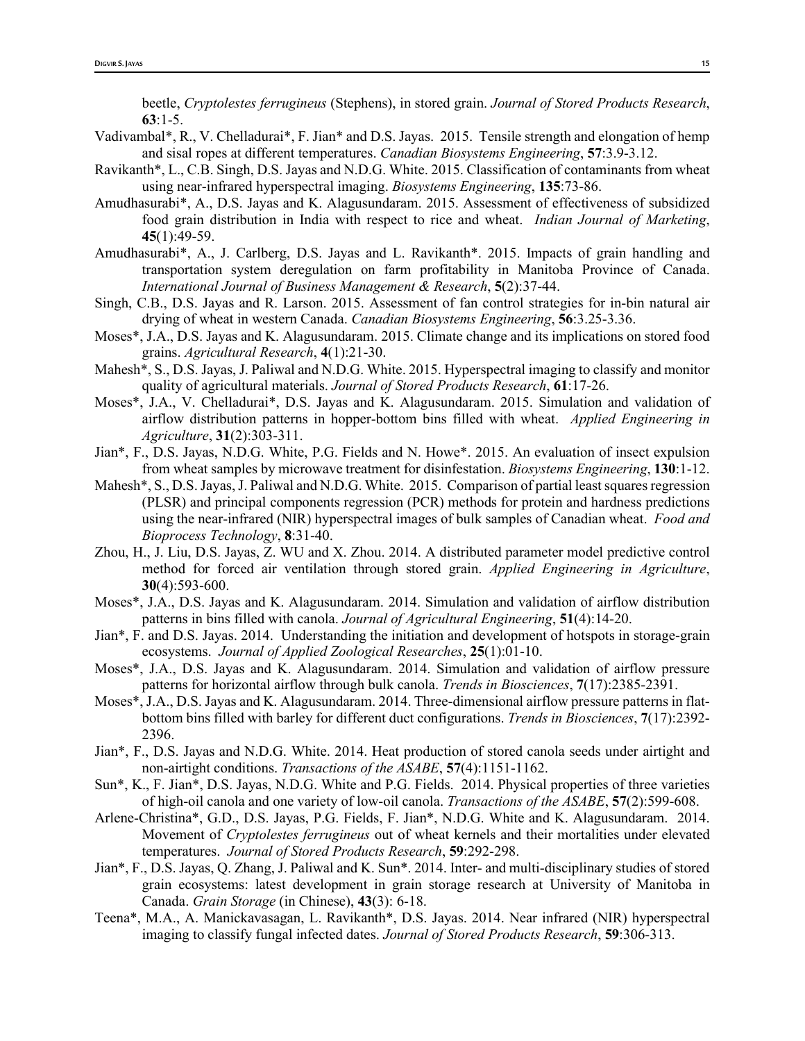beetle, *Cryptolestes ferrugineus* (Stephens), in stored grain. *Journal of Stored Products Research*, **63**:1-5.

Vadivambal*, R., V. Chelladurai*, F. Jian* and D.S. Jayas. 2015. Tensile strength and elongation of hemp and sisal ropes at different temperatures. *Canadian Biosystems Engineering*, **57**:3.9-3.12.

Ravikanth*, L., C.B. Singh, D.S. Jayas and N.D.G. White. 2015. Classification of contaminants from wheat using near-infrared hyperspectral imaging. *Biosystems Engineering*, **135**:73-86.

Amudhasurabi*, A., D.S. Jayas and K. Alagusundaram. 2015. Assessment of effectiveness of subsidized food grain distribution in India with respect to rice and wheat. *Indian Journal of Marketing*, **45**(1):49-59.

Amudhasurabi*, A., J. Carlberg, D.S. Jayas and L. Ravikanth*. 2015. Impacts of grain handling and transportation system deregulation on farm profitability in Manitoba Province of Canada. *International Journal of Business Management & Research*, **5**(2):37-44.

Singh, C.B., D.S. Jayas and R. Larson. 2015. Assessment of fan control strategies for in-bin natural air drying of wheat in western Canada. *Canadian Biosystems Engineering*, **56**:3.25-3.36.

Moses*, J.A., D.S. Jayas and K. Alagusundaram. 2015. Climate change and its implications on stored food grains. *Agricultural Research*, **4**(1):21-30.

Mahesh*, S., D.S. Jayas, J. Paliwal and N.D.G. White. 2015. Hyperspectral imaging to classify and monitor quality of agricultural materials. *Journal of Stored Products Research*, **61**:17-26.

Moses*, J.A., V. Chelladurai*, D.S. Jayas and K. Alagusundaram. 2015. Simulation and validation of airflow distribution patterns in hopper-bottom bins filled with wheat. *Applied Engineering in Agriculture*, **31**(2):303-311.

Jian*, F., D.S. Jayas, N.D.G. White, P.G. Fields and N. Howe*. 2015. An evaluation of insect expulsion from wheat samples by microwave treatment for disinfestation. *Biosystems Engineering*, **130**:1-12.

Mahesh*, S., D.S. Jayas, J. Paliwal and N.D.G. White. 2015. Comparison of partial least squares regression (PLSR) and principal components regression (PCR) methods for protein and hardness predictions using the near-infrared (NIR) hyperspectral images of bulk samples of Canadian wheat. *Food and Bioprocess Technology*, **8**:31-40.

Zhou, H., J. Liu, D.S. Jayas, Z. WU and X. Zhou. 2014. A distributed parameter model predictive control method for forced air ventilation through stored grain. *Applied Engineering in Agriculture*, **30**(4):593-600.

Moses*, J.A., D.S. Jayas and K. Alagusundaram. 2014. Simulation and validation of airflow distribution patterns in bins filled with canola. *Journal of Agricultural Engineering*, **51**(4):14-20.

Jian*, F. and D.S. Jayas. 2014. Understanding the initiation and development of hotspots in storage-grain ecosystems. *Journal of Applied Zoological Researches*, **25**(1):01-10.

Moses*, J.A., D.S. Jayas and K. Alagusundaram. 2014. Simulation and validation of airflow pressure patterns for horizontal airflow through bulk canola. *Trends in Biosciences*, **7**(17):2385-2391.

Moses*, J.A., D.S. Jayas and K. Alagusundaram. 2014. Three-dimensional airflow pressure patterns in flat-bottom bins filled with barley for different duct configurations. *Trends in Biosciences*, **7**(17):2392-2396.

Jian*, F., D.S. Jayas and N.D.G. White. 2014. Heat production of stored canola seeds under airtight and non-airtight conditions. *Transactions of the ASABE*, **57**(4):1151-1162.

Sun*, K., F. Jian*, D.S. Jayas, N.D.G. White and P.G. Fields. 2014. Physical properties of three varieties of high-oil canola and one variety of low-oil canola. *Transactions of the ASABE*, **57**(2):599-608.

Arlene-Christina*, G.D., D.S. Jayas, P.G. Fields, F. Jian*, N.D.G. White and K. Alagusundaram. 2014. Movement of *Cryptolestes ferrugineus* out of wheat kernels and their mortalities under elevated temperatures. *Journal of Stored Products Research*, **59**:292-298.

Jian*, F., D.S. Jayas, Q. Zhang, J. Paliwal and K. Sun*. 2014. Inter- and multi-disciplinary studies of stored grain ecosystems: latest development in grain storage research at University of Manitoba in Canada. *Grain Storage* (in Chinese), **43**(3): 6-18.

Teena*, M.A., A. Manickavasagan, L. Ravikanth*, D.S. Jayas. 2014. Near infrared (NIR) hyperspectral imaging to classify fungal infected dates. *Journal of Stored Products Research*, **59**:306-313.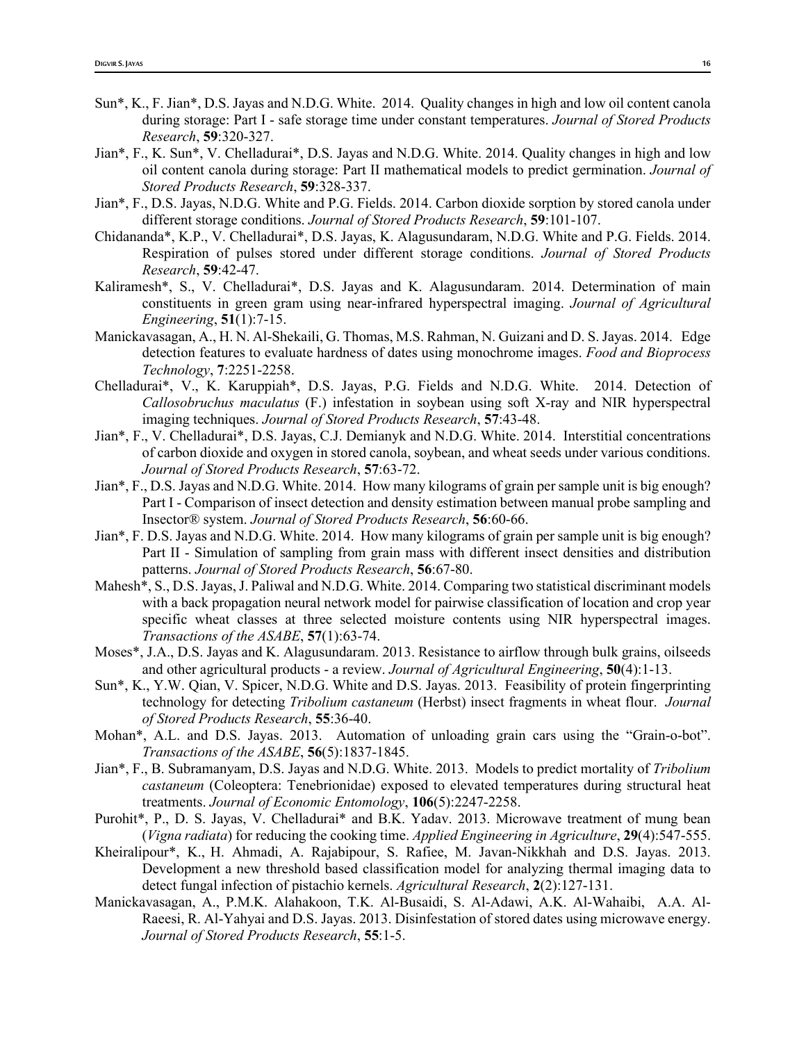Sun*, K., F. Jian*, D.S. Jayas and N.D.G. White. 2014. Quality changes in high and low oil content canola during storage: Part I - safe storage time under constant temperatures. *Journal of Stored Products Research*, **59**:320-327.

Jian*, F., K. Sun*, V. Chelladurai*, D.S. Jayas and N.D.G. White. 2014. Quality changes in high and low oil content canola during storage: Part II mathematical models to predict germination. *Journal of Stored Products Research*, **59**:328-337.

Jian*, F., D.S. Jayas, N.D.G. White and P.G. Fields. 2014. Carbon dioxide sorption by stored canola under different storage conditions. *Journal of Stored Products Research*, **59**:101-107.

Chidananda*, K.P., V. Chelladurai*, D.S. Jayas, K. Alagusundaram, N.D.G. White and P.G. Fields. 2014. Respiration of pulses stored under different storage conditions. *Journal of Stored Products Research*, **59**:42-47.

Kaliramesh*, S., V. Chelladurai*, D.S. Jayas and K. Alagusundaram. 2014. Determination of main constituents in green gram using near-infrared hyperspectral imaging. *Journal of Agricultural Engineering*, **51**(1):7-15.

Manickavasagan, A., H. N. Al-Shekaili, G. Thomas, M.S. Rahman, N. Guizani and D. S. Jayas. 2014. Edge detection features to evaluate hardness of dates using monochrome images. *Food and Bioprocess Technology*, **7**:2251-2258.

Chelladurai*, V., K. Karuppiah*, D.S. Jayas, P.G. Fields and N.D.G. White. 2014. Detection of *Callosobruchus maculatus* (F.) infestation in soybean using soft X-ray and NIR hyperspectral imaging techniques. *Journal of Stored Products Research*, **57**:43-48.

Jian*, F., V. Chelladurai*, D.S. Jayas, C.J. Demianyk and N.D.G. White. 2014. Interstitial concentrations of carbon dioxide and oxygen in stored canola, soybean, and wheat seeds under various conditions. *Journal of Stored Products Research*, **57**:63-72.

Jian*, F., D.S. Jayas and N.D.G. White. 2014. How many kilograms of grain per sample unit is big enough? Part I - Comparison of insect detection and density estimation between manual probe sampling and Insector® system. *Journal of Stored Products Research*, **56**:60-66.

Jian*, F. D.S. Jayas and N.D.G. White. 2014. How many kilograms of grain per sample unit is big enough? Part II - Simulation of sampling from grain mass with different insect densities and distribution patterns. *Journal of Stored Products Research*, **56**:67-80.

Mahesh*, S., D.S. Jayas, J. Paliwal and N.D.G. White. 2014. Comparing two statistical discriminant models with a back propagation neural network model for pairwise classification of location and crop year specific wheat classes at three selected moisture contents using NIR hyperspectral images. *Transactions of the ASABE*, **57**(1):63-74.

Moses*, J.A., D.S. Jayas and K. Alagusundaram. 2013. Resistance to airflow through bulk grains, oilseeds and other agricultural products - a review. *Journal of Agricultural Engineering*, **50**(4):1-13.

Sun*, K., Y.W. Qian, V. Spicer, N.D.G. White and D.S. Jayas. 2013. Feasibility of protein fingerprinting technology for detecting *Tribolium castaneum* (Herbst) insect fragments in wheat flour. *Journal of Stored Products Research*, **55**:36-40.

Mohan*, A.L. and D.S. Jayas. 2013. Automation of unloading grain cars using the "Grain-o-bot". *Transactions of the ASABE*, **56**(5):1837-1845.

Jian*, F., B. Subramanyam, D.S. Jayas and N.D.G. White. 2013. Models to predict mortality of *Tribolium castaneum* (Coleoptera: Tenebrionidae) exposed to elevated temperatures during structural heat treatments. *Journal of Economic Entomology*, **106**(5):2247-2258.

Purohit*, P., D. S. Jayas, V. Chelladurai* and B.K. Yadav. 2013. Microwave treatment of mung bean (*Vigna radiata*) for reducing the cooking time. *Applied Engineering in Agriculture*, **29**(4):547-555.

Kheiralipour*, K., H. Ahmadi, A. Rajabipour, S. Rafiee, M. Javan-Nikkhah and D.S. Jayas. 2013. Development a new threshold based classification model for analyzing thermal imaging data to detect fungal infection of pistachio kernels. *Agricultural Research*, **2**(2):127-131.

Manickavasagan, A., P.M.K. Alahakoon, T.K. Al-Busaidi, S. Al-Adawi, A.K. Al-Wahaibi, A.A. Al-Raeesi, R. Al-Yahyai and D.S. Jayas. 2013. Disinfestation of stored dates using microwave energy. *Journal of Stored Products Research*, **55**:1-5.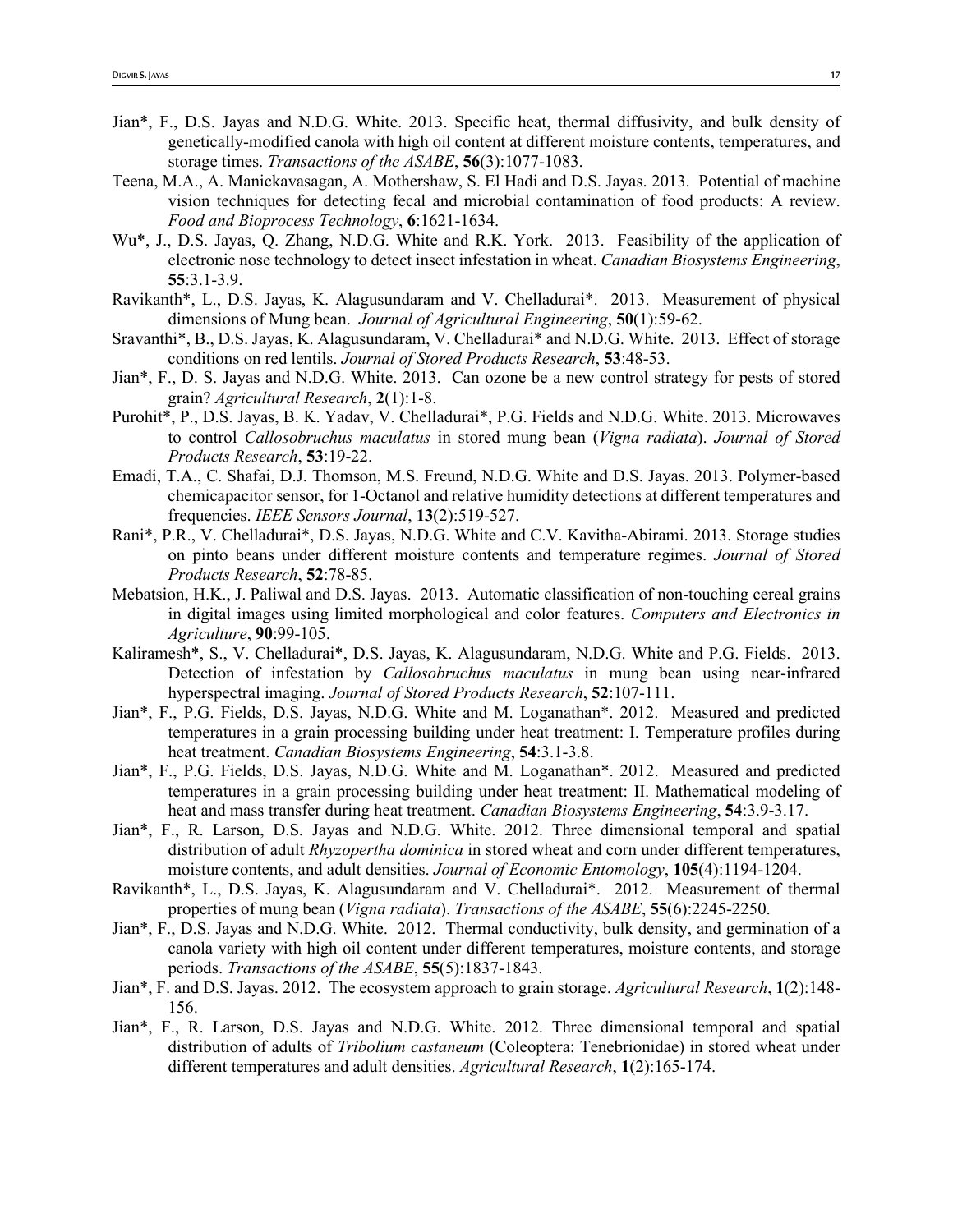Jian*, F., D.S. Jayas and N.D.G. White. 2013. Specific heat, thermal diffusivity, and bulk density of genetically-modified canola with high oil content at different moisture contents, temperatures, and storage times. *Transactions of the ASABE*, **56**(3):1077-1083.

Teena, M.A., A. Manickavasagan, A. Mothershaw, S. El Hadi and D.S. Jayas. 2013. Potential of machine vision techniques for detecting fecal and microbial contamination of food products: A review. *Food and Bioprocess Technology*, **6**:1621-1634.

Wu*, J., D.S. Jayas, Q. Zhang, N.D.G. White and R.K. York. 2013. Feasibility of the application of electronic nose technology to detect insect infestation in wheat. *Canadian Biosystems Engineering*, **55**:3.1-3.9.

Ravikanth*, L., D.S. Jayas, K. Alagusundaram and V. Chelladurai*. 2013. Measurement of physical dimensions of Mung bean. *Journal of Agricultural Engineering*, **50**(1):59-62.

Sravanthi*, B., D.S. Jayas, K. Alagusundaram, V. Chelladurai* and N.D.G. White. 2013. Effect of storage conditions on red lentils. *Journal of Stored Products Research*, **53**:48-53.

Jian*, F., D. S. Jayas and N.D.G. White. 2013. Can ozone be a new control strategy for pests of stored grain? *Agricultural Research*, **2**(1):1-8.

Purohit*, P., D.S. Jayas, B. K. Yadav, V. Chelladurai*, P.G. Fields and N.D.G. White. 2013. Microwaves to control *Callosobruchus maculatus* in stored mung bean (*Vigna radiata*). *Journal of Stored Products Research*, **53**:19-22.

Emadi, T.A., C. Shafai, D.J. Thomson, M.S. Freund, N.D.G. White and D.S. Jayas. 2013. Polymer-based chemicapacitor sensor, for 1-Octanol and relative humidity detections at different temperatures and frequencies. *IEEE Sensors Journal*, **13**(2):519-527.

Rani*, P.R., V. Chelladurai*, D.S. Jayas, N.D.G. White and C.V. Kavitha-Abirami. 2013. Storage studies on pinto beans under different moisture contents and temperature regimes. *Journal of Stored Products Research*, **52**:78-85.

Mebatsion, H.K., J. Paliwal and D.S. Jayas. 2013. Automatic classification of non-touching cereal grains in digital images using limited morphological and color features. *Computers and Electronics in Agriculture*, **90**:99-105.

Kaliramesh*, S., V. Chelladurai*, D.S. Jayas, K. Alagusundaram, N.D.G. White and P.G. Fields. 2013. Detection of infestation by *Callosobruchus maculatus* in mung bean using near-infrared hyperspectral imaging. *Journal of Stored Products Research*, **52**:107-111.

Jian*, F., P.G. Fields, D.S. Jayas, N.D.G. White and M. Loganathan*. 2012. Measured and predicted temperatures in a grain processing building under heat treatment: I. Temperature profiles during heat treatment. *Canadian Biosystems Engineering*, **54**:3.1-3.8.

Jian*, F., P.G. Fields, D.S. Jayas, N.D.G. White and M. Loganathan*. 2012. Measured and predicted temperatures in a grain processing building under heat treatment: II. Mathematical modeling of heat and mass transfer during heat treatment. *Canadian Biosystems Engineering*, **54**:3.9-3.17.

Jian*, F., R. Larson, D.S. Jayas and N.D.G. White. 2012. Three dimensional temporal and spatial distribution of adult *Rhyzopertha dominica* in stored wheat and corn under different temperatures, moisture contents, and adult densities. *Journal of Economic Entomology*, **105**(4):1194-1204.

Ravikanth*, L., D.S. Jayas, K. Alagusundaram and V. Chelladurai*. 2012. Measurement of thermal properties of mung bean (*Vigna radiata*). *Transactions of the ASABE*, **55**(6):2245-2250.

Jian*, F., D.S. Jayas and N.D.G. White. 2012. Thermal conductivity, bulk density, and germination of a canola variety with high oil content under different temperatures, moisture contents, and storage periods. *Transactions of the ASABE*, **55**(5):1837-1843.

Jian*, F. and D.S. Jayas. 2012. The ecosystem approach to grain storage. *Agricultural Research*, **1**(2):148-156.

Jian*, F., R. Larson, D.S. Jayas and N.D.G. White. 2012. Three dimensional temporal and spatial distribution of adults of *Tribolium castaneum* (Coleoptera: Tenebrionidae) in stored wheat under different temperatures and adult densities. *Agricultural Research*, **1**(2):165-174.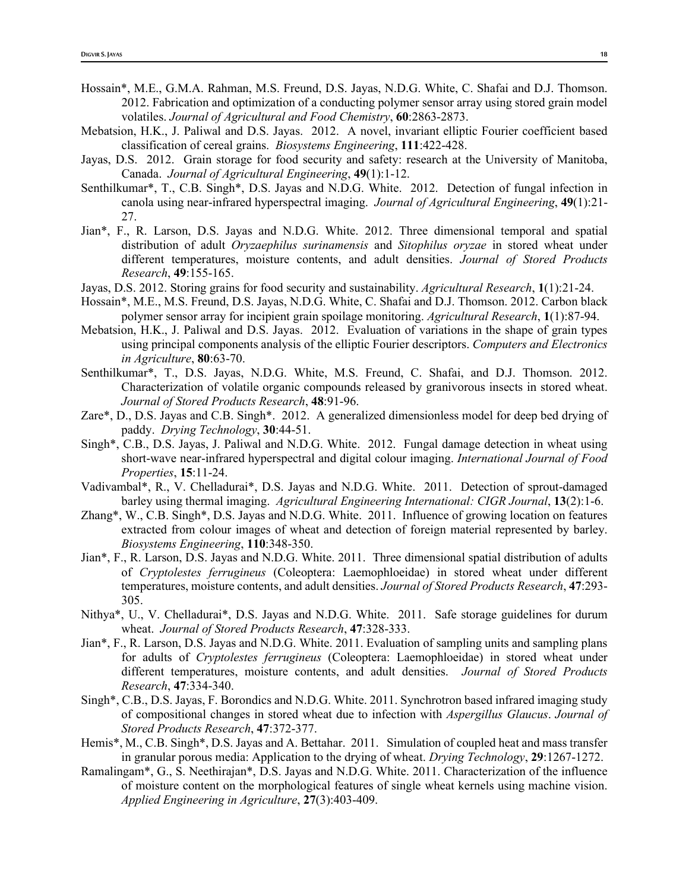Hossain*, M.E., G.M.A. Rahman, M.S. Freund, D.S. Jayas, N.D.G. White, C. Shafai and D.J. Thomson. 2012. Fabrication and optimization of a conducting polymer sensor array using stored grain model volatiles. *Journal of Agricultural and Food Chemistry*, **60**:2863-2873.

Mebatsion, H.K., J. Paliwal and D.S. Jayas. 2012. A novel, invariant elliptic Fourier coefficient based classification of cereal grains. *Biosystems Engineering*, **111**:422-428.

Jayas, D.S. 2012. Grain storage for food security and safety: research at the University of Manitoba, Canada. *Journal of Agricultural Engineering*, **49**(1):1-12.

Senthilkumar*, T., C.B. Singh*, D.S. Jayas and N.D.G. White. 2012. Detection of fungal infection in canola using near-infrared hyperspectral imaging. *Journal of Agricultural Engineering*, **49**(1):21-27.

Jian*, F., R. Larson, D.S. Jayas and N.D.G. White. 2012. Three dimensional temporal and spatial distribution of adult *Oryzaephilus surinamensis* and *Sitophilus oryzae* in stored wheat under different temperatures, moisture contents, and adult densities. *Journal of Stored Products Research*, **49**:155-165.

Jayas, D.S. 2012. Storing grains for food security and sustainability. *Agricultural Research*, **1**(1):21-24.

Hossain*, M.E., M.S. Freund, D.S. Jayas, N.D.G. White, C. Shafai and D.J. Thomson. 2012. Carbon black polymer sensor array for incipient grain spoilage monitoring. *Agricultural Research*, **1**(1):87-94.

Mebatsion, H.K., J. Paliwal and D.S. Jayas. 2012. Evaluation of variations in the shape of grain types using principal components analysis of the elliptic Fourier descriptors. *Computers and Electronics in Agriculture*, **80**:63-70.

Senthilkumar*, T., D.S. Jayas, N.D.G. White, M.S. Freund, C. Shafai, and D.J. Thomson. 2012. Characterization of volatile organic compounds released by granivorous insects in stored wheat. *Journal of Stored Products Research*, **48**:91-96.

Zare*, D., D.S. Jayas and C.B. Singh*. 2012. A generalized dimensionless model for deep bed drying of paddy. *Drying Technology*, **30**:44-51.

Singh*, C.B., D.S. Jayas, J. Paliwal and N.D.G. White. 2012. Fungal damage detection in wheat using short-wave near-infrared hyperspectral and digital colour imaging. *International Journal of Food Properties*, **15**:11-24.

Vadivambal*, R., V. Chelladurai*, D.S. Jayas and N.D.G. White. 2011. Detection of sprout-damaged barley using thermal imaging. *Agricultural Engineering International: CIGR Journal*, **13**(2):1-6.

Zhang*, W., C.B. Singh*, D.S. Jayas and N.D.G. White. 2011. Influence of growing location on features extracted from colour images of wheat and detection of foreign material represented by barley. *Biosystems Engineering*, **110**:348-350.

Jian*, F., R. Larson, D.S. Jayas and N.D.G. White. 2011. Three dimensional spatial distribution of adults of *Cryptolestes ferrugineus* (Coleoptera: Laemophloeidae) in stored wheat under different temperatures, moisture contents, and adult densities. *Journal of Stored Products Research*, **47**:293-305.

Nithya*, U., V. Chelladurai*, D.S. Jayas and N.D.G. White. 2011. Safe storage guidelines for durum wheat. *Journal of Stored Products Research*, **47**:328-333.

Jian*, F., R. Larson, D.S. Jayas and N.D.G. White. 2011. Evaluation of sampling units and sampling plans for adults of *Cryptolestes ferrugineus* (Coleoptera: Laemophloeidae) in stored wheat under different temperatures, moisture contents, and adult densities. *Journal of Stored Products Research*, **47**:334-340.

Singh*, C.B., D.S. Jayas, F. Borondics and N.D.G. White. 2011. Synchrotron based infrared imaging study of compositional changes in stored wheat due to infection with *Aspergillus Glaucus*. *Journal of Stored Products Research*, **47**:372-377.

Hemis*, M., C.B. Singh*, D.S. Jayas and A. Bettahar. 2011. Simulation of coupled heat and mass transfer in granular porous media: Application to the drying of wheat. *Drying Technology*, **29**:1267-1272.

Ramalingam*, G., S. Neethirajan*, D.S. Jayas and N.D.G. White. 2011. Characterization of the influence of moisture content on the morphological features of single wheat kernels using machine vision. *Applied Engineering in Agriculture*, **27**(3):403-409.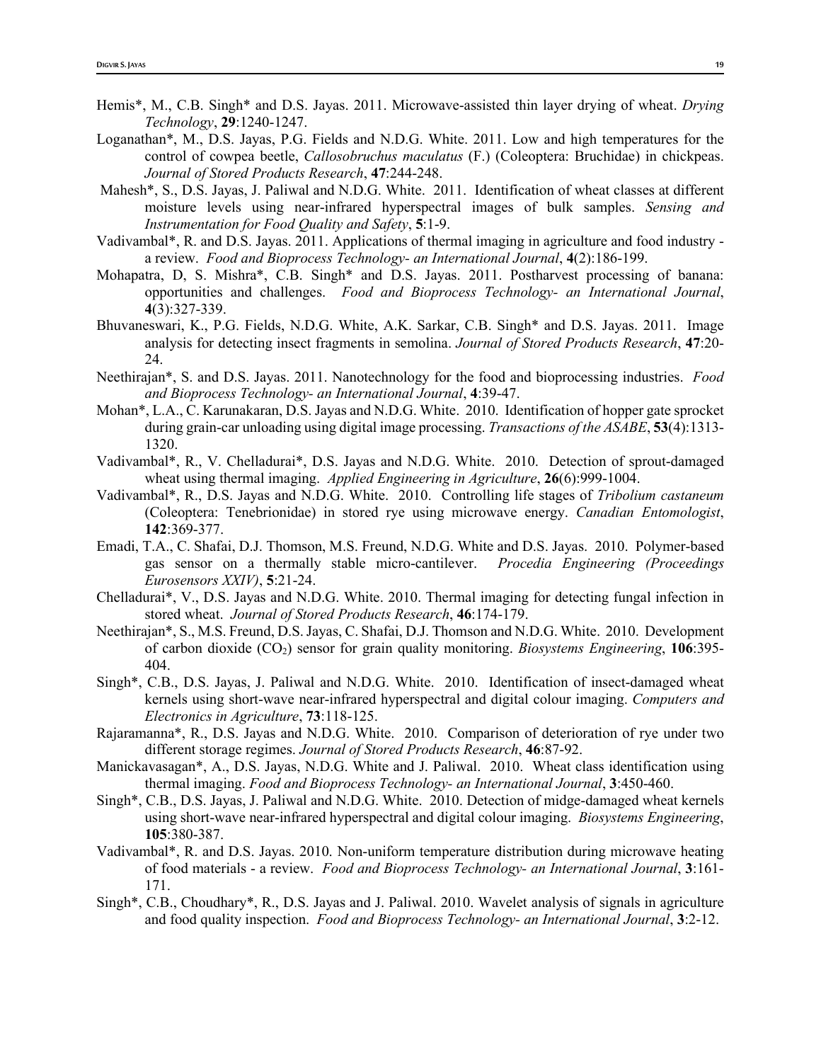Hemis*, M., C.B. Singh* and D.S. Jayas. 2011. Microwave-assisted thin layer drying of wheat. *Drying Technology*, **29**:1240-1247.

Loganathan*, M., D.S. Jayas, P.G. Fields and N.D.G. White. 2011. Low and high temperatures for the control of cowpea beetle, *Callosobruchus maculatus* (F.) (Coleoptera: Bruchidae) in chickpeas. *Journal of Stored Products Research*, **47**:244-248.

Mahesh*, S., D.S. Jayas, J. Paliwal and N.D.G. White. 2011. Identification of wheat classes at different moisture levels using near-infrared hyperspectral images of bulk samples. *Sensing and Instrumentation for Food Quality and Safety*, **5**:1-9.

Vadivambal*, R. and D.S. Jayas. 2011. Applications of thermal imaging in agriculture and food industry - a review. *Food and Bioprocess Technology- an International Journal*, **4**(2):186-199.

Mohapatra, D, S. Mishra*, C.B. Singh* and D.S. Jayas. 2011. Postharvest processing of banana: opportunities and challenges. *Food and Bioprocess Technology- an International Journal*, **4**(3):327-339.

Bhuvaneswari, K., P.G. Fields, N.D.G. White, A.K. Sarkar, C.B. Singh* and D.S. Jayas. 2011. Image analysis for detecting insect fragments in semolina. *Journal of Stored Products Research*, **47**:20-24.

Neethirajan*, S. and D.S. Jayas. 2011. Nanotechnology for the food and bioprocessing industries. *Food and Bioprocess Technology- an International Journal*, **4**:39-47.

Mohan*, L.A., C. Karunakaran, D.S. Jayas and N.D.G. White. 2010. Identification of hopper gate sprocket during grain-car unloading using digital image processing. *Transactions of the ASABE*, **53**(4):1313-1320.

Vadivambal*, R., V. Chelladurai*, D.S. Jayas and N.D.G. White. 2010. Detection of sprout-damaged wheat using thermal imaging. *Applied Engineering in Agriculture*, **26**(6):999-1004.

Vadivambal*, R., D.S. Jayas and N.D.G. White. 2010. Controlling life stages of *Tribolium castaneum* (Coleoptera: Tenebrionidae) in stored rye using microwave energy. *Canadian Entomologist*, **142**:369-377.

Emadi, T.A., C. Shafai, D.J. Thomson, M.S. Freund, N.D.G. White and D.S. Jayas. 2010. Polymer-based gas sensor on a thermally stable micro-cantilever. *Procedia Engineering (Proceedings Eurosensors XXIV)*, **5**:21-24.

Chelladurai*, V., D.S. Jayas and N.D.G. White. 2010. Thermal imaging for detecting fungal infection in stored wheat. *Journal of Stored Products Research*, **46**:174-179.

Neethirajan*, S., M.S. Freund, D.S. Jayas, C. Shafai, D.J. Thomson and N.D.G. White. 2010. Development of carbon dioxide ($CO_2$) sensor for grain quality monitoring. *Biosystems Engineering*, **106**:395-404.

Singh*, C.B., D.S. Jayas, J. Paliwal and N.D.G. White. 2010. Identification of insect-damaged wheat kernels using short-wave near-infrared hyperspectral and digital colour imaging. *Computers and Electronics in Agriculture*, **73**:118-125.

Rajaramanna*, R., D.S. Jayas and N.D.G. White. 2010. Comparison of deterioration of rye under two different storage regimes. *Journal of Stored Products Research*, **46**:87-92.

Manickavasagan*, A., D.S. Jayas, N.D.G. White and J. Paliwal. 2010. Wheat class identification using thermal imaging. *Food and Bioprocess Technology- an International Journal*, **3**:450-460.

Singh*, C.B., D.S. Jayas, J. Paliwal and N.D.G. White. 2010. Detection of midge-damaged wheat kernels using short-wave near-infrared hyperspectral and digital colour imaging. *Biosystems Engineering*, **105**:380-387.

Vadivambal*, R. and D.S. Jayas. 2010. Non-uniform temperature distribution during microwave heating of food materials - a review. *Food and Bioprocess Technology- an International Journal*, **3**:161-171.

Singh*, C.B., Choudhary*, R., D.S. Jayas and J. Paliwal. 2010. Wavelet analysis of signals in agriculture and food quality inspection. *Food and Bioprocess Technology- an International Journal*, **3**:2-12.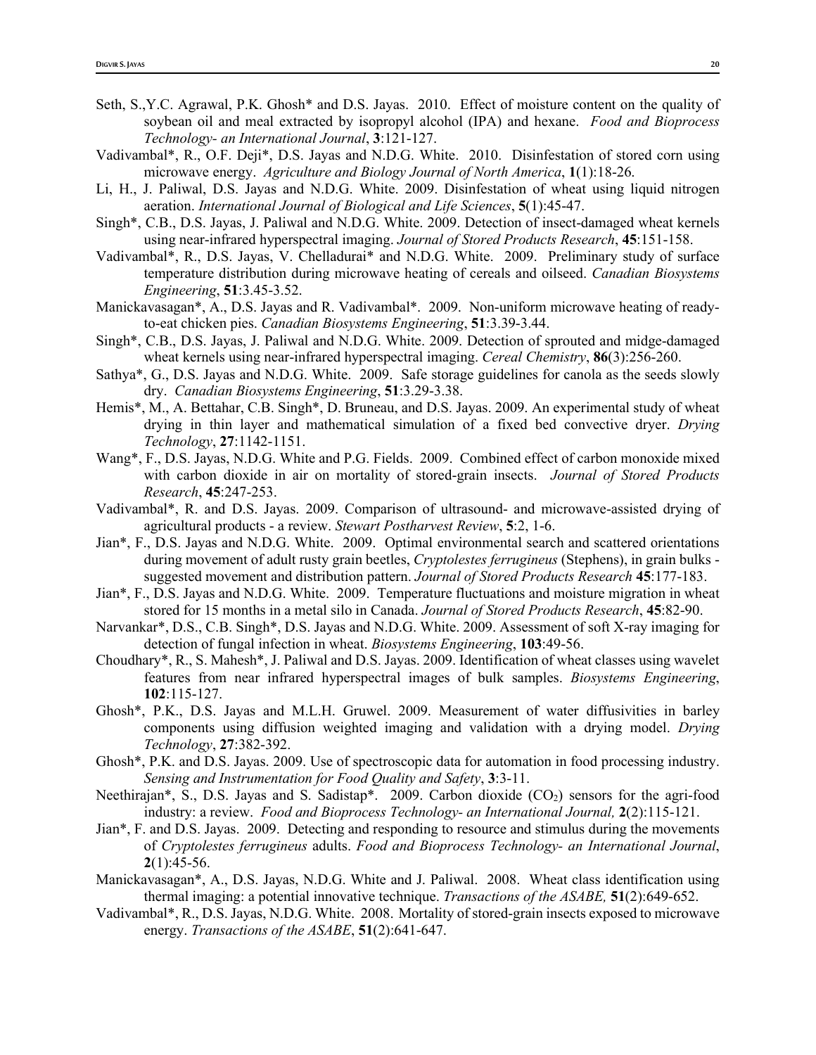Seth, S.,Y.C. Agrawal, P.K. Ghosh* and D.S. Jayas. 2010. Effect of moisture content on the quality of soybean oil and meal extracted by isopropyl alcohol (IPA) and hexane. *Food and Bioprocess Technology- an International Journal*, **3**:121-127.

Vadivambal*, R., O.F. Deji*, D.S. Jayas and N.D.G. White. 2010. Disinfestation of stored corn using microwave energy. *Agriculture and Biology Journal of North America*, **1**(1):18-26.

Li, H., J. Paliwal, D.S. Jayas and N.D.G. White. 2009. Disinfestation of wheat using liquid nitrogen aeration. *International Journal of Biological and Life Sciences*, **5**(1):45-47.

Singh*, C.B., D.S. Jayas, J. Paliwal and N.D.G. White. 2009. Detection of insect-damaged wheat kernels using near-infrared hyperspectral imaging. *Journal of Stored Products Research*, **45**:151-158.

Vadivambal*, R., D.S. Jayas, V. Chelladurai* and N.D.G. White. 2009. Preliminary study of surface temperature distribution during microwave heating of cereals and oilseed. *Canadian Biosystems Engineering*, **51**:3.45-3.52.

Manickavasagan*, A., D.S. Jayas and R. Vadivambal*. 2009. Non-uniform microwave heating of ready-to-eat chicken pies. *Canadian Biosystems Engineering*, **51**:3.39-3.44.

Singh*, C.B., D.S. Jayas, J. Paliwal and N.D.G. White. 2009. Detection of sprouted and midge-damaged wheat kernels using near-infrared hyperspectral imaging. *Cereal Chemistry*, **86**(3):256-260.

Sathya*, G., D.S. Jayas and N.D.G. White. 2009. Safe storage guidelines for canola as the seeds slowly dry. *Canadian Biosystems Engineering*, **51**:3.29-3.38.

Hemis*, M., A. Bettahar, C.B. Singh*, D. Bruneau, and D.S. Jayas. 2009. An experimental study of wheat drying in thin layer and mathematical simulation of a fixed bed convective dryer. *Drying Technology*, **27**:1142-1151.

Wang*, F., D.S. Jayas, N.D.G. White and P.G. Fields. 2009. Combined effect of carbon monoxide mixed with carbon dioxide in air on mortality of stored-grain insects. *Journal of Stored Products Research*, **45**:247-253.

Vadivambal*, R. and D.S. Jayas. 2009. Comparison of ultrasound- and microwave-assisted drying of agricultural products - a review. *Stewart Postharvest Review*, **5**:2, 1-6.

Jian*, F., D.S. Jayas and N.D.G. White. 2009. Optimal environmental search and scattered orientations during movement of adult rusty grain beetles, *Cryptolestes ferrugineus* (Stephens), in grain bulks - suggested movement and distribution pattern. *Journal of Stored Products Research* **45**:177-183.

Jian*, F., D.S. Jayas and N.D.G. White. 2009. Temperature fluctuations and moisture migration in wheat stored for 15 months in a metal silo in Canada. *Journal of Stored Products Research*, **45**:82-90.

Narvankar*, D.S., C.B. Singh*, D.S. Jayas and N.D.G. White. 2009. Assessment of soft X-ray imaging for detection of fungal infection in wheat. *Biosystems Engineering*, **103**:49-56.

Choudhary*, R., S. Mahesh*, J. Paliwal and D.S. Jayas. 2009. Identification of wheat classes using wavelet features from near infrared hyperspectral images of bulk samples. *Biosystems Engineering*, **102**:115-127.

Ghosh*, P.K., D.S. Jayas and M.L.H. Gruwel. 2009. Measurement of water diffusivities in barley components using diffusion weighted imaging and validation with a drying model. *Drying Technology*, **27**:382-392.

Ghosh*, P.K. and D.S. Jayas. 2009. Use of spectroscopic data for automation in food processing industry. *Sensing and Instrumentation for Food Quality and Safety*, **3**:3-11.

Neethirajan*, S., D.S. Jayas and S. Sadistap*. 2009. Carbon dioxide ($CO_2$) sensors for the agri-food industry: a review. *Food and Bioprocess Technology- an International Journal,* **2**(2):115-121.

Jian*, F. and D.S. Jayas. 2009. Detecting and responding to resource and stimulus during the movements of *Cryptolestes ferrugineus* adults. *Food and Bioprocess Technology- an International Journal*, **2**(1):45-56.

Manickavasagan*, A., D.S. Jayas, N.D.G. White and J. Paliwal. 2008. Wheat class identification using thermal imaging: a potential innovative technique. *Transactions of the ASABE,* **51**(2):649-652.

Vadivambal*, R., D.S. Jayas, N.D.G. White. 2008. Mortality of stored-grain insects exposed to microwave energy. *Transactions of the ASABE*, **51**(2):641-647.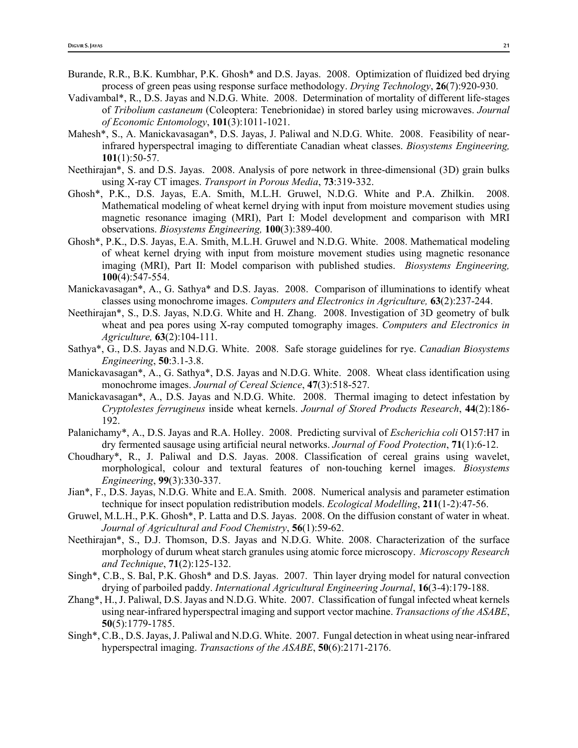Burande, R.R., B.K. Kumbhar, P.K. Ghosh* and D.S. Jayas. 2008. Optimization of fluidized bed drying process of green peas using response surface methodology. *Drying Technology*, **26**(7):920-930.

Vadivambal*, R., D.S. Jayas and N.D.G. White. 2008. Determination of mortality of different life-stages of *Tribolium castaneum* (Coleoptera: Tenebrionidae) in stored barley using microwaves. *Journal of Economic Entomology*, **101**(3):1011-1021.

Mahesh*, S., A. Manickavasagan*, D.S. Jayas, J. Paliwal and N.D.G. White. 2008. Feasibility of near-infrared hyperspectral imaging to differentiate Canadian wheat classes. *Biosystems Engineering,* **101**(1):50-57.

Neethirajan*, S. and D.S. Jayas. 2008. Analysis of pore network in three-dimensional (3D) grain bulks using X-ray CT images. *Transport in Porous Media*, **73**:319-332.

Ghosh*, P.K., D.S. Jayas, E.A. Smith, M.L.H. Gruwel, N.D.G. White and P.A. Zhilkin. 2008. Mathematical modeling of wheat kernel drying with input from moisture movement studies using magnetic resonance imaging (MRI), Part I: Model development and comparison with MRI observations. *Biosystems Engineering,* **100**(3):389-400.

Ghosh*, P.K., D.S. Jayas, E.A. Smith, M.L.H. Gruwel and N.D.G. White. 2008. Mathematical modeling of wheat kernel drying with input from moisture movement studies using magnetic resonance imaging (MRI), Part II: Model comparison with published studies. *Biosystems Engineering,* **100**(4):547-554.

Manickavasagan*, A., G. Sathya* and D.S. Jayas. 2008. Comparison of illuminations to identify wheat classes using monochrome images. *Computers and Electronics in Agriculture,* **63**(2):237-244.

Neethirajan*, S., D.S. Jayas, N.D.G. White and H. Zhang. 2008. Investigation of 3D geometry of bulk wheat and pea pores using X-ray computed tomography images. *Computers and Electronics in Agriculture,* **63**(2):104-111.

Sathya*, G., D.S. Jayas and N.D.G. White. 2008. Safe storage guidelines for rye. *Canadian Biosystems Engineering*, **50**:3.1-3.8.

Manickavasagan*, A., G. Sathya*, D.S. Jayas and N.D.G. White. 2008. Wheat class identification using monochrome images. *Journal of Cereal Science*, **47**(3):518-527.

Manickavasagan*, A., D.S. Jayas and N.D.G. White. 2008. Thermal imaging to detect infestation by *Cryptolestes ferrugineus* inside wheat kernels. *Journal of Stored Products Research*, **44**(2):186-192.

Palanichamy*, A., D.S. Jayas and R.A. Holley. 2008. Predicting survival of *Escherichia coli* O157:H7 in dry fermented sausage using artificial neural networks. *Journal of Food Protection*, **71**(1):6-12.

Choudhary*, R., J. Paliwal and D.S. Jayas. 2008. Classification of cereal grains using wavelet, morphological, colour and textural features of non-touching kernel images. *Biosystems Engineering*, **99**(3):330-337.

Jian*, F., D.S. Jayas, N.D.G. White and E.A. Smith. 2008. Numerical analysis and parameter estimation technique for insect population redistribution models. *Ecological Modelling*, **211**(1-2):47-56.

Gruwel, M.L.H., P.K. Ghosh*, P. Latta and D.S. Jayas. 2008. On the diffusion constant of water in wheat. *Journal of Agricultural and Food Chemistry*, **56**(1):59-62.

Neethirajan*, S., D.J. Thomson, D.S. Jayas and N.D.G. White. 2008. Characterization of the surface morphology of durum wheat starch granules using atomic force microscopy. *Microscopy Research and Technique*, **71**(2):125-132.

Singh*, C.B., S. Bal, P.K. Ghosh* and D.S. Jayas. 2007. Thin layer drying model for natural convection drying of parboiled paddy. *International Agricultural Engineering Journal*, **16**(3-4):179-188.

Zhang*, H., J. Paliwal, D.S. Jayas and N.D.G. White. 2007. Classification of fungal infected wheat kernels using near-infrared hyperspectral imaging and support vector machine. *Transactions of the ASABE*, **50**(5):1779-1785.

Singh*, C.B., D.S. Jayas, J. Paliwal and N.D.G. White. 2007. Fungal detection in wheat using near-infrared hyperspectral imaging. *Transactions of the ASABE*, **50**(6):2171-2176.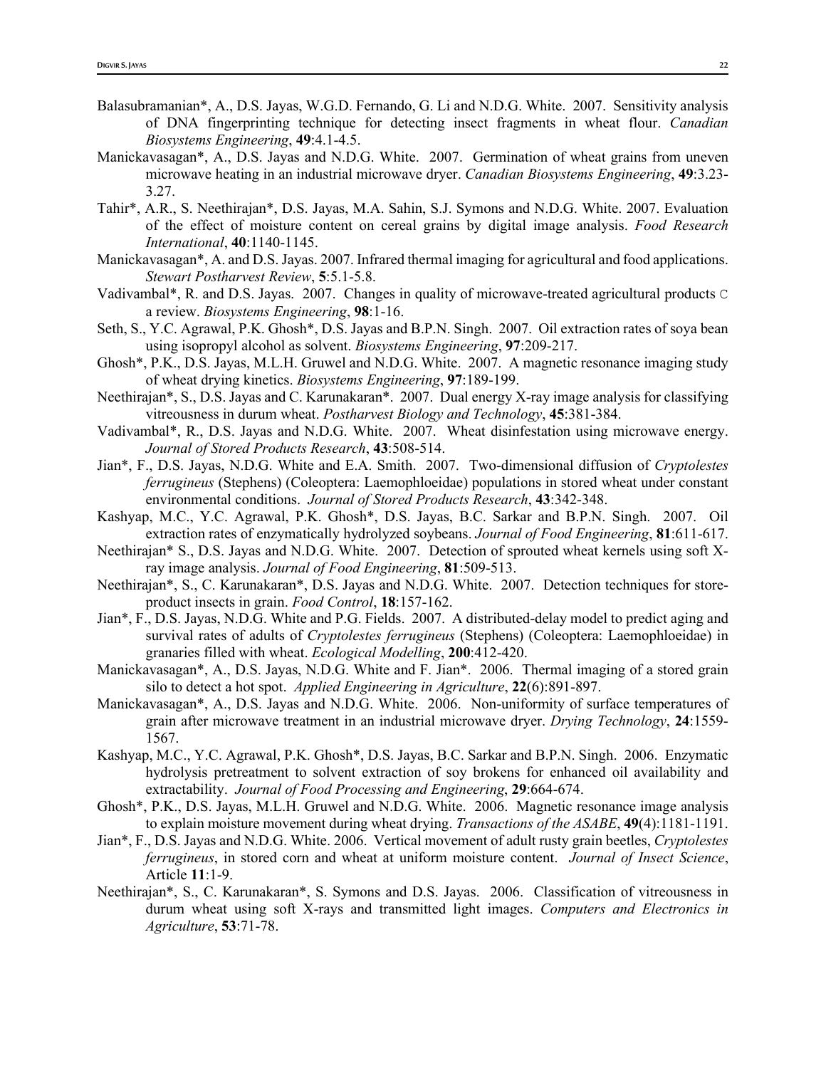Balasubramanian*, A., D.S. Jayas, W.G.D. Fernando, G. Li and N.D.G. White. 2007. Sensitivity analysis of DNA fingerprinting technique for detecting insect fragments in wheat flour. *Canadian Biosystems Engineering*, **49**:4.1-4.5.

Manickavasagan*, A., D.S. Jayas and N.D.G. White. 2007. Germination of wheat grains from uneven microwave heating in an industrial microwave dryer. *Canadian Biosystems Engineering*, **49**:3.23-3.27.

Tahir*, A.R., S. Neethirajan*, D.S. Jayas, M.A. Sahin, S.J. Symons and N.D.G. White. 2007. Evaluation of the effect of moisture content on cereal grains by digital image analysis. *Food Research International*, **40**:1140-1145.

Manickavasagan*, A. and D.S. Jayas. 2007. Infrared thermal imaging for agricultural and food applications. *Stewart Postharvest Review*, **5**:5.1-5.8.

Vadivambal*, R. and D.S. Jayas. 2007. Changes in quality of microwave-treated agricultural products C a review. *Biosystems Engineering*, **98**:1-16.

Seth, S., Y.C. Agrawal, P.K. Ghosh*, D.S. Jayas and B.P.N. Singh. 2007. Oil extraction rates of soya bean using isopropyl alcohol as solvent. *Biosystems Engineering*, **97**:209-217.

Ghosh*, P.K., D.S. Jayas, M.L.H. Gruwel and N.D.G. White. 2007. A magnetic resonance imaging study of wheat drying kinetics. *Biosystems Engineering*, **97**:189-199.

Neethirajan*, S., D.S. Jayas and C. Karunakaran*. 2007. Dual energy X-ray image analysis for classifying vitreousness in durum wheat. *Postharvest Biology and Technology*, **45**:381-384.

Vadivambal*, R., D.S. Jayas and N.D.G. White. 2007. Wheat disinfestation using microwave energy. *Journal of Stored Products Research*, **43**:508-514.

Jian*, F., D.S. Jayas, N.D.G. White and E.A. Smith. 2007. Two-dimensional diffusion of *Cryptolestes ferrugineus* (Stephens) (Coleoptera: Laemophloeidae) populations in stored wheat under constant environmental conditions. *Journal of Stored Products Research*, **43**:342-348.

Kashyap, M.C., Y.C. Agrawal, P.K. Ghosh*, D.S. Jayas, B.C. Sarkar and B.P.N. Singh. 2007. Oil extraction rates of enzymatically hydrolyzed soybeans. *Journal of Food Engineering*, **81**:611-617.

Neethirajan* S., D.S. Jayas and N.D.G. White. 2007. Detection of sprouted wheat kernels using soft X-ray image analysis. *Journal of Food Engineering*, **81**:509-513.

Neethirajan*, S., C. Karunakaran*, D.S. Jayas and N.D.G. White. 2007. Detection techniques for store-product insects in grain. *Food Control*, **18**:157-162.

Jian*, F., D.S. Jayas, N.D.G. White and P.G. Fields. 2007. A distributed-delay model to predict aging and survival rates of adults of *Cryptolestes ferrugineus* (Stephens) (Coleoptera: Laemophloeidae) in granaries filled with wheat. *Ecological Modelling*, **200**:412-420.

Manickavasagan*, A., D.S. Jayas, N.D.G. White and F. Jian*. 2006. Thermal imaging of a stored grain silo to detect a hot spot. *Applied Engineering in Agriculture*, **22**(6):891-897.

Manickavasagan*, A., D.S. Jayas and N.D.G. White. 2006. Non-uniformity of surface temperatures of grain after microwave treatment in an industrial microwave dryer. *Drying Technology*, **24**:1559-1567.

Kashyap, M.C., Y.C. Agrawal, P.K. Ghosh*, D.S. Jayas, B.C. Sarkar and B.P.N. Singh. 2006. Enzymatic hydrolysis pretreatment to solvent extraction of soy brokens for enhanced oil availability and extractability. *Journal of Food Processing and Engineering*, **29**:664-674.

Ghosh*, P.K., D.S. Jayas, M.L.H. Gruwel and N.D.G. White. 2006. Magnetic resonance image analysis to explain moisture movement during wheat drying. *Transactions of the ASABE*, **49**(4):1181-1191.

Jian*, F., D.S. Jayas and N.D.G. White. 2006. Vertical movement of adult rusty grain beetles, *Cryptolestes ferrugineus*, in stored corn and wheat at uniform moisture content. *Journal of Insect Science*, Article **11**:1-9.

Neethirajan*, S., C. Karunakaran*, S. Symons and D.S. Jayas. 2006. Classification of vitreousness in durum wheat using soft X-rays and transmitted light images. *Computers and Electronics in Agriculture*, **53**:71-78.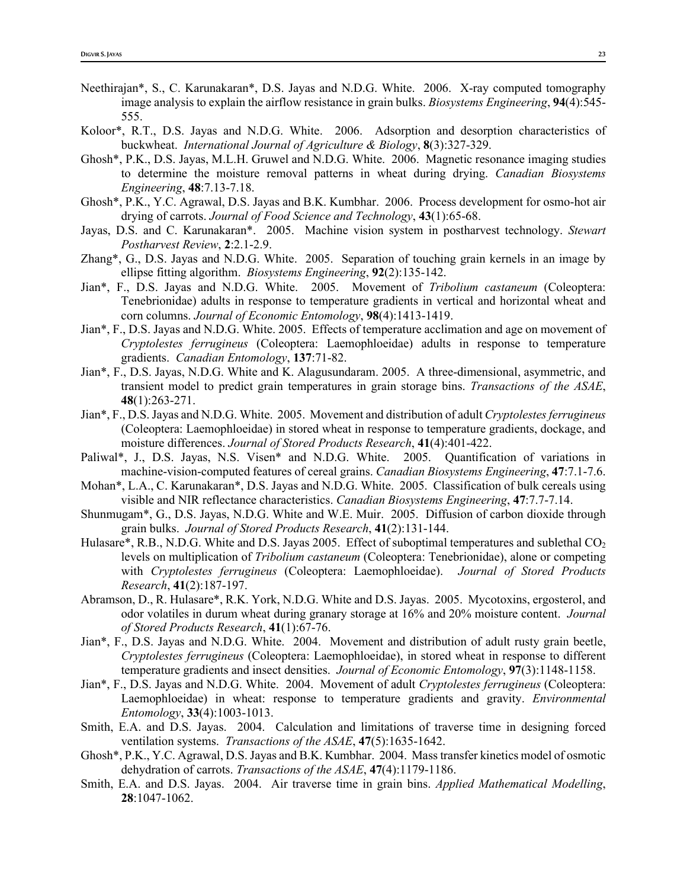Neethirajan*, S., C. Karunakaran*, D.S. Jayas and N.D.G. White. 2006. X-ray computed tomography image analysis to explain the airflow resistance in grain bulks. *Biosystems Engineering*, **94**(4):545-555.

Koloor*, R.T., D.S. Jayas and N.D.G. White. 2006. Adsorption and desorption characteristics of buckwheat. *International Journal of Agriculture & Biology*, **8**(3):327-329.

Ghosh*, P.K., D.S. Jayas, M.L.H. Gruwel and N.D.G. White. 2006. Magnetic resonance imaging studies to determine the moisture removal patterns in wheat during drying. *Canadian Biosystems Engineering*, **48**:7.13-7.18.

Ghosh*, P.K., Y.C. Agrawal, D.S. Jayas and B.K. Kumbhar. 2006. Process development for osmo-hot air drying of carrots. *Journal of Food Science and Technology*, **43**(1):65-68.

Jayas, D.S. and C. Karunakaran*. 2005. Machine vision system in postharvest technology. *Stewart Postharvest Review*, **2**:2.1-2.9.

Zhang*, G., D.S. Jayas and N.D.G. White. 2005. Separation of touching grain kernels in an image by ellipse fitting algorithm. *Biosystems Engineering*, **92**(2):135-142.

Jian*, F., D.S. Jayas and N.D.G. White. 2005. Movement of *Tribolium castaneum* (Coleoptera: Tenebrionidae) adults in response to temperature gradients in vertical and horizontal wheat and corn columns. *Journal of Economic Entomology*, **98**(4):1413-1419.

Jian*, F., D.S. Jayas and N.D.G. White. 2005. Effects of temperature acclimation and age on movement of *Cryptolestes ferrugineus* (Coleoptera: Laemophloeidae) adults in response to temperature gradients. *Canadian Entomology*, **137**:71-82.

Jian*, F., D.S. Jayas, N.D.G. White and K. Alagusundaram. 2005. A three-dimensional, asymmetric, and transient model to predict grain temperatures in grain storage bins. *Transactions of the ASAE*, **48**(1):263-271.

Jian*, F., D.S. Jayas and N.D.G. White. 2005. Movement and distribution of adult *Cryptolestes ferrugineus* (Coleoptera: Laemophloeidae) in stored wheat in response to temperature gradients, dockage, and moisture differences. *Journal of Stored Products Research*, **41**(4):401-422.

Paliwal*, J., D.S. Jayas, N.S. Visen* and N.D.G. White. 2005. Quantification of variations in machine-vision-computed features of cereal grains. *Canadian Biosystems Engineering*, **47**:7.1-7.6.

Mohan*, L.A., C. Karunakaran*, D.S. Jayas and N.D.G. White. 2005. Classification of bulk cereals using visible and NIR reflectance characteristics. *Canadian Biosystems Engineering*, **47**:7.7-7.14.

Shunmugam*, G., D.S. Jayas, N.D.G. White and W.E. Muir. 2005. Diffusion of carbon dioxide through grain bulks. *Journal of Stored Products Research*, **41**(2):131-144.

Hulasare*, R.B., N.D.G. White and D.S. Jayas 2005. Effect of suboptimal temperatures and sublethal $CO_2$ levels on multiplication of *Tribolium castaneum* (Coleoptera: Tenebrionidae), alone or competing with *Cryptolestes ferrugineus* (Coleoptera: Laemophloeidae). *Journal of Stored Products Research*, **41**(2):187-197.

Abramson, D., R. Hulasare*, R.K. York, N.D.G. White and D.S. Jayas. 2005. Mycotoxins, ergosterol, and odor volatiles in durum wheat during granary storage at 16% and 20% moisture content. *Journal of Stored Products Research*, **41**(1):67-76.

Jian*, F., D.S. Jayas and N.D.G. White. 2004. Movement and distribution of adult rusty grain beetle, *Cryptolestes ferrugineus* (Coleoptera: Laemophloeidae), in stored wheat in response to different temperature gradients and insect densities. *Journal of Economic Entomology*, **97**(3):1148-1158.

Jian*, F., D.S. Jayas and N.D.G. White. 2004. Movement of adult *Cryptolestes ferrugineus* (Coleoptera: Laemophloeidae) in wheat: response to temperature gradients and gravity. *Environmental Entomology*, **33**(4):1003-1013.

Smith, E.A. and D.S. Jayas. 2004. Calculation and limitations of traverse time in designing forced ventilation systems. *Transactions of the ASAE*, **47**(5):1635-1642.

Ghosh*, P.K., Y.C. Agrawal, D.S. Jayas and B.K. Kumbhar. 2004. Mass transfer kinetics model of osmotic dehydration of carrots. *Transactions of the ASAE*, **47**(4):1179-1186.

Smith, E.A. and D.S. Jayas. 2004. Air traverse time in grain bins. *Applied Mathematical Modelling*, **28**:1047-1062.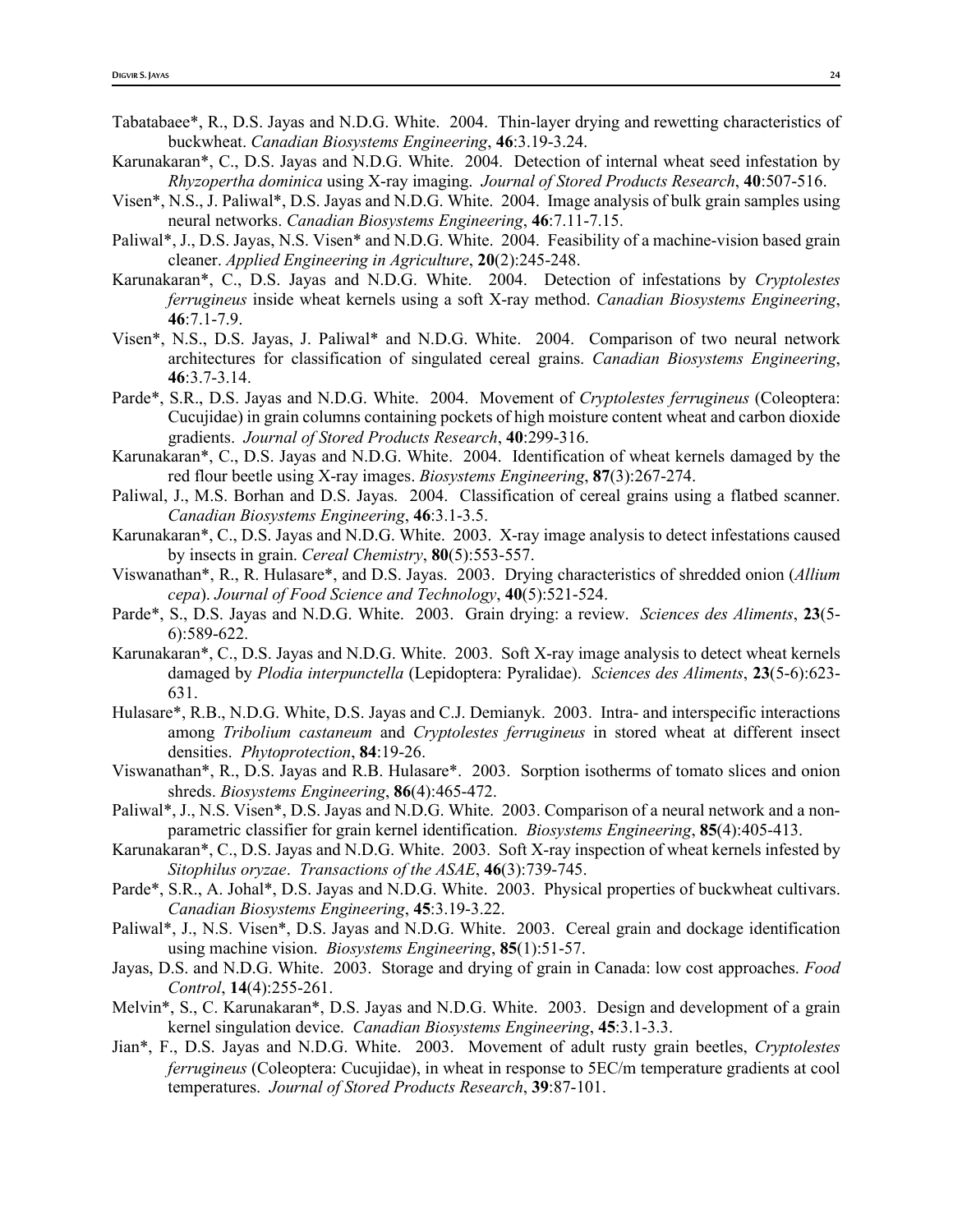Tabatabaee*, R., D.S. Jayas and N.D.G. White. 2004. Thin-layer drying and rewetting characteristics of buckwheat. *Canadian Biosystems Engineering*, **46**:3.19-3.24.

Karunakaran*, C., D.S. Jayas and N.D.G. White. 2004. Detection of internal wheat seed infestation by *Rhyzopertha dominica* using X-ray imaging. *Journal of Stored Products Research*, **40**:507-516.

Visen*, N.S., J. Paliwal*, D.S. Jayas and N.D.G. White. 2004. Image analysis of bulk grain samples using neural networks. *Canadian Biosystems Engineering*, **46**:7.11-7.15.

Paliwal*, J., D.S. Jayas, N.S. Visen* and N.D.G. White. 2004. Feasibility of a machine-vision based grain cleaner. *Applied Engineering in Agriculture*, **20**(2):245-248.

Karunakaran*, C., D.S. Jayas and N.D.G. White. 2004. Detection of infestations by *Cryptolestes ferrugineus* inside wheat kernels using a soft X-ray method. *Canadian Biosystems Engineering*, **46**:7.1-7.9.

Visen*, N.S., D.S. Jayas, J. Paliwal* and N.D.G. White. 2004. Comparison of two neural network architectures for classification of singulated cereal grains. *Canadian Biosystems Engineering*, **46**:3.7-3.14.

Parde*, S.R., D.S. Jayas and N.D.G. White. 2004. Movement of *Cryptolestes ferrugineus* (Coleoptera: Cucujidae) in grain columns containing pockets of high moisture content wheat and carbon dioxide gradients. *Journal of Stored Products Research*, **40**:299-316.

Karunakaran*, C., D.S. Jayas and N.D.G. White. 2004. Identification of wheat kernels damaged by the red flour beetle using X-ray images. *Biosystems Engineering*, **87**(3):267-274.

Paliwal, J., M.S. Borhan and D.S. Jayas. 2004. Classification of cereal grains using a flatbed scanner. *Canadian Biosystems Engineering*, **46**:3.1-3.5.

Karunakaran*, C., D.S. Jayas and N.D.G. White. 2003. X-ray image analysis to detect infestations caused by insects in grain. *Cereal Chemistry*, **80**(5):553-557.

Viswanathan*, R., R. Hulasare*, and D.S. Jayas. 2003. Drying characteristics of shredded onion (*Allium cepa*). *Journal of Food Science and Technology*, **40**(5):521-524.

Parde*, S., D.S. Jayas and N.D.G. White. 2003. Grain drying: a review. *Sciences des Aliments*, **23**(5-6):589-622.

Karunakaran*, C., D.S. Jayas and N.D.G. White. 2003. Soft X-ray image analysis to detect wheat kernels damaged by *Plodia interpunctella* (Lepidoptera: Pyralidae). *Sciences des Aliments*, **23**(5-6):623-631.

Hulasare*, R.B., N.D.G. White, D.S. Jayas and C.J. Demianyk. 2003. Intra- and interspecific interactions among *Tribolium castaneum* and *Cryptolestes ferrugineus* in stored wheat at different insect densities. *Phytoprotection*, **84**:19-26.

Viswanathan*, R., D.S. Jayas and R.B. Hulasare*. 2003. Sorption isotherms of tomato slices and onion shreds. *Biosystems Engineering*, **86**(4):465-472.

Paliwal*, J., N.S. Visen*, D.S. Jayas and N.D.G. White. 2003. Comparison of a neural network and a non-parametric classifier for grain kernel identification. *Biosystems Engineering*, **85**(4):405-413.

Karunakaran*, C., D.S. Jayas and N.D.G. White. 2003. Soft X-ray inspection of wheat kernels infested by *Sitophilus oryzae*. *Transactions of the ASAE*, **46**(3):739-745.

Parde*, S.R., A. Johal*, D.S. Jayas and N.D.G. White. 2003. Physical properties of buckwheat cultivars. *Canadian Biosystems Engineering*, **45**:3.19-3.22.

Paliwal*, J., N.S. Visen*, D.S. Jayas and N.D.G. White. 2003. Cereal grain and dockage identification using machine vision. *Biosystems Engineering*, **85**(1):51-57.

Jayas, D.S. and N.D.G. White. 2003. Storage and drying of grain in Canada: low cost approaches. *Food Control*, **14**(4):255-261.

Melvin*, S., C. Karunakaran*, D.S. Jayas and N.D.G. White. 2003. Design and development of a grain kernel singulation device. *Canadian Biosystems Engineering*, **45**:3.1-3.3.

Jian*, F., D.S. Jayas and N.D.G. White. 2003. Movement of adult rusty grain beetles, *Cryptolestes ferrugineus* (Coleoptera: Cucujidae), in wheat in response to 5EC/m temperature gradients at cool temperatures. *Journal of Stored Products Research*, **39**:87-101.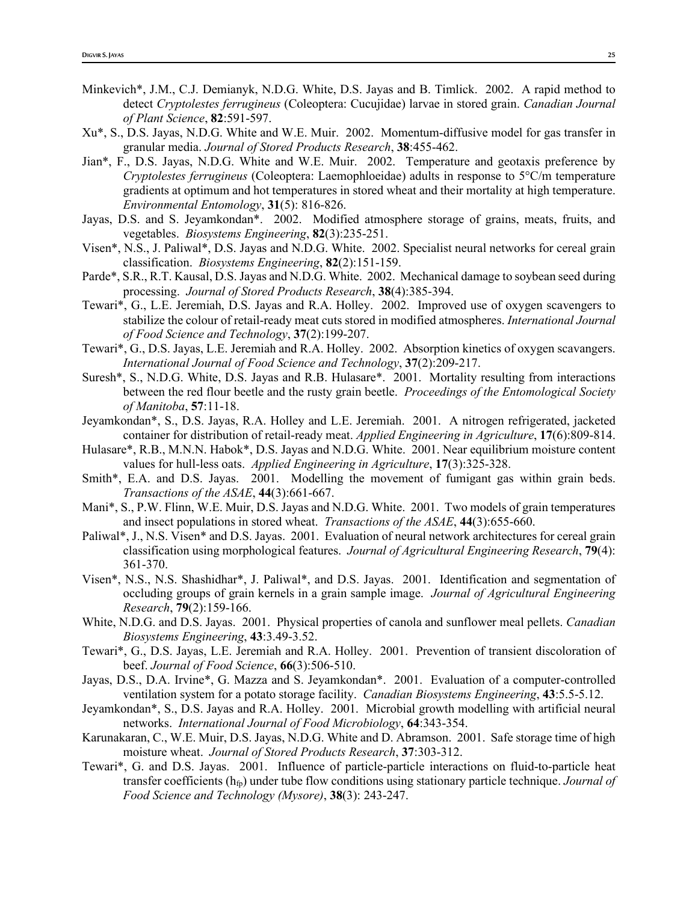Minkevich*, J.M., C.J. Demianyk, N.D.G. White, D.S. Jayas and B. Timlick. 2002. A rapid method to detect *Cryptolestes ferrugineus* (Coleoptera: Cucujidae) larvae in stored grain. *Canadian Journal of Plant Science*, **82**:591-597.

Xu*, S., D.S. Jayas, N.D.G. White and W.E. Muir. 2002. Momentum-diffusive model for gas transfer in granular media. *Journal of Stored Products Research*, **38**:455-462.

Jian*, F., D.S. Jayas, N.D.G. White and W.E. Muir. 2002. Temperature and geotaxis preference by *Cryptolestes ferrugineus* (Coleoptera: Laemophloeidae) adults in response to 5°C/m temperature gradients at optimum and hot temperatures in stored wheat and their mortality at high temperature. *Environmental Entomology*, **31**(5): 816-826.

Jayas, D.S. and S. Jeyamkondan*. 2002. Modified atmosphere storage of grains, meats, fruits, and vegetables. *Biosystems Engineering*, **82**(3):235-251.

Visen*, N.S., J. Paliwal*, D.S. Jayas and N.D.G. White. 2002. Specialist neural networks for cereal grain classification. *Biosystems Engineering*, **82**(2):151-159.

Parde*, S.R., R.T. Kausal, D.S. Jayas and N.D.G. White. 2002. Mechanical damage to soybean seed during processing. *Journal of Stored Products Research*, **38**(4):385-394.

Tewari*, G., L.E. Jeremiah, D.S. Jayas and R.A. Holley. 2002. Improved use of oxygen scavengers to stabilize the colour of retail-ready meat cuts stored in modified atmospheres. *International Journal of Food Science and Technology*, **37**(2):199-207.

Tewari*, G., D.S. Jayas, L.E. Jeremiah and R.A. Holley. 2002. Absorption kinetics of oxygen scavangers. *International Journal of Food Science and Technology*, **37**(2):209-217.

Suresh*, S., N.D.G. White, D.S. Jayas and R.B. Hulasare*. 2001. Mortality resulting from interactions between the red flour beetle and the rusty grain beetle. *Proceedings of the Entomological Society of Manitoba*, **57**:11-18.

Jeyamkondan*, S., D.S. Jayas, R.A. Holley and L.E. Jeremiah. 2001. A nitrogen refrigerated, jacketed container for distribution of retail-ready meat. *Applied Engineering in Agriculture*, **17**(6):809-814.

Hulasare*, R.B., M.N.N. Habok*, D.S. Jayas and N.D.G. White. 2001. Near equilibrium moisture content values for hull-less oats. *Applied Engineering in Agriculture*, **17**(3):325-328.

Smith*, E.A. and D.S. Jayas. 2001. Modelling the movement of fumigant gas within grain beds. *Transactions of the ASAE*, **44**(3):661-667.

Mani*, S., P.W. Flinn, W.E. Muir, D.S. Jayas and N.D.G. White. 2001. Two models of grain temperatures and insect populations in stored wheat. *Transactions of the ASAE*, **44**(3):655-660.

Paliwal*, J., N.S. Visen* and D.S. Jayas. 2001. Evaluation of neural network architectures for cereal grain classification using morphological features. *Journal of Agricultural Engineering Research*, **79**(4): 361-370.

Visen*, N.S., N.S. Shashidhar*, J. Paliwal*, and D.S. Jayas. 2001. Identification and segmentation of occluding groups of grain kernels in a grain sample image. *Journal of Agricultural Engineering Research*, **79**(2):159-166.

White, N.D.G. and D.S. Jayas. 2001. Physical properties of canola and sunflower meal pellets. *Canadian Biosystems Engineering*, **43**:3.49-3.52.

Tewari*, G., D.S. Jayas, L.E. Jeremiah and R.A. Holley. 2001. Prevention of transient discoloration of beef. *Journal of Food Science*, **66**(3):506-510.

Jayas, D.S., D.A. Irvine*, G. Mazza and S. Jeyamkondan*. 2001. Evaluation of a computer-controlled ventilation system for a potato storage facility. *Canadian Biosystems Engineering*, **43**:5.5-5.12.

Jeyamkondan*, S., D.S. Jayas and R.A. Holley. 2001. Microbial growth modelling with artificial neural networks. *International Journal of Food Microbiology*, **64**:343-354.

Karunakaran, C., W.E. Muir, D.S. Jayas, N.D.G. White and D. Abramson. 2001. Safe storage time of high moisture wheat. *Journal of Stored Products Research*, **37**:303-312.

Tewari*, G. and D.S. Jayas. 2001. Influence of particle-particle interactions on fluid-to-particle heat transfer coefficients ($h_{fp}$) under tube flow conditions using stationary particle technique. *Journal of Food Science and Technology (Mysore)*, **38**(3): 243-247.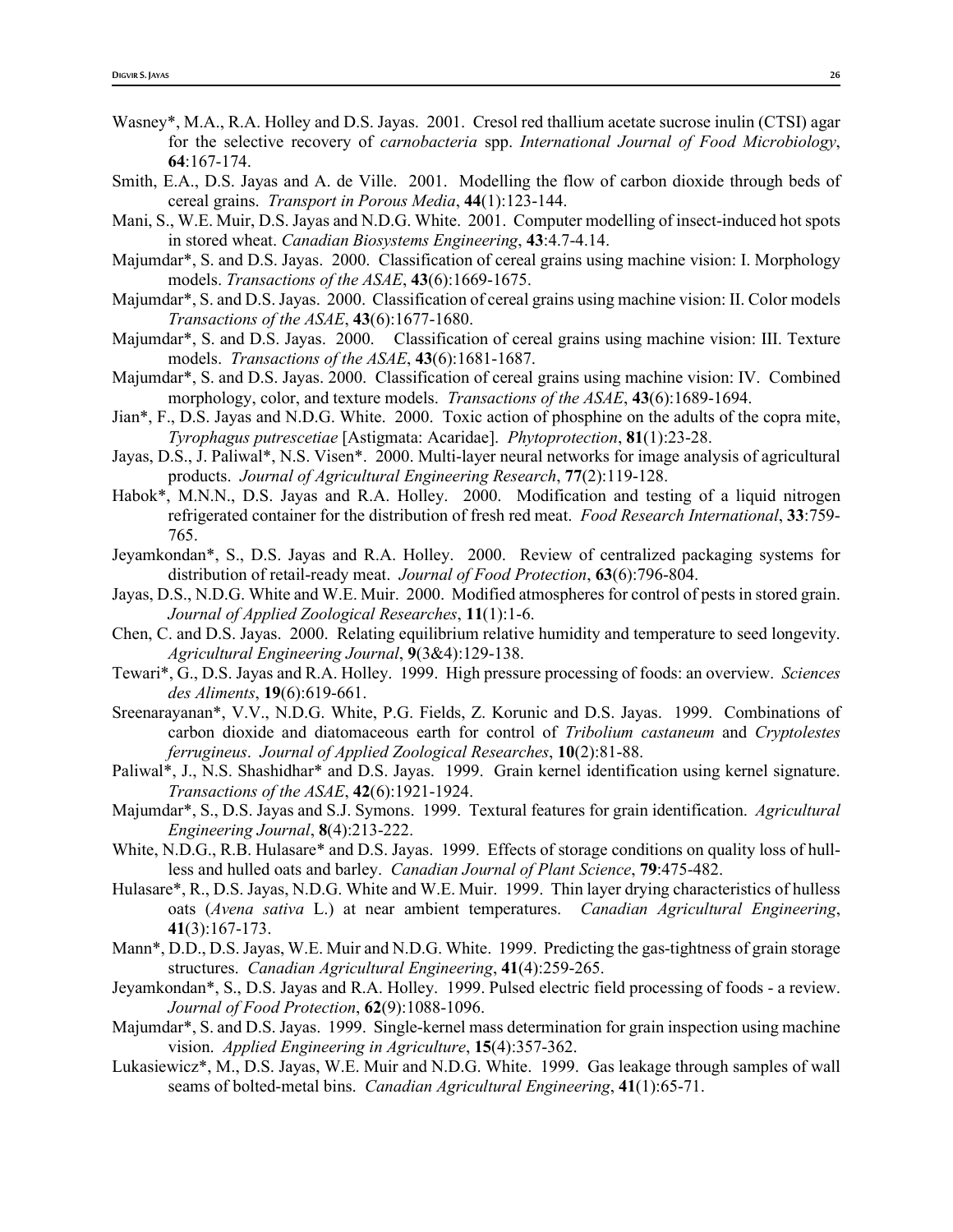Wasney*, M.A., R.A. Holley and D.S. Jayas. 2001. Cresol red thallium acetate sucrose inulin (CTSI) agar for the selective recovery of *carnobacteria* spp. *International Journal of Food Microbiology*, **64**:167-174.

Smith, E.A., D.S. Jayas and A. de Ville. 2001. Modelling the flow of carbon dioxide through beds of cereal grains. *Transport in Porous Media*, **44**(1):123-144.

Mani, S., W.E. Muir, D.S. Jayas and N.D.G. White. 2001. Computer modelling of insect-induced hot spots in stored wheat. *Canadian Biosystems Engineering*, **43**:4.7-4.14.

Majumdar*, S. and D.S. Jayas. 2000. Classification of cereal grains using machine vision: I. Morphology models. *Transactions of the ASAE*, **43**(6):1669-1675.

Majumdar*, S. and D.S. Jayas. 2000. Classification of cereal grains using machine vision: II. Color models *Transactions of the ASAE*, **43**(6):1677-1680.

Majumdar*, S. and D.S. Jayas. 2000. Classification of cereal grains using machine vision: III. Texture models. *Transactions of the ASAE*, **43**(6):1681-1687.

Majumdar*, S. and D.S. Jayas. 2000. Classification of cereal grains using machine vision: IV. Combined morphology, color, and texture models. *Transactions of the ASAE*, **43**(6):1689-1694.

Jian*, F., D.S. Jayas and N.D.G. White. 2000. Toxic action of phosphine on the adults of the copra mite, *Tyrophagus putrescetiae* [Astigmata: Acaridae]. *Phytoprotection*, **81**(1):23-28.

Jayas, D.S., J. Paliwal*, N.S. Visen*. 2000. Multi-layer neural networks for image analysis of agricultural products. *Journal of Agricultural Engineering Research*, **77**(2):119-128.

Habok*, M.N.N., D.S. Jayas and R.A. Holley. 2000. Modification and testing of a liquid nitrogen refrigerated container for the distribution of fresh red meat. *Food Research International*, **33**:759-765.

Jeyamkondan*, S., D.S. Jayas and R.A. Holley. 2000. Review of centralized packaging systems for distribution of retail-ready meat. *Journal of Food Protection*, **63**(6):796-804.

Jayas, D.S., N.D.G. White and W.E. Muir. 2000. Modified atmospheres for control of pests in stored grain. *Journal of Applied Zoological Researches*, **11**(1):1-6.

Chen, C. and D.S. Jayas. 2000. Relating equilibrium relative humidity and temperature to seed longevity. *Agricultural Engineering Journal*, **9**(3&4):129-138.

Tewari*, G., D.S. Jayas and R.A. Holley. 1999. High pressure processing of foods: an overview. *Sciences des Aliments*, **19**(6):619-661.

Sreenarayanan*, V.V., N.D.G. White, P.G. Fields, Z. Korunic and D.S. Jayas. 1999. Combinations of carbon dioxide and diatomaceous earth for control of *Tribolium castaneum* and *Cryptolestes ferrugineus*. *Journal of Applied Zoological Researches*, **10**(2):81-88.

Paliwal*, J., N.S. Shashidhar* and D.S. Jayas. 1999. Grain kernel identification using kernel signature. *Transactions of the ASAE*, **42**(6):1921-1924.

Majumdar*, S., D.S. Jayas and S.J. Symons. 1999. Textural features for grain identification. *Agricultural Engineering Journal*, **8**(4):213-222.

White, N.D.G., R.B. Hulasare* and D.S. Jayas. 1999. Effects of storage conditions on quality loss of hull-less and hulled oats and barley. *Canadian Journal of Plant Science*, **79**:475-482.

Hulasare*, R., D.S. Jayas, N.D.G. White and W.E. Muir. 1999. Thin layer drying characteristics of hulless oats (*Avena sativa* L.) at near ambient temperatures. *Canadian Agricultural Engineering*, **41**(3):167-173.

Mann*, D.D., D.S. Jayas, W.E. Muir and N.D.G. White. 1999. Predicting the gas-tightness of grain storage structures. *Canadian Agricultural Engineering*, **41**(4):259-265.

Jeyamkondan*, S., D.S. Jayas and R.A. Holley. 1999. Pulsed electric field processing of foods - a review. *Journal of Food Protection*, **62**(9):1088-1096.

Majumdar*, S. and D.S. Jayas. 1999. Single-kernel mass determination for grain inspection using machine vision. *Applied Engineering in Agriculture*, **15**(4):357-362.

Lukasiewicz*, M., D.S. Jayas, W.E. Muir and N.D.G. White. 1999. Gas leakage through samples of wall seams of bolted-metal bins. *Canadian Agricultural Engineering*, **41**(1):65-71.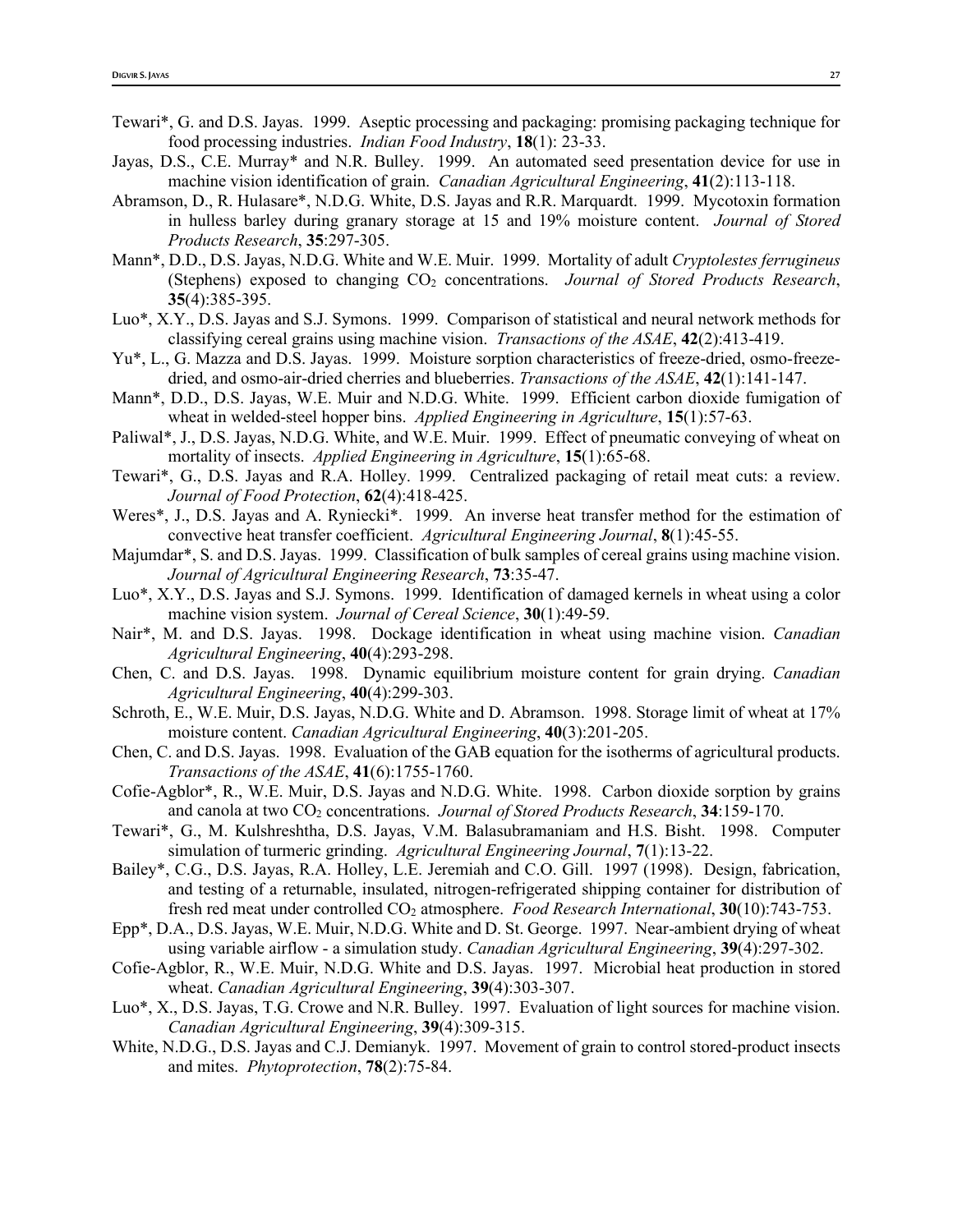Tewari*, G. and D.S. Jayas. 1999. Aseptic processing and packaging: promising packaging technique for food processing industries. *Indian Food Industry*, **18**(1): 23-33.

Jayas, D.S., C.E. Murray* and N.R. Bulley. 1999. An automated seed presentation device for use in machine vision identification of grain. *Canadian Agricultural Engineering*, **41**(2):113-118.

Abramson, D., R. Hulasare*, N.D.G. White, D.S. Jayas and R.R. Marquardt. 1999. Mycotoxin formation in hulless barley during granary storage at 15 and 19% moisture content. *Journal of Stored Products Research*, **35**:297-305.

Mann*, D.D., D.S. Jayas, N.D.G. White and W.E. Muir. 1999. Mortality of adult *Cryptolestes ferrugineus* (Stephens) exposed to changing $CO_2$ concentrations. *Journal of Stored Products Research*, **35**(4):385-395.

Luo*, X.Y., D.S. Jayas and S.J. Symons. 1999. Comparison of statistical and neural network methods for classifying cereal grains using machine vision. *Transactions of the ASAE*, **42**(2):413-419.

Yu*, L., G. Mazza and D.S. Jayas. 1999. Moisture sorption characteristics of freeze-dried, osmo-freeze-dried, and osmo-air-dried cherries and blueberries. *Transactions of the ASAE*, **42**(1):141-147.

Mann*, D.D., D.S. Jayas, W.E. Muir and N.D.G. White. 1999. Efficient carbon dioxide fumigation of wheat in welded-steel hopper bins. *Applied Engineering in Agriculture*, **15**(1):57-63.

Paliwal*, J., D.S. Jayas, N.D.G. White, and W.E. Muir. 1999. Effect of pneumatic conveying of wheat on mortality of insects. *Applied Engineering in Agriculture*, **15**(1):65-68.

Tewari*, G., D.S. Jayas and R.A. Holley. 1999. Centralized packaging of retail meat cuts: a review. *Journal of Food Protection*, **62**(4):418-425.

Weres*, J., D.S. Jayas and A. Ryniecki*. 1999. An inverse heat transfer method for the estimation of convective heat transfer coefficient. *Agricultural Engineering Journal*, **8**(1):45-55.

Majumdar*, S. and D.S. Jayas. 1999. Classification of bulk samples of cereal grains using machine vision. *Journal of Agricultural Engineering Research*, **73**:35-47.

Luo*, X.Y., D.S. Jayas and S.J. Symons. 1999. Identification of damaged kernels in wheat using a color machine vision system. *Journal of Cereal Science*, **30**(1):49-59.

Nair*, M. and D.S. Jayas. 1998. Dockage identification in wheat using machine vision. *Canadian Agricultural Engineering*, **40**(4):293-298.

Chen, C. and D.S. Jayas. 1998. Dynamic equilibrium moisture content for grain drying. *Canadian Agricultural Engineering*, **40**(4):299-303.

Schroth, E., W.E. Muir, D.S. Jayas, N.D.G. White and D. Abramson. 1998. Storage limit of wheat at 17% moisture content. *Canadian Agricultural Engineering*, **40**(3):201-205.

Chen, C. and D.S. Jayas. 1998. Evaluation of the GAB equation for the isotherms of agricultural products. *Transactions of the ASAE*, **41**(6):1755-1760.

Cofie-Agblor*, R., W.E. Muir, D.S. Jayas and N.D.G. White. 1998. Carbon dioxide sorption by grains and canola at two $CO_2$ concentrations. *Journal of Stored Products Research*, **34**:159-170.

Tewari*, G., M. Kulshreshtha, D.S. Jayas, V.M. Balasubramaniam and H.S. Bisht. 1998. Computer simulation of turmeric grinding. *Agricultural Engineering Journal*, **7**(1):13-22.

Bailey*, C.G., D.S. Jayas, R.A. Holley, L.E. Jeremiah and C.O. Gill. 1997 (1998). Design, fabrication, and testing of a returnable, insulated, nitrogen-refrigerated shipping container for distribution of fresh red meat under controlled $CO_2$ atmosphere. *Food Research International*, **30**(10):743-753.

Epp*, D.A., D.S. Jayas, W.E. Muir, N.D.G. White and D. St. George. 1997. Near-ambient drying of wheat using variable airflow - a simulation study. *Canadian Agricultural Engineering*, **39**(4):297-302.

Cofie-Agblor, R., W.E. Muir, N.D.G. White and D.S. Jayas. 1997. Microbial heat production in stored wheat. *Canadian Agricultural Engineering*, **39**(4):303-307.

Luo*, X., D.S. Jayas, T.G. Crowe and N.R. Bulley. 1997. Evaluation of light sources for machine vision. *Canadian Agricultural Engineering*, **39**(4):309-315.

White, N.D.G., D.S. Jayas and C.J. Demianyk. 1997. Movement of grain to control stored-product insects and mites. *Phytoprotection*, **78**(2):75-84.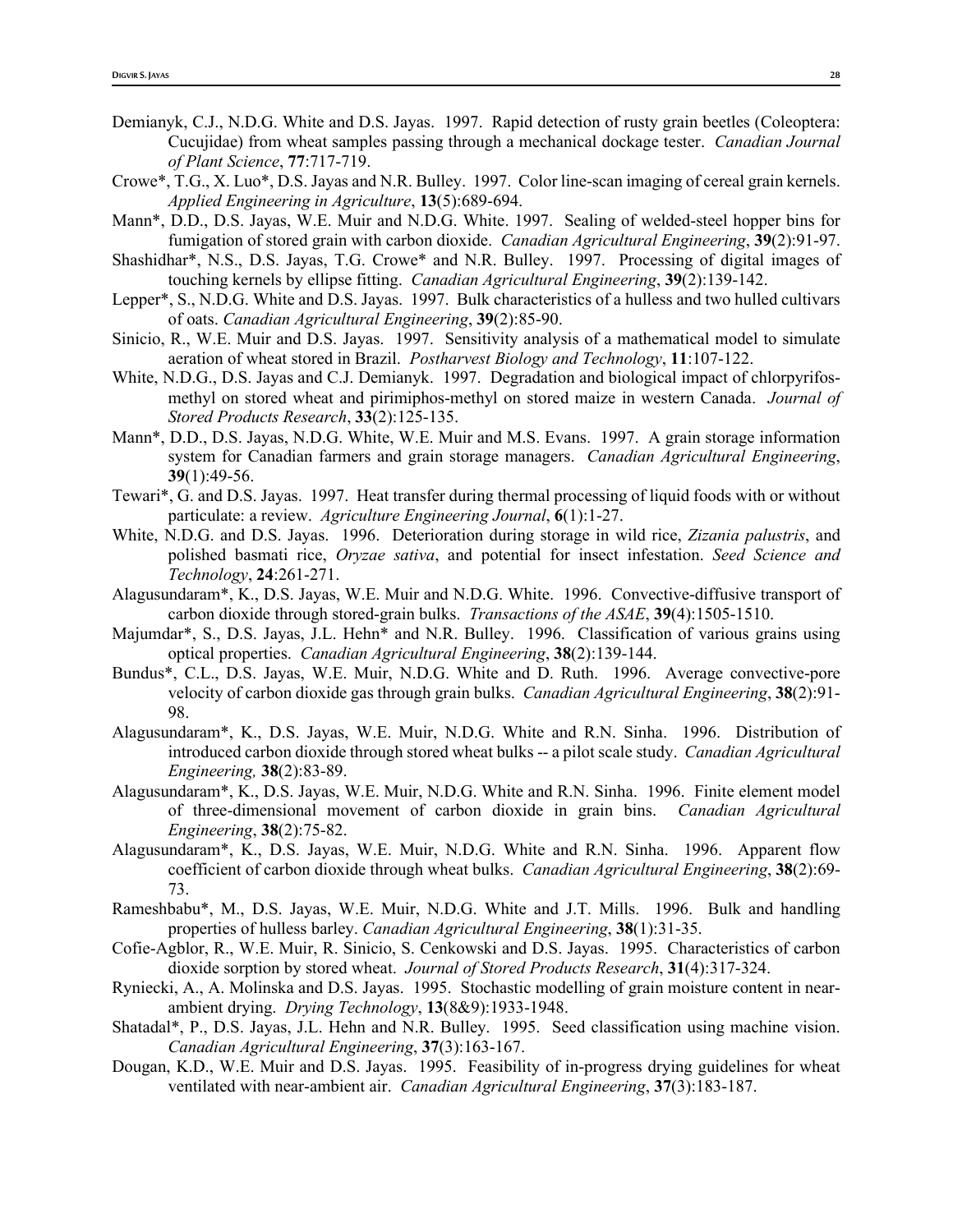Demianyk, C.J., N.D.G. White and D.S. Jayas. 1997. Rapid detection of rusty grain beetles (Coleoptera: Cucujidae) from wheat samples passing through a mechanical dockage tester. *Canadian Journal of Plant Science*, **77**:717-719.

Crowe*, T.G., X. Luo*, D.S. Jayas and N.R. Bulley. 1997. Color line-scan imaging of cereal grain kernels. *Applied Engineering in Agriculture*, **13**(5):689-694.

Mann*, D.D., D.S. Jayas, W.E. Muir and N.D.G. White. 1997. Sealing of welded-steel hopper bins for fumigation of stored grain with carbon dioxide. *Canadian Agricultural Engineering*, **39**(2):91-97.

Shashidhar*, N.S., D.S. Jayas, T.G. Crowe* and N.R. Bulley. 1997. Processing of digital images of touching kernels by ellipse fitting. *Canadian Agricultural Engineering*, **39**(2):139-142.

Lepper*, S., N.D.G. White and D.S. Jayas. 1997. Bulk characteristics of a hulless and two hulled cultivars of oats. *Canadian Agricultural Engineering*, **39**(2):85-90.

Sinicio, R., W.E. Muir and D.S. Jayas. 1997. Sensitivity analysis of a mathematical model to simulate aeration of wheat stored in Brazil. *Postharvest Biology and Technology*, **11**:107-122.

White, N.D.G., D.S. Jayas and C.J. Demianyk. 1997. Degradation and biological impact of chlorpyrifos-methyl on stored wheat and pirimiphos-methyl on stored maize in western Canada. *Journal of Stored Products Research*, **33**(2):125-135.

Mann*, D.D., D.S. Jayas, N.D.G. White, W.E. Muir and M.S. Evans. 1997. A grain storage information system for Canadian farmers and grain storage managers. *Canadian Agricultural Engineering*, **39**(1):49-56.

Tewari*, G. and D.S. Jayas. 1997. Heat transfer during thermal processing of liquid foods with or without particulate: a review. *Agriculture Engineering Journal*, **6**(1):1-27.

White, N.D.G. and D.S. Jayas. 1996. Deterioration during storage in wild rice, *Zizania palustris*, and polished basmati rice, *Oryzae sativa*, and potential for insect infestation. *Seed Science and Technology*, **24**:261-271.

Alagusundaram*, K., D.S. Jayas, W.E. Muir and N.D.G. White. 1996. Convective-diffusive transport of carbon dioxide through stored-grain bulks. *Transactions of the ASAE*, **39**(4):1505-1510.

Majumdar*, S., D.S. Jayas, J.L. Hehn* and N.R. Bulley. 1996. Classification of various grains using optical properties. *Canadian Agricultural Engineering*, **38**(2):139-144.

Bundus*, C.L., D.S. Jayas, W.E. Muir, N.D.G. White and D. Ruth. 1996. Average convective-pore velocity of carbon dioxide gas through grain bulks. *Canadian Agricultural Engineering*, **38**(2):91-98.

Alagusundaram*, K., D.S. Jayas, W.E. Muir, N.D.G. White and R.N. Sinha. 1996. Distribution of introduced carbon dioxide through stored wheat bulks -- a pilot scale study. *Canadian Agricultural Engineering,* **38**(2):83-89.

Alagusundaram*, K., D.S. Jayas, W.E. Muir, N.D.G. White and R.N. Sinha. 1996. Finite element model of three-dimensional movement of carbon dioxide in grain bins. *Canadian Agricultural Engineering*, **38**(2):75-82.

Alagusundaram*, K., D.S. Jayas, W.E. Muir, N.D.G. White and R.N. Sinha. 1996. Apparent flow coefficient of carbon dioxide through wheat bulks. *Canadian Agricultural Engineering*, **38**(2):69-73.

Rameshbabu*, M., D.S. Jayas, W.E. Muir, N.D.G. White and J.T. Mills. 1996. Bulk and handling properties of hulless barley. *Canadian Agricultural Engineering*, **38**(1):31-35.

Cofie-Agblor, R., W.E. Muir, R. Sinicio, S. Cenkowski and D.S. Jayas. 1995. Characteristics of carbon dioxide sorption by stored wheat. *Journal of Stored Products Research*, **31**(4):317-324.

Ryniecki, A., A. Molinska and D.S. Jayas. 1995. Stochastic modelling of grain moisture content in near-ambient drying. *Drying Technology*, **13**(8&9):1933-1948.

Shatadal*, P., D.S. Jayas, J.L. Hehn and N.R. Bulley. 1995. Seed classification using machine vision. *Canadian Agricultural Engineering*, **37**(3):163-167.

Dougan, K.D., W.E. Muir and D.S. Jayas. 1995. Feasibility of in-progress drying guidelines for wheat ventilated with near-ambient air. *Canadian Agricultural Engineering*, **37**(3):183-187.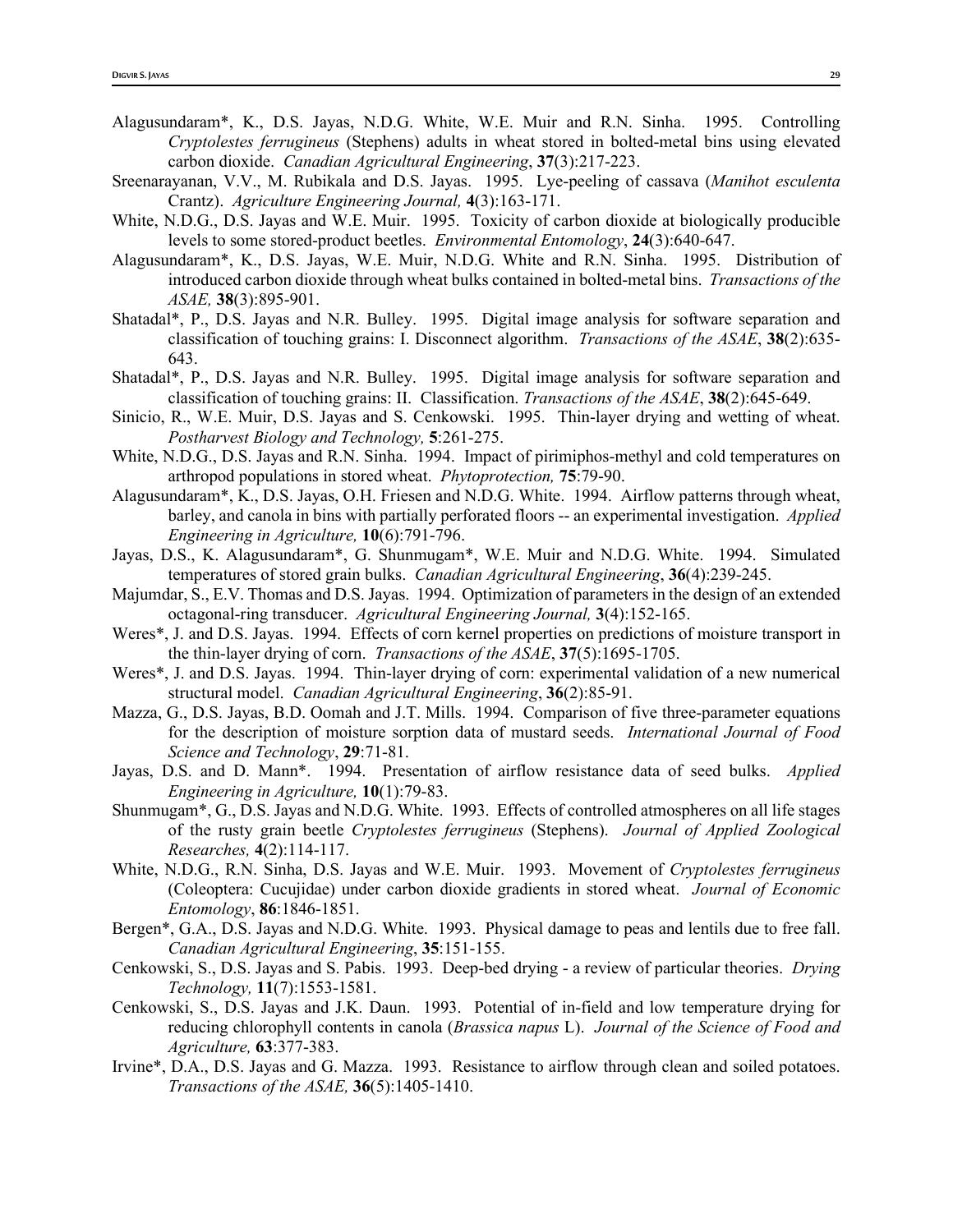Alagusundaram*, K., D.S. Jayas, N.D.G. White, W.E. Muir and R.N. Sinha. 1995. Controlling *Cryptolestes ferrugineus* (Stephens) adults in wheat stored in bolted-metal bins using elevated carbon dioxide. *Canadian Agricultural Engineering*, **37**(3):217-223.

Sreenarayanan, V.V., M. Rubikala and D.S. Jayas. 1995. Lye-peeling of cassava (*Manihot esculenta* Crantz). *Agriculture Engineering Journal,* **4**(3):163-171.

White, N.D.G., D.S. Jayas and W.E. Muir. 1995. Toxicity of carbon dioxide at biologically producible levels to some stored-product beetles. *Environmental Entomology*, **24**(3):640-647.

Alagusundaram*, K., D.S. Jayas, W.E. Muir, N.D.G. White and R.N. Sinha. 1995. Distribution of introduced carbon dioxide through wheat bulks contained in bolted-metal bins. *Transactions of the ASAE,* **38**(3):895-901.

Shatadal*, P., D.S. Jayas and N.R. Bulley. 1995. Digital image analysis for software separation and classification of touching grains: I. Disconnect algorithm. *Transactions of the ASAE*, **38**(2):635-643.

Shatadal*, P., D.S. Jayas and N.R. Bulley. 1995. Digital image analysis for software separation and classification of touching grains: II. Classification. *Transactions of the ASAE*, **38**(2):645-649.

Sinicio, R., W.E. Muir, D.S. Jayas and S. Cenkowski. 1995. Thin-layer drying and wetting of wheat. *Postharvest Biology and Technology,* **5**:261-275.

White, N.D.G., D.S. Jayas and R.N. Sinha. 1994. Impact of pirimiphos-methyl and cold temperatures on arthropod populations in stored wheat. *Phytoprotection,* **75**:79-90.

Alagusundaram*, K., D.S. Jayas, O.H. Friesen and N.D.G. White. 1994. Airflow patterns through wheat, barley, and canola in bins with partially perforated floors -- an experimental investigation. *Applied Engineering in Agriculture,* **10**(6):791-796.

Jayas, D.S., K. Alagusundaram*, G. Shunmugam*, W.E. Muir and N.D.G. White. 1994. Simulated temperatures of stored grain bulks. *Canadian Agricultural Engineering*, **36**(4):239-245.

Majumdar, S., E.V. Thomas and D.S. Jayas. 1994. Optimization of parameters in the design of an extended octagonal-ring transducer. *Agricultural Engineering Journal,* **3**(4):152-165.

Weres*, J. and D.S. Jayas. 1994. Effects of corn kernel properties on predictions of moisture transport in the thin-layer drying of corn. *Transactions of the ASAE*, **37**(5):1695-1705.

Weres*, J. and D.S. Jayas. 1994. Thin-layer drying of corn: experimental validation of a new numerical structural model. *Canadian Agricultural Engineering*, **36**(2):85-91.

Mazza, G., D.S. Jayas, B.D. Oomah and J.T. Mills. 1994. Comparison of five three-parameter equations for the description of moisture sorption data of mustard seeds. *International Journal of Food Science and Technology*, **29**:71-81.

Jayas, D.S. and D. Mann*. 1994. Presentation of airflow resistance data of seed bulks. *Applied Engineering in Agriculture,* **10**(1):79-83.

Shunmugam*, G., D.S. Jayas and N.D.G. White. 1993. Effects of controlled atmospheres on all life stages of the rusty grain beetle *Cryptolestes ferrugineus* (Stephens). *Journal of Applied Zoological Researches,* **4**(2):114-117.

White, N.D.G., R.N. Sinha, D.S. Jayas and W.E. Muir. 1993. Movement of *Cryptolestes ferrugineus* (Coleoptera: Cucujidae) under carbon dioxide gradients in stored wheat. *Journal of Economic Entomology*, **86**:1846-1851.

Bergen*, G.A., D.S. Jayas and N.D.G. White. 1993. Physical damage to peas and lentils due to free fall. *Canadian Agricultural Engineering*, **35**:151-155.

Cenkowski, S., D.S. Jayas and S. Pabis. 1993. Deep-bed drying - a review of particular theories. *Drying Technology,* **11**(7):1553-1581.

Cenkowski, S., D.S. Jayas and J.K. Daun. 1993. Potential of in-field and low temperature drying for reducing chlorophyll contents in canola (*Brassica napus* L). *Journal of the Science of Food and Agriculture,* **63**:377-383.

Irvine*, D.A., D.S. Jayas and G. Mazza. 1993. Resistance to airflow through clean and soiled potatoes. *Transactions of the ASAE,* **36**(5):1405-1410.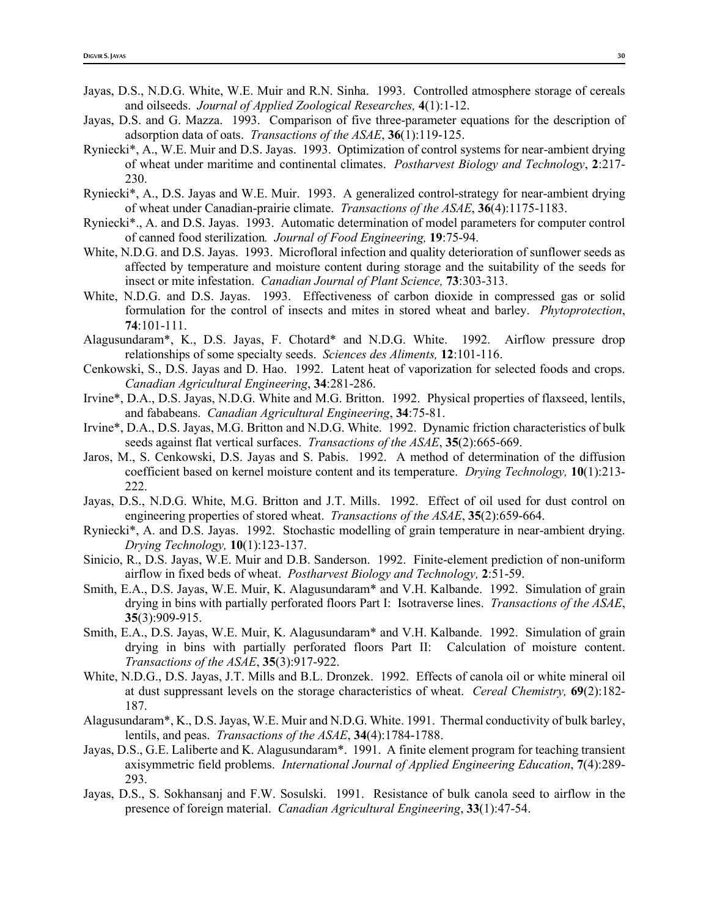Jayas, D.S., N.D.G. White, W.E. Muir and R.N. Sinha. 1993. Controlled atmosphere storage of cereals and oilseeds. *Journal of Applied Zoological Researches,* **4**(1):1-12.

Jayas, D.S. and G. Mazza. 1993. Comparison of five three-parameter equations for the description of adsorption data of oats. *Transactions of the ASAE*, **36**(1):119-125.

Ryniecki*, A., W.E. Muir and D.S. Jayas. 1993. Optimization of control systems for near-ambient drying of wheat under maritime and continental climates. *Postharvest Biology and Technology*, **2**:217-230.

Ryniecki*, A., D.S. Jayas and W.E. Muir. 1993. A generalized control-strategy for near-ambient drying of wheat under Canadian-prairie climate. *Transactions of the ASAE*, **36**(4):1175-1183.

Ryniecki*., A. and D.S. Jayas. 1993. Automatic determination of model parameters for computer control of canned food sterilization*.* *Journal of Food Engineering,* **19**:75-94.

White, N.D.G. and D.S. Jayas. 1993. Microfloral infection and quality deterioration of sunflower seeds as affected by temperature and moisture content during storage and the suitability of the seeds for insect or mite infestation. *Canadian Journal of Plant Science,* **73**:303-313.

White, N.D.G. and D.S. Jayas. 1993. Effectiveness of carbon dioxide in compressed gas or solid formulation for the control of insects and mites in stored wheat and barley. *Phytoprotection*, **74**:101-111.

Alagusundaram*, K., D.S. Jayas, F. Chotard* and N.D.G. White. 1992. Airflow pressure drop relationships of some specialty seeds. *Sciences des Aliments,* **12**:101-116.

Cenkowski, S., D.S. Jayas and D. Hao. 1992. Latent heat of vaporization for selected foods and crops. *Canadian Agricultural Engineering*, **34**:281-286.

Irvine*, D.A., D.S. Jayas, N.D.G. White and M.G. Britton. 1992. Physical properties of flaxseed, lentils, and fababeans. *Canadian Agricultural Engineering*, **34**:75-81.

Irvine*, D.A., D.S. Jayas, M.G. Britton and N.D.G. White. 1992. Dynamic friction characteristics of bulk seeds against flat vertical surfaces. *Transactions of the ASAE*, **35**(2):665-669.

Jaros, M., S. Cenkowski, D.S. Jayas and S. Pabis. 1992. A method of determination of the diffusion coefficient based on kernel moisture content and its temperature. *Drying Technology,* **10**(1):213-222.

Jayas, D.S., N.D.G. White, M.G. Britton and J.T. Mills. 1992. Effect of oil used for dust control on engineering properties of stored wheat. *Transactions of the ASAE*, **35**(2):659-664.

Ryniecki*, A. and D.S. Jayas. 1992. Stochastic modelling of grain temperature in near-ambient drying. *Drying Technology,* **10**(1):123-137.

Sinicio, R., D.S. Jayas, W.E. Muir and D.B. Sanderson. 1992. Finite-element prediction of non-uniform airflow in fixed beds of wheat. *Postharvest Biology and Technology,* **2**:51-59.

Smith, E.A., D.S. Jayas, W.E. Muir, K. Alagusundaram* and V.H. Kalbande. 1992. Simulation of grain drying in bins with partially perforated floors Part I: Isotraverse lines. *Transactions of the ASAE*, **35**(3):909-915.

Smith, E.A., D.S. Jayas, W.E. Muir, K. Alagusundaram* and V.H. Kalbande. 1992. Simulation of grain drying in bins with partially perforated floors Part II: Calculation of moisture content. *Transactions of the ASAE*, **35**(3):917-922.

White, N.D.G., D.S. Jayas, J.T. Mills and B.L. Dronzek. 1992. Effects of canola oil or white mineral oil at dust suppressant levels on the storage characteristics of wheat. *Cereal Chemistry,* **69**(2):182-187.

Alagusundaram*, K., D.S. Jayas, W.E. Muir and N.D.G. White. 1991. Thermal conductivity of bulk barley, lentils, and peas. *Transactions of the ASAE*, **34**(4):1784-1788.

Jayas, D.S., G.E. Laliberte and K. Alagusundaram*. 1991. A finite element program for teaching transient axisymmetric field problems. *International Journal of Applied Engineering Education*, **7**(4):289-293.

Jayas, D.S., S. Sokhansanj and F.W. Sosulski. 1991. Resistance of bulk canola seed to airflow in the presence of foreign material. *Canadian Agricultural Engineering*, **33**(1):47-54.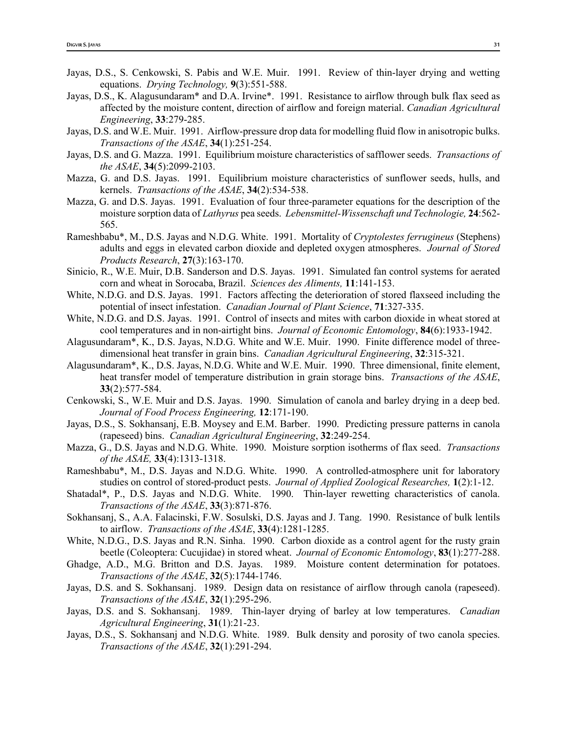Jayas, D.S., S. Cenkowski, S. Pabis and W.E. Muir. 1991. Review of thin-layer drying and wetting equations. *Drying Technology,* **9**(3):551-588.

Jayas, D.S., K. Alagusundaram* and D.A. Irvine*. 1991. Resistance to airflow through bulk flax seed as affected by the moisture content, direction of airflow and foreign material. *Canadian Agricultural Engineering*, **33**:279-285.

Jayas, D.S. and W.E. Muir. 1991. Airflow-pressure drop data for modelling fluid flow in anisotropic bulks. *Transactions of the ASAE*, **34**(1):251-254.

Jayas, D.S. and G. Mazza. 1991. Equilibrium moisture characteristics of safflower seeds. *Transactions of the ASAE*, **34**(5):2099-2103.

Mazza, G. and D.S. Jayas. 1991. Equilibrium moisture characteristics of sunflower seeds, hulls, and kernels. *Transactions of the ASAE*, **34**(2):534-538.

Mazza, G. and D.S. Jayas. 1991. Evaluation of four three-parameter equations for the description of the moisture sorption data of *Lathyrus* pea seeds. *Lebensmittel-Wissenschaft und Technologie,* **24**:562-565.

Rameshbabu*, M., D.S. Jayas and N.D.G. White. 1991. Mortality of *Cryptolestes ferrugineus* (Stephens) adults and eggs in elevated carbon dioxide and depleted oxygen atmospheres. *Journal of Stored Products Research*, **27**(3):163-170.

Sinicio, R., W.E. Muir, D.B. Sanderson and D.S. Jayas. 1991. Simulated fan control systems for aerated corn and wheat in Sorocaba, Brazil. *Sciences des Aliments,* **11**:141-153.

White, N.D.G. and D.S. Jayas. 1991. Factors affecting the deterioration of stored flaxseed including the potential of insect infestation. *Canadian Journal of Plant Science*, **71**:327-335.

White, N.D.G. and D.S. Jayas. 1991. Control of insects and mites with carbon dioxide in wheat stored at cool temperatures and in non-airtight bins. *Journal of Economic Entomology*, **84**(6):1933-1942.

Alagusundaram*, K., D.S. Jayas, N.D.G. White and W.E. Muir. 1990. Finite difference model of three-dimensional heat transfer in grain bins. *Canadian Agricultural Engineering*, **32**:315-321.

Alagusundaram*, K., D.S. Jayas, N.D.G. White and W.E. Muir. 1990. Three dimensional, finite element, heat transfer model of temperature distribution in grain storage bins. *Transactions of the ASAE*, **33**(2):577-584.

Cenkowski, S., W.E. Muir and D.S. Jayas. 1990. Simulation of canola and barley drying in a deep bed. *Journal of Food Process Engineering,* **12**:171-190.

Jayas, D.S., S. Sokhansanj, E.B. Moysey and E.M. Barber. 1990. Predicting pressure patterns in canola (rapeseed) bins. *Canadian Agricultural Engineering*, **32**:249-254.

Mazza, G., D.S. Jayas and N.D.G. White. 1990. Moisture sorption isotherms of flax seed. *Transactions of the ASAE,* **33**(4):1313-1318.

Rameshbabu*, M., D.S. Jayas and N.D.G. White. 1990. A controlled-atmosphere unit for laboratory studies on control of stored-product pests. *Journal of Applied Zoological Researches,* **1**(2):1-12.

Shatadal*, P., D.S. Jayas and N.D.G. White. 1990. Thin-layer rewetting characteristics of canola. *Transactions of the ASAE*, **33**(3):871-876.

Sokhansanj, S., A.A. Falacinski, F.W. Sosulski, D.S. Jayas and J. Tang. 1990. Resistance of bulk lentils to airflow. *Transactions of the ASAE*, **33**(4):1281-1285.

White, N.D.G., D.S. Jayas and R.N. Sinha. 1990. Carbon dioxide as a control agent for the rusty grain beetle (Coleoptera: Cucujidae) in stored wheat. *Journal of Economic Entomology*, **83**(1):277-288.

Ghadge, A.D., M.G. Britton and D.S. Jayas. 1989. Moisture content determination for potatoes. *Transactions of the ASAE*, **32**(5):1744-1746.

Jayas, D.S. and S. Sokhansanj. 1989. Design data on resistance of airflow through canola (rapeseed). *Transactions of the ASAE*, **32**(1):295-296.

Jayas, D.S. and S. Sokhansanj. 1989. Thin-layer drying of barley at low temperatures. *Canadian Agricultural Engineering*, **31**(1):21-23.

Jayas, D.S., S. Sokhansanj and N.D.G. White. 1989. Bulk density and porosity of two canola species. *Transactions of the ASAE*, **32**(1):291-294.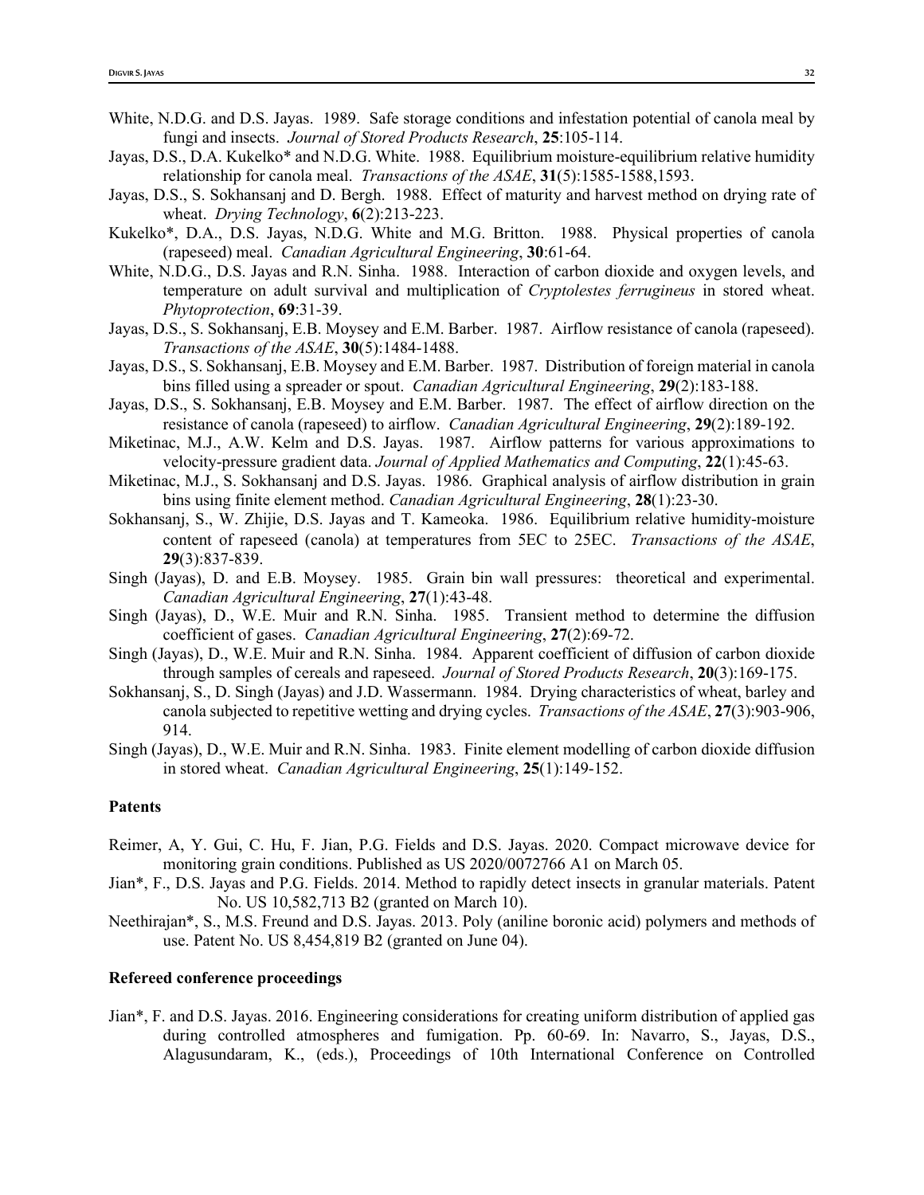White, N.D.G. and D.S. Jayas. 1989. Safe storage conditions and infestation potential of canola meal by fungi and insects. *Journal of Stored Products Research*, **25**:105-114.

Jayas, D.S., D.A. Kukelko* and N.D.G. White. 1988. Equilibrium moisture-equilibrium relative humidity relationship for canola meal. *Transactions of the ASAE*, **31**(5):1585-1588,1593.

Jayas, D.S., S. Sokhansanj and D. Bergh. 1988. Effect of maturity and harvest method on drying rate of wheat. *Drying Technology*, **6**(2):213-223.

Kukelko*, D.A., D.S. Jayas, N.D.G. White and M.G. Britton. 1988. Physical properties of canola (rapeseed) meal. *Canadian Agricultural Engineering*, **30**:61-64.

White, N.D.G., D.S. Jayas and R.N. Sinha. 1988. Interaction of carbon dioxide and oxygen levels, and temperature on adult survival and multiplication of *Cryptolestes ferrugineus* in stored wheat. *Phytoprotection*, **69**:31-39.

Jayas, D.S., S. Sokhansanj, E.B. Moysey and E.M. Barber. 1987. Airflow resistance of canola (rapeseed). *Transactions of the ASAE*, **30**(5):1484-1488.

Jayas, D.S., S. Sokhansanj, E.B. Moysey and E.M. Barber. 1987. Distribution of foreign material in canola bins filled using a spreader or spout. *Canadian Agricultural Engineering*, **29**(2):183-188.

Jayas, D.S., S. Sokhansanj, E.B. Moysey and E.M. Barber. 1987. The effect of airflow direction on the resistance of canola (rapeseed) to airflow. *Canadian Agricultural Engineering*, **29**(2):189-192.

Miketinac, M.J., A.W. Kelm and D.S. Jayas. 1987. Airflow patterns for various approximations to velocity-pressure gradient data. *Journal of Applied Mathematics and Computing*, **22**(1):45-63.

Miketinac, M.J., S. Sokhansanj and D.S. Jayas. 1986. Graphical analysis of airflow distribution in grain bins using finite element method. *Canadian Agricultural Engineering*, **28**(1):23-30.

Sokhansanj, S., W. Zhijie, D.S. Jayas and T. Kameoka. 1986. Equilibrium relative humidity-moisture content of rapeseed (canola) at temperatures from 5EC to 25EC. *Transactions of the ASAE*, **29**(3):837-839.

Singh (Jayas), D. and E.B. Moysey. 1985. Grain bin wall pressures: theoretical and experimental. *Canadian Agricultural Engineering*, **27**(1):43-48.

Singh (Jayas), D., W.E. Muir and R.N. Sinha. 1985. Transient method to determine the diffusion coefficient of gases. *Canadian Agricultural Engineering*, **27**(2):69-72.

Singh (Jayas), D., W.E. Muir and R.N. Sinha. 1984. Apparent coefficient of diffusion of carbon dioxide through samples of cereals and rapeseed. *Journal of Stored Products Research*, **20**(3):169-175.

Sokhansanj, S., D. Singh (Jayas) and J.D. Wassermann. 1984. Drying characteristics of wheat, barley and canola subjected to repetitive wetting and drying cycles. *Transactions of the ASAE*, **27**(3):903-906, 914.

Singh (Jayas), D., W.E. Muir and R.N. Sinha. 1983. Finite element modelling of carbon dioxide diffusion in stored wheat. *Canadian Agricultural Engineering*, **25**(1):149-152.

### Patents

Reimer, A, Y. Gui, C. Hu, F. Jian, P.G. Fields and D.S. Jayas. 2020. Compact microwave device for monitoring grain conditions. Published as US 2020/0072766 A1 on March 05.

Jian*, F., D.S. Jayas and P.G. Fields. 2014. Method to rapidly detect insects in granular materials. Patent No. US 10,582,713 B2 (granted on March 10).

Neethirajan*, S., M.S. Freund and D.S. Jayas. 2013. Poly (aniline boronic acid) polymers and methods of use. Patent No. US 8,454,819 B2 (granted on June 04).

### Refereed conference proceedings

Jian*, F. and D.S. Jayas. 2016. Engineering considerations for creating uniform distribution of applied gas during controlled atmospheres and fumigation. Pp. 60-69. In: Navarro, S., Jayas, D.S., Alagusundaram, K., (eds.), Proceedings of 10th International Conference on Controlled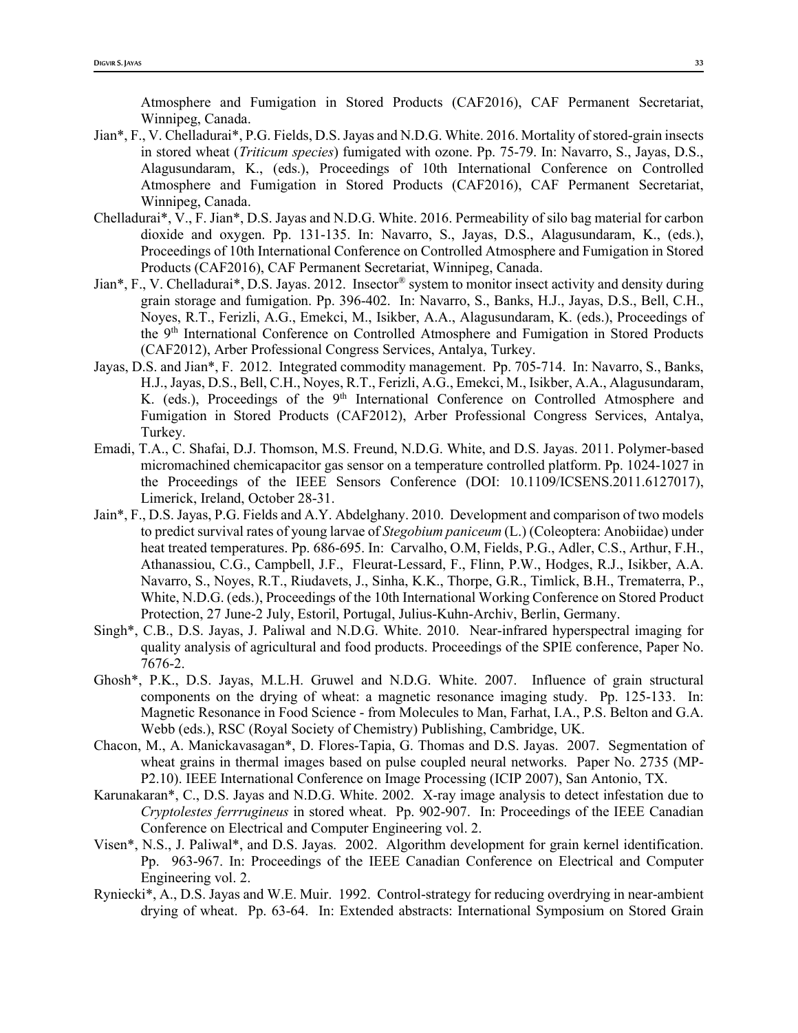Atmosphere and Fumigation in Stored Products (CAF2016), CAF Permanent Secretariat, Winnipeg, Canada.

Jian*, F., V. Chelladurai*, P.G. Fields, D.S. Jayas and N.D.G. White. 2016. Mortality of stored-grain insects in stored wheat (*Triticum species*) fumigated with ozone. Pp. 75-79. In: Navarro, S., Jayas, D.S., Alagusundaram, K., (eds.), Proceedings of 10th International Conference on Controlled Atmosphere and Fumigation in Stored Products (CAF2016), CAF Permanent Secretariat, Winnipeg, Canada.

Chelladurai*, V., F. Jian*, D.S. Jayas and N.D.G. White. 2016. Permeability of silo bag material for carbon dioxide and oxygen. Pp. 131-135. In: Navarro, S., Jayas, D.S., Alagusundaram, K., (eds.), Proceedings of 10th International Conference on Controlled Atmosphere and Fumigation in Stored Products (CAF2016), CAF Permanent Secretariat, Winnipeg, Canada.

Jian*, F., V. Chelladurai*, D.S. Jayas. 2012. Insector® system to monitor insect activity and density during grain storage and fumigation. Pp. 396-402. In: Navarro, S., Banks, H.J., Jayas, D.S., Bell, C.H., Noyes, R.T., Ferizli, A.G., Emekci, M., Isikber, A.A., Alagusundaram, K. (eds.), Proceedings of the 9th International Conference on Controlled Atmosphere and Fumigation in Stored Products (CAF2012), Arber Professional Congress Services, Antalya, Turkey.

Jayas, D.S. and Jian*, F. 2012. Integrated commodity management. Pp. 705-714. In: Navarro, S., Banks, H.J., Jayas, D.S., Bell, C.H., Noyes, R.T., Ferizli, A.G., Emekci, M., Isikber, A.A., Alagusundaram, K. (eds.), Proceedings of the 9th International Conference on Controlled Atmosphere and Fumigation in Stored Products (CAF2012), Arber Professional Congress Services, Antalya, Turkey.

Emadi, T.A., C. Shafai, D.J. Thomson, M.S. Freund, N.D.G. White, and D.S. Jayas. 2011. Polymer-based micromachined chemicapacitor gas sensor on a temperature controlled platform. Pp. 1024-1027 in the Proceedings of the IEEE Sensors Conference (DOI: 10.1109/ICSENS.2011.6127017), Limerick, Ireland, October 28-31.

Jain*, F., D.S. Jayas, P.G. Fields and A.Y. Abdelghany. 2010. Development and comparison of two models to predict survival rates of young larvae of *Stegobium paniceum* (L.) (Coleoptera: Anobiidae) under heat treated temperatures. Pp. 686-695. In: Carvalho, O.M, Fields, P.G., Adler, C.S., Arthur, F.H., Athanassiou, C.G., Campbell, J.F., Fleurat-Lessard, F., Flinn, P.W., Hodges, R.J., Isikber, A.A. Navarro, S., Noyes, R.T., Riudavets, J., Sinha, K.K., Thorpe, G.R., Timlick, B.H., Trematerra, P., White, N.D.G. (eds.), Proceedings of the 10th International Working Conference on Stored Product Protection, 27 June-2 July, Estoril, Portugal, Julius-Kuhn-Archiv, Berlin, Germany.

Singh*, C.B., D.S. Jayas, J. Paliwal and N.D.G. White. 2010. Near-infrared hyperspectral imaging for quality analysis of agricultural and food products. Proceedings of the SPIE conference, Paper No. 7676-2.

Ghosh*, P.K., D.S. Jayas, M.L.H. Gruwel and N.D.G. White. 2007. Influence of grain structural components on the drying of wheat: a magnetic resonance imaging study. Pp. 125-133. In: Magnetic Resonance in Food Science - from Molecules to Man, Farhat, I.A., P.S. Belton and G.A. Webb (eds.), RSC (Royal Society of Chemistry) Publishing, Cambridge, UK.

Chacon, M., A. Manickavasagan*, D. Flores-Tapia, G. Thomas and D.S. Jayas. 2007. Segmentation of wheat grains in thermal images based on pulse coupled neural networks. Paper No. 2735 (MP-P2.10). IEEE International Conference on Image Processing (ICIP 2007), San Antonio, TX.

Karunakaran*, C., D.S. Jayas and N.D.G. White. 2002. X-ray image analysis to detect infestation due to *Cryptolestes ferrrugineus* in stored wheat. Pp. 902-907. In: Proceedings of the IEEE Canadian Conference on Electrical and Computer Engineering vol. 2.

Visen*, N.S., J. Paliwal*, and D.S. Jayas. 2002. Algorithm development for grain kernel identification. Pp. 963-967. In: Proceedings of the IEEE Canadian Conference on Electrical and Computer Engineering vol. 2.

Ryniecki*, A., D.S. Jayas and W.E. Muir. 1992. Control-strategy for reducing overdrying in near-ambient drying of wheat. Pp. 63-64. In: Extended abstracts: International Symposium on Stored Grain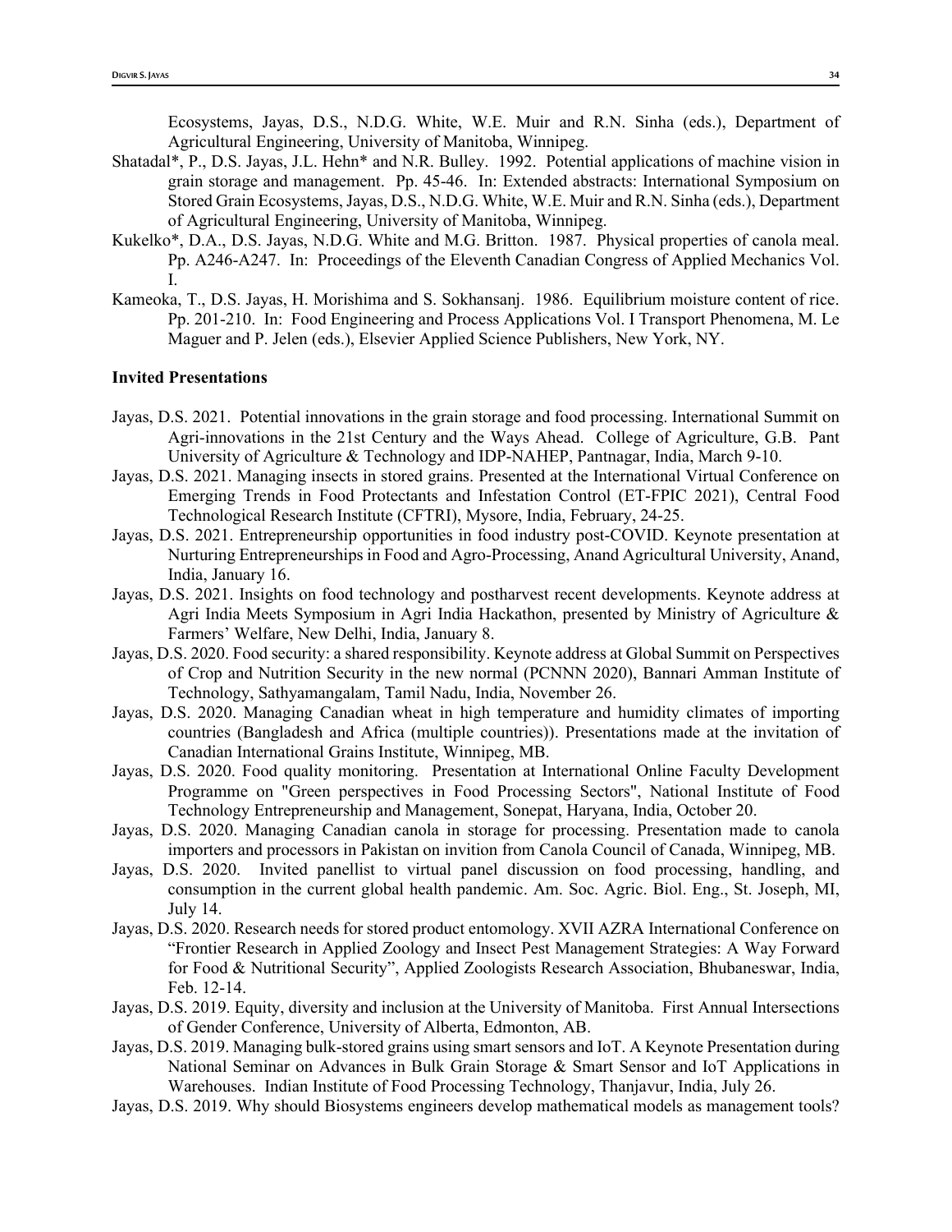Ecosystems, Jayas, D.S., N.D.G. White, W.E. Muir and R.N. Sinha (eds.), Department of Agricultural Engineering, University of Manitoba, Winnipeg.

Shatadal*, P., D.S. Jayas, J.L. Hehn* and N.R. Bulley. 1992. Potential applications of machine vision in grain storage and management. Pp. 45-46. In: Extended abstracts: International Symposium on Stored Grain Ecosystems, Jayas, D.S., N.D.G. White, W.E. Muir and R.N. Sinha (eds.), Department of Agricultural Engineering, University of Manitoba, Winnipeg.

Kukelko*, D.A., D.S. Jayas, N.D.G. White and M.G. Britton. 1987. Physical properties of canola meal. Pp. A246-A247. In: Proceedings of the Eleventh Canadian Congress of Applied Mechanics Vol. I.

Kameoka, T., D.S. Jayas, H. Morishima and S. Sokhansanj. 1986. Equilibrium moisture content of rice. Pp. 201-210. In: Food Engineering and Process Applications Vol. I Transport Phenomena, M. Le Maguer and P. Jelen (eds.), Elsevier Applied Science Publishers, New York, NY.

**Invited Presentations**

Jayas, D.S. 2021. Potential innovations in the grain storage and food processing. International Summit on Agri-innovations in the 21st Century and the Ways Ahead. College of Agriculture, G.B. Pant University of Agriculture & Technology and IDP-NAHEP, Pantnagar, India, March 9-10.

Jayas, D.S. 2021. Managing insects in stored grains. Presented at the International Virtual Conference on Emerging Trends in Food Protectants and Infestation Control (ET-FPIC 2021), Central Food Technological Research Institute (CFTRI), Mysore, India, February, 24-25.

Jayas, D.S. 2021. Entrepreneurship opportunities in food industry post-COVID. Keynote presentation at Nurturing Entrepreneurships in Food and Agro-Processing, Anand Agricultural University, Anand, India, January 16.

Jayas, D.S. 2021. Insights on food technology and postharvest recent developments. Keynote address at Agri India Meets Symposium in Agri India Hackathon, presented by Ministry of Agriculture & Farmers' Welfare, New Delhi, India, January 8.

Jayas, D.S. 2020. Food security: a shared responsibility. Keynote address at Global Summit on Perspectives of Crop and Nutrition Security in the new normal (PCNNN 2020), Bannari Amman Institute of Technology, Sathyamangalam, Tamil Nadu, India, November 26.

Jayas, D.S. 2020. Managing Canadian wheat in high temperature and humidity climates of importing countries (Bangladesh and Africa (multiple countries)). Presentations made at the invitation of Canadian International Grains Institute, Winnipeg, MB.

Jayas, D.S. 2020. Food quality monitoring. Presentation at International Online Faculty Development Programme on "Green perspectives in Food Processing Sectors", National Institute of Food Technology Entrepreneurship and Management, Sonepat, Haryana, India, October 20.

Jayas, D.S. 2020. Managing Canadian canola in storage for processing. Presentation made to canola importers and processors in Pakistan on invition from Canola Council of Canada, Winnipeg, MB.

Jayas, D.S. 2020. Invited panellist to virtual panel discussion on food processing, handling, and consumption in the current global health pandemic. Am. Soc. Agric. Biol. Eng., St. Joseph, MI, July 14.

Jayas, D.S. 2020. Research needs for stored product entomology. XVII AZRA International Conference on "Frontier Research in Applied Zoology and Insect Pest Management Strategies: A Way Forward for Food & Nutritional Security", Applied Zoologists Research Association, Bhubaneswar, India, Feb. 12-14.

Jayas, D.S. 2019. Equity, diversity and inclusion at the University of Manitoba. First Annual Intersections of Gender Conference, University of Alberta, Edmonton, AB.

Jayas, D.S. 2019. Managing bulk-stored grains using smart sensors and IoT. A Keynote Presentation during National Seminar on Advances in Bulk Grain Storage & Smart Sensor and IoT Applications in Warehouses. Indian Institute of Food Processing Technology, Thanjavur, India, July 26.

Jayas, D.S. 2019. Why should Biosystems engineers develop mathematical models as management tools?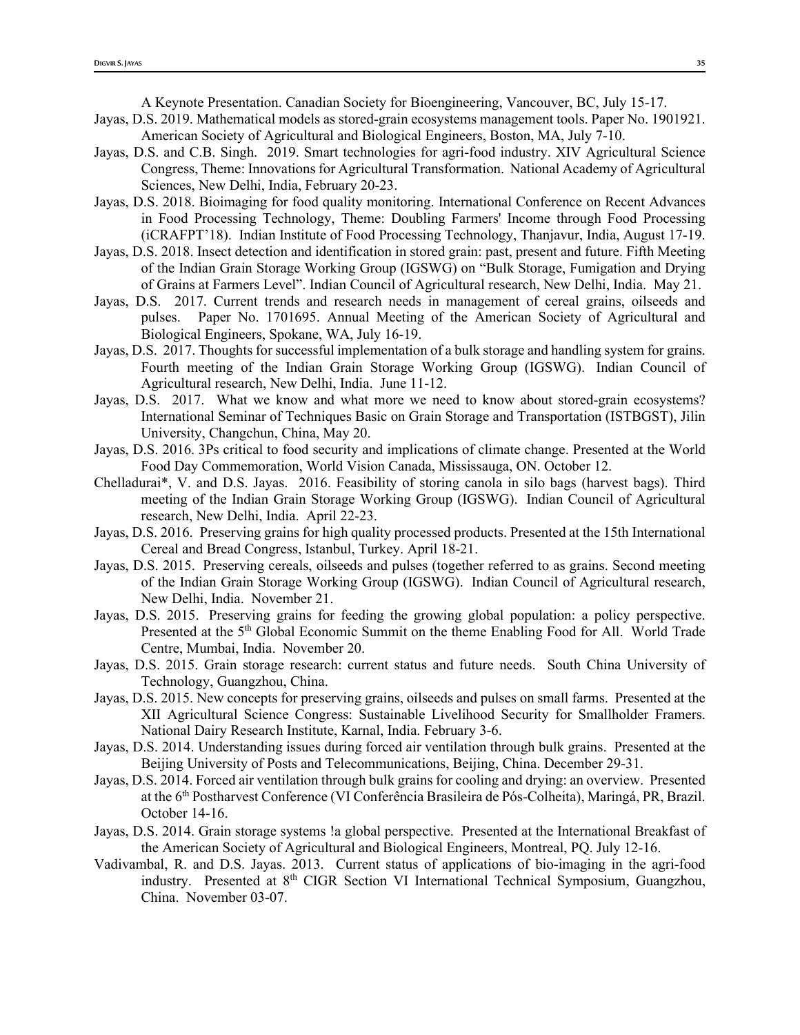A Keynote Presentation. Canadian Society for Bioengineering, Vancouver, BC, July 15-17.

Jayas, D.S. 2019. Mathematical models as stored-grain ecosystems management tools. Paper No. 1901921. American Society of Agricultural and Biological Engineers, Boston, MA, July 7-10.

Jayas, D.S. and C.B. Singh. 2019. Smart technologies for agri-food industry. XIV Agricultural Science Congress, Theme: Innovations for Agricultural Transformation. National Academy of Agricultural Sciences, New Delhi, India, February 20-23.

Jayas, D.S. 2018. Bioimaging for food quality monitoring. International Conference on Recent Advances in Food Processing Technology, Theme: Doubling Farmers' Income through Food Processing (iCRAFPT'18). Indian Institute of Food Processing Technology, Thanjavur, India, August 17-19.

Jayas, D.S. 2018. Insect detection and identification in stored grain: past, present and future. Fifth Meeting of the Indian Grain Storage Working Group (IGSWG) on "Bulk Storage, Fumigation and Drying of Grains at Farmers Level". Indian Council of Agricultural research, New Delhi, India. May 21.

Jayas, D.S. 2017. Current trends and research needs in management of cereal grains, oilseeds and pulses. Paper No. 1701695. Annual Meeting of the American Society of Agricultural and Biological Engineers, Spokane, WA, July 16-19.

Jayas, D.S. 2017. Thoughts for successful implementation of a bulk storage and handling system for grains. Fourth meeting of the Indian Grain Storage Working Group (IGSWG). Indian Council of Agricultural research, New Delhi, India. June 11-12.

Jayas, D.S. 2017. What we know and what more we need to know about stored-grain ecosystems? International Seminar of Techniques Basic on Grain Storage and Transportation (ISTBGST), Jilin University, Changchun, China, May 20.

Jayas, D.S. 2016. 3Ps critical to food security and implications of climate change. Presented at the World Food Day Commemoration, World Vision Canada, Mississauga, ON. October 12.

Chelladurai*, V. and D.S. Jayas. 2016. Feasibility of storing canola in silo bags (harvest bags). Third meeting of the Indian Grain Storage Working Group (IGSWG). Indian Council of Agricultural research, New Delhi, India. April 22-23.

Jayas, D.S. 2016. Preserving grains for high quality processed products. Presented at the 15th International Cereal and Bread Congress, Istanbul, Turkey. April 18-21.

Jayas, D.S. 2015. Preserving cereals, oilseeds and pulses (together referred to as grains. Second meeting of the Indian Grain Storage Working Group (IGSWG). Indian Council of Agricultural research, New Delhi, India. November 21.

Jayas, D.S. 2015. Preserving grains for feeding the growing global population: a policy perspective. Presented at the 5th Global Economic Summit on the theme Enabling Food for All. World Trade Centre, Mumbai, India. November 20.

Jayas, D.S. 2015. Grain storage research: current status and future needs. South China University of Technology, Guangzhou, China.

Jayas, D.S. 2015. New concepts for preserving grains, oilseeds and pulses on small farms. Presented at the XII Agricultural Science Congress: Sustainable Livelihood Security for Smallholder Framers. National Dairy Research Institute, Karnal, India. February 3-6.

Jayas, D.S. 2014. Understanding issues during forced air ventilation through bulk grains. Presented at the Beijing University of Posts and Telecommunications, Beijing, China. December 29-31.

Jayas, D.S. 2014. Forced air ventilation through bulk grains for cooling and drying: an overview. Presented at the 6th Postharvest Conference (VI Conferência Brasileira de Pós-Colheita), Maringá, PR, Brazil. October 14-16.

Jayas, D.S. 2014. Grain storage systems !a global perspective. Presented at the International Breakfast of the American Society of Agricultural and Biological Engineers, Montreal, PQ. July 12-16.

Vadivambal, R. and D.S. Jayas. 2013. Current status of applications of bio-imaging in the agri-food industry. Presented at 8th CIGR Section VI International Technical Symposium, Guangzhou, China. November 03-07.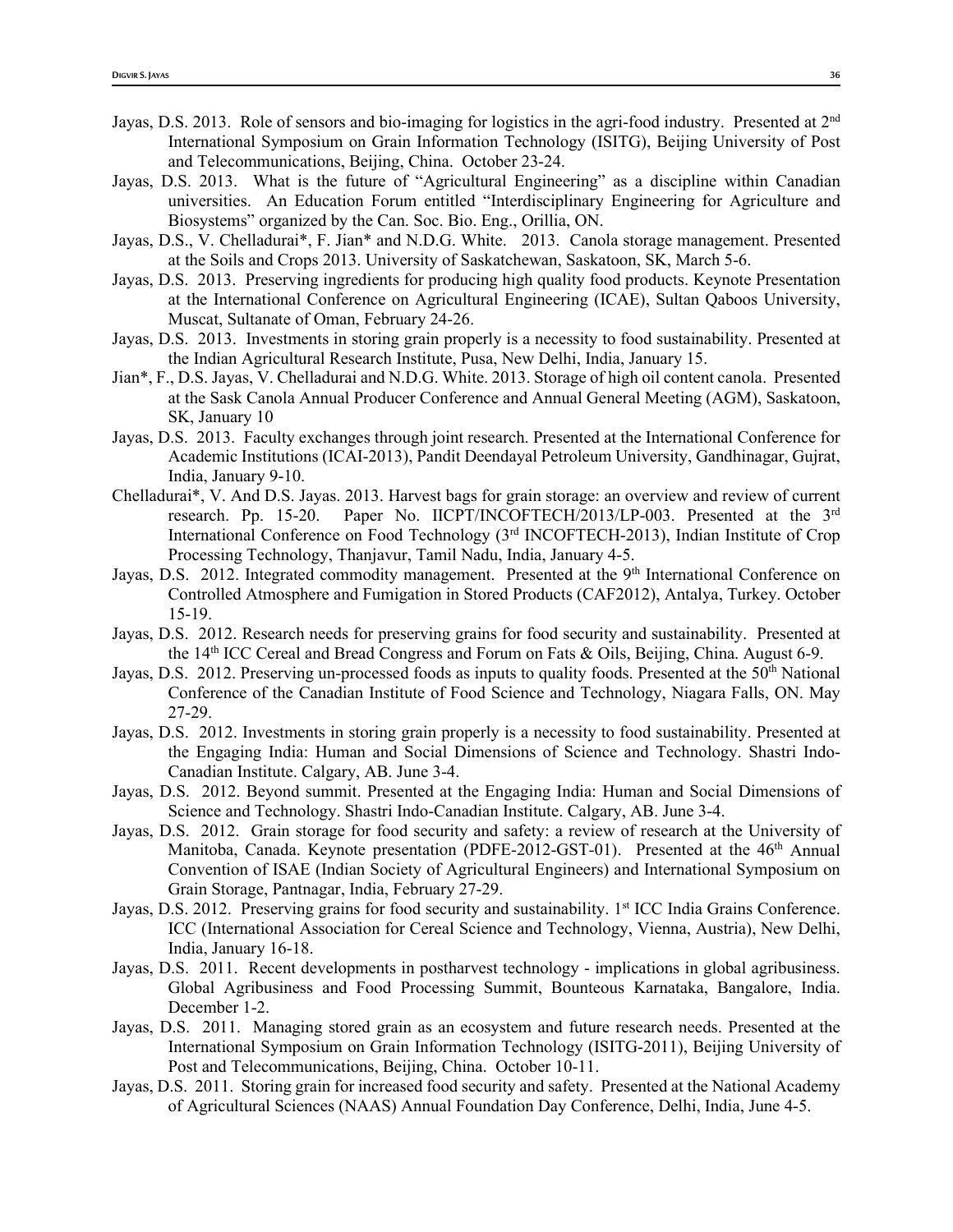Jayas, D.S. 2013. Role of sensors and bio-imaging for logistics in the agri-food industry. Presented at 2nd International Symposium on Grain Information Technology (ISITG), Beijing University of Post and Telecommunications, Beijing, China. October 23-24.

Jayas, D.S. 2013. What is the future of "Agricultural Engineering" as a discipline within Canadian universities. An Education Forum entitled "Interdisciplinary Engineering for Agriculture and Biosystems" organized by the Can. Soc. Bio. Eng., Orillia, ON.

Jayas, D.S., V. Chelladurai*, F. Jian* and N.D.G. White. 2013. Canola storage management. Presented at the Soils and Crops 2013. University of Saskatchewan, Saskatoon, SK, March 5-6.

Jayas, D.S. 2013. Preserving ingredients for producing high quality food products. Keynote Presentation at the International Conference on Agricultural Engineering (ICAE), Sultan Qaboos University, Muscat, Sultanate of Oman, February 24-26.

Jayas, D.S. 2013. Investments in storing grain properly is a necessity to food sustainability. Presented at the Indian Agricultural Research Institute, Pusa, New Delhi, India, January 15.

Jian*, F., D.S. Jayas, V. Chelladurai and N.D.G. White. 2013. Storage of high oil content canola. Presented at the Sask Canola Annual Producer Conference and Annual General Meeting (AGM), Saskatoon, SK, January 10

Jayas, D.S. 2013. Faculty exchanges through joint research. Presented at the International Conference for Academic Institutions (ICAI-2013), Pandit Deendayal Petroleum University, Gandhinagar, Gujrat, India, January 9-10.

Chelladurai*, V. And D.S. Jayas. 2013. Harvest bags for grain storage: an overview and review of current research. Pp. 15-20. Paper No. IICPT/INCOFTECH/2013/LP-003. Presented at the 3rd International Conference on Food Technology (3rd INCOFTECH-2013), Indian Institute of Crop Processing Technology, Thanjavur, Tamil Nadu, India, January 4-5.

Jayas, D.S. 2012. Integrated commodity management. Presented at the 9th International Conference on Controlled Atmosphere and Fumigation in Stored Products (CAF2012), Antalya, Turkey. October 15-19.

Jayas, D.S. 2012. Research needs for preserving grains for food security and sustainability. Presented at the 14th ICC Cereal and Bread Congress and Forum on Fats & Oils, Beijing, China. August 6-9.

Jayas, D.S. 2012. Preserving un-processed foods as inputs to quality foods. Presented at the 50th National Conference of the Canadian Institute of Food Science and Technology, Niagara Falls, ON. May 27-29.

Jayas, D.S. 2012. Investments in storing grain properly is a necessity to food sustainability. Presented at the Engaging India: Human and Social Dimensions of Science and Technology. Shastri Indo-Canadian Institute. Calgary, AB. June 3-4.

Jayas, D.S. 2012. Beyond summit. Presented at the Engaging India: Human and Social Dimensions of Science and Technology. Shastri Indo-Canadian Institute. Calgary, AB. June 3-4.

Jayas, D.S. 2012. Grain storage for food security and safety: a review of research at the University of Manitoba, Canada. Keynote presentation (PDFE-2012-GST-01). Presented at the 46th Annual Convention of ISAE (Indian Society of Agricultural Engineers) and International Symposium on Grain Storage, Pantnagar, India, February 27-29.

Jayas, D.S. 2012. Preserving grains for food security and sustainability. 1st ICC India Grains Conference. ICC (International Association for Cereal Science and Technology, Vienna, Austria), New Delhi, India, January 16-18.

Jayas, D.S. 2011. Recent developments in postharvest technology - implications in global agribusiness. Global Agribusiness and Food Processing Summit, Bounteous Karnataka, Bangalore, India. December 1-2.

Jayas, D.S. 2011. Managing stored grain as an ecosystem and future research needs. Presented at the International Symposium on Grain Information Technology (ISITG-2011), Beijing University of Post and Telecommunications, Beijing, China. October 10-11.

Jayas, D.S. 2011. Storing grain for increased food security and safety. Presented at the National Academy of Agricultural Sciences (NAAS) Annual Foundation Day Conference, Delhi, India, June 4-5.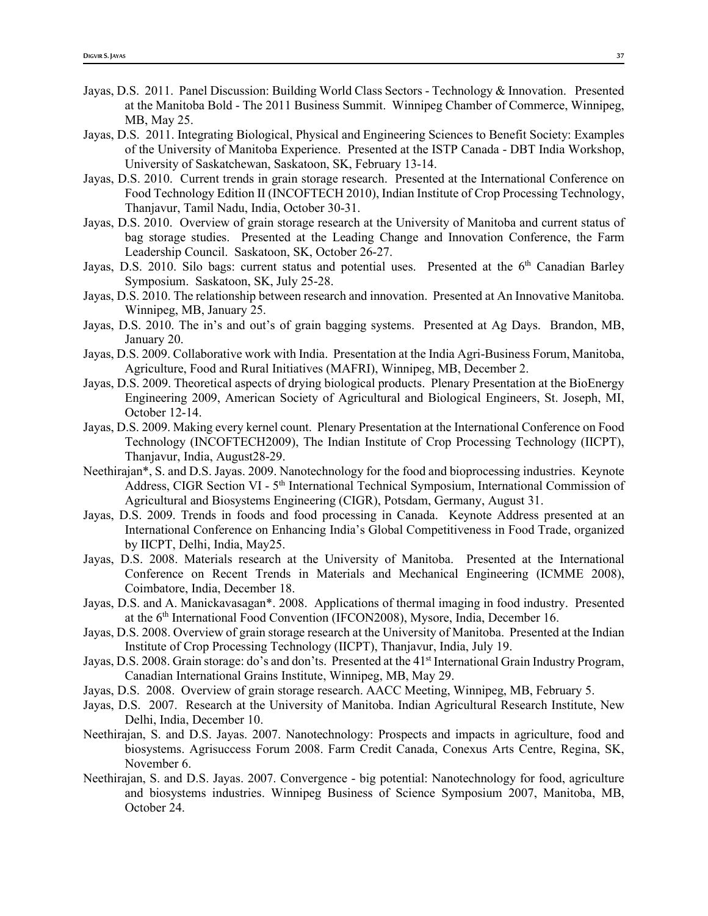Jayas, D.S. 2011. Panel Discussion: Building World Class Sectors - Technology & Innovation. Presented at the Manitoba Bold - The 2011 Business Summit. Winnipeg Chamber of Commerce, Winnipeg, MB, May 25.

Jayas, D.S. 2011. Integrating Biological, Physical and Engineering Sciences to Benefit Society: Examples of the University of Manitoba Experience. Presented at the ISTP Canada - DBT India Workshop, University of Saskatchewan, Saskatoon, SK, February 13-14.

Jayas, D.S. 2010. Current trends in grain storage research. Presented at the International Conference on Food Technology Edition II (INCOFTECH 2010), Indian Institute of Crop Processing Technology, Thanjavur, Tamil Nadu, India, October 30-31.

Jayas, D.S. 2010. Overview of grain storage research at the University of Manitoba and current status of bag storage studies. Presented at the Leading Change and Innovation Conference, the Farm Leadership Council. Saskatoon, SK, October 26-27.

Jayas, D.S. 2010. Silo bags: current status and potential uses. Presented at the 6th Canadian Barley Symposium. Saskatoon, SK, July 25-28.

Jayas, D.S. 2010. The relationship between research and innovation. Presented at An Innovative Manitoba. Winnipeg, MB, January 25.

Jayas, D.S. 2010. The in's and out's of grain bagging systems. Presented at Ag Days. Brandon, MB, January 20.

Jayas, D.S. 2009. Collaborative work with India. Presentation at the India Agri-Business Forum, Manitoba, Agriculture, Food and Rural Initiatives (MAFRI), Winnipeg, MB, December 2.

Jayas, D.S. 2009. Theoretical aspects of drying biological products. Plenary Presentation at the BioEnergy Engineering 2009, American Society of Agricultural and Biological Engineers, St. Joseph, MI, October 12-14.

Jayas, D.S. 2009. Making every kernel count. Plenary Presentation at the International Conference on Food Technology (INCOFTECH2009), The Indian Institute of Crop Processing Technology (IICPT), Thanjavur, India, August28-29.

Neethirajan*, S. and D.S. Jayas. 2009. Nanotechnology for the food and bioprocessing industries. Keynote Address, CIGR Section VI - 5th International Technical Symposium, International Commission of Agricultural and Biosystems Engineering (CIGR), Potsdam, Germany, August 31.

Jayas, D.S. 2009. Trends in foods and food processing in Canada. Keynote Address presented at an International Conference on Enhancing India's Global Competitiveness in Food Trade, organized by IICPT, Delhi, India, May25.

Jayas, D.S. 2008. Materials research at the University of Manitoba. Presented at the International Conference on Recent Trends in Materials and Mechanical Engineering (ICMME 2008), Coimbatore, India, December 18.

Jayas, D.S. and A. Manickavasagan*. 2008. Applications of thermal imaging in food industry. Presented at the 6th International Food Convention (IFCON2008), Mysore, India, December 16.

Jayas, D.S. 2008. Overview of grain storage research at the University of Manitoba. Presented at the Indian Institute of Crop Processing Technology (IICPT), Thanjavur, India, July 19.

Jayas, D.S. 2008. Grain storage: do's and don'ts. Presented at the 41st International Grain Industry Program, Canadian International Grains Institute, Winnipeg, MB, May 29.

Jayas, D.S. 2008. Overview of grain storage research. AACC Meeting, Winnipeg, MB, February 5.

Jayas, D.S. 2007. Research at the University of Manitoba. Indian Agricultural Research Institute, New Delhi, India, December 10.

Neethirajan, S. and D.S. Jayas. 2007. Nanotechnology: Prospects and impacts in agriculture, food and biosystems. Agrisuccess Forum 2008. Farm Credit Canada, Conexus Arts Centre, Regina, SK, November 6.

Neethirajan, S. and D.S. Jayas. 2007. Convergence - big potential: Nanotechnology for food, agriculture and biosystems industries. Winnipeg Business of Science Symposium 2007, Manitoba, MB, October 24.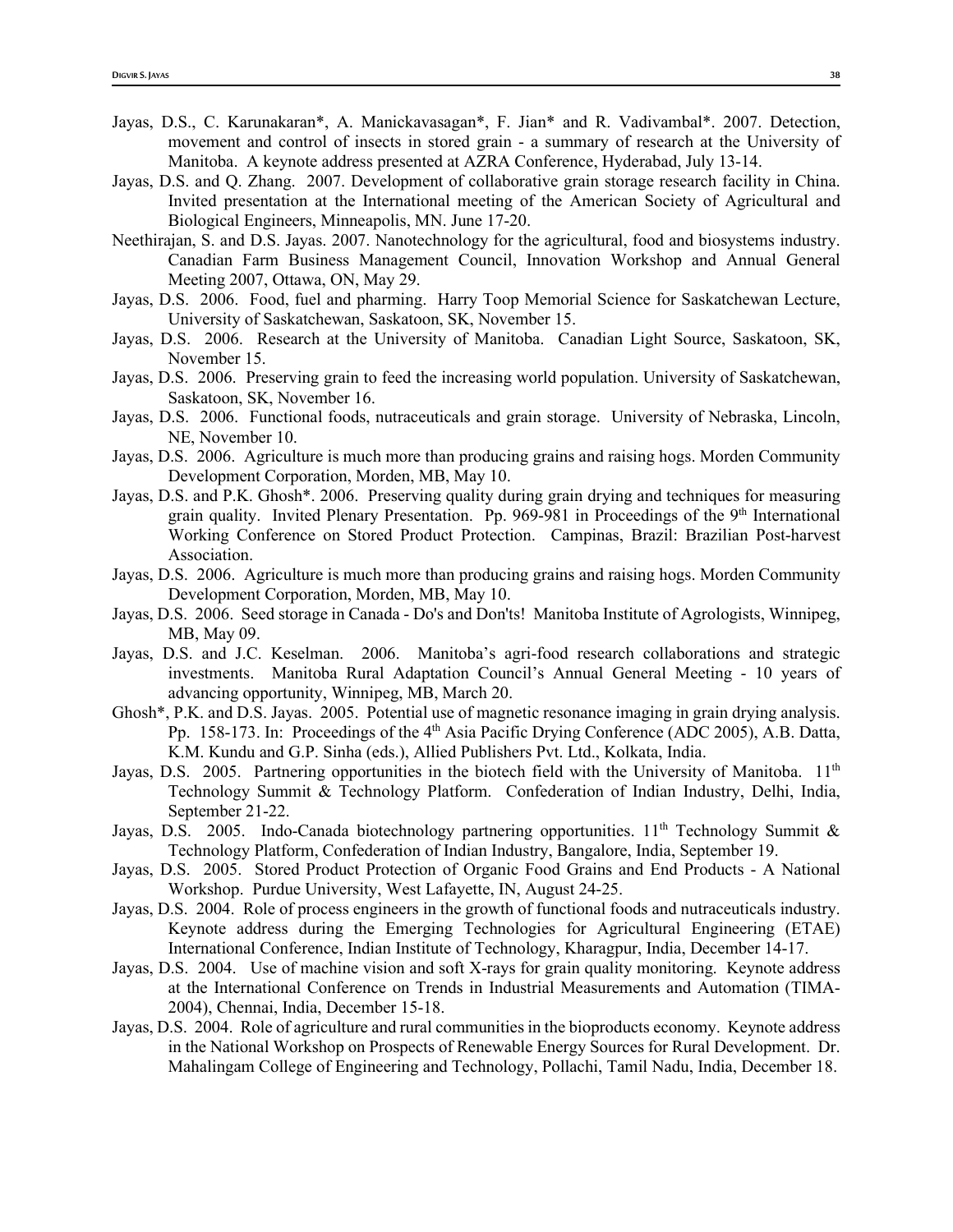Jayas, D.S., C. Karunakaran*, A. Manickavasagan*, F. Jian* and R. Vadivambal*. 2007. Detection, movement and control of insects in stored grain - a summary of research at the University of Manitoba. A keynote address presented at AZRA Conference, Hyderabad, July 13-14.

Jayas, D.S. and Q. Zhang. 2007. Development of collaborative grain storage research facility in China. Invited presentation at the International meeting of the American Society of Agricultural and Biological Engineers, Minneapolis, MN. June 17-20.

Neethirajan, S. and D.S. Jayas. 2007. Nanotechnology for the agricultural, food and biosystems industry. Canadian Farm Business Management Council, Innovation Workshop and Annual General Meeting 2007, Ottawa, ON, May 29.

Jayas, D.S. 2006. Food, fuel and pharming. Harry Toop Memorial Science for Saskatchewan Lecture, University of Saskatchewan, Saskatoon, SK, November 15.

Jayas, D.S. 2006. Research at the University of Manitoba. Canadian Light Source, Saskatoon, SK, November 15.

Jayas, D.S. 2006. Preserving grain to feed the increasing world population. University of Saskatchewan, Saskatoon, SK, November 16.

Jayas, D.S. 2006. Functional foods, nutraceuticals and grain storage. University of Nebraska, Lincoln, NE, November 10.

Jayas, D.S. 2006. Agriculture is much more than producing grains and raising hogs. Morden Community Development Corporation, Morden, MB, May 10.

Jayas, D.S. and P.K. Ghosh*. 2006. Preserving quality during grain drying and techniques for measuring grain quality. Invited Plenary Presentation. Pp. 969-981 in Proceedings of the 9th International Working Conference on Stored Product Protection. Campinas, Brazil: Brazilian Post-harvest Association.

Jayas, D.S. 2006. Agriculture is much more than producing grains and raising hogs. Morden Community Development Corporation, Morden, MB, May 10.

Jayas, D.S. 2006. Seed storage in Canada - Do's and Don'ts! Manitoba Institute of Agrologists, Winnipeg, MB, May 09.

Jayas, D.S. and J.C. Keselman. 2006. Manitoba's agri-food research collaborations and strategic investments. Manitoba Rural Adaptation Council's Annual General Meeting - 10 years of advancing opportunity, Winnipeg, MB, March 20.

Ghosh*, P.K. and D.S. Jayas. 2005. Potential use of magnetic resonance imaging in grain drying analysis. Pp. 158-173. In: Proceedings of the 4th Asia Pacific Drying Conference (ADC 2005), A.B. Datta, K.M. Kundu and G.P. Sinha (eds.), Allied Publishers Pvt. Ltd., Kolkata, India.

Jayas, D.S. 2005. Partnering opportunities in the biotech field with the University of Manitoba. 11th Technology Summit & Technology Platform. Confederation of Indian Industry, Delhi, India, September 21-22.

Jayas, D.S. 2005. Indo-Canada biotechnology partnering opportunities. 11th Technology Summit & Technology Platform, Confederation of Indian Industry, Bangalore, India, September 19.

Jayas, D.S. 2005. Stored Product Protection of Organic Food Grains and End Products - A National Workshop. Purdue University, West Lafayette, IN, August 24-25.

Jayas, D.S. 2004. Role of process engineers in the growth of functional foods and nutraceuticals industry. Keynote address during the Emerging Technologies for Agricultural Engineering (ETAE) International Conference, Indian Institute of Technology, Kharagpur, India, December 14-17.

Jayas, D.S. 2004. Use of machine vision and soft X-rays for grain quality monitoring. Keynote address at the International Conference on Trends in Industrial Measurements and Automation (TIMA-2004), Chennai, India, December 15-18.

Jayas, D.S. 2004. Role of agriculture and rural communities in the bioproducts economy. Keynote address in the National Workshop on Prospects of Renewable Energy Sources for Rural Development. Dr. Mahalingam College of Engineering and Technology, Pollachi, Tamil Nadu, India, December 18.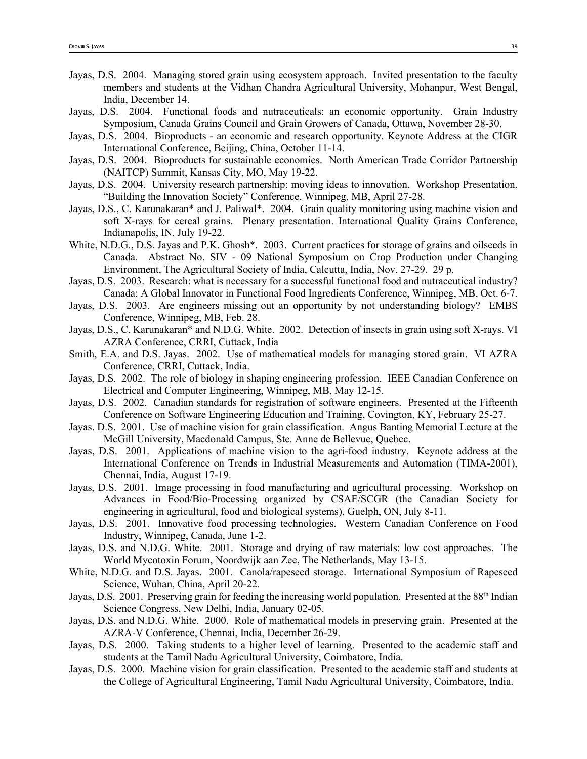Jayas, D.S. 2004. Managing stored grain using ecosystem approach. Invited presentation to the faculty members and students at the Vidhan Chandra Agricultural University, Mohanpur, West Bengal, India, December 14.

Jayas, D.S. 2004. Functional foods and nutraceuticals: an economic opportunity. Grain Industry Symposium, Canada Grains Council and Grain Growers of Canada, Ottawa, November 28-30.

Jayas, D.S. 2004. Bioproducts - an economic and research opportunity. Keynote Address at the CIGR International Conference, Beijing, China, October 11-14.

Jayas, D.S. 2004. Bioproducts for sustainable economies. North American Trade Corridor Partnership (NAITCP) Summit, Kansas City, MO, May 19-22.

Jayas, D.S. 2004. University research partnership: moving ideas to innovation. Workshop Presentation. "Building the Innovation Society" Conference, Winnipeg, MB, April 27-28.

Jayas, D.S., C. Karunakaran* and J. Paliwal*. 2004. Grain quality monitoring using machine vision and soft X-rays for cereal grains. Plenary presentation. International Quality Grains Conference, Indianapolis, IN, July 19-22.

White, N.D.G., D.S. Jayas and P.K. Ghosh*. 2003. Current practices for storage of grains and oilseeds in Canada. Abstract No. SIV - 09 National Symposium on Crop Production under Changing Environment, The Agricultural Society of India, Calcutta, India, Nov. 27-29. 29 p.

Jayas, D.S. 2003. Research: what is necessary for a successful functional food and nutraceutical industry? Canada: A Global Innovator in Functional Food Ingredients Conference, Winnipeg, MB, Oct. 6-7.

Jayas, D.S. 2003. Are engineers missing out an opportunity by not understanding biology? EMBS Conference, Winnipeg, MB, Feb. 28.

Jayas, D.S., C. Karunakaran* and N.D.G. White. 2002. Detection of insects in grain using soft X-rays. VI AZRA Conference, CRRI, Cuttack, India

Smith, E.A. and D.S. Jayas. 2002. Use of mathematical models for managing stored grain. VI AZRA Conference, CRRI, Cuttack, India.

Jayas, D.S. 2002. The role of biology in shaping engineering profession. IEEE Canadian Conference on Electrical and Computer Engineering, Winnipeg, MB, May 12-15.

Jayas, D.S. 2002. Canadian standards for registration of software engineers. Presented at the Fifteenth Conference on Software Engineering Education and Training, Covington, KY, February 25-27.

Jayas. D.S. 2001. Use of machine vision for grain classification. Angus Banting Memorial Lecture at the McGill University, Macdonald Campus, Ste. Anne de Bellevue, Quebec.

Jayas, D.S. 2001. Applications of machine vision to the agri-food industry. Keynote address at the International Conference on Trends in Industrial Measurements and Automation (TIMA-2001), Chennai, India, August 17-19.

Jayas, D.S. 2001. Image processing in food manufacturing and agricultural processing. Workshop on Advances in Food/Bio-Processing organized by CSAE/SCGR (the Canadian Society for engineering in agricultural, food and biological systems), Guelph, ON, July 8-11.

Jayas, D.S. 2001. Innovative food processing technologies. Western Canadian Conference on Food Industry, Winnipeg, Canada, June 1-2.

Jayas, D.S. and N.D.G. White. 2001. Storage and drying of raw materials: low cost approaches. The World Mycotoxin Forum, Noordwijk aan Zee, The Netherlands, May 13-15.

White, N.D.G. and D.S. Jayas. 2001. Canola/rapeseed storage. International Symposium of Rapeseed Science, Wuhan, China, April 20-22.

Jayas, D.S. 2001. Preserving grain for feeding the increasing world population. Presented at the 88th Indian Science Congress, New Delhi, India, January 02-05.

Jayas, D.S. and N.D.G. White. 2000. Role of mathematical models in preserving grain. Presented at the AZRA-V Conference, Chennai, India, December 26-29.

Jayas, D.S. 2000. Taking students to a higher level of learning. Presented to the academic staff and students at the Tamil Nadu Agricultural University, Coimbatore, India.

Jayas, D.S. 2000. Machine vision for grain classification. Presented to the academic staff and students at the College of Agricultural Engineering, Tamil Nadu Agricultural University, Coimbatore, India.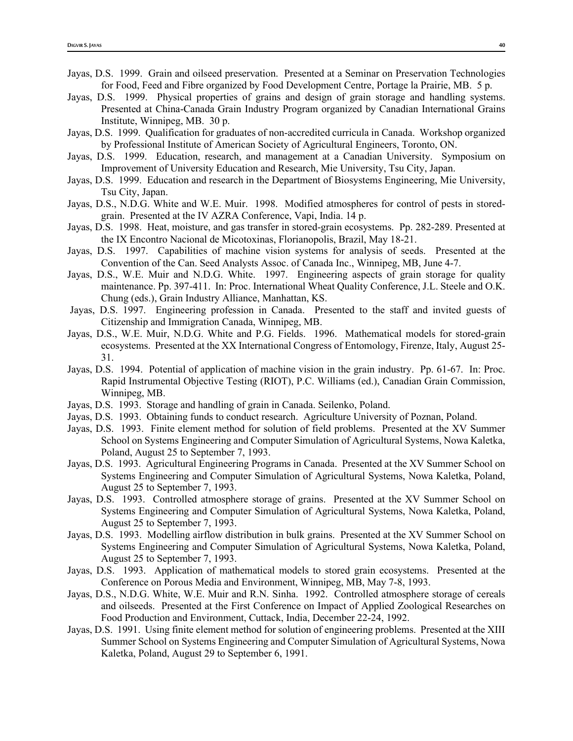Jayas, D.S. 1999. Grain and oilseed preservation. Presented at a Seminar on Preservation Technologies for Food, Feed and Fibre organized by Food Development Centre, Portage la Prairie, MB. 5 p.

Jayas, D.S. 1999. Physical properties of grains and design of grain storage and handling systems. Presented at China-Canada Grain Industry Program organized by Canadian International Grains Institute, Winnipeg, MB. 30 p.

Jayas, D.S. 1999. Qualification for graduates of non-accredited curricula in Canada. Workshop organized by Professional Institute of American Society of Agricultural Engineers, Toronto, ON.

Jayas, D.S. 1999. Education, research, and management at a Canadian University. Symposium on Improvement of University Education and Research, Mie University, Tsu City, Japan.

Jayas, D.S. 1999. Education and research in the Department of Biosystems Engineering, Mie University, Tsu City, Japan.

Jayas, D.S., N.D.G. White and W.E. Muir. 1998. Modified atmospheres for control of pests in stored-grain. Presented at the IV AZRA Conference, Vapi, India. 14 p.

Jayas, D.S. 1998. Heat, moisture, and gas transfer in stored-grain ecosystems. Pp. 282-289. Presented at the IX Encontro Nacional de Micotoxinas, Florianopolis, Brazil, May 18-21.

Jayas, D.S. 1997. Capabilities of machine vision systems for analysis of seeds. Presented at the Convention of the Can. Seed Analysts Assoc. of Canada Inc., Winnipeg, MB, June 4-7.

Jayas, D.S., W.E. Muir and N.D.G. White. 1997. Engineering aspects of grain storage for quality maintenance. Pp. 397-411. In: Proc. International Wheat Quality Conference, J.L. Steele and O.K. Chung (eds.), Grain Industry Alliance, Manhattan, KS.

Jayas, D.S. 1997. Engineering profession in Canada. Presented to the staff and invited guests of Citizenship and Immigration Canada, Winnipeg, MB.

Jayas, D.S., W.E. Muir, N.D.G. White and P.G. Fields. 1996. Mathematical models for stored-grain ecosystems. Presented at the XX International Congress of Entomology, Firenze, Italy, August 25-31.

Jayas, D.S. 1994. Potential of application of machine vision in the grain industry. Pp. 61-67. In: Proc. Rapid Instrumental Objective Testing (RIOT), P.C. Williams (ed.), Canadian Grain Commission, Winnipeg, MB.

Jayas, D.S. 1993. Storage and handling of grain in Canada. Seilenko, Poland.

Jayas, D.S. 1993. Obtaining funds to conduct research. Agriculture University of Poznan, Poland.

Jayas, D.S. 1993. Finite element method for solution of field problems. Presented at the XV Summer School on Systems Engineering and Computer Simulation of Agricultural Systems, Nowa Kaletka, Poland, August 25 to September 7, 1993.

Jayas, D.S. 1993. Agricultural Engineering Programs in Canada. Presented at the XV Summer School on Systems Engineering and Computer Simulation of Agricultural Systems, Nowa Kaletka, Poland, August 25 to September 7, 1993.

Jayas, D.S. 1993. Controlled atmosphere storage of grains. Presented at the XV Summer School on Systems Engineering and Computer Simulation of Agricultural Systems, Nowa Kaletka, Poland, August 25 to September 7, 1993.

Jayas, D.S. 1993. Modelling airflow distribution in bulk grains. Presented at the XV Summer School on Systems Engineering and Computer Simulation of Agricultural Systems, Nowa Kaletka, Poland, August 25 to September 7, 1993.

Jayas, D.S. 1993. Application of mathematical models to stored grain ecosystems. Presented at the Conference on Porous Media and Environment, Winnipeg, MB, May 7-8, 1993.

Jayas, D.S., N.D.G. White, W.E. Muir and R.N. Sinha. 1992. Controlled atmosphere storage of cereals and oilseeds. Presented at the First Conference on Impact of Applied Zoological Researches on Food Production and Environment, Cuttack, India, December 22-24, 1992.

Jayas, D.S. 1991. Using finite element method for solution of engineering problems. Presented at the XIII Summer School on Systems Engineering and Computer Simulation of Agricultural Systems, Nowa Kaletka, Poland, August 29 to September 6, 1991.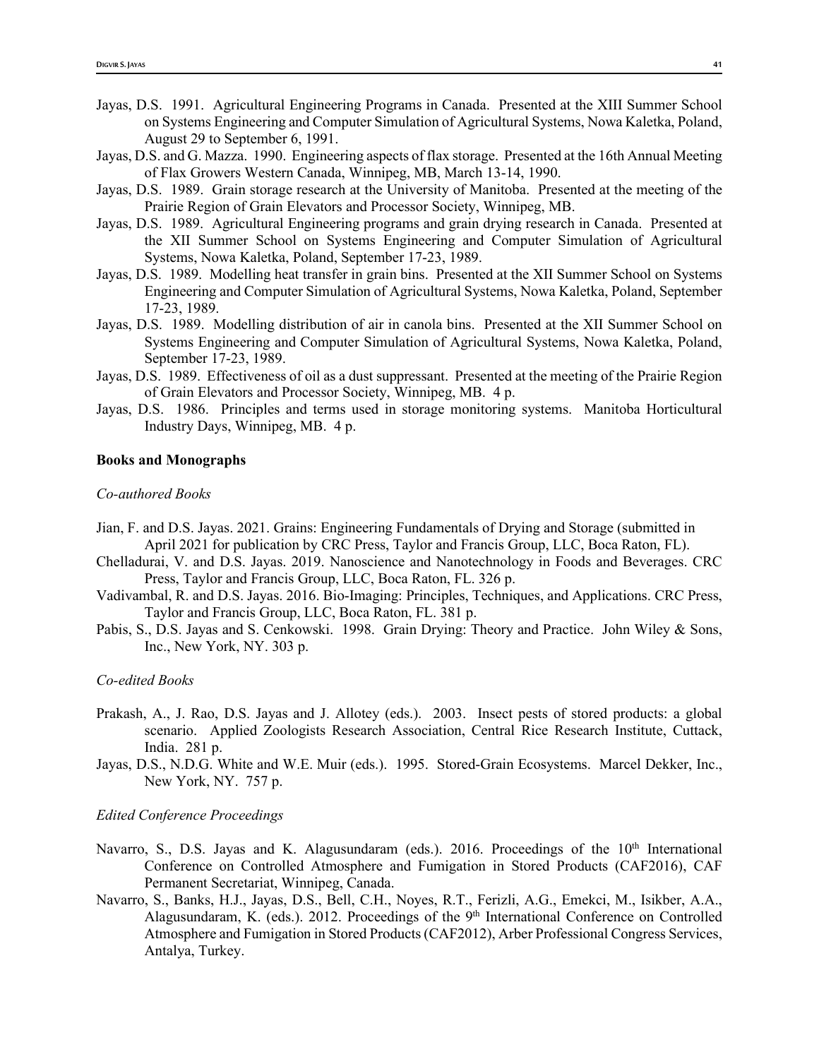Jayas, D.S. 1991. Agricultural Engineering Programs in Canada. Presented at the XIII Summer School on Systems Engineering and Computer Simulation of Agricultural Systems, Nowa Kaletka, Poland, August 29 to September 6, 1991.

Jayas, D.S. and G. Mazza. 1990. Engineering aspects of flax storage. Presented at the 16th Annual Meeting of Flax Growers Western Canada, Winnipeg, MB, March 13-14, 1990.

Jayas, D.S. 1989. Grain storage research at the University of Manitoba. Presented at the meeting of the Prairie Region of Grain Elevators and Processor Society, Winnipeg, MB.

Jayas, D.S. 1989. Agricultural Engineering programs and grain drying research in Canada. Presented at the XII Summer School on Systems Engineering and Computer Simulation of Agricultural Systems, Nowa Kaletka, Poland, September 17-23, 1989.

Jayas, D.S. 1989. Modelling heat transfer in grain bins. Presented at the XII Summer School on Systems Engineering and Computer Simulation of Agricultural Systems, Nowa Kaletka, Poland, September 17-23, 1989.

Jayas, D.S. 1989. Modelling distribution of air in canola bins. Presented at the XII Summer School on Systems Engineering and Computer Simulation of Agricultural Systems, Nowa Kaletka, Poland, September 17-23, 1989.

Jayas, D.S. 1989. Effectiveness of oil as a dust suppressant. Presented at the meeting of the Prairie Region of Grain Elevators and Processor Society, Winnipeg, MB. 4 p.

Jayas, D.S. 1986. Principles and terms used in storage monitoring systems. Manitoba Horticultural Industry Days, Winnipeg, MB. 4 p.

**Books and Monographs**

*Co-authored Books*

Jian, F. and D.S. Jayas. 2021. Grains: Engineering Fundamentals of Drying and Storage (submitted in April 2021 for publication by CRC Press, Taylor and Francis Group, LLC, Boca Raton, FL).

Chelladurai, V. and D.S. Jayas. 2019. Nanoscience and Nanotechnology in Foods and Beverages. CRC Press, Taylor and Francis Group, LLC, Boca Raton, FL. 326 p.

Vadivambal, R. and D.S. Jayas. 2016. Bio-Imaging: Principles, Techniques, and Applications. CRC Press, Taylor and Francis Group, LLC, Boca Raton, FL. 381 p.

Pabis, S., D.S. Jayas and S. Cenkowski. 1998. Grain Drying: Theory and Practice. John Wiley & Sons, Inc., New York, NY. 303 p.

*Co-edited Books*

Prakash, A., J. Rao, D.S. Jayas and J. Allotey (eds.). 2003. Insect pests of stored products: a global scenario. Applied Zoologists Research Association, Central Rice Research Institute, Cuttack, India. 281 p.

Jayas, D.S., N.D.G. White and W.E. Muir (eds.). 1995. Stored-Grain Ecosystems. Marcel Dekker, Inc., New York, NY. 757 p.

*Edited Conference Proceedings*

Navarro, S., D.S. Jayas and K. Alagusundaram (eds.). 2016. Proceedings of the 10th International Conference on Controlled Atmosphere and Fumigation in Stored Products (CAF2016), CAF Permanent Secretariat, Winnipeg, Canada.

Navarro, S., Banks, H.J., Jayas, D.S., Bell, C.H., Noyes, R.T., Ferizli, A.G., Emekci, M., Isikber, A.A., Alagusundaram, K. (eds.). 2012. Proceedings of the 9th International Conference on Controlled Atmosphere and Fumigation in Stored Products (CAF2012), Arber Professional Congress Services, Antalya, Turkey.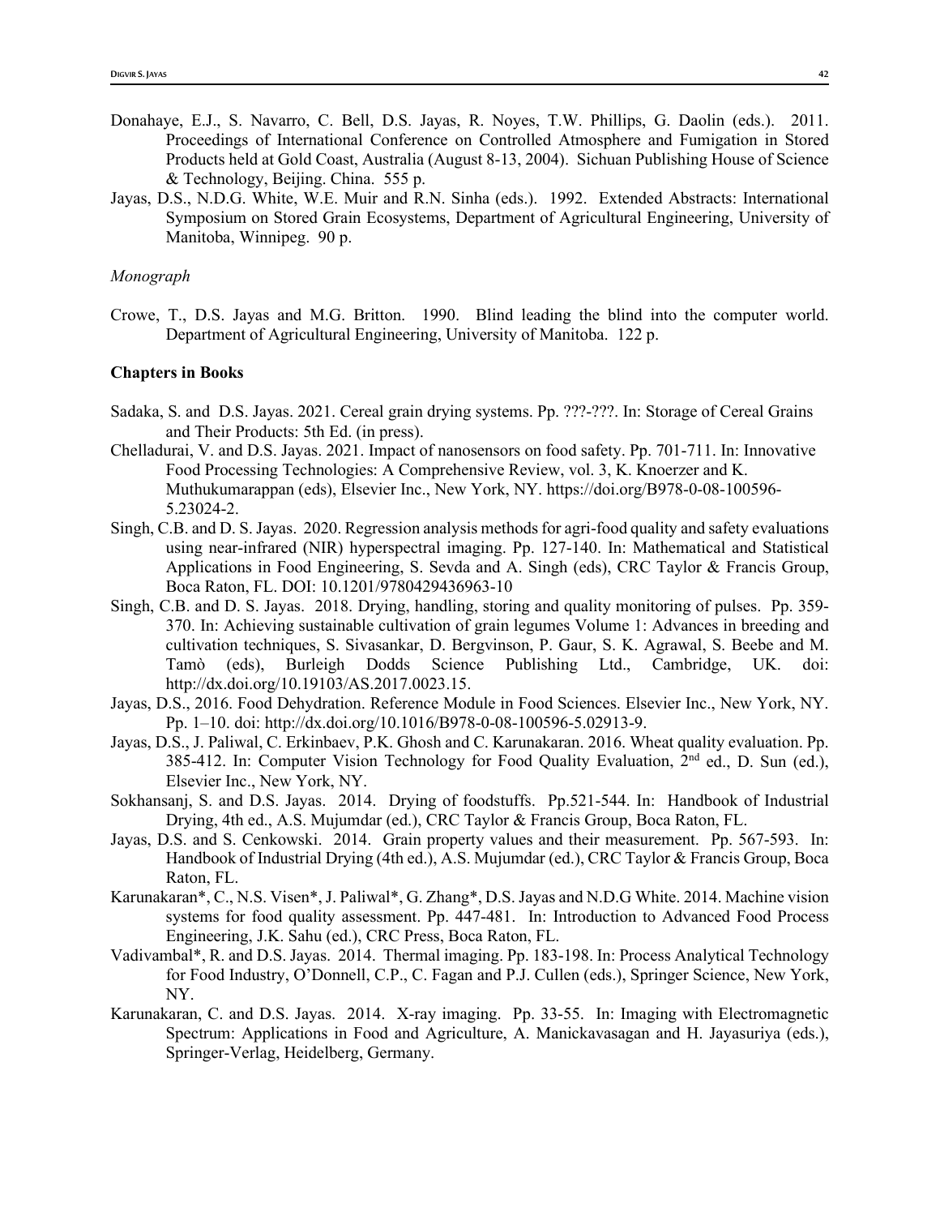Donahaye, E.J., S. Navarro, C. Bell, D.S. Jayas, R. Noyes, T.W. Phillips, G. Daolin (eds.). 2011. Proceedings of International Conference on Controlled Atmosphere and Fumigation in Stored Products held at Gold Coast, Australia (August 8-13, 2004). Sichuan Publishing House of Science & Technology, Beijing. China. 555 p.

Jayas, D.S., N.D.G. White, W.E. Muir and R.N. Sinha (eds.). 1992. Extended Abstracts: International Symposium on Stored Grain Ecosystems, Department of Agricultural Engineering, University of Manitoba, Winnipeg. 90 p.

*Monograph*

Crowe, T., D.S. Jayas and M.G. Britton. 1990. Blind leading the blind into the computer world. Department of Agricultural Engineering, University of Manitoba. 122 p.

**Chapters in Books**

Sadaka, S. and D.S. Jayas. 2021. Cereal grain drying systems. Pp. ???-???. In: Storage of Cereal Grains and Their Products: 5th Ed. (in press).

Chelladurai, V. and D.S. Jayas. 2021. Impact of nanosensors on food safety. Pp. 701-711. In: Innovative Food Processing Technologies: A Comprehensive Review, vol. 3, K. Knoerzer and K. Muthukumarappan (eds), Elsevier Inc., New York, NY. https://doi.org/B978-0-08-100596-5.23024-2.

Singh, C.B. and D. S. Jayas. 2020. Regression analysis methods for agri-food quality and safety evaluations using near-infrared (NIR) hyperspectral imaging. Pp. 127-140. In: Mathematical and Statistical Applications in Food Engineering, S. Sevda and A. Singh (eds), CRC Taylor & Francis Group, Boca Raton, FL. DOI: 10.1201/9780429436963-10

Singh, C.B. and D. S. Jayas. 2018. Drying, handling, storing and quality monitoring of pulses. Pp. 359-370. In: Achieving sustainable cultivation of grain legumes Volume 1: Advances in breeding and cultivation techniques, S. Sivasankar, D. Bergvinson, P. Gaur, S. K. Agrawal, S. Beebe and M. Tamò (eds), Burleigh Dodds Science Publishing Ltd., Cambridge, UK. doi: http://dx.doi.org/10.19103/AS.2017.0023.15.

Jayas, D.S., 2016. Food Dehydration. Reference Module in Food Sciences. Elsevier Inc., New York, NY. Pp. 1–10. doi: http://dx.doi.org/10.1016/B978-0-08-100596-5.02913-9.

Jayas, D.S., J. Paliwal, C. Erkinbaev, P.K. Ghosh and C. Karunakaran. 2016. Wheat quality evaluation. Pp. 385-412. In: Computer Vision Technology for Food Quality Evaluation, 2nd ed., D. Sun (ed.), Elsevier Inc., New York, NY.

Sokhansanj, S. and D.S. Jayas. 2014. Drying of foodstuffs. Pp.521-544. In: Handbook of Industrial Drying, 4th ed., A.S. Mujumdar (ed.), CRC Taylor & Francis Group, Boca Raton, FL.

Jayas, D.S. and S. Cenkowski. 2014. Grain property values and their measurement. Pp. 567-593. In: Handbook of Industrial Drying (4th ed.), A.S. Mujumdar (ed.), CRC Taylor & Francis Group, Boca Raton, FL.

Karunakaran*, C., N.S. Visen*, J. Paliwal*, G. Zhang*, D.S. Jayas and N.D.G White. 2014. Machine vision systems for food quality assessment. Pp. 447-481. In: Introduction to Advanced Food Process Engineering, J.K. Sahu (ed.), CRC Press, Boca Raton, FL.

Vadivambal*, R. and D.S. Jayas. 2014. Thermal imaging. Pp. 183-198. In: Process Analytical Technology for Food Industry, O'Donnell, C.P., C. Fagan and P.J. Cullen (eds.), Springer Science, New York, NY.

Karunakaran, C. and D.S. Jayas. 2014. X-ray imaging. Pp. 33-55. In: Imaging with Electromagnetic Spectrum: Applications in Food and Agriculture, A. Manickavasagan and H. Jayasuriya (eds.), Springer-Verlag, Heidelberg, Germany.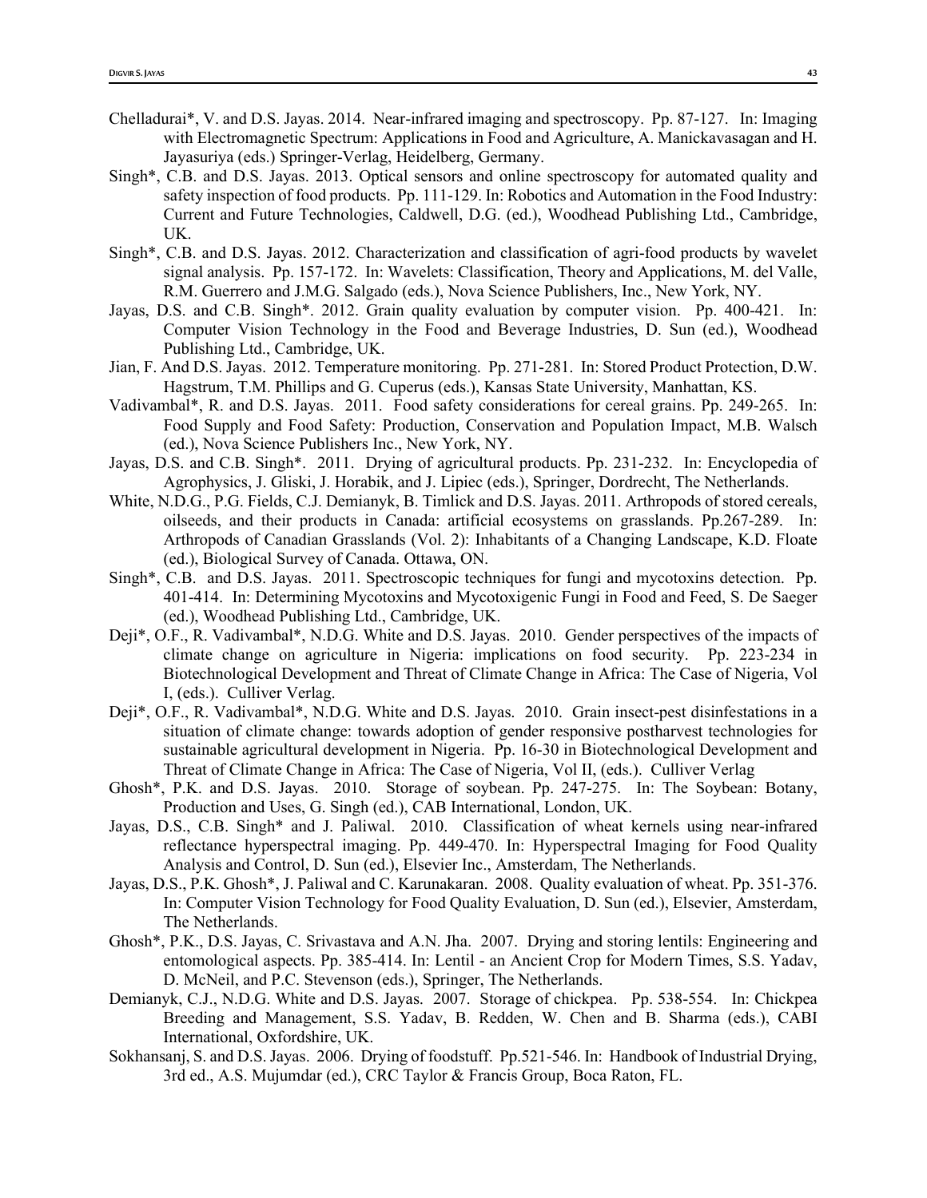Chelladurai*, V. and D.S. Jayas. 2014. Near-infrared imaging and spectroscopy. Pp. 87-127. In: Imaging with Electromagnetic Spectrum: Applications in Food and Agriculture, A. Manickavasagan and H. Jayasuriya (eds.) Springer-Verlag, Heidelberg, Germany.

Singh*, C.B. and D.S. Jayas. 2013. Optical sensors and online spectroscopy for automated quality and safety inspection of food products. Pp. 111-129. In: Robotics and Automation in the Food Industry: Current and Future Technologies, Caldwell, D.G. (ed.), Woodhead Publishing Ltd., Cambridge, UK.

Singh*, C.B. and D.S. Jayas. 2012. Characterization and classification of agri-food products by wavelet signal analysis. Pp. 157-172. In: Wavelets: Classification, Theory and Applications, M. del Valle, R.M. Guerrero and J.M.G. Salgado (eds.), Nova Science Publishers, Inc., New York, NY.

Jayas, D.S. and C.B. Singh*. 2012. Grain quality evaluation by computer vision. Pp. 400-421. In: Computer Vision Technology in the Food and Beverage Industries, D. Sun (ed.), Woodhead Publishing Ltd., Cambridge, UK.

Jian, F. And D.S. Jayas. 2012. Temperature monitoring. Pp. 271-281. In: Stored Product Protection, D.W. Hagstrum, T.M. Phillips and G. Cuperus (eds.), Kansas State University, Manhattan, KS.

Vadivambal*, R. and D.S. Jayas. 2011. Food safety considerations for cereal grains. Pp. 249-265. In: Food Supply and Food Safety: Production, Conservation and Population Impact, M.B. Walsch (ed.), Nova Science Publishers Inc., New York, NY.

Jayas, D.S. and C.B. Singh*. 2011. Drying of agricultural products. Pp. 231-232. In: Encyclopedia of Agrophysics, J. Gliski, J. Horabik, and J. Lipiec (eds.), Springer, Dordrecht, The Netherlands.

White, N.D.G., P.G. Fields, C.J. Demianyk, B. Timlick and D.S. Jayas. 2011. Arthropods of stored cereals, oilseeds, and their products in Canada: artificial ecosystems on grasslands. Pp.267-289. In: Arthropods of Canadian Grasslands (Vol. 2): Inhabitants of a Changing Landscape, K.D. Floate (ed.), Biological Survey of Canada. Ottawa, ON.

Singh*, C.B. and D.S. Jayas. 2011. Spectroscopic techniques for fungi and mycotoxins detection. Pp. 401-414. In: Determining Mycotoxins and Mycotoxigenic Fungi in Food and Feed, S. De Saeger (ed.), Woodhead Publishing Ltd., Cambridge, UK.

Deji*, O.F., R. Vadivambal*, N.D.G. White and D.S. Jayas. 2010. Gender perspectives of the impacts of climate change on agriculture in Nigeria: implications on food security. Pp. 223-234 in Biotechnological Development and Threat of Climate Change in Africa: The Case of Nigeria, Vol I, (eds.). Culliver Verlag.

Deji*, O.F., R. Vadivambal*, N.D.G. White and D.S. Jayas. 2010. Grain insect-pest disinfestations in a situation of climate change: towards adoption of gender responsive postharvest technologies for sustainable agricultural development in Nigeria. Pp. 16-30 in Biotechnological Development and Threat of Climate Change in Africa: The Case of Nigeria, Vol II, (eds.). Culliver Verlag

Ghosh*, P.K. and D.S. Jayas. 2010. Storage of soybean. Pp. 247-275. In: The Soybean: Botany, Production and Uses, G. Singh (ed.), CAB International, London, UK.

Jayas, D.S., C.B. Singh* and J. Paliwal. 2010. Classification of wheat kernels using near-infrared reflectance hyperspectral imaging. Pp. 449-470. In: Hyperspectral Imaging for Food Quality Analysis and Control, D. Sun (ed.), Elsevier Inc., Amsterdam, The Netherlands.

Jayas, D.S., P.K. Ghosh*, J. Paliwal and C. Karunakaran. 2008. Quality evaluation of wheat. Pp. 351-376. In: Computer Vision Technology for Food Quality Evaluation, D. Sun (ed.), Elsevier, Amsterdam, The Netherlands.

Ghosh*, P.K., D.S. Jayas, C. Srivastava and A.N. Jha. 2007. Drying and storing lentils: Engineering and entomological aspects. Pp. 385-414. In: Lentil - an Ancient Crop for Modern Times, S.S. Yadav, D. McNeil, and P.C. Stevenson (eds.), Springer, The Netherlands.

Demianyk, C.J., N.D.G. White and D.S. Jayas. 2007. Storage of chickpea. Pp. 538-554. In: Chickpea Breeding and Management, S.S. Yadav, B. Redden, W. Chen and B. Sharma (eds.), CABI International, Oxfordshire, UK.

Sokhansanj, S. and D.S. Jayas. 2006. Drying of foodstuff. Pp.521-546. In: Handbook of Industrial Drying, 3rd ed., A.S. Mujumdar (ed.), CRC Taylor & Francis Group, Boca Raton, FL.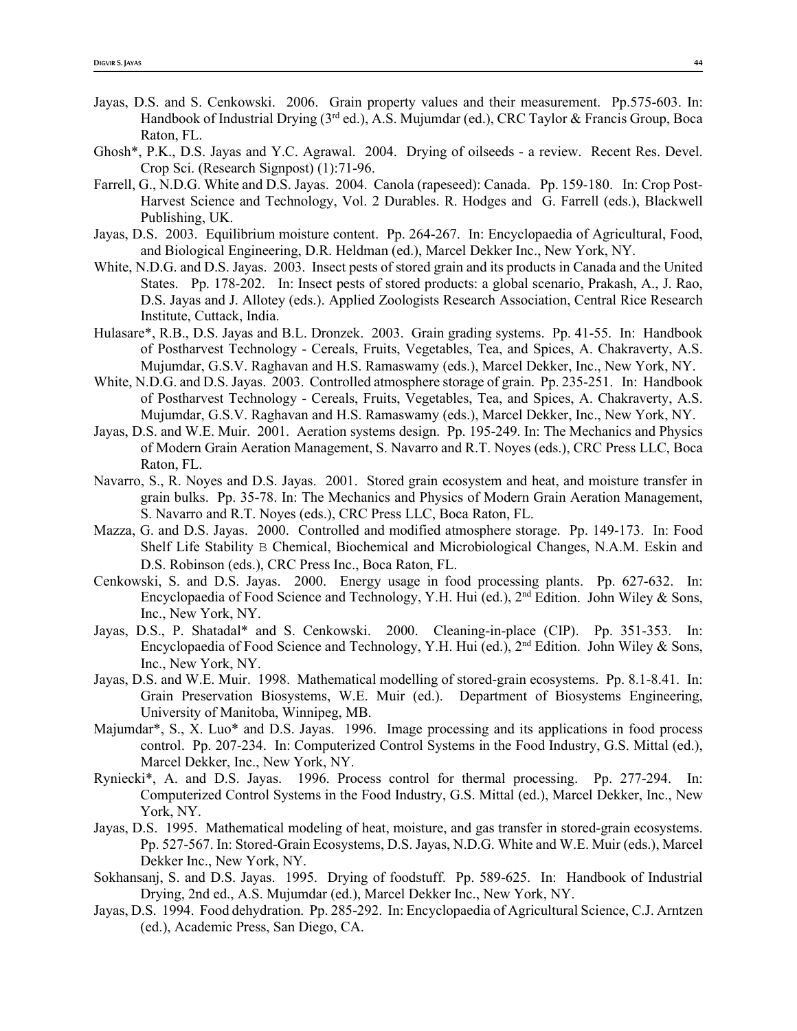Jayas, D.S. and S. Cenkowski. 2006. Grain property values and their measurement. Pp.575-603. In: Handbook of Industrial Drying (3rd ed.), A.S. Mujumdar (ed.), CRC Taylor & Francis Group, Boca Raton, FL.

Ghosh*, P.K., D.S. Jayas and Y.C. Agrawal. 2004. Drying of oilseeds - a review. Recent Res. Devel. Crop Sci. (Research Signpost) (1):71-96.

Farrell, G., N.D.G. White and D.S. Jayas. 2004. Canola (rapeseed): Canada. Pp. 159-180. In: Crop Post-Harvest Science and Technology, Vol. 2 Durables. R. Hodges and G. Farrell (eds.), Blackwell Publishing, UK.

Jayas, D.S. 2003. Equilibrium moisture content. Pp. 264-267. In: Encyclopaedia of Agricultural, Food, and Biological Engineering, D.R. Heldman (ed.), Marcel Dekker Inc., New York, NY.

White, N.D.G. and D.S. Jayas. 2003. Insect pests of stored grain and its products in Canada and the United States. Pp. 178-202. In: Insect pests of stored products: a global scenario, Prakash, A., J. Rao, D.S. Jayas and J. Allotey (eds.). Applied Zoologists Research Association, Central Rice Research Institute, Cuttack, India.

Hulasare*, R.B., D.S. Jayas and B.L. Dronzek. 2003. Grain grading systems. Pp. 41-55. In: Handbook of Postharvest Technology - Cereals, Fruits, Vegetables, Tea, and Spices, A. Chakraverty, A.S. Mujumdar, G.S.V. Raghavan and H.S. Ramaswamy (eds.), Marcel Dekker, Inc., New York, NY.

White, N.D.G. and D.S. Jayas. 2003. Controlled atmosphere storage of grain. Pp. 235-251. In: Handbook of Postharvest Technology - Cereals, Fruits, Vegetables, Tea, and Spices, A. Chakraverty, A.S. Mujumdar, G.S.V. Raghavan and H.S. Ramaswamy (eds.), Marcel Dekker, Inc., New York, NY.

Jayas, D.S. and W.E. Muir. 2001. Aeration systems design. Pp. 195-249. In: The Mechanics and Physics of Modern Grain Aeration Management, S. Navarro and R.T. Noyes (eds.), CRC Press LLC, Boca Raton, FL.

Navarro, S., R. Noyes and D.S. Jayas. 2001. Stored grain ecosystem and heat, and moisture transfer in grain bulks. Pp. 35-78. In: The Mechanics and Physics of Modern Grain Aeration Management, S. Navarro and R.T. Noyes (eds.), CRC Press LLC, Boca Raton, FL.

Mazza, G. and D.S. Jayas. 2000. Controlled and modified atmosphere storage. Pp. 149-173. In: Food Shelf Life Stability B Chemical, Biochemical and Microbiological Changes, N.A.M. Eskin and D.S. Robinson (eds.), CRC Press Inc., Boca Raton, FL.

Cenkowski, S. and D.S. Jayas. 2000. Energy usage in food processing plants. Pp. 627-632. In: Encyclopaedia of Food Science and Technology, Y.H. Hui (ed.), 2nd Edition. John Wiley & Sons, Inc., New York, NY.

Jayas, D.S., P. Shatadal* and S. Cenkowski. 2000. Cleaning-in-place (CIP). Pp. 351-353. In: Encyclopaedia of Food Science and Technology, Y.H. Hui (ed.), 2nd Edition. John Wiley & Sons, Inc., New York, NY.

Jayas, D.S. and W.E. Muir. 1998. Mathematical modelling of stored-grain ecosystems. Pp. 8.1-8.41. In: Grain Preservation Biosystems, W.E. Muir (ed.). Department of Biosystems Engineering, University of Manitoba, Winnipeg, MB.

Majumdar*, S., X. Luo* and D.S. Jayas. 1996. Image processing and its applications in food process control. Pp. 207-234. In: Computerized Control Systems in the Food Industry, G.S. Mittal (ed.), Marcel Dekker, Inc., New York, NY.

Ryniecki*, A. and D.S. Jayas. 1996. Process control for thermal processing. Pp. 277-294. In: Computerized Control Systems in the Food Industry, G.S. Mittal (ed.), Marcel Dekker, Inc., New York, NY.

Jayas, D.S. 1995. Mathematical modeling of heat, moisture, and gas transfer in stored-grain ecosystems. Pp. 527-567. In: Stored-Grain Ecosystems, D.S. Jayas, N.D.G. White and W.E. Muir (eds.), Marcel Dekker Inc., New York, NY.

Sokhansanj, S. and D.S. Jayas. 1995. Drying of foodstuff. Pp. 589-625. In: Handbook of Industrial Drying, 2nd ed., A.S. Mujumdar (ed.), Marcel Dekker Inc., New York, NY.

Jayas, D.S. 1994. Food dehydration. Pp. 285-292. In: Encyclopaedia of Agricultural Science, C.J. Arntzen (ed.), Academic Press, San Diego, CA.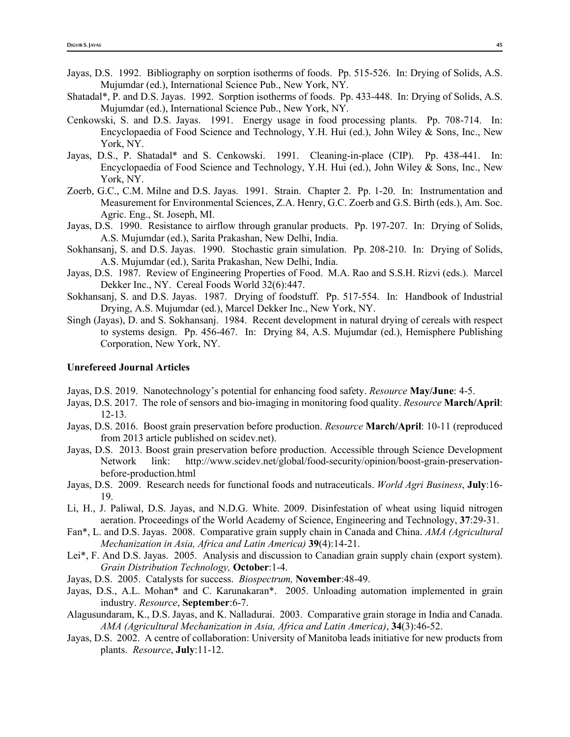Jayas, D.S. 1992. Bibliography on sorption isotherms of foods. Pp. 515-526. In: Drying of Solids, A.S. Mujumdar (ed.), International Science Pub., New York, NY.

Shatadal*, P. and D.S. Jayas. 1992. Sorption isotherms of foods. Pp. 433-448. In: Drying of Solids, A.S. Mujumdar (ed.), International Science Pub., New York, NY.

Cenkowski, S. and D.S. Jayas. 1991. Energy usage in food processing plants. Pp. 708-714. In: Encyclopaedia of Food Science and Technology, Y.H. Hui (ed.), John Wiley & Sons, Inc., New York, NY.

Jayas, D.S., P. Shatadal* and S. Cenkowski. 1991. Cleaning-in-place (CIP). Pp. 438-441. In: Encyclopaedia of Food Science and Technology, Y.H. Hui (ed.), John Wiley & Sons, Inc., New York, NY.

Zoerb, G.C., C.M. Milne and D.S. Jayas. 1991. Strain. Chapter 2. Pp. 1-20. In: Instrumentation and Measurement for Environmental Sciences, Z.A. Henry, G.C. Zoerb and G.S. Birth (eds.), Am. Soc. Agric. Eng., St. Joseph, MI.

Jayas, D.S. 1990. Resistance to airflow through granular products. Pp. 197-207. In: Drying of Solids, A.S. Mujumdar (ed.), Sarita Prakashan, New Delhi, India.

Sokhansanj, S. and D.S. Jayas. 1990. Stochastic grain simulation. Pp. 208-210. In: Drying of Solids, A.S. Mujumdar (ed.), Sarita Prakashan, New Delhi, India.

Jayas, D.S. 1987. Review of Engineering Properties of Food. M.A. Rao and S.S.H. Rizvi (eds.). Marcel Dekker Inc., NY. Cereal Foods World 32(6):447.

Sokhansanj, S. and D.S. Jayas. 1987. Drying of foodstuff. Pp. 517-554. In: Handbook of Industrial Drying, A.S. Mujumdar (ed.), Marcel Dekker Inc., New York, NY.

Singh (Jayas), D. and S. Sokhansanj. 1984. Recent development in natural drying of cereals with respect to systems design. Pp. 456-467. In: Drying 84, A.S. Mujumdar (ed.), Hemisphere Publishing Corporation, New York, NY.

#### Unrefereed Journal Articles

Jayas, D.S. 2019. Nanotechnology's potential for enhancing food safety. *Resource* **May/June**: 4-5.

Jayas, D.S. 2017. The role of sensors and bio-imaging in monitoring food quality. *Resource* **March/April**: 12-13.

Jayas, D.S. 2016. Boost grain preservation before production. *Resource* **March/April**: 10-11 (reproduced from 2013 article published on scidev.net).

Jayas, D.S. 2013. Boost grain preservation before production. Accessible through Science Development Network link: http://www.scidev.net/global/food-security/opinion/boost-grain-preservation-before-production.html

Jayas, D.S. 2009. Research needs for functional foods and nutraceuticals. *World Agri Business*, **July**:16-19.

Li, H., J. Paliwal, D.S. Jayas, and N.D.G. White. 2009. Disinfestation of wheat using liquid nitrogen aeration. Proceedings of the World Academy of Science, Engineering and Technology, **37**:29-31.

Fan*, L. and D.S. Jayas. 2008. Comparative grain supply chain in Canada and China. *AMA (Agricultural Mechanization in Asia, Africa and Latin America)* **39**(4):14-21.

Lei*, F. And D.S. Jayas. 2005. Analysis and discussion to Canadian grain supply chain (export system). *Grain Distribution Technology,* **October**:1-4.

Jayas, D.S. 2005. Catalysts for success. *Biospectrum,* **November**:48-49.

Jayas, D.S., A.L. Mohan* and C. Karunakaran*. 2005. Unloading automation implemented in grain industry. *Resource*, **September**:6-7.

Alagusundaram, K., D.S. Jayas, and K. Nalladurai. 2003. Comparative grain storage in India and Canada. *AMA (Agricultural Mechanization in Asia, Africa and Latin America)*, **34**(3):46-52.

Jayas, D.S. 2002. A centre of collaboration: University of Manitoba leads initiative for new products from plants. *Resource*, **July**:11-12.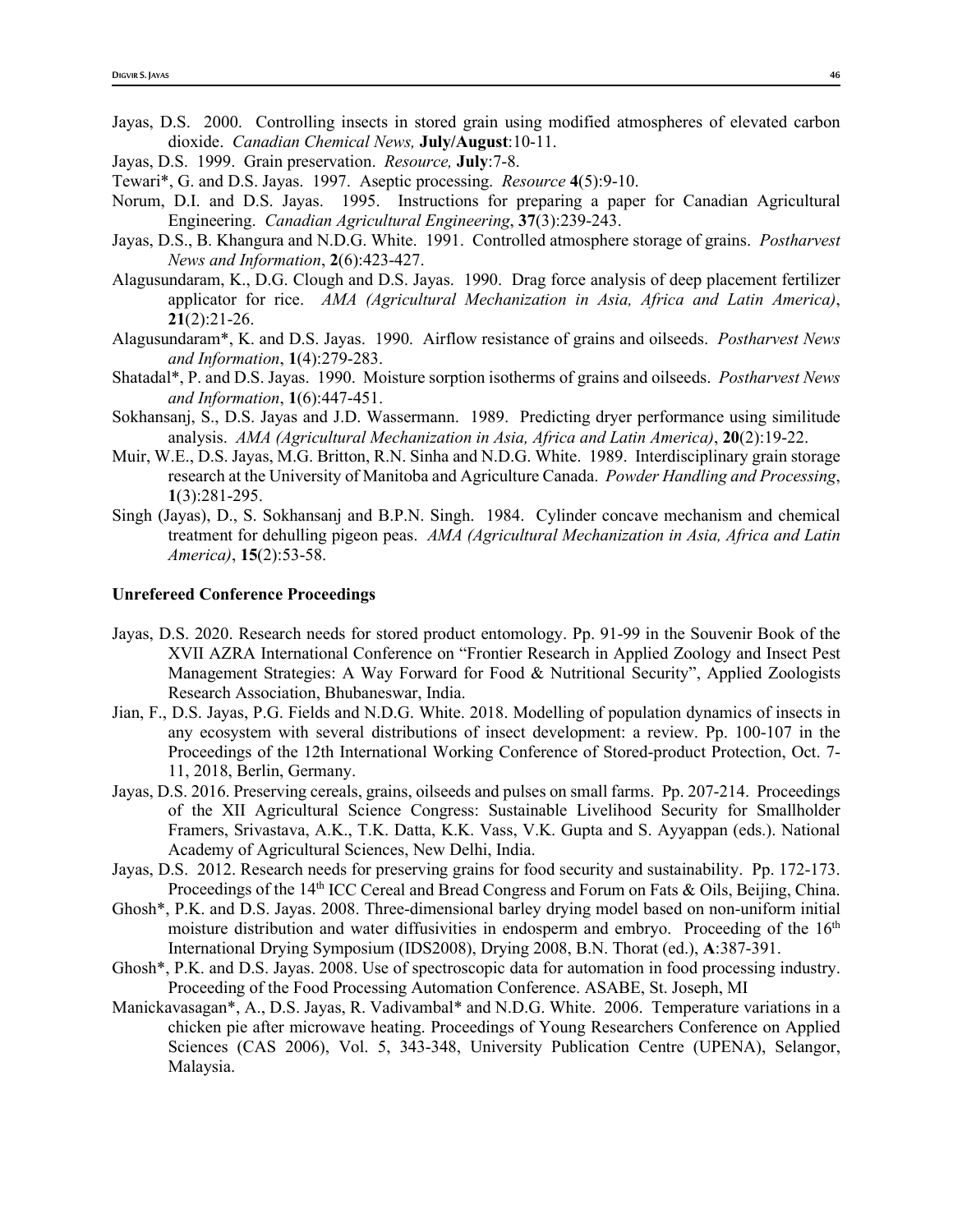Jayas, D.S. 2000. Controlling insects in stored grain using modified atmospheres of elevated carbon dioxide. *Canadian Chemical News,* **July/August**:10-11.

Jayas, D.S. 1999. Grain preservation. *Resource,* **July**:7-8.

Tewari*, G. and D.S. Jayas. 1997. Aseptic processing. *Resource* **4**(5):9-10.

Norum, D.I. and D.S. Jayas. 1995. Instructions for preparing a paper for Canadian Agricultural Engineering. *Canadian Agricultural Engineering*, **37**(3):239-243.

Jayas, D.S., B. Khangura and N.D.G. White. 1991. Controlled atmosphere storage of grains. *Postharvest News and Information*, **2**(6):423-427.

Alagusundaram, K., D.G. Clough and D.S. Jayas. 1990. Drag force analysis of deep placement fertilizer applicator for rice. *AMA (Agricultural Mechanization in Asia, Africa and Latin America)*, **21**(2):21-26.

Alagusundaram*, K. and D.S. Jayas. 1990. Airflow resistance of grains and oilseeds. *Postharvest News and Information*, **1**(4):279-283.

Shatadal*, P. and D.S. Jayas. 1990. Moisture sorption isotherms of grains and oilseeds. *Postharvest News and Information*, **1**(6):447-451.

Sokhansanj, S., D.S. Jayas and J.D. Wassermann. 1989. Predicting dryer performance using similitude analysis. *AMA (Agricultural Mechanization in Asia, Africa and Latin America)*, **20**(2):19-22.

Muir, W.E., D.S. Jayas, M.G. Britton, R.N. Sinha and N.D.G. White. 1989. Interdisciplinary grain storage research at the University of Manitoba and Agriculture Canada. *Powder Handling and Processing*, **1**(3):281-295.

Singh (Jayas), D., S. Sokhansanj and B.P.N. Singh. 1984. Cylinder concave mechanism and chemical treatment for dehulling pigeon peas. *AMA (Agricultural Mechanization in Asia, Africa and Latin America)*, **15**(2):53-58.

### Unrefereed Conference Proceedings

Jayas, D.S. 2020. Research needs for stored product entomology. Pp. 91-99 in the Souvenir Book of the XVII AZRA International Conference on "Frontier Research in Applied Zoology and Insect Pest Management Strategies: A Way Forward for Food & Nutritional Security", Applied Zoologists Research Association, Bhubaneswar, India.

Jian, F., D.S. Jayas, P.G. Fields and N.D.G. White. 2018. Modelling of population dynamics of insects in any ecosystem with several distributions of insect development: a review. Pp. 100-107 in the Proceedings of the 12th International Working Conference of Stored-product Protection, Oct. 7-11, 2018, Berlin, Germany.

Jayas, D.S. 2016. Preserving cereals, grains, oilseeds and pulses on small farms. Pp. 207-214. Proceedings of the XII Agricultural Science Congress: Sustainable Livelihood Security for Smallholder Framers, Srivastava, A.K., T.K. Datta, K.K. Vass, V.K. Gupta and S. Ayyappan (eds.). National Academy of Agricultural Sciences, New Delhi, India.

Jayas, D.S. 2012. Research needs for preserving grains for food security and sustainability. Pp. 172-173. Proceedings of the 14th ICC Cereal and Bread Congress and Forum on Fats & Oils, Beijing, China.

Ghosh*, P.K. and D.S. Jayas. 2008. Three-dimensional barley drying model based on non-uniform initial moisture distribution and water diffusivities in endosperm and embryo. Proceeding of the 16th International Drying Symposium (IDS2008), Drying 2008, B.N. Thorat (ed.), **A**:387-391.

Ghosh*, P.K. and D.S. Jayas. 2008. Use of spectroscopic data for automation in food processing industry. Proceeding of the Food Processing Automation Conference. ASABE, St. Joseph, MI

Manickavasagan*, A., D.S. Jayas, R. Vadivambal* and N.D.G. White. 2006. Temperature variations in a chicken pie after microwave heating. Proceedings of Young Researchers Conference on Applied Sciences (CAS 2006), Vol. 5, 343-348, University Publication Centre (UPENA), Selangor, Malaysia.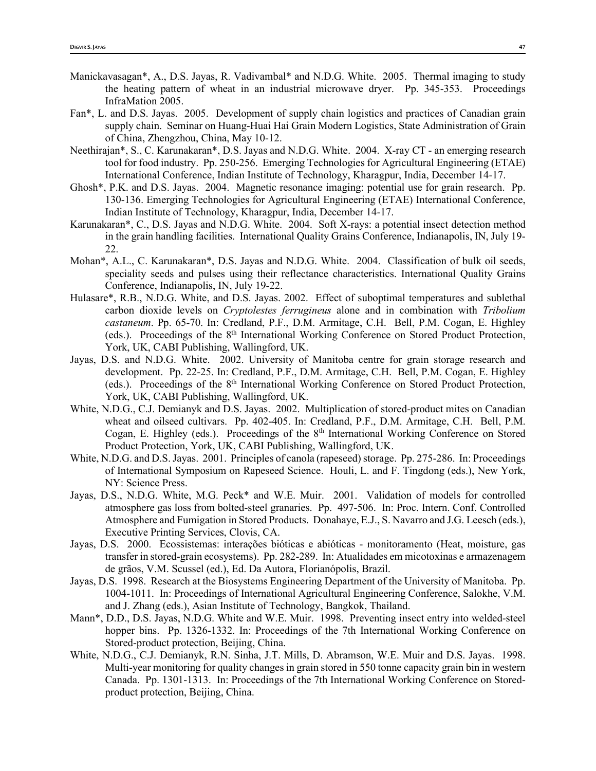Manickavasagan*, A., D.S. Jayas, R. Vadivambal* and N.D.G. White. 2005. Thermal imaging to study the heating pattern of wheat in an industrial microwave dryer. Pp. 345-353. Proceedings InfraMation 2005.

Fan*, L. and D.S. Jayas. 2005. Development of supply chain logistics and practices of Canadian grain supply chain. Seminar on Huang-Huai Hai Grain Modern Logistics, State Administration of Grain of China, Zhengzhou, China, May 10-12.

Neethirajan*, S., C. Karunakaran*, D.S. Jayas and N.D.G. White. 2004. X-ray CT - an emerging research tool for food industry. Pp. 250-256. Emerging Technologies for Agricultural Engineering (ETAE) International Conference, Indian Institute of Technology, Kharagpur, India, December 14-17.

Ghosh*, P.K. and D.S. Jayas. 2004. Magnetic resonance imaging: potential use for grain research. Pp. 130-136. Emerging Technologies for Agricultural Engineering (ETAE) International Conference, Indian Institute of Technology, Kharagpur, India, December 14-17.

Karunakaran*, C., D.S. Jayas and N.D.G. White. 2004. Soft X-rays: a potential insect detection method in the grain handling facilities. International Quality Grains Conference, Indianapolis, IN, July 19-22.

Mohan*, A.L., C. Karunakaran*, D.S. Jayas and N.D.G. White. 2004. Classification of bulk oil seeds, speciality seeds and pulses using their reflectance characteristics. International Quality Grains Conference, Indianapolis, IN, July 19-22.

Hulasare*, R.B., N.D.G. White, and D.S. Jayas. 2002. Effect of suboptimal temperatures and sublethal carbon dioxide levels on *Cryptolestes ferrugineus* alone and in combination with *Tribolium castaneum*. Pp. 65-70. In: Credland, P.F., D.M. Armitage, C.H. Bell, P.M. Cogan, E. Highley (eds.). Proceedings of the 8th International Working Conference on Stored Product Protection, York, UK, CABI Publishing, Wallingford, UK.

Jayas, D.S. and N.D.G. White. 2002. University of Manitoba centre for grain storage research and development. Pp. 22-25. In: Credland, P.F., D.M. Armitage, C.H. Bell, P.M. Cogan, E. Highley (eds.). Proceedings of the 8th International Working Conference on Stored Product Protection, York, UK, CABI Publishing, Wallingford, UK.

White, N.D.G., C.J. Demianyk and D.S. Jayas. 2002. Multiplication of stored-product mites on Canadian wheat and oilseed cultivars. Pp. 402-405. In: Credland, P.F., D.M. Armitage, C.H. Bell, P.M. Cogan, E. Highley (eds.). Proceedings of the 8th International Working Conference on Stored Product Protection, York, UK, CABI Publishing, Wallingford, UK.

White, N.D.G. and D.S. Jayas. 2001. Principles of canola (rapeseed) storage. Pp. 275-286. In: Proceedings of International Symposium on Rapeseed Science. Houli, L. and F. Tingdong (eds.), New York, NY: Science Press.

Jayas, D.S., N.D.G. White, M.G. Peck* and W.E. Muir. 2001. Validation of models for controlled atmosphere gas loss from bolted-steel granaries. Pp. 497-506. In: Proc. Intern. Conf. Controlled Atmosphere and Fumigation in Stored Products. Donahaye, E.J., S. Navarro and J.G. Leesch (eds.), Executive Printing Services, Clovis, CA.

Jayas, D.S. 2000. Ecossistemas: interações bióticas e abióticas - monitoramento (Heat, moisture, gas transfer in stored-grain ecosystems). Pp. 282-289. In: Atualidades em micotoxinas e armazenagem de grãos, V.M. Scussel (ed.), Ed. Da Autora, Florianópolis, Brazil.

Jayas, D.S. 1998. Research at the Biosystems Engineering Department of the University of Manitoba. Pp. 1004-1011. In: Proceedings of International Agricultural Engineering Conference, Salokhe, V.M. and J. Zhang (eds.), Asian Institute of Technology, Bangkok, Thailand.

Mann*, D.D., D.S. Jayas, N.D.G. White and W.E. Muir. 1998. Preventing insect entry into welded-steel hopper bins. Pp. 1326-1332. In: Proceedings of the 7th International Working Conference on Stored-product protection, Beijing, China.

White, N.D.G., C.J. Demianyk, R.N. Sinha, J.T. Mills, D. Abramson, W.E. Muir and D.S. Jayas. 1998. Multi-year monitoring for quality changes in grain stored in 550 tonne capacity grain bin in western Canada. Pp. 1301-1313. In: Proceedings of the 7th International Working Conference on Stored-product protection, Beijing, China.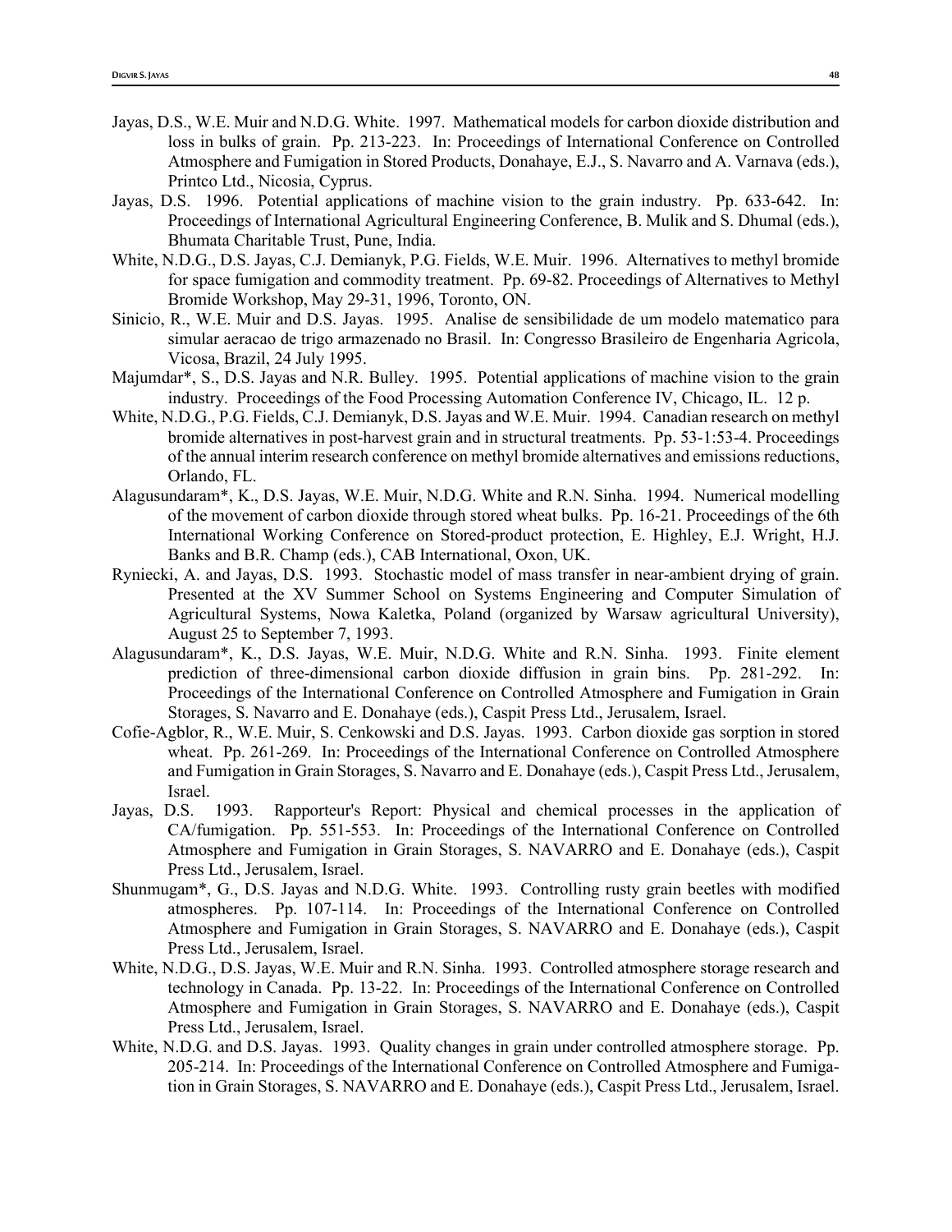Jayas, D.S., W.E. Muir and N.D.G. White. 1997. Mathematical models for carbon dioxide distribution and loss in bulks of grain. Pp. 213-223. In: Proceedings of International Conference on Controlled Atmosphere and Fumigation in Stored Products, Donahaye, E.J., S. Navarro and A. Varnava (eds.), Printco Ltd., Nicosia, Cyprus.

Jayas, D.S. 1996. Potential applications of machine vision to the grain industry. Pp. 633-642. In: Proceedings of International Agricultural Engineering Conference, B. Mulik and S. Dhumal (eds.), Bhumata Charitable Trust, Pune, India.

White, N.D.G., D.S. Jayas, C.J. Demianyk, P.G. Fields, W.E. Muir. 1996. Alternatives to methyl bromide for space fumigation and commodity treatment. Pp. 69-82. Proceedings of Alternatives to Methyl Bromide Workshop, May 29-31, 1996, Toronto, ON.

Sinicio, R., W.E. Muir and D.S. Jayas. 1995. Analise de sensibilidade de um modelo matematico para simular aeracao de trigo armazenado no Brasil. In: Congresso Brasileiro de Engenharia Agricola, Vicosa, Brazil, 24 July 1995.

Majumdar*, S., D.S. Jayas and N.R. Bulley. 1995. Potential applications of machine vision to the grain industry. Proceedings of the Food Processing Automation Conference IV, Chicago, IL. 12 p.

White, N.D.G., P.G. Fields, C.J. Demianyk, D.S. Jayas and W.E. Muir. 1994. Canadian research on methyl bromide alternatives in post-harvest grain and in structural treatments. Pp. 53-1:53-4. Proceedings of the annual interim research conference on methyl bromide alternatives and emissions reductions, Orlando, FL.

Alagusundaram*, K., D.S. Jayas, W.E. Muir, N.D.G. White and R.N. Sinha. 1994. Numerical modelling of the movement of carbon dioxide through stored wheat bulks. Pp. 16-21. Proceedings of the 6th International Working Conference on Stored-product protection, E. Highley, E.J. Wright, H.J. Banks and B.R. Champ (eds.), CAB International, Oxon, UK.

Ryniecki, A. and Jayas, D.S. 1993. Stochastic model of mass transfer in near-ambient drying of grain. Presented at the XV Summer School on Systems Engineering and Computer Simulation of Agricultural Systems, Nowa Kaletka, Poland (organized by Warsaw agricultural University), August 25 to September 7, 1993.

Alagusundaram*, K., D.S. Jayas, W.E. Muir, N.D.G. White and R.N. Sinha. 1993. Finite element prediction of three-dimensional carbon dioxide diffusion in grain bins. Pp. 281-292. In: Proceedings of the International Conference on Controlled Atmosphere and Fumigation in Grain Storages, S. Navarro and E. Donahaye (eds.), Caspit Press Ltd., Jerusalem, Israel.

Cofie-Agblor, R., W.E. Muir, S. Cenkowski and D.S. Jayas. 1993. Carbon dioxide gas sorption in stored wheat. Pp. 261-269. In: Proceedings of the International Conference on Controlled Atmosphere and Fumigation in Grain Storages, S. Navarro and E. Donahaye (eds.), Caspit Press Ltd., Jerusalem, Israel.

Jayas, D.S. 1993. Rapporteur's Report: Physical and chemical processes in the application of CA/fumigation. Pp. 551-553. In: Proceedings of the International Conference on Controlled Atmosphere and Fumigation in Grain Storages, S. NAVARRO and E. Donahaye (eds.), Caspit Press Ltd., Jerusalem, Israel.

Shunmugam*, G., D.S. Jayas and N.D.G. White. 1993. Controlling rusty grain beetles with modified atmospheres. Pp. 107-114. In: Proceedings of the International Conference on Controlled Atmosphere and Fumigation in Grain Storages, S. NAVARRO and E. Donahaye (eds.), Caspit Press Ltd., Jerusalem, Israel.

White, N.D.G., D.S. Jayas, W.E. Muir and R.N. Sinha. 1993. Controlled atmosphere storage research and technology in Canada. Pp. 13-22. In: Proceedings of the International Conference on Controlled Atmosphere and Fumigation in Grain Storages, S. NAVARRO and E. Donahaye (eds.), Caspit Press Ltd., Jerusalem, Israel.

White, N.D.G. and D.S. Jayas. 1993. Quality changes in grain under controlled atmosphere storage. Pp. 205-214. In: Proceedings of the International Conference on Controlled Atmosphere and Fumigation in Grain Storages, S. NAVARRO and E. Donahaye (eds.), Caspit Press Ltd., Jerusalem, Israel.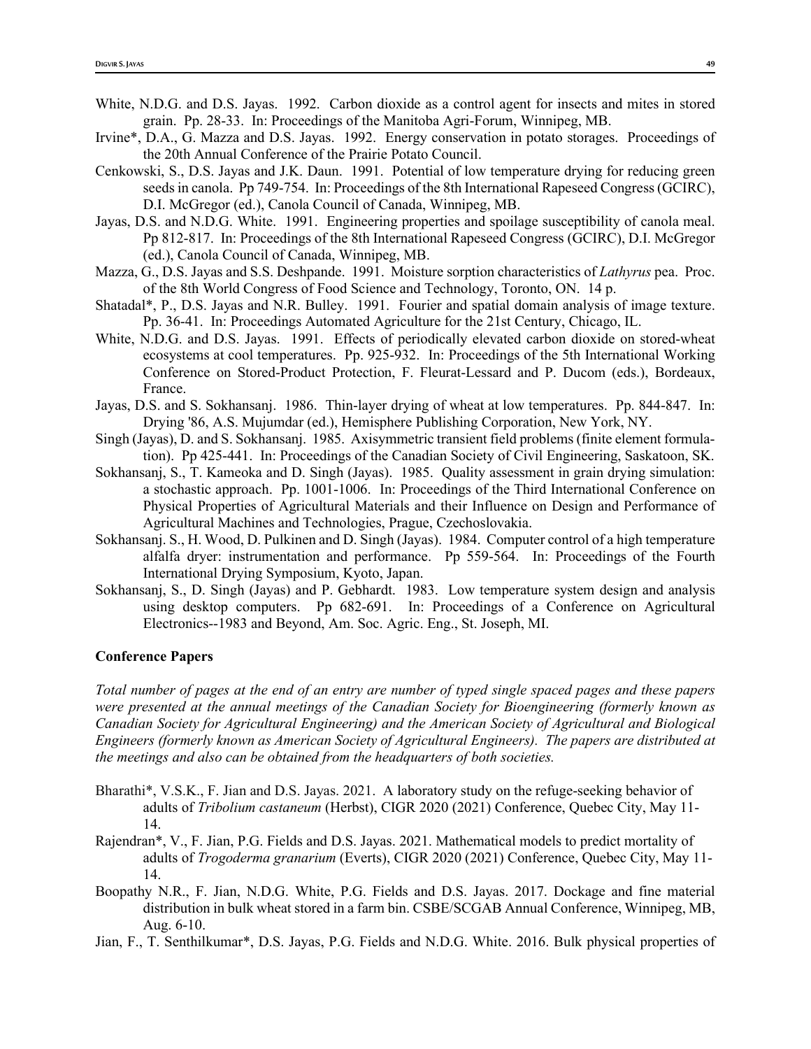White, N.D.G. and D.S. Jayas. 1992. Carbon dioxide as a control agent for insects and mites in stored grain. Pp. 28-33. In: Proceedings of the Manitoba Agri-Forum, Winnipeg, MB.

Irvine*, D.A., G. Mazza and D.S. Jayas. 1992. Energy conservation in potato storages. Proceedings of the 20th Annual Conference of the Prairie Potato Council.

Cenkowski, S., D.S. Jayas and J.K. Daun. 1991. Potential of low temperature drying for reducing green seeds in canola. Pp 749-754. In: Proceedings of the 8th International Rapeseed Congress (GCIRC), D.I. McGregor (ed.), Canola Council of Canada, Winnipeg, MB.

Jayas, D.S. and N.D.G. White. 1991. Engineering properties and spoilage susceptibility of canola meal. Pp 812-817. In: Proceedings of the 8th International Rapeseed Congress (GCIRC), D.I. McGregor (ed.), Canola Council of Canada, Winnipeg, MB.

Mazza, G., D.S. Jayas and S.S. Deshpande. 1991. Moisture sorption characteristics of *Lathyrus* pea. Proc. of the 8th World Congress of Food Science and Technology, Toronto, ON. 14 p.

Shatadal*, P., D.S. Jayas and N.R. Bulley. 1991. Fourier and spatial domain analysis of image texture. Pp. 36-41. In: Proceedings Automated Agriculture for the 21st Century, Chicago, IL.

White, N.D.G. and D.S. Jayas. 1991. Effects of periodically elevated carbon dioxide on stored-wheat ecosystems at cool temperatures. Pp. 925-932. In: Proceedings of the 5th International Working Conference on Stored-Product Protection, F. Fleurat-Lessard and P. Ducom (eds.), Bordeaux, France.

Jayas, D.S. and S. Sokhansanj. 1986. Thin-layer drying of wheat at low temperatures. Pp. 844-847. In: Drying '86, A.S. Mujumdar (ed.), Hemisphere Publishing Corporation, New York, NY.

Singh (Jayas), D. and S. Sokhansanj. 1985. Axisymmetric transient field problems (finite element formulation). Pp 425-441. In: Proceedings of the Canadian Society of Civil Engineering, Saskatoon, SK.

Sokhansanj, S., T. Kameoka and D. Singh (Jayas). 1985. Quality assessment in grain drying simulation: a stochastic approach. Pp. 1001-1006. In: Proceedings of the Third International Conference on Physical Properties of Agricultural Materials and their Influence on Design and Performance of Agricultural Machines and Technologies, Prague, Czechoslovakia.

Sokhansanj. S., H. Wood, D. Pulkinen and D. Singh (Jayas). 1984. Computer control of a high temperature alfalfa dryer: instrumentation and performance. Pp 559-564. In: Proceedings of the Fourth International Drying Symposium, Kyoto, Japan.

Sokhansanj, S., D. Singh (Jayas) and P. Gebhardt. 1983. Low temperature system design and analysis using desktop computers. Pp 682-691. In: Proceedings of a Conference on Agricultural Electronics--1983 and Beyond, Am. Soc. Agric. Eng., St. Joseph, MI.

**Conference Papers**

*Total number of pages at the end of an entry are number of typed single spaced pages and these papers were presented at the annual meetings of the Canadian Society for Bioengineering (formerly known as Canadian Society for Agricultural Engineering) and the American Society of Agricultural and Biological Engineers (formerly known as American Society of Agricultural Engineers). The papers are distributed at the meetings and also can be obtained from the headquarters of both societies.*

Bharathi*, V.S.K., F. Jian and D.S. Jayas. 2021. A laboratory study on the refuge-seeking behavior of adults of *Tribolium castaneum* (Herbst), CIGR 2020 (2021) Conference, Quebec City, May 11-14.

Rajendran*, V., F. Jian, P.G. Fields and D.S. Jayas. 2021. Mathematical models to predict mortality of adults of *Trogoderma granarium* (Everts), CIGR 2020 (2021) Conference, Quebec City, May 11-14.

Boopathy N.R., F. Jian, N.D.G. White, P.G. Fields and D.S. Jayas. 2017. Dockage and fine material distribution in bulk wheat stored in a farm bin. CSBE/SCGAB Annual Conference, Winnipeg, MB, Aug. 6-10.

Jian, F., T. Senthilkumar*, D.S. Jayas, P.G. Fields and N.D.G. White. 2016. Bulk physical properties of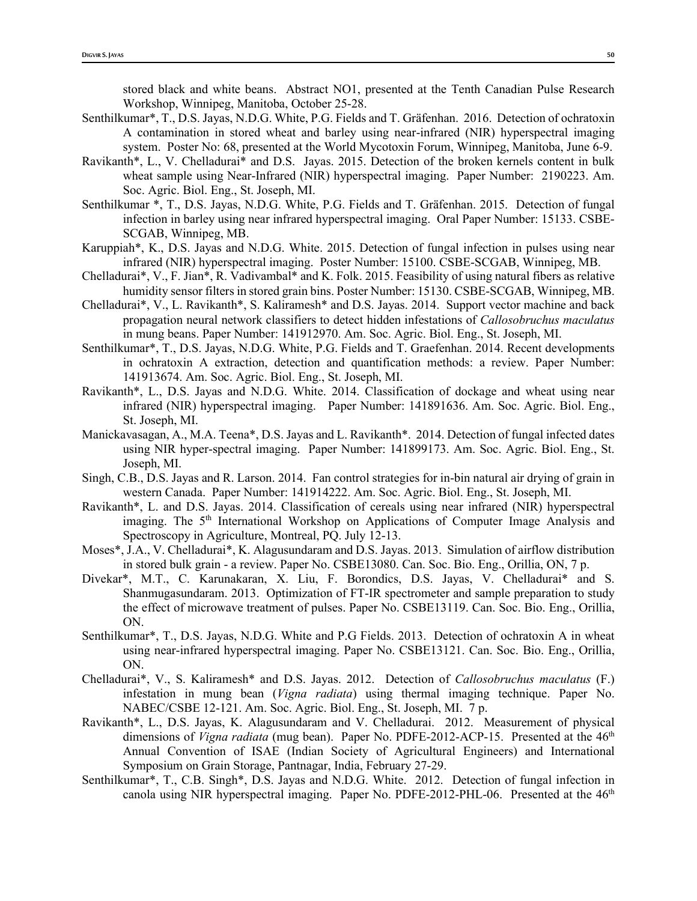stored black and white beans. Abstract NO1, presented at the Tenth Canadian Pulse Research Workshop, Winnipeg, Manitoba, October 25-28.

Senthilkumar*, T., D.S. Jayas, N.D.G. White, P.G. Fields and T. Gräfenhan. 2016. Detection of ochratoxin A contamination in stored wheat and barley using near-infrared (NIR) hyperspectral imaging system. Poster No: 68, presented at the World Mycotoxin Forum, Winnipeg, Manitoba, June 6-9.

Ravikanth*, L., V. Chelladurai* and D.S. Jayas. 2015. Detection of the broken kernels content in bulk wheat sample using Near-Infrared (NIR) hyperspectral imaging. Paper Number: 2190223. Am. Soc. Agric. Biol. Eng., St. Joseph, MI.

Senthilkumar *, T., D.S. Jayas, N.D.G. White, P.G. Fields and T. Gräfenhan. 2015. Detection of fungal infection in barley using near infrared hyperspectral imaging. Oral Paper Number: 15133. CSBE-SCGAB, Winnipeg, MB.

Karuppiah*, K., D.S. Jayas and N.D.G. White. 2015. Detection of fungal infection in pulses using near infrared (NIR) hyperspectral imaging. Poster Number: 15100. CSBE-SCGAB, Winnipeg, MB.

Chelladurai*, V., F. Jian*, R. Vadivambal* and K. Folk. 2015. Feasibility of using natural fibers as relative humidity sensor filters in stored grain bins. Poster Number: 15130. CSBE-SCGAB, Winnipeg, MB.

Chelladurai*, V., L. Ravikanth*, S. Kaliramesh* and D.S. Jayas. 2014. Support vector machine and back propagation neural network classifiers to detect hidden infestations of *Callosobruchus maculatus* in mung beans. Paper Number: 141912970. Am. Soc. Agric. Biol. Eng., St. Joseph, MI.

Senthilkumar*, T., D.S. Jayas, N.D.G. White, P.G. Fields and T. Graefenhan. 2014. Recent developments in ochratoxin A extraction, detection and quantification methods: a review. Paper Number: 141913674. Am. Soc. Agric. Biol. Eng., St. Joseph, MI.

Ravikanth*, L., D.S. Jayas and N.D.G. White. 2014. Classification of dockage and wheat using near infrared (NIR) hyperspectral imaging. Paper Number: 141891636. Am. Soc. Agric. Biol. Eng., St. Joseph, MI.

Manickavasagan, A., M.A. Teena*, D.S. Jayas and L. Ravikanth*. 2014. Detection of fungal infected dates using NIR hyper-spectral imaging. Paper Number: 141899173. Am. Soc. Agric. Biol. Eng., St. Joseph, MI.

Singh, C.B., D.S. Jayas and R. Larson. 2014. Fan control strategies for in-bin natural air drying of grain in western Canada. Paper Number: 141914222. Am. Soc. Agric. Biol. Eng., St. Joseph, MI.

Ravikanth*, L. and D.S. Jayas. 2014. Classification of cereals using near infrared (NIR) hyperspectral imaging. The 5th International Workshop on Applications of Computer Image Analysis and Spectroscopy in Agriculture, Montreal, PQ. July 12-13.

Moses*, J.A., V. Chelladurai*, K. Alagusundaram and D.S. Jayas. 2013. Simulation of airflow distribution in stored bulk grain - a review. Paper No. CSBE13080. Can. Soc. Bio. Eng., Orillia, ON, 7 p.

Divekar*, M.T., C. Karunakaran, X. Liu, F. Borondics, D.S. Jayas, V. Chelladurai* and S. Shanmugasundaram. 2013. Optimization of FT-IR spectrometer and sample preparation to study the effect of microwave treatment of pulses. Paper No. CSBE13119. Can. Soc. Bio. Eng., Orillia, ON.

Senthilkumar*, T., D.S. Jayas, N.D.G. White and P.G Fields. 2013. Detection of ochratoxin A in wheat using near-infrared hyperspectral imaging. Paper No. CSBE13121. Can. Soc. Bio. Eng., Orillia, ON.

Chelladurai*, V., S. Kaliramesh* and D.S. Jayas. 2012. Detection of *Callosobruchus maculatus* (F.) infestation in mung bean (*Vigna radiata*) using thermal imaging technique. Paper No. NABEC/CSBE 12-121. Am. Soc. Agric. Biol. Eng., St. Joseph, MI. 7 p.

Ravikanth*, L., D.S. Jayas, K. Alagusundaram and V. Chelladurai. 2012. Measurement of physical dimensions of *Vigna radiata* (mug bean). Paper No. PDFE-2012-ACP-15. Presented at the 46th Annual Convention of ISAE (Indian Society of Agricultural Engineers) and International Symposium on Grain Storage, Pantnagar, India, February 27-29.

Senthilkumar*, T., C.B. Singh*, D.S. Jayas and N.D.G. White. 2012. Detection of fungal infection in canola using NIR hyperspectral imaging. Paper No. PDFE-2012-PHL-06. Presented at the 46th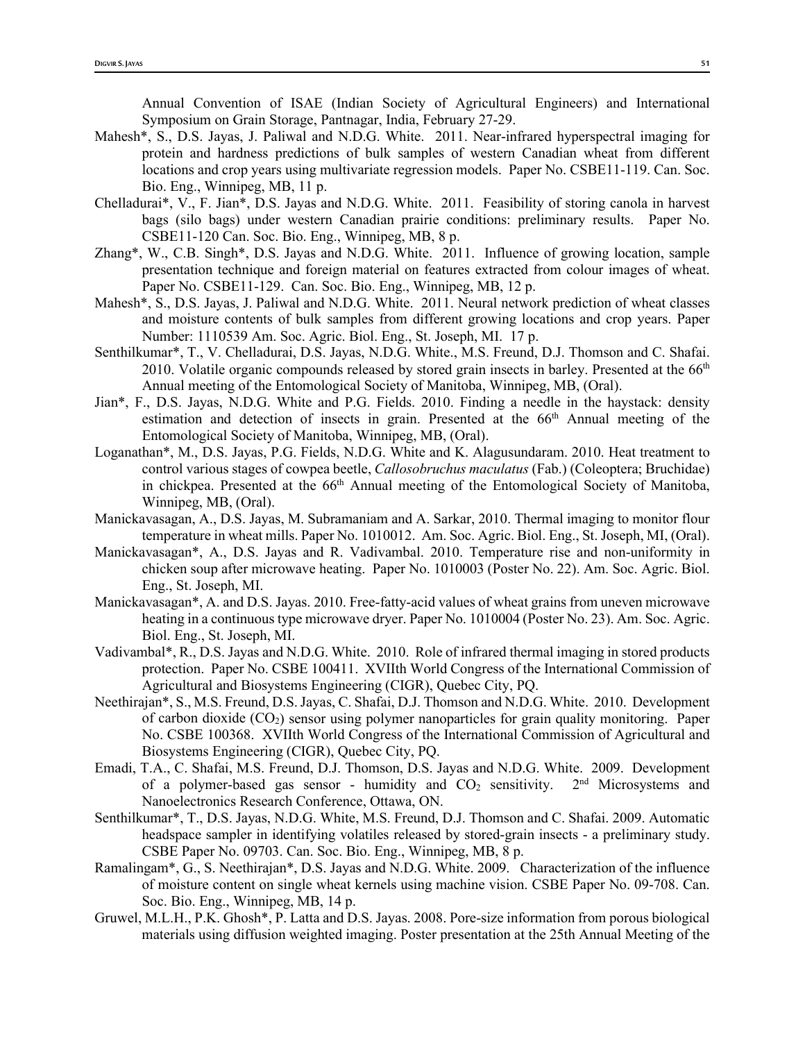Annual Convention of ISAE (Indian Society of Agricultural Engineers) and International Symposium on Grain Storage, Pantnagar, India, February 27-29.

Mahesh*, S., D.S. Jayas, J. Paliwal and N.D.G. White. 2011. Near-infrared hyperspectral imaging for protein and hardness predictions of bulk samples of western Canadian wheat from different locations and crop years using multivariate regression models. Paper No. CSBE11-119. Can. Soc. Bio. Eng., Winnipeg, MB, 11 p.

Chelladurai*, V., F. Jian*, D.S. Jayas and N.D.G. White. 2011. Feasibility of storing canola in harvest bags (silo bags) under western Canadian prairie conditions: preliminary results. Paper No. CSBE11-120 Can. Soc. Bio. Eng., Winnipeg, MB, 8 p.

Zhang*, W., C.B. Singh*, D.S. Jayas and N.D.G. White. 2011. Influence of growing location, sample presentation technique and foreign material on features extracted from colour images of wheat. Paper No. CSBE11-129. Can. Soc. Bio. Eng., Winnipeg, MB, 12 p.

Mahesh*, S., D.S. Jayas, J. Paliwal and N.D.G. White. 2011. Neural network prediction of wheat classes and moisture contents of bulk samples from different growing locations and crop years. Paper Number: 1110539 Am. Soc. Agric. Biol. Eng., St. Joseph, MI. 17 p.

Senthilkumar*, T., V. Chelladurai, D.S. Jayas, N.D.G. White., M.S. Freund, D.J. Thomson and C. Shafai. 2010. Volatile organic compounds released by stored grain insects in barley. Presented at the 66th Annual meeting of the Entomological Society of Manitoba, Winnipeg, MB, (Oral).

Jian*, F., D.S. Jayas, N.D.G. White and P.G. Fields. 2010. Finding a needle in the haystack: density estimation and detection of insects in grain. Presented at the 66th Annual meeting of the Entomological Society of Manitoba, Winnipeg, MB, (Oral).

Loganathan*, M., D.S. Jayas, P.G. Fields, N.D.G. White and K. Alagusundaram. 2010. Heat treatment to control various stages of cowpea beetle, *Callosobruchus maculatus* (Fab.) (Coleoptera; Bruchidae) in chickpea. Presented at the 66th Annual meeting of the Entomological Society of Manitoba, Winnipeg, MB, (Oral).

Manickavasagan, A., D.S. Jayas, M. Subramaniam and A. Sarkar, 2010. Thermal imaging to monitor flour temperature in wheat mills. Paper No. 1010012. Am. Soc. Agric. Biol. Eng., St. Joseph, MI, (Oral).

Manickavasagan*, A., D.S. Jayas and R. Vadivambal. 2010. Temperature rise and non-uniformity in chicken soup after microwave heating. Paper No. 1010003 (Poster No. 22). Am. Soc. Agric. Biol. Eng., St. Joseph, MI.

Manickavasagan*, A. and D.S. Jayas. 2010. Free-fatty-acid values of wheat grains from uneven microwave heating in a continuous type microwave dryer. Paper No. 1010004 (Poster No. 23). Am. Soc. Agric. Biol. Eng., St. Joseph, MI.

Vadivambal*, R., D.S. Jayas and N.D.G. White. 2010. Role of infrared thermal imaging in stored products protection. Paper No. CSBE 100411. XVIIth World Congress of the International Commission of Agricultural and Biosystems Engineering (CIGR), Quebec City, PQ.

Neethirajan*, S., M.S. Freund, D.S. Jayas, C. Shafai, D.J. Thomson and N.D.G. White. 2010. Development of carbon dioxide ($CO_2$) sensor using polymer nanoparticles for grain quality monitoring. Paper No. CSBE 100368. XVIIth World Congress of the International Commission of Agricultural and Biosystems Engineering (CIGR), Quebec City, PQ.

Emadi, T.A., C. Shafai, M.S. Freund, D.J. Thomson, D.S. Jayas and N.D.G. White. 2009. Development of a polymer-based gas sensor - humidity and $CO_2$ sensitivity. 2nd Microsystems and Nanoelectronics Research Conference, Ottawa, ON.

Senthilkumar*, T., D.S. Jayas, N.D.G. White, M.S. Freund, D.J. Thomson and C. Shafai. 2009. Automatic headspace sampler in identifying volatiles released by stored-grain insects - a preliminary study. CSBE Paper No. 09703. Can. Soc. Bio. Eng., Winnipeg, MB, 8 p.

Ramalingam*, G., S. Neethirajan*, D.S. Jayas and N.D.G. White. 2009. Characterization of the influence of moisture content on single wheat kernels using machine vision. CSBE Paper No. 09-708. Can. Soc. Bio. Eng., Winnipeg, MB, 14 p.

Gruwel, M.L.H., P.K. Ghosh*, P. Latta and D.S. Jayas. 2008. Pore-size information from porous biological materials using diffusion weighted imaging. Poster presentation at the 25th Annual Meeting of the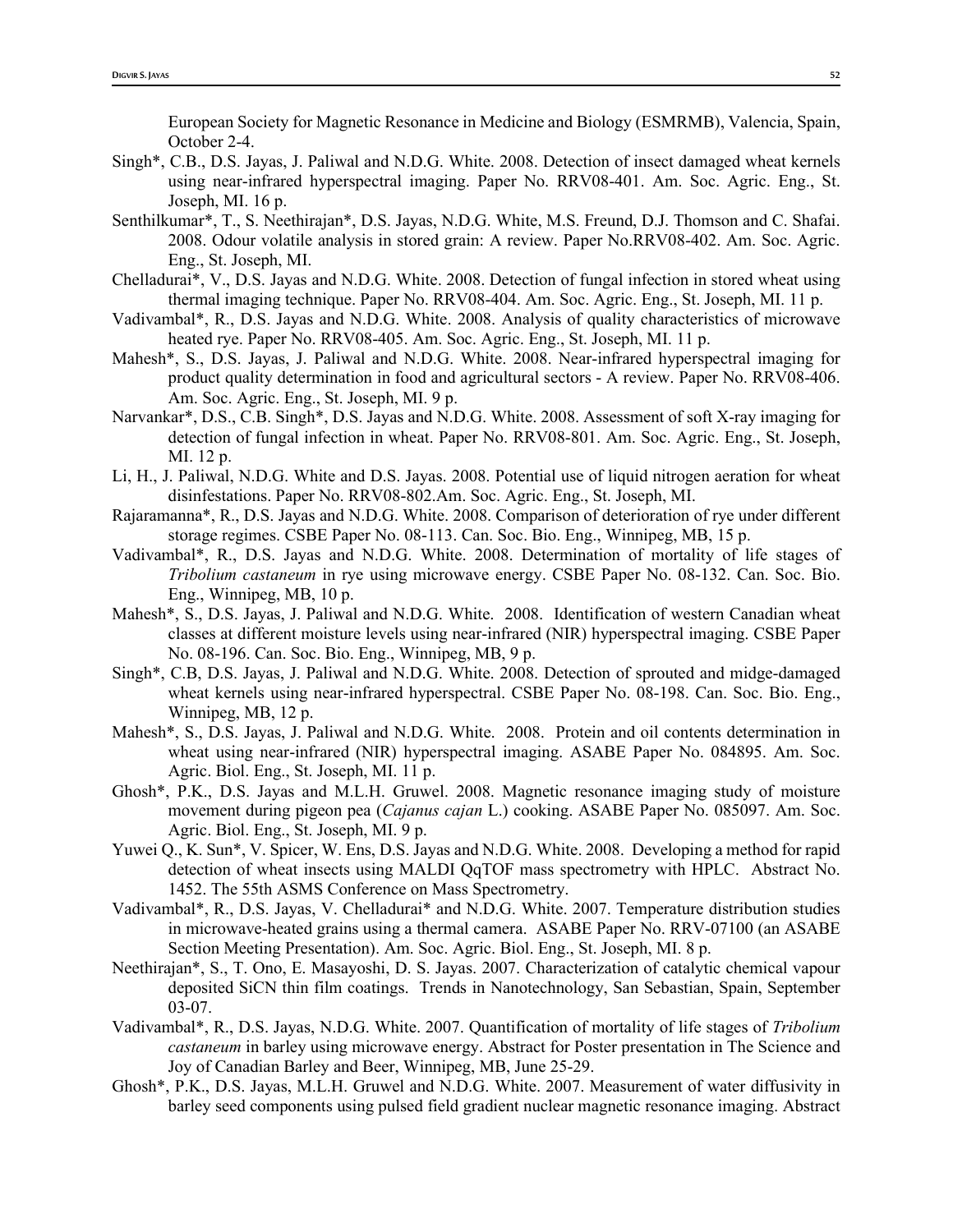European Society for Magnetic Resonance in Medicine and Biology (ESMRMB), Valencia, Spain, October 2-4.

Singh*, C.B., D.S. Jayas, J. Paliwal and N.D.G. White. 2008. Detection of insect damaged wheat kernels using near-infrared hyperspectral imaging. Paper No. RRV08-401. Am. Soc. Agric. Eng., St. Joseph, MI. 16 p.

Senthilkumar*, T., S. Neethirajan*, D.S. Jayas, N.D.G. White, M.S. Freund, D.J. Thomson and C. Shafai. 2008. Odour volatile analysis in stored grain: A review. Paper No.RRV08-402. Am. Soc. Agric. Eng., St. Joseph, MI.

Chelladurai*, V., D.S. Jayas and N.D.G. White. 2008. Detection of fungal infection in stored wheat using thermal imaging technique. Paper No. RRV08-404. Am. Soc. Agric. Eng., St. Joseph, MI. 11 p.

Vadivambal*, R., D.S. Jayas and N.D.G. White. 2008. Analysis of quality characteristics of microwave heated rye. Paper No. RRV08-405. Am. Soc. Agric. Eng., St. Joseph, MI. 11 p.

Mahesh*, S., D.S. Jayas, J. Paliwal and N.D.G. White. 2008. Near-infrared hyperspectral imaging for product quality determination in food and agricultural sectors - A review. Paper No. RRV08-406. Am. Soc. Agric. Eng., St. Joseph, MI. 9 p.

Narvankar*, D.S., C.B. Singh*, D.S. Jayas and N.D.G. White. 2008. Assessment of soft X-ray imaging for detection of fungal infection in wheat. Paper No. RRV08-801. Am. Soc. Agric. Eng., St. Joseph, MI. 12 p.

Li, H., J. Paliwal, N.D.G. White and D.S. Jayas. 2008. Potential use of liquid nitrogen aeration for wheat disinfestations. Paper No. RRV08-802.Am. Soc. Agric. Eng., St. Joseph, MI.

Rajaramanna*, R., D.S. Jayas and N.D.G. White. 2008. Comparison of deterioration of rye under different storage regimes. CSBE Paper No. 08-113. Can. Soc. Bio. Eng., Winnipeg, MB, 15 p.

Vadivambal*, R., D.S. Jayas and N.D.G. White. 2008. Determination of mortality of life stages of *Tribolium castaneum* in rye using microwave energy. CSBE Paper No. 08-132. Can. Soc. Bio. Eng., Winnipeg, MB, 10 p.

Mahesh*, S., D.S. Jayas, J. Paliwal and N.D.G. White. 2008. Identification of western Canadian wheat classes at different moisture levels using near-infrared (NIR) hyperspectral imaging. CSBE Paper No. 08-196. Can. Soc. Bio. Eng., Winnipeg, MB, 9 p.

Singh*, C.B, D.S. Jayas, J. Paliwal and N.D.G. White. 2008. Detection of sprouted and midge-damaged wheat kernels using near-infrared hyperspectral. CSBE Paper No. 08-198. Can. Soc. Bio. Eng., Winnipeg, MB, 12 p.

Mahesh*, S., D.S. Jayas, J. Paliwal and N.D.G. White. 2008. Protein and oil contents determination in wheat using near-infrared (NIR) hyperspectral imaging. ASABE Paper No. 084895. Am. Soc. Agric. Biol. Eng., St. Joseph, MI. 11 p.

Ghosh*, P.K., D.S. Jayas and M.L.H. Gruwel. 2008. Magnetic resonance imaging study of moisture movement during pigeon pea (*Cajanus cajan* L.) cooking. ASABE Paper No. 085097. Am. Soc. Agric. Biol. Eng., St. Joseph, MI. 9 p.

Yuwei Q., K. Sun*, V. Spicer, W. Ens, D.S. Jayas and N.D.G. White. 2008. Developing a method for rapid detection of wheat insects using MALDI QqTOF mass spectrometry with HPLC. Abstract No. 1452. The 55th ASMS Conference on Mass Spectrometry.

Vadivambal*, R., D.S. Jayas, V. Chelladurai* and N.D.G. White. 2007. Temperature distribution studies in microwave-heated grains using a thermal camera. ASABE Paper No. RRV-07100 (an ASABE Section Meeting Presentation). Am. Soc. Agric. Biol. Eng., St. Joseph, MI. 8 p.

Neethirajan*, S., T. Ono, E. Masayoshi, D. S. Jayas. 2007. Characterization of catalytic chemical vapour deposited SiCN thin film coatings. Trends in Nanotechnology, San Sebastian, Spain, September 03-07.

Vadivambal*, R., D.S. Jayas, N.D.G. White. 2007. Quantification of mortality of life stages of *Tribolium castaneum* in barley using microwave energy. Abstract for Poster presentation in The Science and Joy of Canadian Barley and Beer, Winnipeg, MB, June 25-29.

Ghosh*, P.K., D.S. Jayas, M.L.H. Gruwel and N.D.G. White. 2007. Measurement of water diffusivity in barley seed components using pulsed field gradient nuclear magnetic resonance imaging. Abstract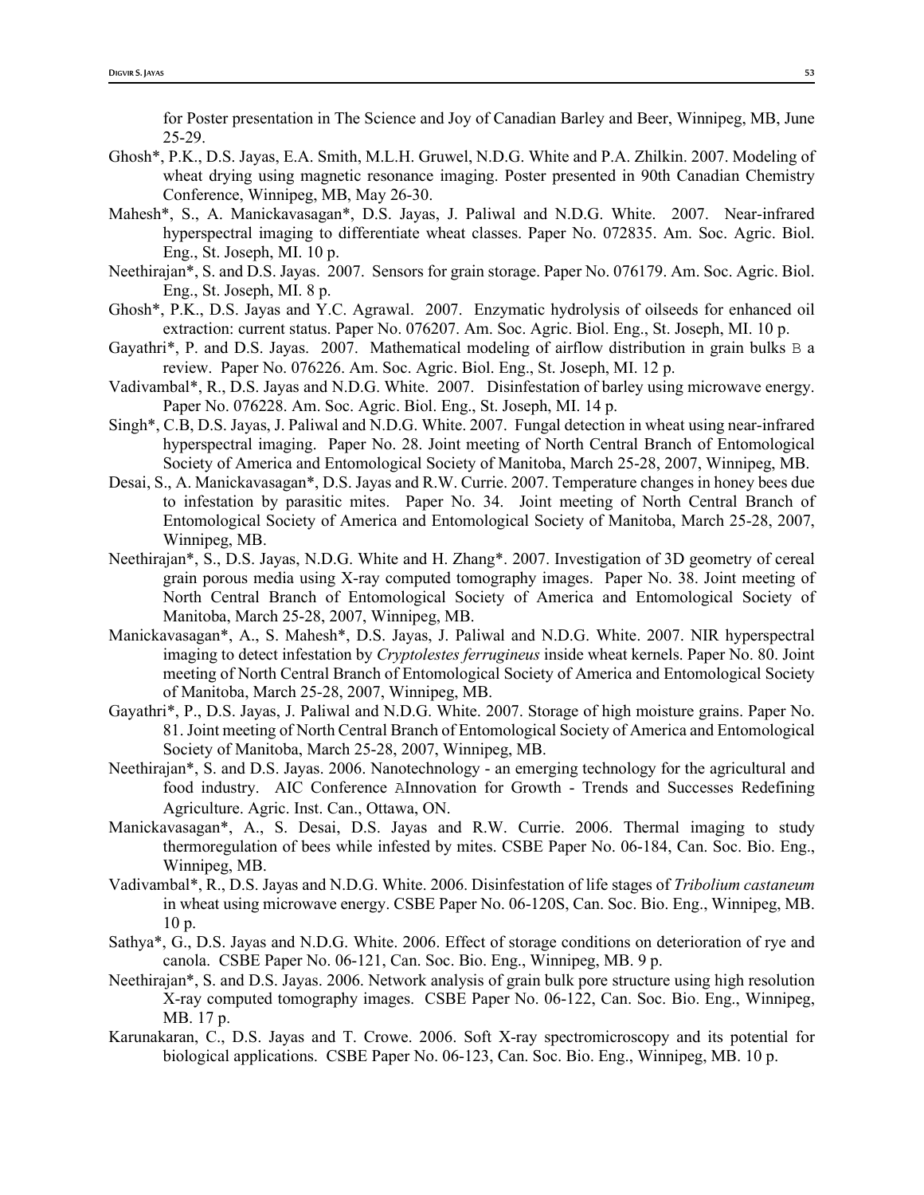for Poster presentation in The Science and Joy of Canadian Barley and Beer, Winnipeg, MB, June 25-29.

Ghosh*, P.K., D.S. Jayas, E.A. Smith, M.L.H. Gruwel, N.D.G. White and P.A. Zhilkin. 2007. Modeling of wheat drying using magnetic resonance imaging. Poster presented in 90th Canadian Chemistry Conference, Winnipeg, MB, May 26-30.

Mahesh*, S., A. Manickavasagan*, D.S. Jayas, J. Paliwal and N.D.G. White. 2007. Near-infrared hyperspectral imaging to differentiate wheat classes. Paper No. 072835. Am. Soc. Agric. Biol. Eng., St. Joseph, MI. 10 p.

Neethirajan*, S. and D.S. Jayas. 2007. Sensors for grain storage. Paper No. 076179. Am. Soc. Agric. Biol. Eng., St. Joseph, MI. 8 p.

Ghosh*, P.K., D.S. Jayas and Y.C. Agrawal. 2007. Enzymatic hydrolysis of oilseeds for enhanced oil extraction: current status. Paper No. 076207. Am. Soc. Agric. Biol. Eng., St. Joseph, MI. 10 p.

Gayathri*, P. and D.S. Jayas. 2007. Mathematical modeling of airflow distribution in grain bulks B a review. Paper No. 076226. Am. Soc. Agric. Biol. Eng., St. Joseph, MI. 12 p.

Vadivambal*, R., D.S. Jayas and N.D.G. White. 2007. Disinfestation of barley using microwave energy. Paper No. 076228. Am. Soc. Agric. Biol. Eng., St. Joseph, MI. 14 p.

Singh*, C.B, D.S. Jayas, J. Paliwal and N.D.G. White. 2007. Fungal detection in wheat using near-infrared hyperspectral imaging. Paper No. 28. Joint meeting of North Central Branch of Entomological Society of America and Entomological Society of Manitoba, March 25-28, 2007, Winnipeg, MB.

Desai, S., A. Manickavasagan*, D.S. Jayas and R.W. Currie. 2007. Temperature changes in honey bees due to infestation by parasitic mites. Paper No. 34. Joint meeting of North Central Branch of Entomological Society of America and Entomological Society of Manitoba, March 25-28, 2007, Winnipeg, MB.

Neethirajan*, S., D.S. Jayas, N.D.G. White and H. Zhang*. 2007. Investigation of 3D geometry of cereal grain porous media using X-ray computed tomography images. Paper No. 38. Joint meeting of North Central Branch of Entomological Society of America and Entomological Society of Manitoba, March 25-28, 2007, Winnipeg, MB.

Manickavasagan*, A., S. Mahesh*, D.S. Jayas, J. Paliwal and N.D.G. White. 2007. NIR hyperspectral imaging to detect infestation by *Cryptolestes ferrugineus* inside wheat kernels. Paper No. 80. Joint meeting of North Central Branch of Entomological Society of America and Entomological Society of Manitoba, March 25-28, 2007, Winnipeg, MB.

Gayathri*, P., D.S. Jayas, J. Paliwal and N.D.G. White. 2007. Storage of high moisture grains. Paper No. 81. Joint meeting of North Central Branch of Entomological Society of America and Entomological Society of Manitoba, March 25-28, 2007, Winnipeg, MB.

Neethirajan*, S. and D.S. Jayas. 2006. Nanotechnology - an emerging technology for the agricultural and food industry. AIC Conference AInnovation for Growth - Trends and Successes Redefining Agriculture. Agric. Inst. Can., Ottawa, ON.

Manickavasagan*, A., S. Desai, D.S. Jayas and R.W. Currie. 2006. Thermal imaging to study thermoregulation of bees while infested by mites. CSBE Paper No. 06-184, Can. Soc. Bio. Eng., Winnipeg, MB.

Vadivambal*, R., D.S. Jayas and N.D.G. White. 2006. Disinfestation of life stages of *Tribolium castaneum* in wheat using microwave energy. CSBE Paper No. 06-120S, Can. Soc. Bio. Eng., Winnipeg, MB. 10 p.

Sathya*, G., D.S. Jayas and N.D.G. White. 2006. Effect of storage conditions on deterioration of rye and canola. CSBE Paper No. 06-121, Can. Soc. Bio. Eng., Winnipeg, MB. 9 p.

Neethirajan*, S. and D.S. Jayas. 2006. Network analysis of grain bulk pore structure using high resolution X-ray computed tomography images. CSBE Paper No. 06-122, Can. Soc. Bio. Eng., Winnipeg, MB. 17 p.

Karunakaran, C., D.S. Jayas and T. Crowe. 2006. Soft X-ray spectromicroscopy and its potential for biological applications. CSBE Paper No. 06-123, Can. Soc. Bio. Eng., Winnipeg, MB. 10 p.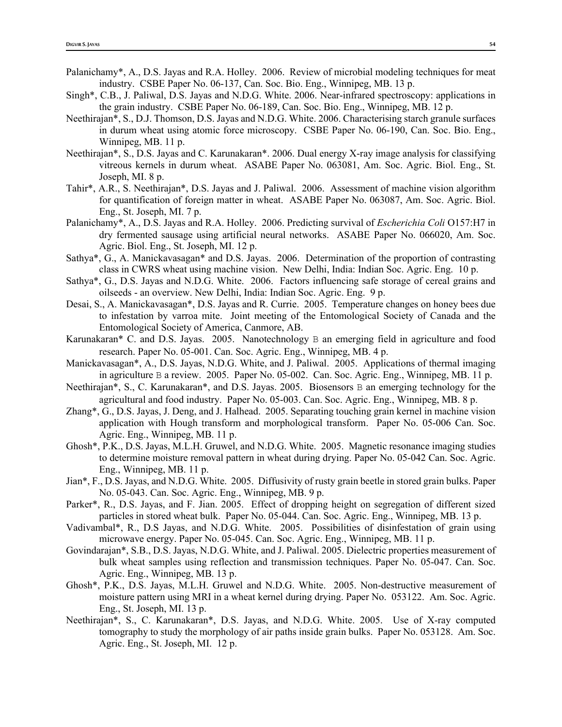Palanichamy*, A., D.S. Jayas and R.A. Holley. 2006. Review of microbial modeling techniques for meat industry. CSBE Paper No. 06-137, Can. Soc. Bio. Eng., Winnipeg, MB. 13 p.

Singh*, C.B., J. Paliwal, D.S. Jayas and N.D.G. White. 2006. Near-infrared spectroscopy: applications in the grain industry. CSBE Paper No. 06-189, Can. Soc. Bio. Eng., Winnipeg, MB. 12 p.

Neethirajan*, S., D.J. Thomson, D.S. Jayas and N.D.G. White. 2006. Characterising starch granule surfaces in durum wheat using atomic force microscopy. CSBE Paper No. 06-190, Can. Soc. Bio. Eng., Winnipeg, MB. 11 p.

Neethirajan*, S., D.S. Jayas and C. Karunakaran*. 2006. Dual energy X-ray image analysis for classifying vitreous kernels in durum wheat. ASABE Paper No. 063081, Am. Soc. Agric. Biol. Eng., St. Joseph, MI. 8 p.

Tahir*, A.R., S. Neethirajan*, D.S. Jayas and J. Paliwal. 2006. Assessment of machine vision algorithm for quantification of foreign matter in wheat. ASABE Paper No. 063087, Am. Soc. Agric. Biol. Eng., St. Joseph, MI. 7 p.

Palanichamy*, A., D.S. Jayas and R.A. Holley. 2006. Predicting survival of *Escherichia Coli* O157:H7 in dry fermented sausage using artificial neural networks. ASABE Paper No. 066020, Am. Soc. Agric. Biol. Eng., St. Joseph, MI. 12 p.

Sathya*, G., A. Manickavasagan* and D.S. Jayas. 2006. Determination of the proportion of contrasting class in CWRS wheat using machine vision. New Delhi, India: Indian Soc. Agric. Eng. 10 p.

Sathya*, G., D.S. Jayas and N.D.G. White. 2006. Factors influencing safe storage of cereal grains and oilseeds - an overview. New Delhi, India: Indian Soc. Agric. Eng. 9 p.

Desai, S., A. Manickavasagan*, D.S. Jayas and R. Currie. 2005. Temperature changes on honey bees due to infestation by varroa mite. Joint meeting of the Entomological Society of Canada and the Entomological Society of America, Canmore, AB.

Karunakaran* C. and D.S. Jayas. 2005. Nanotechnology B an emerging field in agriculture and food research. Paper No. 05-001. Can. Soc. Agric. Eng., Winnipeg, MB. 4 p.

Manickavasagan*, A., D.S. Jayas, N.D.G. White, and J. Paliwal. 2005. Applications of thermal imaging in agriculture B a review. 2005. Paper No. 05-002. Can. Soc. Agric. Eng., Winnipeg, MB. 11 p.

Neethirajan*, S., C. Karunakaran*, and D.S. Jayas. 2005. Biosensors B an emerging technology for the agricultural and food industry. Paper No. 05-003. Can. Soc. Agric. Eng., Winnipeg, MB. 8 p.

Zhang*, G., D.S. Jayas, J. Deng, and J. Halhead. 2005. Separating touching grain kernel in machine vision application with Hough transform and morphological transform. Paper No. 05-006 Can. Soc. Agric. Eng., Winnipeg, MB. 11 p.

Ghosh*, P.K., D.S. Jayas, M.L.H. Gruwel, and N.D.G. White. 2005. Magnetic resonance imaging studies to determine moisture removal pattern in wheat during drying. Paper No. 05-042 Can. Soc. Agric. Eng., Winnipeg, MB. 11 p.

Jian*, F., D.S. Jayas, and N.D.G. White. 2005. Diffusivity of rusty grain beetle in stored grain bulks. Paper No. 05-043. Can. Soc. Agric. Eng., Winnipeg, MB. 9 p.

Parker*, R., D.S. Jayas, and F. Jian. 2005. Effect of dropping height on segregation of different sized particles in stored wheat bulk. Paper No. 05-044. Can. Soc. Agric. Eng., Winnipeg, MB. 13 p.

Vadivambal*, R., D.S Jayas, and N.D.G. White. 2005. Possibilities of disinfestation of grain using microwave energy. Paper No. 05-045. Can. Soc. Agric. Eng., Winnipeg, MB. 11 p.

Govindarajan*, S.B., D.S. Jayas, N.D.G. White, and J. Paliwal. 2005. Dielectric properties measurement of bulk wheat samples using reflection and transmission techniques. Paper No. 05-047. Can. Soc. Agric. Eng., Winnipeg, MB. 13 p.

Ghosh*, P.K., D.S. Jayas, M.L.H. Gruwel and N.D.G. White. 2005. Non-destructive measurement of moisture pattern using MRI in a wheat kernel during drying. Paper No. 053122. Am. Soc. Agric. Eng., St. Joseph, MI. 13 p.

Neethirajan*, S., C. Karunakaran*, D.S. Jayas, and N.D.G. White. 2005. Use of X-ray computed tomography to study the morphology of air paths inside grain bulks. Paper No. 053128. Am. Soc. Agric. Eng., St. Joseph, MI. 12 p.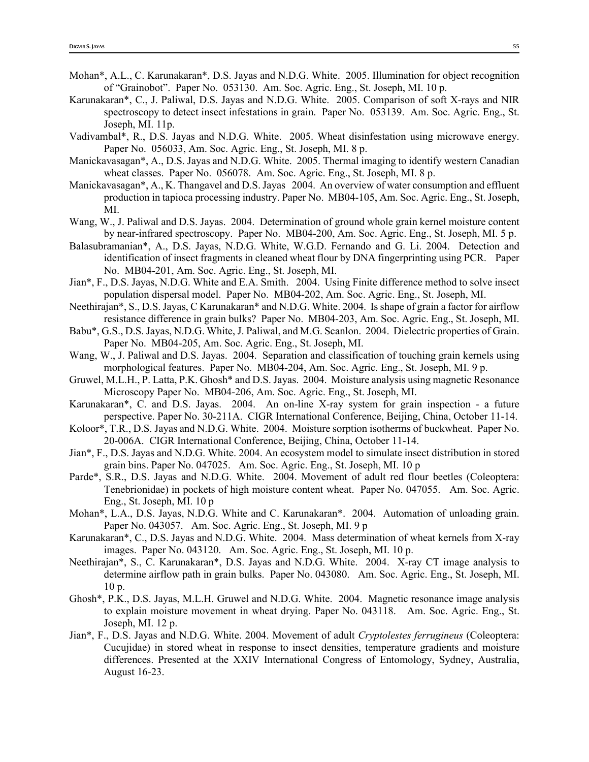Mohan*, A.L., C. Karunakaran*, D.S. Jayas and N.D.G. White. 2005. Illumination for object recognition of "Grainobot". Paper No. 053130. Am. Soc. Agric. Eng., St. Joseph, MI. 10 p.

Karunakaran*, C., J. Paliwal, D.S. Jayas and N.D.G. White. 2005. Comparison of soft X-rays and NIR spectroscopy to detect insect infestations in grain. Paper No. 053139. Am. Soc. Agric. Eng., St. Joseph, MI. 11p.

Vadivambal*, R., D.S. Jayas and N.D.G. White. 2005. Wheat disinfestation using microwave energy. Paper No. 056033, Am. Soc. Agric. Eng., St. Joseph, MI. 8 p.

Manickavasagan*, A., D.S. Jayas and N.D.G. White. 2005. Thermal imaging to identify western Canadian wheat classes. Paper No. 056078. Am. Soc. Agric. Eng., St. Joseph, MI. 8 p.

Manickavasagan*, A., K. Thangavel and D.S. Jayas 2004. An overview of water consumption and effluent production in tapioca processing industry. Paper No. MB04-105, Am. Soc. Agric. Eng., St. Joseph, MI.

Wang, W., J. Paliwal and D.S. Jayas. 2004. Determination of ground whole grain kernel moisture content by near-infrared spectroscopy. Paper No. MB04-200, Am. Soc. Agric. Eng., St. Joseph, MI. 5 p.

Balasubramanian*, A., D.S. Jayas, N.D.G. White, W.G.D. Fernando and G. Li. 2004. Detection and identification of insect fragments in cleaned wheat flour by DNA fingerprinting using PCR. Paper No. MB04-201, Am. Soc. Agric. Eng., St. Joseph, MI.

Jian*, F., D.S. Jayas, N.D.G. White and E.A. Smith. 2004. Using Finite difference method to solve insect population dispersal model. Paper No. MB04-202, Am. Soc. Agric. Eng., St. Joseph, MI.

Neethirajan*, S., D.S. Jayas, C Karunakaran* and N.D.G. White. 2004. Is shape of grain a factor for airflow resistance difference in grain bulks? Paper No. MB04-203, Am. Soc. Agric. Eng., St. Joseph, MI.

Babu*, G.S., D.S. Jayas, N.D.G. White, J. Paliwal, and M.G. Scanlon. 2004. Dielectric properties of Grain. Paper No. MB04-205, Am. Soc. Agric. Eng., St. Joseph, MI.

Wang, W., J. Paliwal and D.S. Jayas. 2004. Separation and classification of touching grain kernels using morphological features. Paper No. MB04-204, Am. Soc. Agric. Eng., St. Joseph, MI. 9 p.

Gruwel, M.L.H., P. Latta, P.K. Ghosh* and D.S. Jayas. 2004. Moisture analysis using magnetic Resonance Microscopy Paper No. MB04-206, Am. Soc. Agric. Eng., St. Joseph, MI.

Karunakaran*, C. and D.S. Jayas. 2004. An on-line X-ray system for grain inspection - a future perspective. Paper No. 30-211A. CIGR International Conference, Beijing, China, October 11-14.

Koloor*, T.R., D.S. Jayas and N.D.G. White. 2004. Moisture sorption isotherms of buckwheat. Paper No. 20-006A. CIGR International Conference, Beijing, China, October 11-14.

Jian*, F., D.S. Jayas and N.D.G. White. 2004. An ecosystem model to simulate insect distribution in stored grain bins. Paper No. 047025. Am. Soc. Agric. Eng., St. Joseph, MI. 10 p

Parde*, S.R., D.S. Jayas and N.D.G. White. 2004. Movement of adult red flour beetles (Coleoptera: Tenebrionidae) in pockets of high moisture content wheat. Paper No. 047055. Am. Soc. Agric. Eng., St. Joseph, MI. 10 p

Mohan*, L.A., D.S. Jayas, N.D.G. White and C. Karunakaran*. 2004. Automation of unloading grain. Paper No. 043057. Am. Soc. Agric. Eng., St. Joseph, MI. 9 p

Karunakaran*, C., D.S. Jayas and N.D.G. White. 2004. Mass determination of wheat kernels from X-ray images. Paper No. 043120. Am. Soc. Agric. Eng., St. Joseph, MI. 10 p.

Neethirajan*, S., C. Karunakaran*, D.S. Jayas and N.D.G. White. 2004. X-ray CT image analysis to determine airflow path in grain bulks. Paper No. 043080. Am. Soc. Agric. Eng., St. Joseph, MI. 10 p.

Ghosh*, P.K., D.S. Jayas, M.L.H. Gruwel and N.D.G. White. 2004. Magnetic resonance image analysis to explain moisture movement in wheat drying. Paper No. 043118. Am. Soc. Agric. Eng., St. Joseph, MI. 12 p.

Jian*, F., D.S. Jayas and N.D.G. White. 2004. Movement of adult *Cryptolestes ferrugineus* (Coleoptera: Cucujidae) in stored wheat in response to insect densities, temperature gradients and moisture differences. Presented at the XXIV International Congress of Entomology, Sydney, Australia, August 16-23.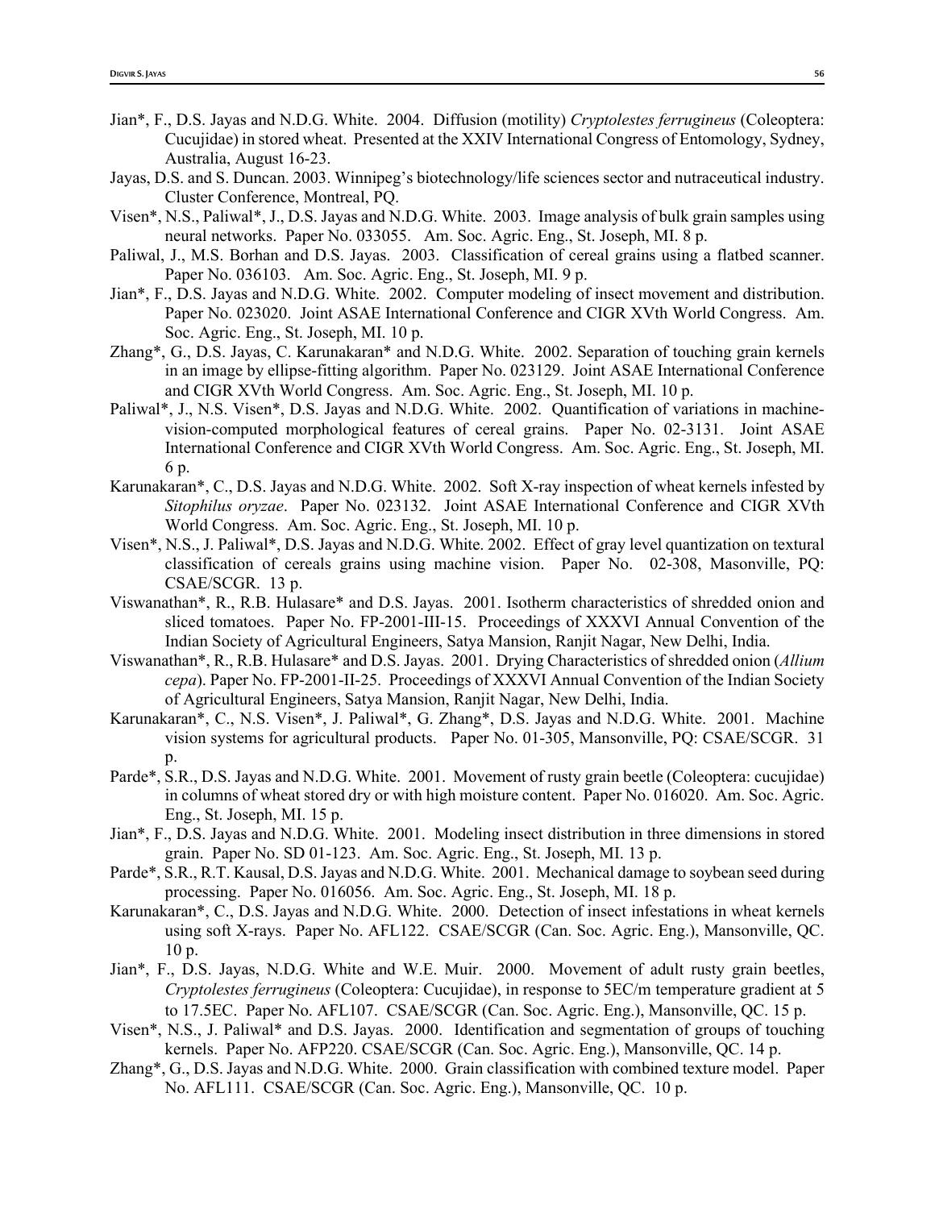Jian*, F., D.S. Jayas and N.D.G. White. 2004. Diffusion (motility) *Cryptolestes ferrugineus* (Coleoptera: Cucujidae) in stored wheat. Presented at the XXIV International Congress of Entomology, Sydney, Australia, August 16-23.

Jayas, D.S. and S. Duncan. 2003. Winnipeg's biotechnology/life sciences sector and nutraceutical industry. Cluster Conference, Montreal, PQ.

Visen*, N.S., Paliwal*, J., D.S. Jayas and N.D.G. White. 2003. Image analysis of bulk grain samples using neural networks. Paper No. 033055. Am. Soc. Agric. Eng., St. Joseph, MI. 8 p.

Paliwal, J., M.S. Borhan and D.S. Jayas. 2003. Classification of cereal grains using a flatbed scanner. Paper No. 036103. Am. Soc. Agric. Eng., St. Joseph, MI. 9 p.

Jian*, F., D.S. Jayas and N.D.G. White. 2002. Computer modeling of insect movement and distribution. Paper No. 023020. Joint ASAE International Conference and CIGR XVth World Congress. Am. Soc. Agric. Eng., St. Joseph, MI. 10 p.

Zhang*, G., D.S. Jayas, C. Karunakaran* and N.D.G. White. 2002. Separation of touching grain kernels in an image by ellipse-fitting algorithm. Paper No. 023129. Joint ASAE International Conference and CIGR XVth World Congress. Am. Soc. Agric. Eng., St. Joseph, MI. 10 p.

Paliwal*, J., N.S. Visen*, D.S. Jayas and N.D.G. White. 2002. Quantification of variations in machine-vision-computed morphological features of cereal grains. Paper No. 02-3131. Joint ASAE International Conference and CIGR XVth World Congress. Am. Soc. Agric. Eng., St. Joseph, MI. 6 p.

Karunakaran*, C., D.S. Jayas and N.D.G. White. 2002. Soft X-ray inspection of wheat kernels infested by *Sitophilus oryzae*. Paper No. 023132. Joint ASAE International Conference and CIGR XVth World Congress. Am. Soc. Agric. Eng., St. Joseph, MI. 10 p.

Visen*, N.S., J. Paliwal*, D.S. Jayas and N.D.G. White. 2002. Effect of gray level quantization on textural classification of cereals grains using machine vision. Paper No. 02-308, Masonville, PQ: CSAE/SCGR. 13 p.

Viswanathan*, R., R.B. Hulasare* and D.S. Jayas. 2001. Isotherm characteristics of shredded onion and sliced tomatoes. Paper No. FP-2001-III-15. Proceedings of XXXVI Annual Convention of the Indian Society of Agricultural Engineers, Satya Mansion, Ranjit Nagar, New Delhi, India.

Viswanathan*, R., R.B. Hulasare* and D.S. Jayas. 2001. Drying Characteristics of shredded onion (*Allium cepa*). Paper No. FP-2001-II-25. Proceedings of XXXVI Annual Convention of the Indian Society of Agricultural Engineers, Satya Mansion, Ranjit Nagar, New Delhi, India.

Karunakaran*, C., N.S. Visen*, J. Paliwal*, G. Zhang*, D.S. Jayas and N.D.G. White. 2001. Machine vision systems for agricultural products. Paper No. 01-305, Mansonville, PQ: CSAE/SCGR. 31 p.

Parde*, S.R., D.S. Jayas and N.D.G. White. 2001. Movement of rusty grain beetle (Coleoptera: cucujidae) in columns of wheat stored dry or with high moisture content. Paper No. 016020. Am. Soc. Agric. Eng., St. Joseph, MI. 15 p.

Jian*, F., D.S. Jayas and N.D.G. White. 2001. Modeling insect distribution in three dimensions in stored grain. Paper No. SD 01-123. Am. Soc. Agric. Eng., St. Joseph, MI. 13 p.

Parde*, S.R., R.T. Kausal, D.S. Jayas and N.D.G. White. 2001. Mechanical damage to soybean seed during processing. Paper No. 016056. Am. Soc. Agric. Eng., St. Joseph, MI. 18 p.

Karunakaran*, C., D.S. Jayas and N.D.G. White. 2000. Detection of insect infestations in wheat kernels using soft X-rays. Paper No. AFL122. CSAE/SCGR (Can. Soc. Agric. Eng.), Mansonville, QC. 10 p.

Jian*, F., D.S. Jayas, N.D.G. White and W.E. Muir. 2000. Movement of adult rusty grain beetles, *Cryptolestes ferrugineus* (Coleoptera: Cucujidae), in response to 5EC/m temperature gradient at 5 to 17.5EC. Paper No. AFL107. CSAE/SCGR (Can. Soc. Agric. Eng.), Mansonville, QC. 15 p.

Visen*, N.S., J. Paliwal* and D.S. Jayas. 2000. Identification and segmentation of groups of touching kernels. Paper No. AFP220. CSAE/SCGR (Can. Soc. Agric. Eng.), Mansonville, QC. 14 p.

Zhang*, G., D.S. Jayas and N.D.G. White. 2000. Grain classification with combined texture model. Paper No. AFL111. CSAE/SCGR (Can. Soc. Agric. Eng.), Mansonville, QC. 10 p.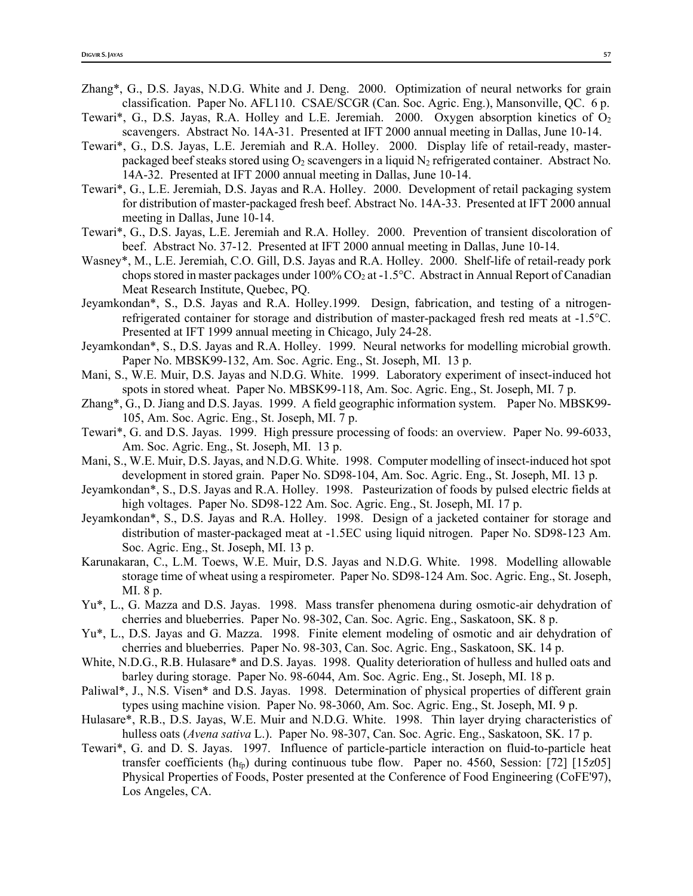Zhang*, G., D.S. Jayas, N.D.G. White and J. Deng. 2000. Optimization of neural networks for grain classification. Paper No. AFL110. CSAE/SCGR (Can. Soc. Agric. Eng.), Mansonville, QC. 6 p.

Tewari*, G., D.S. Jayas, R.A. Holley and L.E. Jeremiah. 2000. Oxygen absorption kinetics of $O_2$ scavengers. Abstract No. 14A-31. Presented at IFT 2000 annual meeting in Dallas, June 10-14.

Tewari*, G., D.S. Jayas, L.E. Jeremiah and R.A. Holley. 2000. Display life of retail-ready, master-packaged beef steaks stored using $O_2$ scavengers in a liquid $N_2$ refrigerated container. Abstract No. 14A-32. Presented at IFT 2000 annual meeting in Dallas, June 10-14.

Tewari*, G., L.E. Jeremiah, D.S. Jayas and R.A. Holley. 2000. Development of retail packaging system for distribution of master-packaged fresh beef. Abstract No. 14A-33. Presented at IFT 2000 annual meeting in Dallas, June 10-14.

Tewari*, G., D.S. Jayas, L.E. Jeremiah and R.A. Holley. 2000. Prevention of transient discoloration of beef. Abstract No. 37-12. Presented at IFT 2000 annual meeting in Dallas, June 10-14.

Wasney*, M., L.E. Jeremiah, C.O. Gill, D.S. Jayas and R.A. Holley. 2000. Shelf-life of retail-ready pork chops stored in master packages under 100% $CO_2$ at -1.5°C. Abstract in Annual Report of Canadian Meat Research Institute, Quebec, PQ.

Jeyamkondan*, S., D.S. Jayas and R.A. Holley.1999. Design, fabrication, and testing of a nitrogen-refrigerated container for storage and distribution of master-packaged fresh red meats at -1.5°C. Presented at IFT 1999 annual meeting in Chicago, July 24-28.

Jeyamkondan*, S., D.S. Jayas and R.A. Holley. 1999. Neural networks for modelling microbial growth. Paper No. MBSK99-132, Am. Soc. Agric. Eng., St. Joseph, MI. 13 p.

Mani, S., W.E. Muir, D.S. Jayas and N.D.G. White. 1999. Laboratory experiment of insect-induced hot spots in stored wheat. Paper No. MBSK99-118, Am. Soc. Agric. Eng., St. Joseph, MI. 7 p.

Zhang*, G., D. Jiang and D.S. Jayas. 1999. A field geographic information system. Paper No. MBSK99-105, Am. Soc. Agric. Eng., St. Joseph, MI. 7 p.

Tewari*, G. and D.S. Jayas. 1999. High pressure processing of foods: an overview. Paper No. 99-6033, Am. Soc. Agric. Eng., St. Joseph, MI. 13 p.

Mani, S., W.E. Muir, D.S. Jayas, and N.D.G. White. 1998. Computer modelling of insect-induced hot spot development in stored grain. Paper No. SD98-104, Am. Soc. Agric. Eng., St. Joseph, MI. 13 p.

Jeyamkondan*, S., D.S. Jayas and R.A. Holley. 1998. Pasteurization of foods by pulsed electric fields at high voltages. Paper No. SD98-122 Am. Soc. Agric. Eng., St. Joseph, MI. 17 p.

Jeyamkondan*, S., D.S. Jayas and R.A. Holley. 1998. Design of a jacketed container for storage and distribution of master-packaged meat at -1.5EC using liquid nitrogen. Paper No. SD98-123 Am. Soc. Agric. Eng., St. Joseph, MI. 13 p.

Karunakaran, C., L.M. Toews, W.E. Muir, D.S. Jayas and N.D.G. White. 1998. Modelling allowable storage time of wheat using a respirometer. Paper No. SD98-124 Am. Soc. Agric. Eng., St. Joseph, MI. 8 p.

Yu*, L., G. Mazza and D.S. Jayas. 1998. Mass transfer phenomena during osmotic-air dehydration of cherries and blueberries. Paper No. 98-302, Can. Soc. Agric. Eng., Saskatoon, SK. 8 p.

Yu*, L., D.S. Jayas and G. Mazza. 1998. Finite element modeling of osmotic and air dehydration of cherries and blueberries. Paper No. 98-303, Can. Soc. Agric. Eng., Saskatoon, SK. 14 p.

White, N.D.G., R.B. Hulasare* and D.S. Jayas. 1998. Quality deterioration of hulless and hulled oats and barley during storage. Paper No. 98-6044, Am. Soc. Agric. Eng., St. Joseph, MI. 18 p.

Paliwal*, J., N.S. Visen* and D.S. Jayas. 1998. Determination of physical properties of different grain types using machine vision. Paper No. 98-3060, Am. Soc. Agric. Eng., St. Joseph, MI. 9 p.

Hulasare*, R.B., D.S. Jayas, W.E. Muir and N.D.G. White. 1998. Thin layer drying characteristics of hulless oats (*Avena sativa* L.). Paper No. 98-307, Can. Soc. Agric. Eng., Saskatoon, SK. 17 p.

Tewari*, G. and D. S. Jayas. 1997. Influence of particle-particle interaction on fluid-to-particle heat transfer coefficients ($h_{fp}$) during continuous tube flow. Paper no. 4560, Session: [72] [15z05] Physical Properties of Foods, Poster presented at the Conference of Food Engineering (CoFE'97), Los Angeles, CA.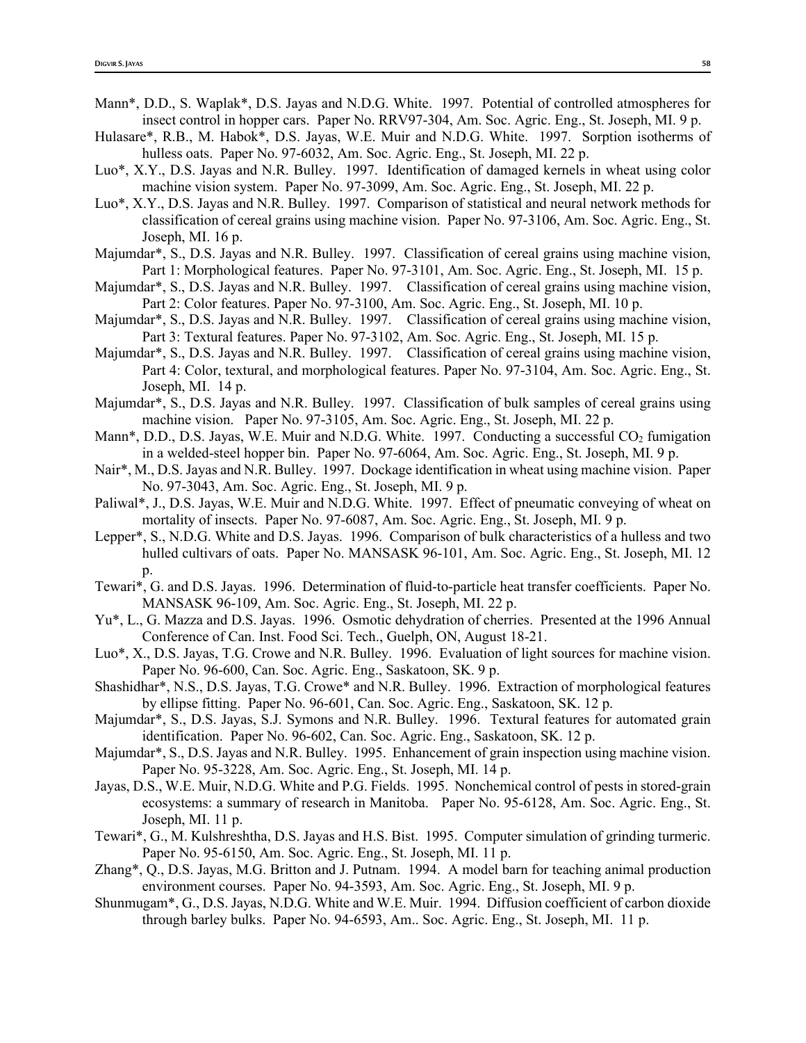Mann*, D.D., S. Waplak*, D.S. Jayas and N.D.G. White. 1997. Potential of controlled atmospheres for insect control in hopper cars. Paper No. RRV97-304, Am. Soc. Agric. Eng., St. Joseph, MI. 9 p.

Hulasare*, R.B., M. Habok*, D.S. Jayas, W.E. Muir and N.D.G. White. 1997. Sorption isotherms of hulless oats. Paper No. 97-6032, Am. Soc. Agric. Eng., St. Joseph, MI. 22 p.

Luo*, X.Y., D.S. Jayas and N.R. Bulley. 1997. Identification of damaged kernels in wheat using color machine vision system. Paper No. 97-3099, Am. Soc. Agric. Eng., St. Joseph, MI. 22 p.

Luo*, X.Y., D.S. Jayas and N.R. Bulley. 1997. Comparison of statistical and neural network methods for classification of cereal grains using machine vision. Paper No. 97-3106, Am. Soc. Agric. Eng., St. Joseph, MI. 16 p.

Majumdar*, S., D.S. Jayas and N.R. Bulley. 1997. Classification of cereal grains using machine vision, Part 1: Morphological features. Paper No. 97-3101, Am. Soc. Agric. Eng., St. Joseph, MI. 15 p.

Majumdar*, S., D.S. Jayas and N.R. Bulley. 1997. Classification of cereal grains using machine vision, Part 2: Color features. Paper No. 97-3100, Am. Soc. Agric. Eng., St. Joseph, MI. 10 p.

Majumdar*, S., D.S. Jayas and N.R. Bulley. 1997. Classification of cereal grains using machine vision, Part 3: Textural features. Paper No. 97-3102, Am. Soc. Agric. Eng., St. Joseph, MI. 15 p.

Majumdar*, S., D.S. Jayas and N.R. Bulley. 1997. Classification of cereal grains using machine vision, Part 4: Color, textural, and morphological features. Paper No. 97-3104, Am. Soc. Agric. Eng., St. Joseph, MI. 14 p.

Majumdar*, S., D.S. Jayas and N.R. Bulley. 1997. Classification of bulk samples of cereal grains using machine vision. Paper No. 97-3105, Am. Soc. Agric. Eng., St. Joseph, MI. 22 p.

Mann*, D.D., D.S. Jayas, W.E. Muir and N.D.G. White. 1997. Conducting a successful $CO_2$ fumigation in a welded-steel hopper bin. Paper No. 97-6064, Am. Soc. Agric. Eng., St. Joseph, MI. 9 p.

Nair*, M., D.S. Jayas and N.R. Bulley. 1997. Dockage identification in wheat using machine vision. Paper No. 97-3043, Am. Soc. Agric. Eng., St. Joseph, MI. 9 p.

Paliwal*, J., D.S. Jayas, W.E. Muir and N.D.G. White. 1997. Effect of pneumatic conveying of wheat on mortality of insects. Paper No. 97-6087, Am. Soc. Agric. Eng., St. Joseph, MI. 9 p.

Lepper*, S., N.D.G. White and D.S. Jayas. 1996. Comparison of bulk characteristics of a hulless and two hulled cultivars of oats. Paper No. MANSASK 96-101, Am. Soc. Agric. Eng., St. Joseph, MI. 12 p.

Tewari*, G. and D.S. Jayas. 1996. Determination of fluid-to-particle heat transfer coefficients. Paper No. MANSASK 96-109, Am. Soc. Agric. Eng., St. Joseph, MI. 22 p.

Yu*, L., G. Mazza and D.S. Jayas. 1996. Osmotic dehydration of cherries. Presented at the 1996 Annual Conference of Can. Inst. Food Sci. Tech., Guelph, ON, August 18-21.

Luo*, X., D.S. Jayas, T.G. Crowe and N.R. Bulley. 1996. Evaluation of light sources for machine vision. Paper No. 96-600, Can. Soc. Agric. Eng., Saskatoon, SK. 9 p.

Shashidhar*, N.S., D.S. Jayas, T.G. Crowe* and N.R. Bulley. 1996. Extraction of morphological features by ellipse fitting. Paper No. 96-601, Can. Soc. Agric. Eng., Saskatoon, SK. 12 p.

Majumdar*, S., D.S. Jayas, S.J. Symons and N.R. Bulley. 1996. Textural features for automated grain identification. Paper No. 96-602, Can. Soc. Agric. Eng., Saskatoon, SK. 12 p.

Majumdar*, S., D.S. Jayas and N.R. Bulley. 1995. Enhancement of grain inspection using machine vision. Paper No. 95-3228, Am. Soc. Agric. Eng., St. Joseph, MI. 14 p.

Jayas, D.S., W.E. Muir, N.D.G. White and P.G. Fields. 1995. Nonchemical control of pests in stored-grain ecosystems: a summary of research in Manitoba. Paper No. 95-6128, Am. Soc. Agric. Eng., St. Joseph, MI. 11 p.

Tewari*, G., M. Kulshreshtha, D.S. Jayas and H.S. Bist. 1995. Computer simulation of grinding turmeric. Paper No. 95-6150, Am. Soc. Agric. Eng., St. Joseph, MI. 11 p.

Zhang*, Q., D.S. Jayas, M.G. Britton and J. Putnam. 1994. A model barn for teaching animal production environment courses. Paper No. 94-3593, Am. Soc. Agric. Eng., St. Joseph, MI. 9 p.

Shunmugam*, G., D.S. Jayas, N.D.G. White and W.E. Muir. 1994. Diffusion coefficient of carbon dioxide through barley bulks. Paper No. 94-6593, Am.. Soc. Agric. Eng., St. Joseph, MI. 11 p.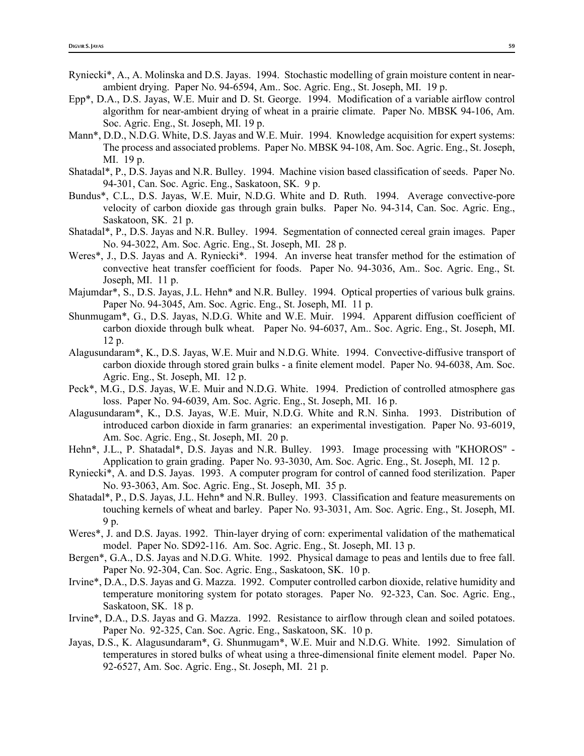Ryniecki*, A., A. Molinska and D.S. Jayas. 1994. Stochastic modelling of grain moisture content in near-ambient drying. Paper No. 94-6594, Am.. Soc. Agric. Eng., St. Joseph, MI. 19 p.

Epp*, D.A., D.S. Jayas, W.E. Muir and D. St. George. 1994. Modification of a variable airflow control algorithm for near-ambient drying of wheat in a prairie climate. Paper No. MBSK 94-106, Am. Soc. Agric. Eng., St. Joseph, MI. 19 p.

Mann*, D.D., N.D.G. White, D.S. Jayas and W.E. Muir. 1994. Knowledge acquisition for expert systems: The process and associated problems. Paper No. MBSK 94-108, Am. Soc. Agric. Eng., St. Joseph, MI. 19 p.

Shatadal*, P., D.S. Jayas and N.R. Bulley. 1994. Machine vision based classification of seeds. Paper No. 94-301, Can. Soc. Agric. Eng., Saskatoon, SK. 9 p.

Bundus*, C.L., D.S. Jayas, W.E. Muir, N.D.G. White and D. Ruth. 1994. Average convective-pore velocity of carbon dioxide gas through grain bulks. Paper No. 94-314, Can. Soc. Agric. Eng., Saskatoon, SK. 21 p.

Shatadal*, P., D.S. Jayas and N.R. Bulley. 1994. Segmentation of connected cereal grain images. Paper No. 94-3022, Am. Soc. Agric. Eng., St. Joseph, MI. 28 p.

Weres*, J., D.S. Jayas and A. Ryniecki*. 1994. An inverse heat transfer method for the estimation of convective heat transfer coefficient for foods. Paper No. 94-3036, Am.. Soc. Agric. Eng., St. Joseph, MI. 11 p.

Majumdar*, S., D.S. Jayas, J.L. Hehn* and N.R. Bulley. 1994. Optical properties of various bulk grains. Paper No. 94-3045, Am. Soc. Agric. Eng., St. Joseph, MI. 11 p.

Shunmugam*, G., D.S. Jayas, N.D.G. White and W.E. Muir. 1994. Apparent diffusion coefficient of carbon dioxide through bulk wheat. Paper No. 94-6037, Am.. Soc. Agric. Eng., St. Joseph, MI. 12 p.

Alagusundaram*, K., D.S. Jayas, W.E. Muir and N.D.G. White. 1994. Convective-diffusive transport of carbon dioxide through stored grain bulks - a finite element model. Paper No. 94-6038, Am. Soc. Agric. Eng., St. Joseph, MI. 12 p.

Peck*, M.G., D.S. Jayas, W.E. Muir and N.D.G. White. 1994. Prediction of controlled atmosphere gas loss. Paper No. 94-6039, Am. Soc. Agric. Eng., St. Joseph, MI. 16 p.

Alagusundaram*, K., D.S. Jayas, W.E. Muir, N.D.G. White and R.N. Sinha. 1993. Distribution of introduced carbon dioxide in farm granaries: an experimental investigation. Paper No. 93-6019, Am. Soc. Agric. Eng., St. Joseph, MI. 20 p.

Hehn*, J.L., P. Shatadal*, D.S. Jayas and N.R. Bulley. 1993. Image processing with "KHOROS" - Application to grain grading. Paper No. 93-3030, Am. Soc. Agric. Eng., St. Joseph, MI. 12 p.

Ryniecki*, A. and D.S. Jayas. 1993. A computer program for control of canned food sterilization. Paper No. 93-3063, Am. Soc. Agric. Eng., St. Joseph, MI. 35 p.

Shatadal*, P., D.S. Jayas, J.L. Hehn* and N.R. Bulley. 1993. Classification and feature measurements on touching kernels of wheat and barley. Paper No. 93-3031, Am. Soc. Agric. Eng., St. Joseph, MI. 9 p.

Weres*, J. and D.S. Jayas. 1992. Thin-layer drying of corn: experimental validation of the mathematical model. Paper No. SD92-116. Am. Soc. Agric. Eng., St. Joseph, MI. 13 p.

Bergen*, G.A., D.S. Jayas and N.D.G. White. 1992. Physical damage to peas and lentils due to free fall. Paper No. 92-304, Can. Soc. Agric. Eng., Saskatoon, SK. 10 p.

Irvine*, D.A., D.S. Jayas and G. Mazza. 1992. Computer controlled carbon dioxide, relative humidity and temperature monitoring system for potato storages. Paper No. 92-323, Can. Soc. Agric. Eng., Saskatoon, SK. 18 p.

Irvine*, D.A., D.S. Jayas and G. Mazza. 1992. Resistance to airflow through clean and soiled potatoes. Paper No. 92-325, Can. Soc. Agric. Eng., Saskatoon, SK. 10 p.

Jayas, D.S., K. Alagusundaram*, G. Shunmugam*, W.E. Muir and N.D.G. White. 1992. Simulation of temperatures in stored bulks of wheat using a three-dimensional finite element model. Paper No. 92-6527, Am. Soc. Agric. Eng., St. Joseph, MI. 21 p.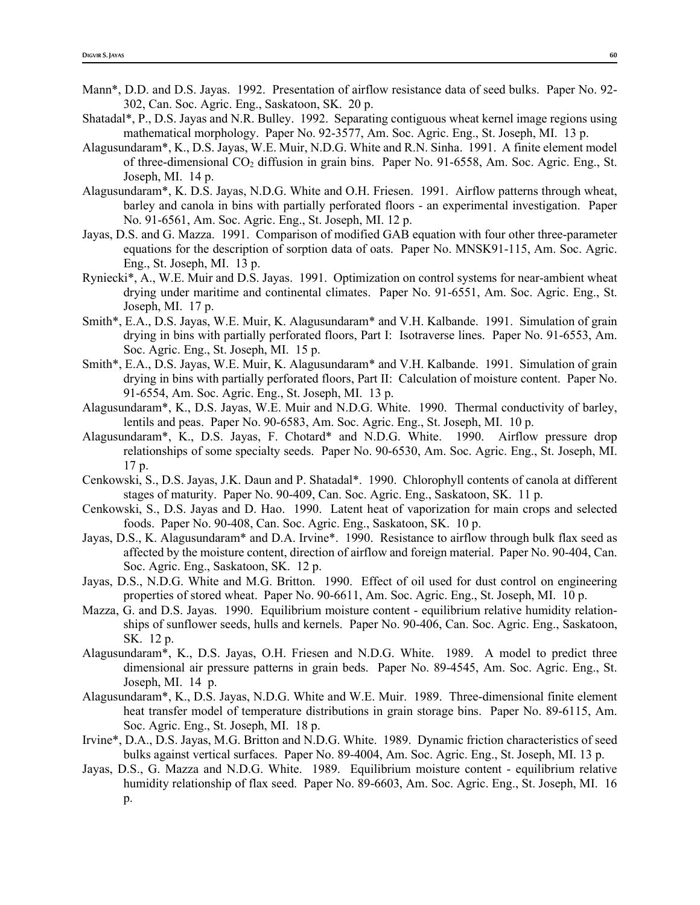Mann*, D.D. and D.S. Jayas. 1992. Presentation of airflow resistance data of seed bulks. Paper No. 92-302, Can. Soc. Agric. Eng., Saskatoon, SK. 20 p.

Shatadal*, P., D.S. Jayas and N.R. Bulley. 1992. Separating contiguous wheat kernel image regions using mathematical morphology. Paper No. 92-3577, Am. Soc. Agric. Eng., St. Joseph, MI. 13 p.

Alagusundaram*, K., D.S. Jayas, W.E. Muir, N.D.G. White and R.N. Sinha. 1991. A finite element model of three-dimensional $CO_2$ diffusion in grain bins. Paper No. 91-6558, Am. Soc. Agric. Eng., St. Joseph, MI. 14 p.

Alagusundaram*, K. D.S. Jayas, N.D.G. White and O.H. Friesen. 1991. Airflow patterns through wheat, barley and canola in bins with partially perforated floors - an experimental investigation. Paper No. 91-6561, Am. Soc. Agric. Eng., St. Joseph, MI. 12 p.

Jayas, D.S. and G. Mazza. 1991. Comparison of modified GAB equation with four other three-parameter equations for the description of sorption data of oats. Paper No. MNSK91-115, Am. Soc. Agric. Eng., St. Joseph, MI. 13 p.

Ryniecki*, A., W.E. Muir and D.S. Jayas. 1991. Optimization on control systems for near-ambient wheat drying under maritime and continental climates. Paper No. 91-6551, Am. Soc. Agric. Eng., St. Joseph, MI. 17 p.

Smith*, E.A., D.S. Jayas, W.E. Muir, K. Alagusundaram* and V.H. Kalbande. 1991. Simulation of grain drying in bins with partially perforated floors, Part I: Isotraverse lines. Paper No. 91-6553, Am. Soc. Agric. Eng., St. Joseph, MI. 15 p.

Smith*, E.A., D.S. Jayas, W.E. Muir, K. Alagusundaram* and V.H. Kalbande. 1991. Simulation of grain drying in bins with partially perforated floors, Part II: Calculation of moisture content. Paper No. 91-6554, Am. Soc. Agric. Eng., St. Joseph, MI. 13 p.

Alagusundaram*, K., D.S. Jayas, W.E. Muir and N.D.G. White. 1990. Thermal conductivity of barley, lentils and peas. Paper No. 90-6583, Am. Soc. Agric. Eng., St. Joseph, MI. 10 p.

Alagusundaram*, K., D.S. Jayas, F. Chotard* and N.D.G. White. 1990. Airflow pressure drop relationships of some specialty seeds. Paper No. 90-6530, Am. Soc. Agric. Eng., St. Joseph, MI. 17 p.

Cenkowski, S., D.S. Jayas, J.K. Daun and P. Shatadal*. 1990. Chlorophyll contents of canola at different stages of maturity. Paper No. 90-409, Can. Soc. Agric. Eng., Saskatoon, SK. 11 p.

Cenkowski, S., D.S. Jayas and D. Hao. 1990. Latent heat of vaporization for main crops and selected foods. Paper No. 90-408, Can. Soc. Agric. Eng., Saskatoon, SK. 10 p.

Jayas, D.S., K. Alagusundaram* and D.A. Irvine*. 1990. Resistance to airflow through bulk flax seed as affected by the moisture content, direction of airflow and foreign material. Paper No. 90-404, Can. Soc. Agric. Eng., Saskatoon, SK. 12 p.

Jayas, D.S., N.D.G. White and M.G. Britton. 1990. Effect of oil used for dust control on engineering properties of stored wheat. Paper No. 90-6611, Am. Soc. Agric. Eng., St. Joseph, MI. 10 p.

Mazza, G. and D.S. Jayas. 1990. Equilibrium moisture content - equilibrium relative humidity relationships of sunflower seeds, hulls and kernels. Paper No. 90-406, Can. Soc. Agric. Eng., Saskatoon, SK. 12 p.

Alagusundaram*, K., D.S. Jayas, O.H. Friesen and N.D.G. White. 1989. A model to predict three dimensional air pressure patterns in grain beds. Paper No. 89-4545, Am. Soc. Agric. Eng., St. Joseph, MI. 14 p.

Alagusundaram*, K., D.S. Jayas, N.D.G. White and W.E. Muir. 1989. Three-dimensional finite element heat transfer model of temperature distributions in grain storage bins. Paper No. 89-6115, Am. Soc. Agric. Eng., St. Joseph, MI. 18 p.

Irvine*, D.A., D.S. Jayas, M.G. Britton and N.D.G. White. 1989. Dynamic friction characteristics of seed bulks against vertical surfaces. Paper No. 89-4004, Am. Soc. Agric. Eng., St. Joseph, MI. 13 p.

Jayas, D.S., G. Mazza and N.D.G. White. 1989. Equilibrium moisture content - equilibrium relative humidity relationship of flax seed. Paper No. 89-6603, Am. Soc. Agric. Eng., St. Joseph, MI. 16 p.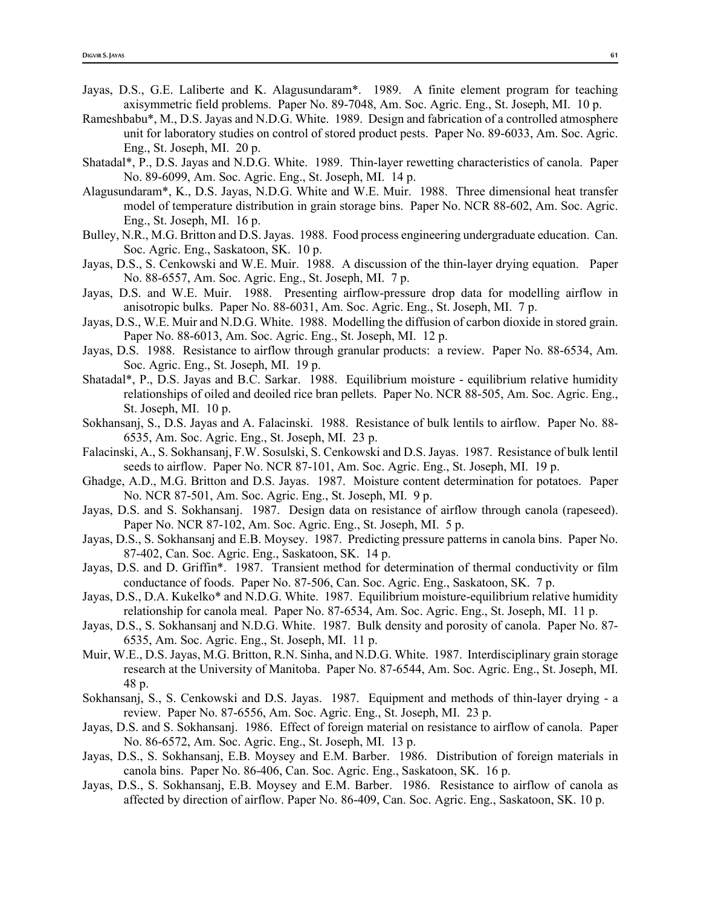Jayas, D.S., G.E. Laliberte and K. Alagusundaram*. 1989. A finite element program for teaching axisymmetric field problems. Paper No. 89-7048, Am. Soc. Agric. Eng., St. Joseph, MI. 10 p.

Rameshbabu*, M., D.S. Jayas and N.D.G. White. 1989. Design and fabrication of a controlled atmosphere unit for laboratory studies on control of stored product pests. Paper No. 89-6033, Am. Soc. Agric. Eng., St. Joseph, MI. 20 p.

Shatadal*, P., D.S. Jayas and N.D.G. White. 1989. Thin-layer rewetting characteristics of canola. Paper No. 89-6099, Am. Soc. Agric. Eng., St. Joseph, MI. 14 p.

Alagusundaram*, K., D.S. Jayas, N.D.G. White and W.E. Muir. 1988. Three dimensional heat transfer model of temperature distribution in grain storage bins. Paper No. NCR 88-602, Am. Soc. Agric. Eng., St. Joseph, MI. 16 p.

Bulley, N.R., M.G. Britton and D.S. Jayas. 1988. Food process engineering undergraduate education. Can. Soc. Agric. Eng., Saskatoon, SK. 10 p.

Jayas, D.S., S. Cenkowski and W.E. Muir. 1988. A discussion of the thin-layer drying equation. Paper No. 88-6557, Am. Soc. Agric. Eng., St. Joseph, MI. 7 p.

Jayas, D.S. and W.E. Muir. 1988. Presenting airflow-pressure drop data for modelling airflow in anisotropic bulks. Paper No. 88-6031, Am. Soc. Agric. Eng., St. Joseph, MI. 7 p.

Jayas, D.S., W.E. Muir and N.D.G. White. 1988. Modelling the diffusion of carbon dioxide in stored grain. Paper No. 88-6013, Am. Soc. Agric. Eng., St. Joseph, MI. 12 p.

Jayas, D.S. 1988. Resistance to airflow through granular products: a review. Paper No. 88-6534, Am. Soc. Agric. Eng., St. Joseph, MI. 19 p.

Shatadal*, P., D.S. Jayas and B.C. Sarkar. 1988. Equilibrium moisture - equilibrium relative humidity relationships of oiled and deoiled rice bran pellets. Paper No. NCR 88-505, Am. Soc. Agric. Eng., St. Joseph, MI. 10 p.

Sokhansanj, S., D.S. Jayas and A. Falacinski. 1988. Resistance of bulk lentils to airflow. Paper No. 88-6535, Am. Soc. Agric. Eng., St. Joseph, MI. 23 p.

Falacinski, A., S. Sokhansanj, F.W. Sosulski, S. Cenkowski and D.S. Jayas. 1987. Resistance of bulk lentil seeds to airflow. Paper No. NCR 87-101, Am. Soc. Agric. Eng., St. Joseph, MI. 19 p.

Ghadge, A.D., M.G. Britton and D.S. Jayas. 1987. Moisture content determination for potatoes. Paper No. NCR 87-501, Am. Soc. Agric. Eng., St. Joseph, MI. 9 p.

Jayas, D.S. and S. Sokhansanj. 1987. Design data on resistance of airflow through canola (rapeseed). Paper No. NCR 87-102, Am. Soc. Agric. Eng., St. Joseph, MI. 5 p.

Jayas, D.S., S. Sokhansanj and E.B. Moysey. 1987. Predicting pressure patterns in canola bins. Paper No. 87-402, Can. Soc. Agric. Eng., Saskatoon, SK. 14 p.

Jayas, D.S. and D. Griffin*. 1987. Transient method for determination of thermal conductivity or film conductance of foods. Paper No. 87-506, Can. Soc. Agric. Eng., Saskatoon, SK. 7 p.

Jayas, D.S., D.A. Kukelko* and N.D.G. White. 1987. Equilibrium moisture-equilibrium relative humidity relationship for canola meal. Paper No. 87-6534, Am. Soc. Agric. Eng., St. Joseph, MI. 11 p.

Jayas, D.S., S. Sokhansanj and N.D.G. White. 1987. Bulk density and porosity of canola. Paper No. 87-6535, Am. Soc. Agric. Eng., St. Joseph, MI. 11 p.

Muir, W.E., D.S. Jayas, M.G. Britton, R.N. Sinha, and N.D.G. White. 1987. Interdisciplinary grain storage research at the University of Manitoba. Paper No. 87-6544, Am. Soc. Agric. Eng., St. Joseph, MI. 48 p.

Sokhansanj, S., S. Cenkowski and D.S. Jayas. 1987. Equipment and methods of thin-layer drying - a review. Paper No. 87-6556, Am. Soc. Agric. Eng., St. Joseph, MI. 23 p.

Jayas, D.S. and S. Sokhansanj. 1986. Effect of foreign material on resistance to airflow of canola. Paper No. 86-6572, Am. Soc. Agric. Eng., St. Joseph, MI. 13 p.

Jayas, D.S., S. Sokhansanj, E.B. Moysey and E.M. Barber. 1986. Distribution of foreign materials in canola bins. Paper No. 86-406, Can. Soc. Agric. Eng., Saskatoon, SK. 16 p.

Jayas, D.S., S. Sokhansanj, E.B. Moysey and E.M. Barber. 1986. Resistance to airflow of canola as affected by direction of airflow. Paper No. 86-409, Can. Soc. Agric. Eng., Saskatoon, SK. 10 p.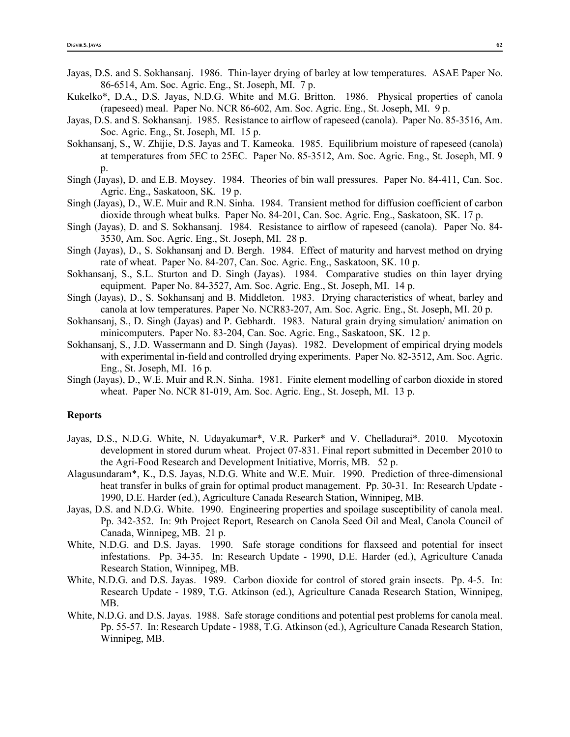Jayas, D.S. and S. Sokhansanj. 1986. Thin-layer drying of barley at low temperatures. ASAE Paper No. 86-6514, Am. Soc. Agric. Eng., St. Joseph, MI. 7 p.

Kukelko*, D.A., D.S. Jayas, N.D.G. White and M.G. Britton. 1986. Physical properties of canola (rapeseed) meal. Paper No. NCR 86-602, Am. Soc. Agric. Eng., St. Joseph, MI. 9 p.

Jayas, D.S. and S. Sokhansanj. 1985. Resistance to airflow of rapeseed (canola). Paper No. 85-3516, Am. Soc. Agric. Eng., St. Joseph, MI. 15 p.

Sokhansanj, S., W. Zhijie, D.S. Jayas and T. Kameoka. 1985. Equilibrium moisture of rapeseed (canola) at temperatures from 5EC to 25EC. Paper No. 85-3512, Am. Soc. Agric. Eng., St. Joseph, MI. 9 p.

Singh (Jayas), D. and E.B. Moysey. 1984. Theories of bin wall pressures. Paper No. 84-411, Can. Soc. Agric. Eng., Saskatoon, SK. 19 p.

Singh (Jayas), D., W.E. Muir and R.N. Sinha. 1984. Transient method for diffusion coefficient of carbon dioxide through wheat bulks. Paper No. 84-201, Can. Soc. Agric. Eng., Saskatoon, SK. 17 p.

Singh (Jayas), D. and S. Sokhansanj. 1984. Resistance to airflow of rapeseed (canola). Paper No. 84-3530, Am. Soc. Agric. Eng., St. Joseph, MI. 28 p.

Singh (Jayas), D., S. Sokhansanj and D. Bergh. 1984. Effect of maturity and harvest method on drying rate of wheat. Paper No. 84-207, Can. Soc. Agric. Eng., Saskatoon, SK. 10 p.

Sokhansanj, S., S.L. Sturton and D. Singh (Jayas). 1984. Comparative studies on thin layer drying equipment. Paper No. 84-3527, Am. Soc. Agric. Eng., St. Joseph, MI. 14 p.

Singh (Jayas), D., S. Sokhansanj and B. Middleton. 1983. Drying characteristics of wheat, barley and canola at low temperatures. Paper No. NCR83-207, Am. Soc. Agric. Eng., St. Joseph, MI. 20 p.

Sokhansanj, S., D. Singh (Jayas) and P. Gebhardt. 1983. Natural grain drying simulation/ animation on minicomputers. Paper No. 83-204, Can. Soc. Agric. Eng., Saskatoon, SK. 12 p.

Sokhansanj, S., J.D. Wassermann and D. Singh (Jayas). 1982. Development of empirical drying models with experimental in-field and controlled drying experiments. Paper No. 82-3512, Am. Soc. Agric. Eng., St. Joseph, MI. 16 p.

Singh (Jayas), D., W.E. Muir and R.N. Sinha. 1981. Finite element modelling of carbon dioxide in stored wheat. Paper No. NCR 81-019, Am. Soc. Agric. Eng., St. Joseph, MI. 13 p.

### Reports

Jayas, D.S., N.D.G. White, N. Udayakumar*, V.R. Parker* and V. Chelladurai*. 2010. Mycotoxin development in stored durum wheat. Project 07-831. Final report submitted in December 2010 to the Agri-Food Research and Development Initiative, Morris, MB. 52 p.

Alagusundaram*, K., D.S. Jayas, N.D.G. White and W.E. Muir. 1990. Prediction of three-dimensional heat transfer in bulks of grain for optimal product management. Pp. 30-31. In: Research Update - 1990, D.E. Harder (ed.), Agriculture Canada Research Station, Winnipeg, MB.

Jayas, D.S. and N.D.G. White. 1990. Engineering properties and spoilage susceptibility of canola meal. Pp. 342-352. In: 9th Project Report, Research on Canola Seed Oil and Meal, Canola Council of Canada, Winnipeg, MB. 21 p.

White, N.D.G. and D.S. Jayas. 1990. Safe storage conditions for flaxseed and potential for insect infestations. Pp. 34-35. In: Research Update - 1990, D.E. Harder (ed.), Agriculture Canada Research Station, Winnipeg, MB.

White, N.D.G. and D.S. Jayas. 1989. Carbon dioxide for control of stored grain insects. Pp. 4-5. In: Research Update - 1989, T.G. Atkinson (ed.), Agriculture Canada Research Station, Winnipeg, MB.

White, N.D.G. and D.S. Jayas. 1988. Safe storage conditions and potential pest problems for canola meal. Pp. 55-57. In: Research Update - 1988, T.G. Atkinson (ed.), Agriculture Canada Research Station, Winnipeg, MB.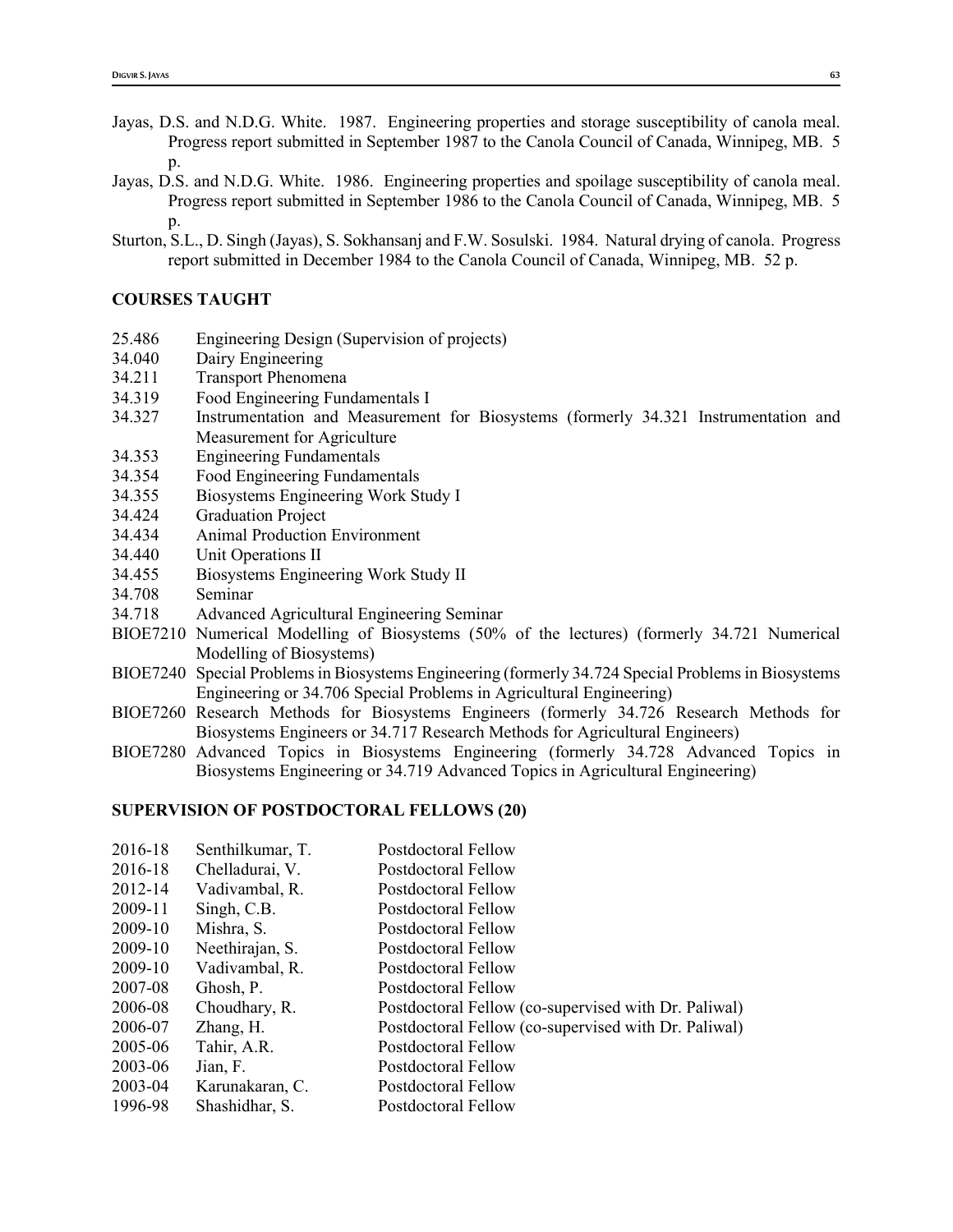Jayas, D.S. and N.D.G. White. 1987. Engineering properties and storage susceptibility of canola meal. Progress report submitted in September 1987 to the Canola Council of Canada, Winnipeg, MB. 5 p.

Jayas, D.S. and N.D.G. White. 1986. Engineering properties and spoilage susceptibility of canola meal. Progress report submitted in September 1986 to the Canola Council of Canada, Winnipeg, MB. 5 p.

Sturton, S.L., D. Singh (Jayas), S. Sokhansanj and F.W. Sosulski. 1984. Natural drying of canola. Progress report submitted in December 1984 to the Canola Council of Canada, Winnipeg, MB. 52 p.

## COURSES TAUGHT

| | |
|---|---|
| 25.486 | Engineering Design (Supervision of projects) |
| 34.040 | Dairy Engineering |
| 34.211 | Transport Phenomena |
| 34.319 | Food Engineering Fundamentals I |
| 34.327 | Instrumentation and Measurement for Biosystems (formerly 34.321 Instrumentation and Measurement for Agriculture |
| 34.353 | Engineering Fundamentals |
| 34.354 | Food Engineering Fundamentals |
| 34.355 | Biosystems Engineering Work Study I |
| 34.424 | Graduation Project |
| 34.434 | Animal Production Environment |
| 34.440 | Unit Operations II |
| 34.455 | Biosystems Engineering Work Study II |
| 34.708 | Seminar |
| 34.718 | Advanced Agricultural Engineering Seminar |
| BIOE7210 | Numerical Modelling of Biosystems (50% of the lectures) (formerly 34.721 Numerical Modelling of Biosystems) |
| BIOE7240 | Special Problems in Biosystems Engineering (formerly 34.724 Special Problems in Biosystems Engineering or 34.706 Special Problems in Agricultural Engineering) |
| BIOE7260 | Research Methods for Biosystems Engineers (formerly 34.726 Research Methods for Biosystems Engineers or 34.717 Research Methods for Agricultural Engineers) |
| BIOE7280 | Advanced Topics in Biosystems Engineering (formerly 34.728 Advanced Topics in Biosystems Engineering or 34.719 Advanced Topics in Agricultural Engineering) |

## SUPERVISION OF POSTDOCTORAL FELLOWS (20)

| | | |
|---|---|---|
| 2016-18 | Senthilkumar, T. | Postdoctoral Fellow |
| 2016-18 | Chelladurai, V. | Postdoctoral Fellow |
| 2012-14 | Vadivambal, R. | Postdoctoral Fellow |
| 2009-11 | Singh, C.B. | Postdoctoral Fellow |
| 2009-10 | Mishra, S. | Postdoctoral Fellow |
| 2009-10 | Neethirajan, S. | Postdoctoral Fellow |
| 2009-10 | Vadivambal, R. | Postdoctoral Fellow |
| 2007-08 | Ghosh, P. | Postdoctoral Fellow |
| 2006-08 | Choudhary, R. | Postdoctoral Fellow (co-supervised with Dr. Paliwal) |
| 2006-07 | Zhang, H. | Postdoctoral Fellow (co-supervised with Dr. Paliwal) |
| 2005-06 | Tahir, A.R. | Postdoctoral Fellow |
| 2003-06 | Jian, F. | Postdoctoral Fellow |
| 2003-04 | Karunakaran, C. | Postdoctoral Fellow |
| 1996-98 | Shashidhar, S. | Postdoctoral Fellow |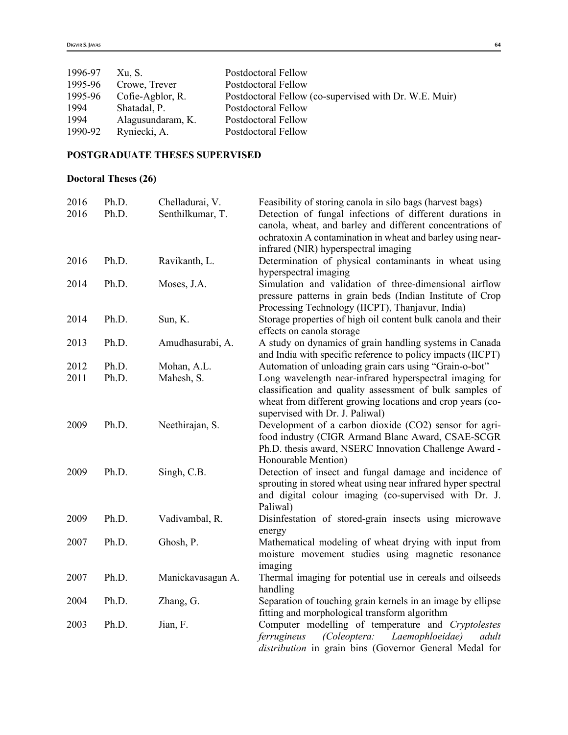| | | |
|---|---|---|
| 1996-97 | Xu, S. | Postdoctoral Fellow |
| 1995-96 | Crowe, Trever | Postdoctoral Fellow |
| 1995-96 | Cofie-Agblor, R. | Postdoctoral Fellow (co-supervised with Dr. W.E. Muir) |
| 1994 | Shatadal, P. | Postdoctoral Fellow |
| 1994 | Alagusundaram, K. | Postdoctoral Fellow |
| 1990-92 | Ryniecki, A. | Postdoctoral Fellow |

## POSTGRADUATE THESES SUPERVISED

### Doctoral Theses (26)

| | | | |
|---|---|---|---|
| 2016 | Ph.D. | Chelladurai, V. | Feasibility of storing canola in silo bags (harvest bags) |
| 2016 | Ph.D. | Senthilkumar, T. | Detection of fungal infections of different durations in canola, wheat, and barley and different concentrations of ochratoxin A contamination in wheat and barley using near-infrared (NIR) hyperspectral imaging |
| 2016 | Ph.D. | Ravikanth, L. | Determination of physical contaminants in wheat using hyperspectral imaging |
| 2014 | Ph.D. | Moses, J.A. | Simulation and validation of three-dimensional airflow pressure patterns in grain beds (Indian Institute of Crop Processing Technology (IICPT), Thanjavur, India) |
| 2014 | Ph.D. | Sun, K. | Storage properties of high oil content bulk canola and their effects on canola storage |
| 2013 | Ph.D. | Amudhasurabi, A. | A study on dynamics of grain handling systems in Canada and India with specific reference to policy impacts (IICPT) |
| 2012 | Ph.D. | Mohan, A.L. | Automation of unloading grain cars using "Grain-o-bot" |
| 2011 | Ph.D. | Mahesh, S. | Long wavelength near-infrared hyperspectral imaging for classification and quality assessment of bulk samples of wheat from different growing locations and crop years (co-supervised with Dr. J. Paliwal) |
| 2009 | Ph.D. | Neethirajan, S. | Development of a carbon dioxide (CO2) sensor for agri-food industry (CIGR Armand Blanc Award, CSAE-SCGR Ph.D. thesis award, NSERC Innovation Challenge Award - Honourable Mention) |
| 2009 | Ph.D. | Singh, C.B. | Detection of insect and fungal damage and incidence of sprouting in stored wheat using near infrared hyper spectral and digital colour imaging (co-supervised with Dr. J. Paliwal) |
| 2009 | Ph.D. | Vadivambal, R. | Disinfestation of stored-grain insects using microwave energy |
| 2007 | Ph.D. | Ghosh, P. | Mathematical modeling of wheat drying with input from moisture movement studies using magnetic resonance imaging |
| 2007 | Ph.D. | Manickavasagan A. | Thermal imaging for potential use in cereals and oilseeds handling |
| 2004 | Ph.D. | Zhang, G. | Separation of touching grain kernels in an image by ellipse fitting and morphological transform algorithm |
| 2003 | Ph.D. | Jian, F. | Computer modelling of temperature and *Cryptolestes ferrugineus (Coleoptera: Laemophloeidae) adult distribution* in grain bins (Governor General Medal for |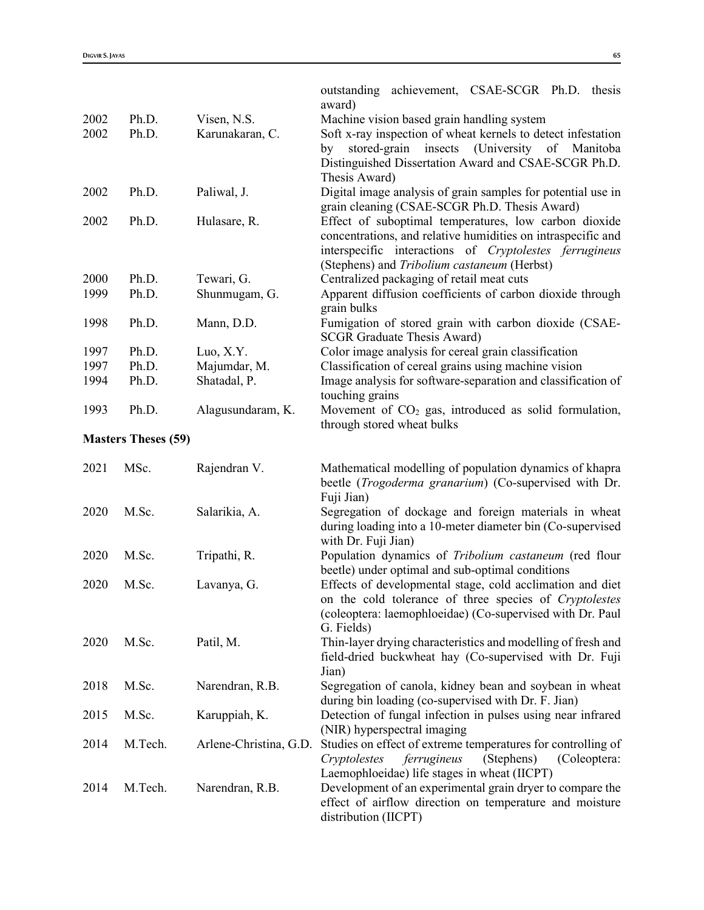| | | | |
|---|---|---|---|
| | | | outstanding achievement, CSAE-SCGR Ph.D. thesis award) |
| 2002 | Ph.D. | Visen, N.S. | Machine vision based grain handling system |
| 2002 | Ph.D. | Karunakaran, C. | Soft x-ray inspection of wheat kernels to detect infestation by stored-grain insects (University of Manitoba Distinguished Dissertation Award and CSAE-SCGR Ph.D. Thesis Award) |
| 2002 | Ph.D. | Paliwal, J. | Digital image analysis of grain samples for potential use in grain cleaning (CSAE-SCGR Ph.D. Thesis Award) |
| 2002 | Ph.D. | Hulasare, R. | Effect of suboptimal temperatures, low carbon dioxide concentrations, and relative humidities on intraspecific and interspecific interactions of *Cryptolestes ferrugineus* (Stephens) and *Tribolium castaneum* (Herbst) |
| 2000 | Ph.D. | Tewari, G. | Centralized packaging of retail meat cuts |
| 1999 | Ph.D. | Shunmugam, G. | Apparent diffusion coefficients of carbon dioxide through grain bulks |
| 1998 | Ph.D. | Mann, D.D. | Fumigation of stored grain with carbon dioxide (CSAE-SCGR Graduate Thesis Award) |
| 1997 | Ph.D. | Luo, X.Y. | Color image analysis for cereal grain classification |
| 1997 | Ph.D. | Majumdar, M. | Classification of cereal grains using machine vision |
| 1994 | Ph.D. | Shatadal, P. | Image analysis for software-separation and classification of touching grains |
| 1993 | Ph.D. | Alagusundaram, K. | Movement of $CO_2$ gas, introduced as solid formulation, through stored wheat bulks |

**Masters Theses (59)**

| | | | |
|---|---|---|---|
| 2021 | MSc. | Rajendran V. | Mathematical modelling of population dynamics of khapra beetle (*Trogoderma granarium*) (Co-supervised with Dr. Fuji Jian) |
| 2020 | M.Sc. | Salarikia, A. | Segregation of dockage and foreign materials in wheat during loading into a 10-meter diameter bin (Co-supervised with Dr. Fuji Jian) |
| 2020 | M.Sc. | Tripathi, R. | Population dynamics of *Tribolium castaneum* (red flour beetle) under optimal and sub-optimal conditions |
| 2020 | M.Sc. | Lavanya, G. | Effects of developmental stage, cold acclimation and diet on the cold tolerance of three species of *Cryptolestes* (coleoptera: laemophloeidae) (Co-supervised with Dr. Paul G. Fields) |
| 2020 | M.Sc. | Patil, M. | Thin-layer drying characteristics and modelling of fresh and field-dried buckwheat hay (Co-supervised with Dr. Fuji Jian) |
| 2018 | M.Sc. | Narendran, R.B. | Segregation of canola, kidney bean and soybean in wheat during bin loading (co-supervised with Dr. F. Jian) |
| 2015 | M.Sc. | Karuppiah, K. | Detection of fungal infection in pulses using near infrared (NIR) hyperspectral imaging |
| 2014 | M.Tech. | Arlene-Christina, G.D. | Studies on effect of extreme temperatures for controlling of *Cryptolestes ferrugineus* (Stephens) (Coleoptera: Laemophloeidae) life stages in wheat (IICPT) |
| 2014 | M.Tech. | Narendran, R.B. | Development of an experimental grain dryer to compare the effect of airflow direction on temperature and moisture distribution (IICPT) |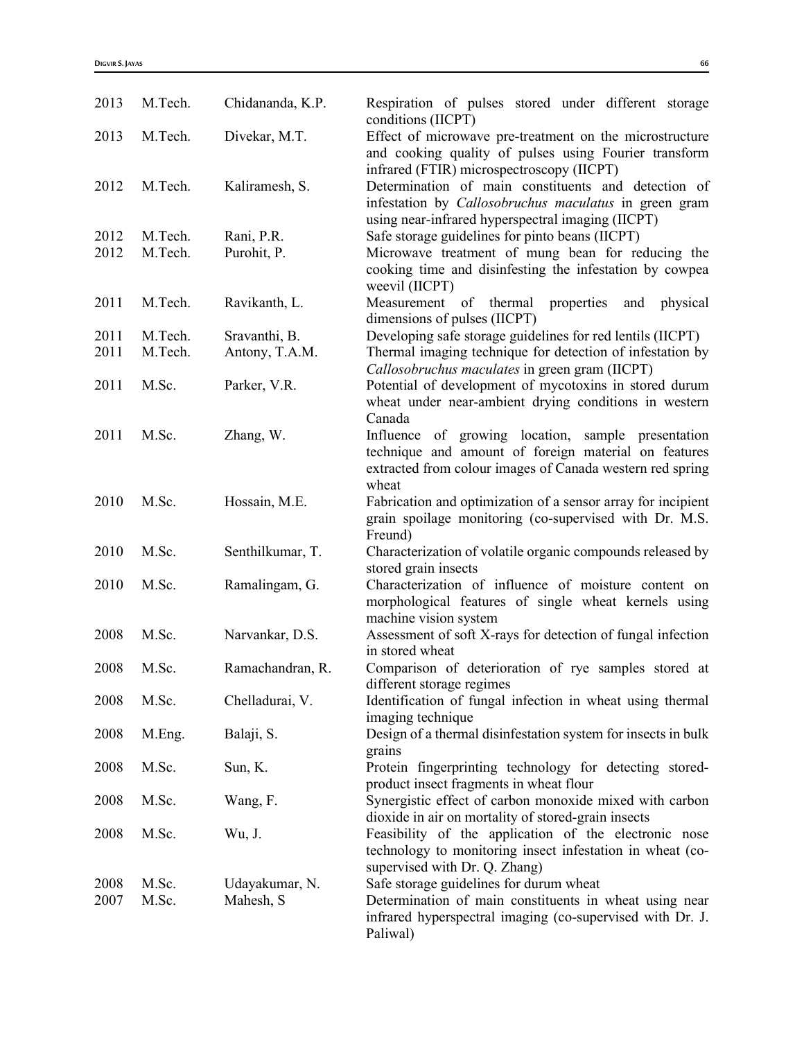| | | | |
|---|---|---|---|
| 2013 | M.Tech. | Chidananda, K.P. | Respiration of pulses stored under different storage conditions (IICPT) |
| 2013 | M.Tech. | Divekar, M.T. | Effect of microwave pre-treatment on the microstructure and cooking quality of pulses using Fourier transform infrared (FTIR) microspectroscopy (IICPT) |
| 2012 | M.Tech. | Kaliramesh, S. | Determination of main constituents and detection of infestation by *Callosobruchus maculatus* in green gram using near-infrared hyperspectral imaging (IICPT) |
| 2012 | M.Tech. | Rani, P.R. | Safe storage guidelines for pinto beans (IICPT) |
| 2012 | M.Tech. | Purohit, P. | Microwave treatment of mung bean for reducing the cooking time and disinfesting the infestation by cowpea weevil (IICPT) |
| 2011 | M.Tech. | Ravikanth, L. | Measurement of thermal properties and physical dimensions of pulses (IICPT) |
| 2011 | M.Tech. | Sravanthi, B. | Developing safe storage guidelines for red lentils (IICPT) |
| 2011 | M.Tech. | Antony, T.A.M. | Thermal imaging technique for detection of infestation by *Callosobruchus maculates* in green gram (IICPT) |
| 2011 | M.Sc. | Parker, V.R. | Potential of development of mycotoxins in stored durum wheat under near-ambient drying conditions in western Canada |
| 2011 | M.Sc. | Zhang, W. | Influence of growing location, sample presentation technique and amount of foreign material on features extracted from colour images of Canada western red spring wheat |
| 2010 | M.Sc. | Hossain, M.E. | Fabrication and optimization of a sensor array for incipient grain spoilage monitoring (co-supervised with Dr. M.S. Freund) |
| 2010 | M.Sc. | Senthilkumar, T. | Characterization of volatile organic compounds released by stored grain insects |
| 2010 | M.Sc. | Ramalingam, G. | Characterization of influence of moisture content on morphological features of single wheat kernels using machine vision system |
| 2008 | M.Sc. | Narvankar, D.S. | Assessment of soft X-rays for detection of fungal infection in stored wheat |
| 2008 | M.Sc. | Ramachandran, R. | Comparison of deterioration of rye samples stored at different storage regimes |
| 2008 | M.Sc. | Chelladurai, V. | Identification of fungal infection in wheat using thermal imaging technique |
| 2008 | M.Eng. | Balaji, S. | Design of a thermal disinfestation system for insects in bulk grains |
| 2008 | M.Sc. | Sun, K. | Protein fingerprinting technology for detecting stored-product insect fragments in wheat flour |
| 2008 | M.Sc. | Wang, F. | Synergistic effect of carbon monoxide mixed with carbon dioxide in air on mortality of stored-grain insects |
| 2008 | M.Sc. | Wu, J. | Feasibility of the application of the electronic nose technology to monitoring insect infestation in wheat (co-supervised with Dr. Q. Zhang) |
| 2008 | M.Sc. | Udayakumar, N. | Safe storage guidelines for durum wheat |
| 2007 | M.Sc. | Mahesh, S | Determination of main constituents in wheat using near infrared hyperspectral imaging (co-supervised with Dr. J. Paliwal) |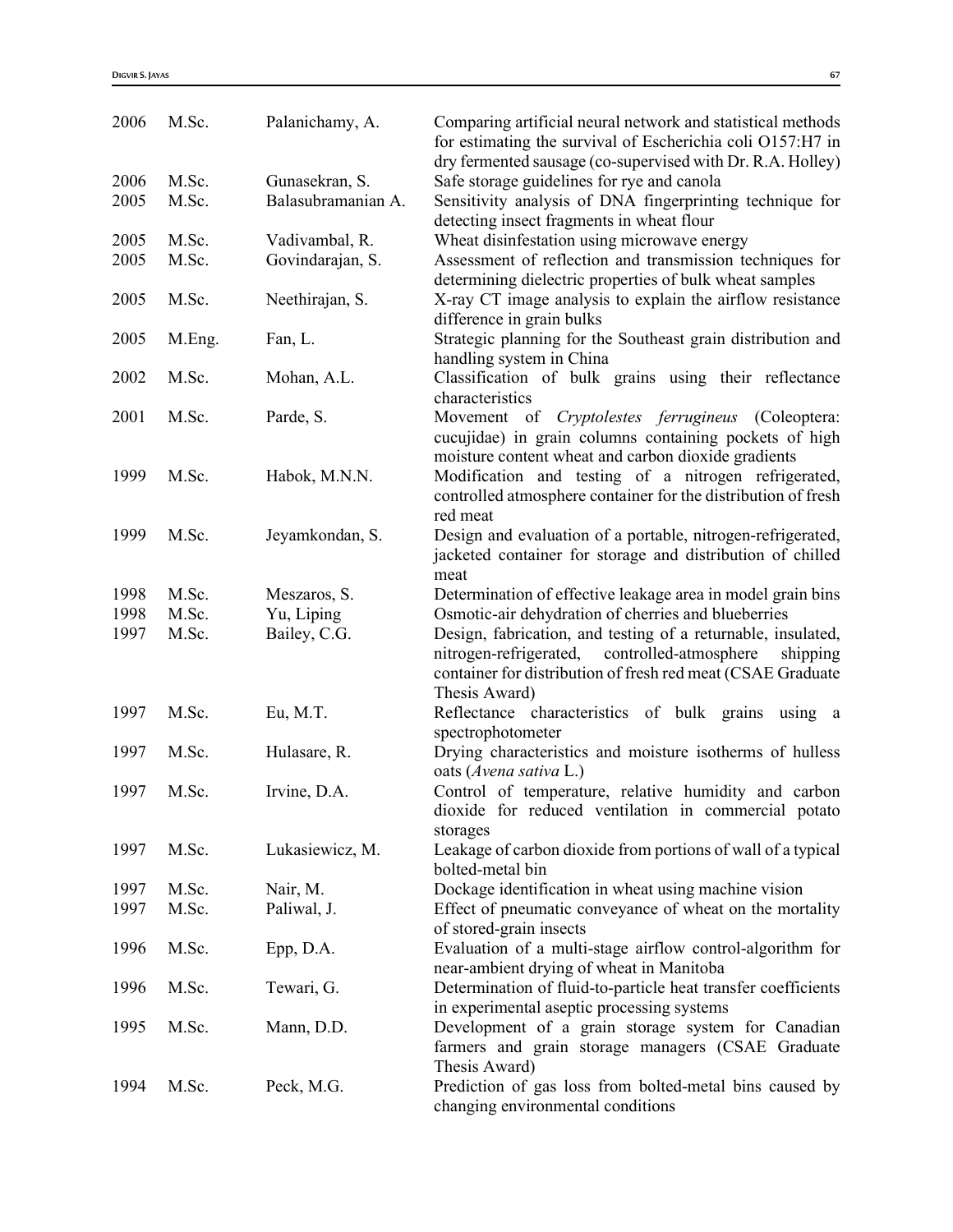| | | | |
|---|---|---|---|
| 2006 | M.Sc. | Palanichamy, A. | Comparing artificial neural network and statistical methods for estimating the survival of Escherichia coli O157:H7 in dry fermented sausage (co-supervised with Dr. R.A. Holley) |
| 2006 | M.Sc. | Gunasekran, S. | Safe storage guidelines for rye and canola |
| 2005 | M.Sc. | Balasubramanian A. | Sensitivity analysis of DNA fingerprinting technique for detecting insect fragments in wheat flour |
| 2005 | M.Sc. | Vadivambal, R. | Wheat disinfestation using microwave energy |
| 2005 | M.Sc. | Govindarajan, S. | Assessment of reflection and transmission techniques for determining dielectric properties of bulk wheat samples |
| 2005 | M.Sc. | Neethirajan, S. | X-ray CT image analysis to explain the airflow resistance difference in grain bulks |
| 2005 | M.Eng. | Fan, L. | Strategic planning for the Southeast grain distribution and handling system in China |
| 2002 | M.Sc. | Mohan, A.L. | Classification of bulk grains using their reflectance characteristics |
| 2001 | M.Sc. | Parde, S. | Movement of *Cryptolestes ferrugineus* (Coleoptera: cucujidae) in grain columns containing pockets of high moisture content wheat and carbon dioxide gradients |
| 1999 | M.Sc. | Habok, M.N.N. | Modification and testing of a nitrogen refrigerated, controlled atmosphere container for the distribution of fresh red meat |
| 1999 | M.Sc. | Jeyamkondan, S. | Design and evaluation of a portable, nitrogen-refrigerated, jacketed container for storage and distribution of chilled meat |
| 1998 | M.Sc. | Meszaros, S. | Determination of effective leakage area in model grain bins |
| 1998 | M.Sc. | Yu, Liping | Osmotic-air dehydration of cherries and blueberries |
| 1997 | M.Sc. | Bailey, C.G. | Design, fabrication, and testing of a returnable, insulated, nitrogen-refrigerated, controlled-atmosphere shipping container for distribution of fresh red meat (CSAE Graduate Thesis Award) |
| 1997 | M.Sc. | Eu, M.T. | Reflectance characteristics of bulk grains using a spectrophotometer |
| 1997 | M.Sc. | Hulasare, R. | Drying characteristics and moisture isotherms of hulless oats (*Avena sativa* L.) |
| 1997 | M.Sc. | Irvine, D.A. | Control of temperature, relative humidity and carbon dioxide for reduced ventilation in commercial potato storages |
| 1997 | M.Sc. | Lukasiewicz, M. | Leakage of carbon dioxide from portions of wall of a typical bolted-metal bin |
| 1997 | M.Sc. | Nair, M. | Dockage identification in wheat using machine vision |
| 1997 | M.Sc. | Paliwal, J. | Effect of pneumatic conveyance of wheat on the mortality of stored-grain insects |
| 1996 | M.Sc. | Epp, D.A. | Evaluation of a multi-stage airflow control-algorithm for near-ambient drying of wheat in Manitoba |
| 1996 | M.Sc. | Tewari, G. | Determination of fluid-to-particle heat transfer coefficients in experimental aseptic processing systems |
| 1995 | M.Sc. | Mann, D.D. | Development of a grain storage system for Canadian farmers and grain storage managers (CSAE Graduate Thesis Award) |
| 1994 | M.Sc. | Peck, M.G. | Prediction of gas loss from bolted-metal bins caused by changing environmental conditions |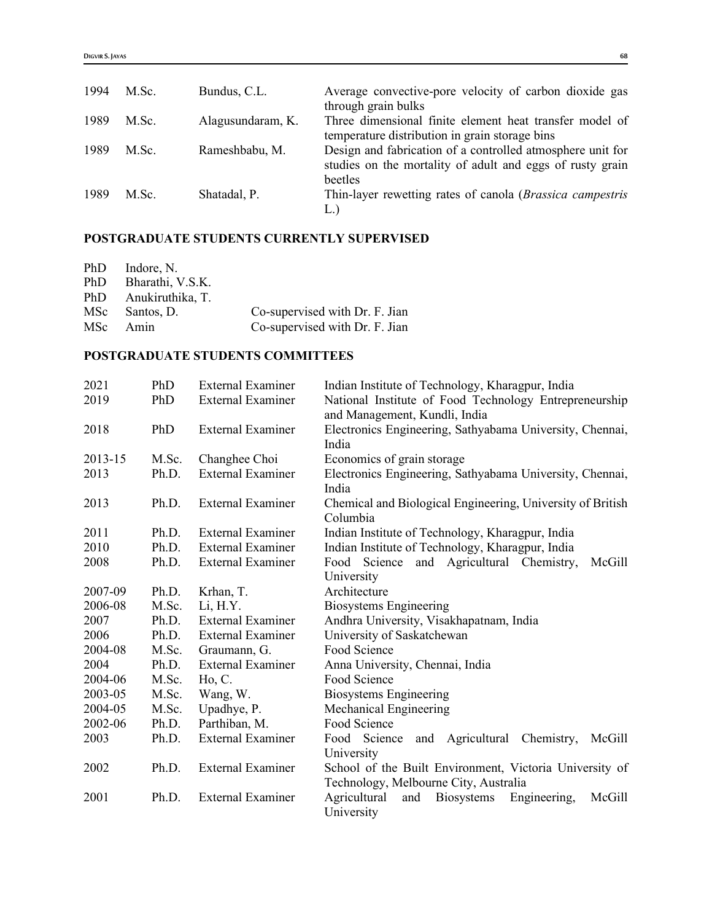| | | | |
|---|---|---|---|
| 1994 | M.Sc. | Bundus, C.L. | Average convective-pore velocity of carbon dioxide gas through grain bulks |
| 1989 | M.Sc. | Alagusundaram, K. | Three dimensional finite element heat transfer model of temperature distribution in grain storage bins |
| 1989 | M.Sc. | Rameshbabu, M. | Design and fabrication of a controlled atmosphere unit for studies on the mortality of adult and eggs of rusty grain beetles |
| 1989 | M.Sc. | Shatadal, P. | Thin-layer rewetting rates of canola (*Brassica campestris* L.) |

## POSTGRADUATE STUDENTS CURRENTLY SUPERVISED

| | | |
|---|---|---|
| PhD | Indore, N. | |
| PhD | Bharathi, V.S.K. | |
| PhD | Anukiruthika, T. | |
| MSc | Santos, D. | Co-supervised with Dr. F. Jian |
| MSc | Amin | Co-supervised with Dr. F. Jian |

## POSTGRADUATE STUDENTS COMMITTEES

| | | | |
|---|---|---|---|
| 2021 | PhD | External Examiner | Indian Institute of Technology, Kharagpur, India |
| 2019 | PhD | External Examiner | National Institute of Food Technology Entrepreneurship and Management, Kundli, India |
| 2018 | PhD | External Examiner | Electronics Engineering, Sathyabama University, Chennai, India |
| 2013-15 | M.Sc. | Changhee Choi | Economics of grain storage |
| 2013 | Ph.D. | External Examiner | Electronics Engineering, Sathyabama University, Chennai, India |
| 2013 | Ph.D. | External Examiner | Chemical and Biological Engineering, University of British Columbia |
| 2011 | Ph.D. | External Examiner | Indian Institute of Technology, Kharagpur, India |
| 2010 | Ph.D. | External Examiner | Indian Institute of Technology, Kharagpur, India |
| 2008 | Ph.D. | External Examiner | Food Science and Agricultural Chemistry, McGill University |
| 2007-09 | Ph.D. | Krhan, T. | Architecture |
| 2006-08 | M.Sc. | Li, H.Y. | Biosystems Engineering |
| 2007 | Ph.D. | External Examiner | Andhra University, Visakhapatnam, India |
| 2006 | Ph.D. | External Examiner | University of Saskatchewan |
| 2004-08 | M.Sc. | Graumann, G. | Food Science |
| 2004 | Ph.D. | External Examiner | Anna University, Chennai, India |
| 2004-06 | M.Sc. | Ho, C. | Food Science |
| 2003-05 | M.Sc. | Wang, W. | Biosystems Engineering |
| 2004-05 | M.Sc. | Upadhye, P. | Mechanical Engineering |
| 2002-06 | Ph.D. | Parthiban, M. | Food Science |
| 2003 | Ph.D. | External Examiner | Food Science and Agricultural Chemistry, McGill University |
| 2002 | Ph.D. | External Examiner | School of the Built Environment, Victoria University of Technology, Melbourne City, Australia |
| 2001 | Ph.D. | External Examiner | Agricultural and Biosystems Engineering, McGill University |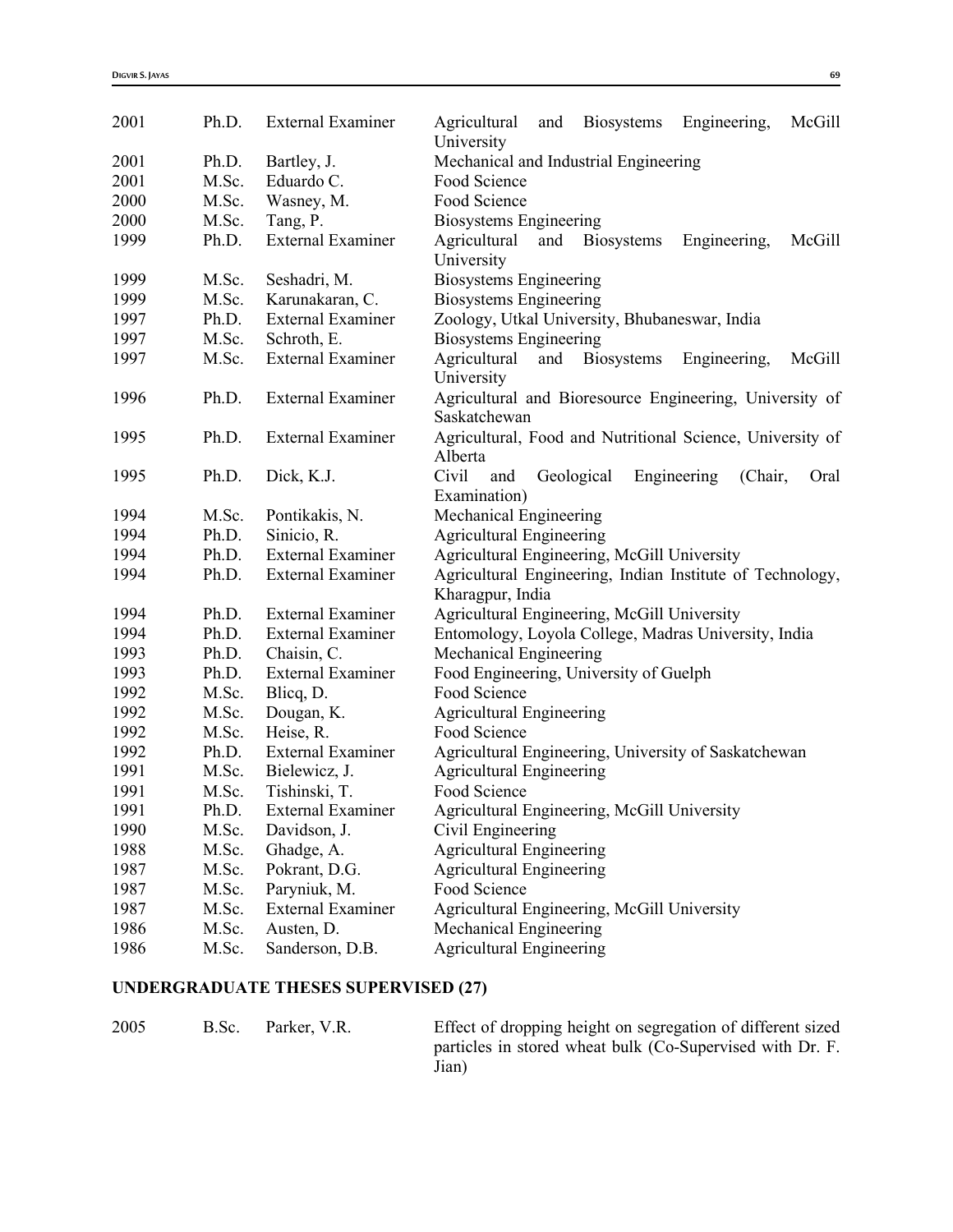| | | | |
|---|---|---|---|
| 2001 | Ph.D. | External Examiner | Agricultural and Biosystems Engineering, McGill University |
| 2001 | Ph.D. | Bartley, J. | Mechanical and Industrial Engineering |
| 2001 | M.Sc. | Eduardo C. | Food Science |
| 2000 | M.Sc. | Wasney, M. | Food Science |
| 2000 | M.Sc. | Tang, P. | Biosystems Engineering |
| 1999 | Ph.D. | External Examiner | Agricultural and Biosystems Engineering, McGill University |
| 1999 | M.Sc. | Seshadri, M. | Biosystems Engineering |
| 1999 | M.Sc. | Karunakaran, C. | Biosystems Engineering |
| 1997 | Ph.D. | External Examiner | Zoology, Utkal University, Bhubaneswar, India |
| 1997 | M.Sc. | Schroth, E. | Biosystems Engineering |
| 1997 | M.Sc. | External Examiner | Agricultural and Biosystems Engineering, McGill University |
| 1996 | Ph.D. | External Examiner | Agricultural and Bioresource Engineering, University of Saskatchewan |
| 1995 | Ph.D. | External Examiner | Agricultural, Food and Nutritional Science, University of Alberta |
| 1995 | Ph.D. | Dick, K.J. | Civil and Geological Engineering (Chair, Oral Examination) |
| 1994 | M.Sc. | Pontikakis, N. | Mechanical Engineering |
| 1994 | Ph.D. | Sinicio, R. | Agricultural Engineering |
| 1994 | Ph.D. | External Examiner | Agricultural Engineering, McGill University |
| 1994 | Ph.D. | External Examiner | Agricultural Engineering, Indian Institute of Technology, Kharagpur, India |
| 1994 | Ph.D. | External Examiner | Agricultural Engineering, McGill University |
| 1994 | Ph.D. | External Examiner | Entomology, Loyola College, Madras University, India |
| 1993 | Ph.D. | Chaisin, C. | Mechanical Engineering |
| 1993 | Ph.D. | External Examiner | Food Engineering, University of Guelph |
| 1992 | M.Sc. | Blicq, D. | Food Science |
| 1992 | M.Sc. | Dougan, K. | Agricultural Engineering |
| 1992 | M.Sc. | Heise, R. | Food Science |
| 1992 | Ph.D. | External Examiner | Agricultural Engineering, University of Saskatchewan |
| 1991 | M.Sc. | Bielewicz, J. | Agricultural Engineering |
| 1991 | M.Sc. | Tishinski, T. | Food Science |
| 1991 | Ph.D. | External Examiner | Agricultural Engineering, McGill University |
| 1990 | M.Sc. | Davidson, J. | Civil Engineering |
| 1988 | M.Sc. | Ghadge, A. | Agricultural Engineering |
| 1987 | M.Sc. | Pokrant, D.G. | Agricultural Engineering |
| 1987 | M.Sc. | Paryniuk, M. | Food Science |
| 1987 | M.Sc. | External Examiner | Agricultural Engineering, McGill University |
| 1986 | M.Sc. | Austen, D. | Mechanical Engineering |
| 1986 | M.Sc. | Sanderson, D.B. | Agricultural Engineering |

**UNDERGRADUATE THESES SUPERVISED (27)**

| | | | |
|---|---|---|---|
| 2005 | B.Sc. | Parker, V.R. | Effect of dropping height on segregation of different sized particles in stored wheat bulk (Co-Supervised with Dr. F. Jian) |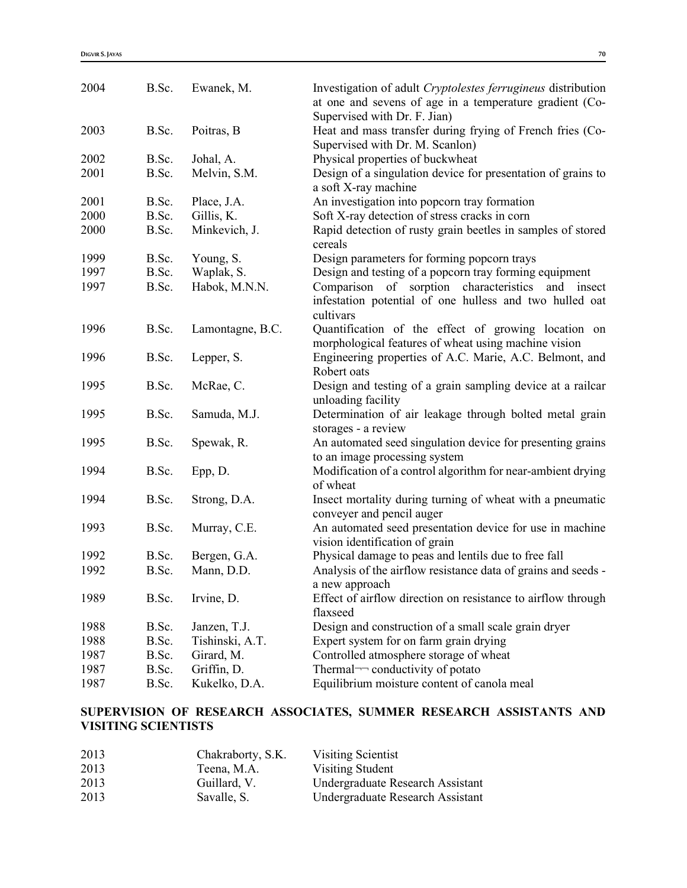| | | | |
|---|---|---|---|
| 2004 | B.Sc. | Ewanek, M. | Investigation of adult *Cryptolestes ferrugineus* distribution at one and sevens of age in a temperature gradient (Co-Supervised with Dr. F. Jian) |
| 2003 | B.Sc. | Poitras, B | Heat and mass transfer during frying of French fries (Co-Supervised with Dr. M. Scanlon) |
| 2002 | B.Sc. | Johal, A. | Physical properties of buckwheat |
| 2001 | B.Sc. | Melvin, S.M. | Design of a singulation device for presentation of grains to a soft X-ray machine |
| 2001 | B.Sc. | Place, J.A. | An investigation into popcorn tray formation |
| 2000 | B.Sc. | Gillis, K. | Soft X-ray detection of stress cracks in corn |
| 2000 | B.Sc. | Minkevich, J. | Rapid detection of rusty grain beetles in samples of stored cereals |
| 1999 | B.Sc. | Young, S. | Design parameters for forming popcorn trays |
| 1997 | B.Sc. | Waplak, S. | Design and testing of a popcorn tray forming equipment |
| 1997 | B.Sc. | Habok, M.N.N. | Comparison of sorption characteristics and insect infestation potential of one hulless and two hulled oat cultivars |
| 1996 | B.Sc. | Lamontagne, B.C. | Quantification of the effect of growing location on morphological features of wheat using machine vision |
| 1996 | B.Sc. | Lepper, S. | Engineering properties of A.C. Marie, A.C. Belmont, and Robert oats |
| 1995 | B.Sc. | McRae, C. | Design and testing of a grain sampling device at a railcar unloading facility |
| 1995 | B.Sc. | Samuda, M.J. | Determination of air leakage through bolted metal grain storages - a review |
| 1995 | B.Sc. | Spewak, R. | An automated seed singulation device for presenting grains to an image processing system |
| 1994 | B.Sc. | Epp, D. | Modification of a control algorithm for near-ambient drying of wheat |
| 1994 | B.Sc. | Strong, D.A. | Insect mortality during turning of wheat with a pneumatic conveyer and pencil auger |
| 1993 | B.Sc. | Murray, C.E. | An automated seed presentation device for use in machine vision identification of grain |
| 1992 | B.Sc. | Bergen, G.A. | Physical damage to peas and lentils due to free fall |
| 1992 | B.Sc. | Mann, D.D. | Analysis of the airflow resistance data of grains and seeds - a new approach |
| 1989 | B.Sc. | Irvine, D. | Effect of airflow direction on resistance to airflow through flaxseed |
| 1988 | B.Sc. | Janzen, T.J. | Design and construction of a small scale grain dryer |
| 1988 | B.Sc. | Tishinski, A.T. | Expert system for on farm grain drying |
| 1987 | B.Sc. | Girard, M. | Controlled atmosphere storage of wheat |
| 1987 | B.Sc. | Griffin, D. | Thermal¬¬ conductivity of potato |
| 1987 | B.Sc. | Kukelko, D.A. | Equilibrium moisture content of canola meal |

## SUPERVISION OF RESEARCH ASSOCIATES, SUMMER RESEARCH ASSISTANTS AND VISITING SCIENTISTS

| | | |
|---|---|---|
| 2013 | Chakraborty, S.K. | Visiting Scientist |
| 2013 | Teena, M.A. | Visiting Student |
| 2013 | Guillard, V. | Undergraduate Research Assistant |
| 2013 | Savalle, S. | Undergraduate Research Assistant |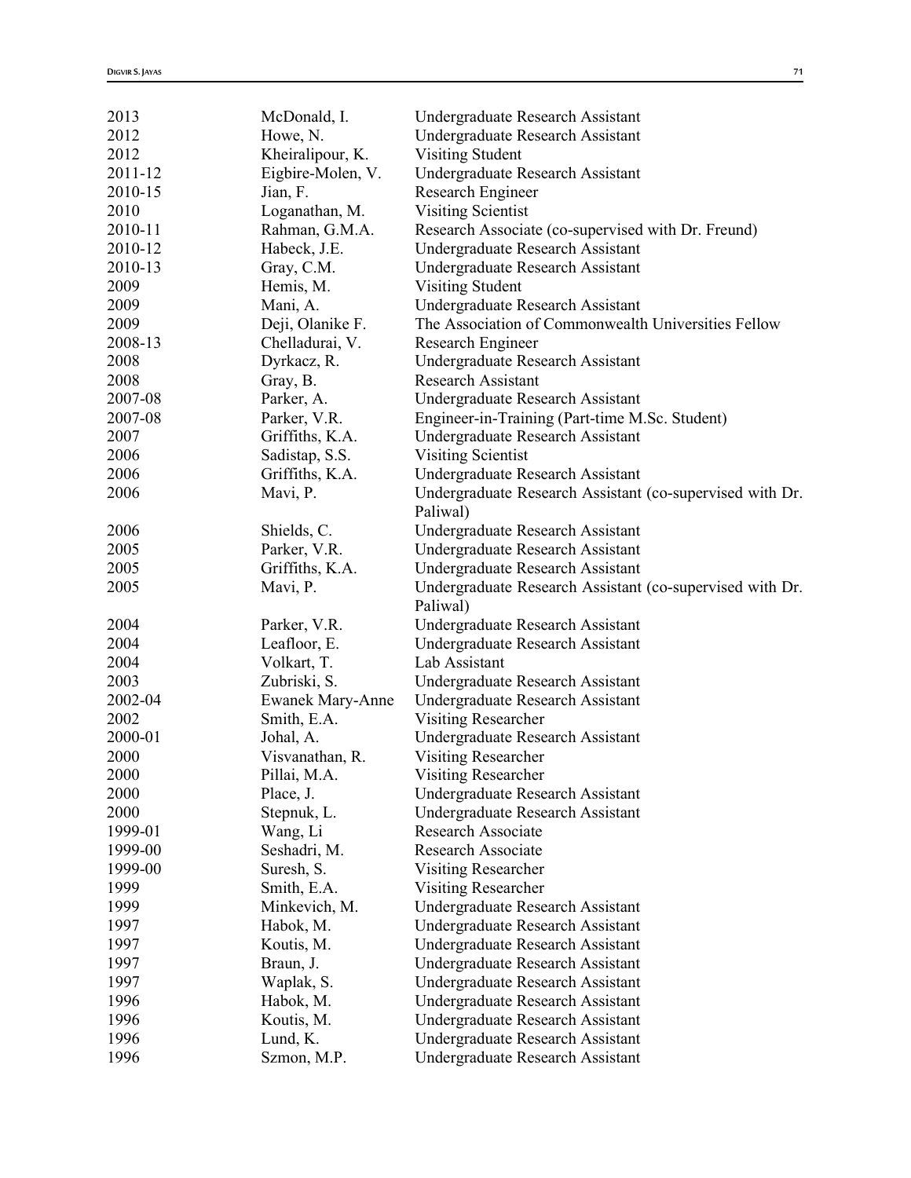| | | |
|---|---|---|
| 2013 | McDonald, I. | Undergraduate Research Assistant |
| 2012 | Howe, N. | Undergraduate Research Assistant |
| 2012 | Kheiralipour, K. | Visiting Student |
| 2011-12 | Eigbire-Molen, V. | Undergraduate Research Assistant |
| 2010-15 | Jian, F. | Research Engineer |
| 2010 | Loganathan, M. | Visiting Scientist |
| 2010-11 | Rahman, G.M.A. | Research Associate (co-supervised with Dr. Freund) |
| 2010-12 | Habeck, J.E. | Undergraduate Research Assistant |
| 2010-13 | Gray, C.M. | Undergraduate Research Assistant |
| 2009 | Hemis, M. | Visiting Student |
| 2009 | Mani, A. | Undergraduate Research Assistant |
| 2009 | Deji, Olanike F. | The Association of Commonwealth Universities Fellow |
| 2008-13 | Chelladurai, V. | Research Engineer |
| 2008 | Dyrkacz, R. | Undergraduate Research Assistant |
| 2008 | Gray, B. | Research Assistant |
| 2007-08 | Parker, A. | Undergraduate Research Assistant |
| 2007-08 | Parker, V.R. | Engineer-in-Training (Part-time M.Sc. Student) |
| 2007 | Griffiths, K.A. | Undergraduate Research Assistant |
| 2006 | Sadistap, S.S. | Visiting Scientist |
| 2006 | Griffiths, K.A. | Undergraduate Research Assistant |
| 2006 | Mavi, P. | Undergraduate Research Assistant (co-supervised with Dr. Paliwal) |
| 2006 | Shields, C. | Undergraduate Research Assistant |
| 2005 | Parker, V.R. | Undergraduate Research Assistant |
| 2005 | Griffiths, K.A. | Undergraduate Research Assistant |
| 2005 | Mavi, P. | Undergraduate Research Assistant (co-supervised with Dr. Paliwal) |
| 2004 | Parker, V.R. | Undergraduate Research Assistant |
| 2004 | Leafloor, E. | Undergraduate Research Assistant |
| 2004 | Volkart, T. | Lab Assistant |
| 2003 | Zubriski, S. | Undergraduate Research Assistant |
| 2002-04 | Ewanek Mary-Anne | Undergraduate Research Assistant |
| 2002 | Smith, E.A. | Visiting Researcher |
| 2000-01 | Johal, A. | Undergraduate Research Assistant |
| 2000 | Visvanathan, R. | Visiting Researcher |
| 2000 | Pillai, M.A. | Visiting Researcher |
| 2000 | Place, J. | Undergraduate Research Assistant |
| 2000 | Stepnuk, L. | Undergraduate Research Assistant |
| 1999-01 | Wang, Li | Research Associate |
| 1999-00 | Seshadri, M. | Research Associate |
| 1999-00 | Suresh, S. | Visiting Researcher |
| 1999 | Smith, E.A. | Visiting Researcher |
| 1999 | Minkevich, M. | Undergraduate Research Assistant |
| 1997 | Habok, M. | Undergraduate Research Assistant |
| 1997 | Koutis, M. | Undergraduate Research Assistant |
| 1997 | Braun, J. | Undergraduate Research Assistant |
| 1997 | Waplak, S. | Undergraduate Research Assistant |
| 1996 | Habok, M. | Undergraduate Research Assistant |
| 1996 | Koutis, M. | Undergraduate Research Assistant |
| 1996 | Lund, K. | Undergraduate Research Assistant |
| 1996 | Szmon, M.P. | Undergraduate Research Assistant |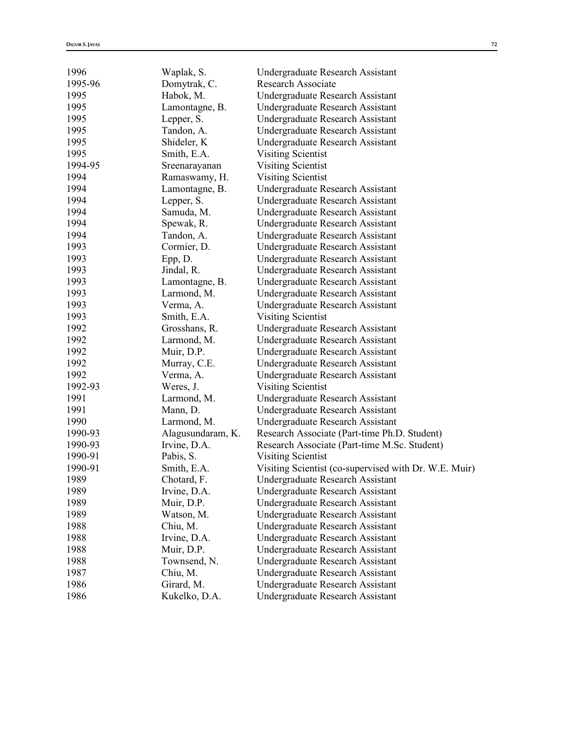| | | |
|---|---|---|
| 1996 | Waplak, S. | Undergraduate Research Assistant |
| 1995-96 | Domytrak, C. | Research Associate |
| 1995 | Habok, M. | Undergraduate Research Assistant |
| 1995 | Lamontagne, B. | Undergraduate Research Assistant |
| 1995 | Lepper, S. | Undergraduate Research Assistant |
| 1995 | Tandon, A. | Undergraduate Research Assistant |
| 1995 | Shideler, K | Undergraduate Research Assistant |
| 1995 | Smith, E.A. | Visiting Scientist |
| 1994-95 | Sreenarayanan | Visiting Scientist |
| 1994 | Ramaswamy, H. | Visiting Scientist |
| 1994 | Lamontagne, B. | Undergraduate Research Assistant |
| 1994 | Lepper, S. | Undergraduate Research Assistant |
| 1994 | Samuda, M. | Undergraduate Research Assistant |
| 1994 | Spewak, R. | Undergraduate Research Assistant |
| 1994 | Tandon, A. | Undergraduate Research Assistant |
| 1993 | Cormier, D. | Undergraduate Research Assistant |
| 1993 | Epp, D. | Undergraduate Research Assistant |
| 1993 | Jindal, R. | Undergraduate Research Assistant |
| 1993 | Lamontagne, B. | Undergraduate Research Assistant |
| 1993 | Larmond, M. | Undergraduate Research Assistant |
| 1993 | Verma, A. | Undergraduate Research Assistant |
| 1993 | Smith, E.A. | Visiting Scientist |
| 1992 | Grosshans, R. | Undergraduate Research Assistant |
| 1992 | Larmond, M. | Undergraduate Research Assistant |
| 1992 | Muir, D.P. | Undergraduate Research Assistant |
| 1992 | Murray, C.E. | Undergraduate Research Assistant |
| 1992 | Verma, A. | Undergraduate Research Assistant |
| 1992-93 | Weres, J. | Visiting Scientist |
| 1991 | Larmond, M. | Undergraduate Research Assistant |
| 1991 | Mann, D. | Undergraduate Research Assistant |
| 1990 | Larmond, M. | Undergraduate Research Assistant |
| 1990-93 | Alagusundaram, K. | Research Associate (Part-time Ph.D. Student) |
| 1990-93 | Irvine, D.A. | Research Associate (Part-time M.Sc. Student) |
| 1990-91 | Pabis, S. | Visiting Scientist |
| 1990-91 | Smith, E.A. | Visiting Scientist (co-supervised with Dr. W.E. Muir) |
| 1989 | Chotard, F. | Undergraduate Research Assistant |
| 1989 | Irvine, D.A. | Undergraduate Research Assistant |
| 1989 | Muir, D.P. | Undergraduate Research Assistant |
| 1989 | Watson, M. | Undergraduate Research Assistant |
| 1988 | Chiu, M. | Undergraduate Research Assistant |
| 1988 | Irvine, D.A. | Undergraduate Research Assistant |
| 1988 | Muir, D.P. | Undergraduate Research Assistant |
| 1988 | Townsend, N. | Undergraduate Research Assistant |
| 1987 | Chiu, M. | Undergraduate Research Assistant |
| 1986 | Girard, M. | Undergraduate Research Assistant |
| 1986 | Kukelko, D.A. | Undergraduate Research Assistant |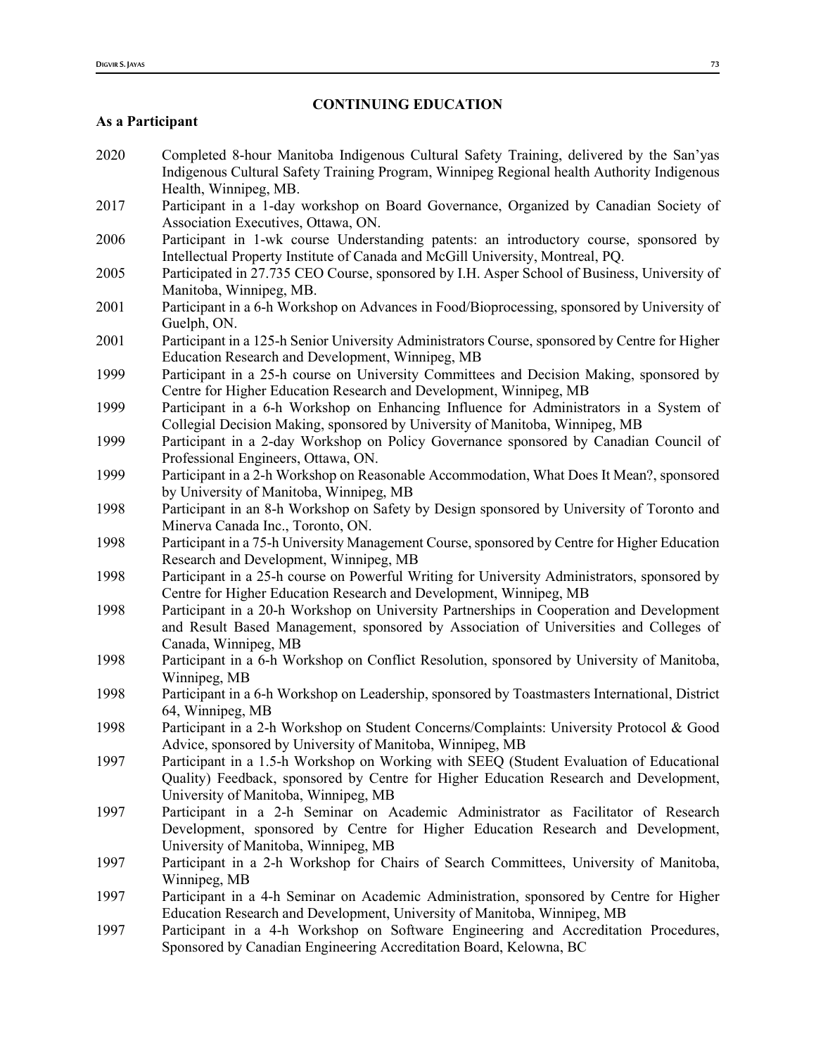## CONTINUING EDUCATION

### As a Participant

2020 Completed 8-hour Manitoba Indigenous Cultural Safety Training, delivered by the San'yas Indigenous Cultural Safety Training Program, Winnipeg Regional health Authority Indigenous Health, Winnipeg, MB.

2017 Participant in a 1-day workshop on Board Governance, Organized by Canadian Society of Association Executives, Ottawa, ON.

2006 Participant in 1-wk course Understanding patents: an introductory course, sponsored by Intellectual Property Institute of Canada and McGill University, Montreal, PQ.

2005 Participated in 27.735 CEO Course, sponsored by I.H. Asper School of Business, University of Manitoba, Winnipeg, MB.

2001 Participant in a 6-h Workshop on Advances in Food/Bioprocessing, sponsored by University of Guelph, ON.

2001 Participant in a 125-h Senior University Administrators Course, sponsored by Centre for Higher Education Research and Development, Winnipeg, MB

1999 Participant in a 25-h course on University Committees and Decision Making, sponsored by Centre for Higher Education Research and Development, Winnipeg, MB

1999 Participant in a 6-h Workshop on Enhancing Influence for Administrators in a System of Collegial Decision Making, sponsored by University of Manitoba, Winnipeg, MB

1999 Participant in a 2-day Workshop on Policy Governance sponsored by Canadian Council of Professional Engineers, Ottawa, ON.

1999 Participant in a 2-h Workshop on Reasonable Accommodation, What Does It Mean?, sponsored by University of Manitoba, Winnipeg, MB

1998 Participant in an 8-h Workshop on Safety by Design sponsored by University of Toronto and Minerva Canada Inc., Toronto, ON.

1998 Participant in a 75-h University Management Course, sponsored by Centre for Higher Education Research and Development, Winnipeg, MB

1998 Participant in a 25-h course on Powerful Writing for University Administrators, sponsored by Centre for Higher Education Research and Development, Winnipeg, MB

1998 Participant in a 20-h Workshop on University Partnerships in Cooperation and Development and Result Based Management, sponsored by Association of Universities and Colleges of Canada, Winnipeg, MB

1998 Participant in a 6-h Workshop on Conflict Resolution, sponsored by University of Manitoba, Winnipeg, MB

1998 Participant in a 6-h Workshop on Leadership, sponsored by Toastmasters International, District 64, Winnipeg, MB

1998 Participant in a 2-h Workshop on Student Concerns/Complaints: University Protocol & Good Advice, sponsored by University of Manitoba, Winnipeg, MB

1997 Participant in a 1.5-h Workshop on Working with SEEQ (Student Evaluation of Educational Quality) Feedback, sponsored by Centre for Higher Education Research and Development, University of Manitoba, Winnipeg, MB

1997 Participant in a 2-h Seminar on Academic Administrator as Facilitator of Research Development, sponsored by Centre for Higher Education Research and Development, University of Manitoba, Winnipeg, MB

1997 Participant in a 2-h Workshop for Chairs of Search Committees, University of Manitoba, Winnipeg, MB

1997 Participant in a 4-h Seminar on Academic Administration, sponsored by Centre for Higher Education Research and Development, University of Manitoba, Winnipeg, MB

1997 Participant in a 4-h Workshop on Software Engineering and Accreditation Procedures, Sponsored by Canadian Engineering Accreditation Board, Kelowna, BC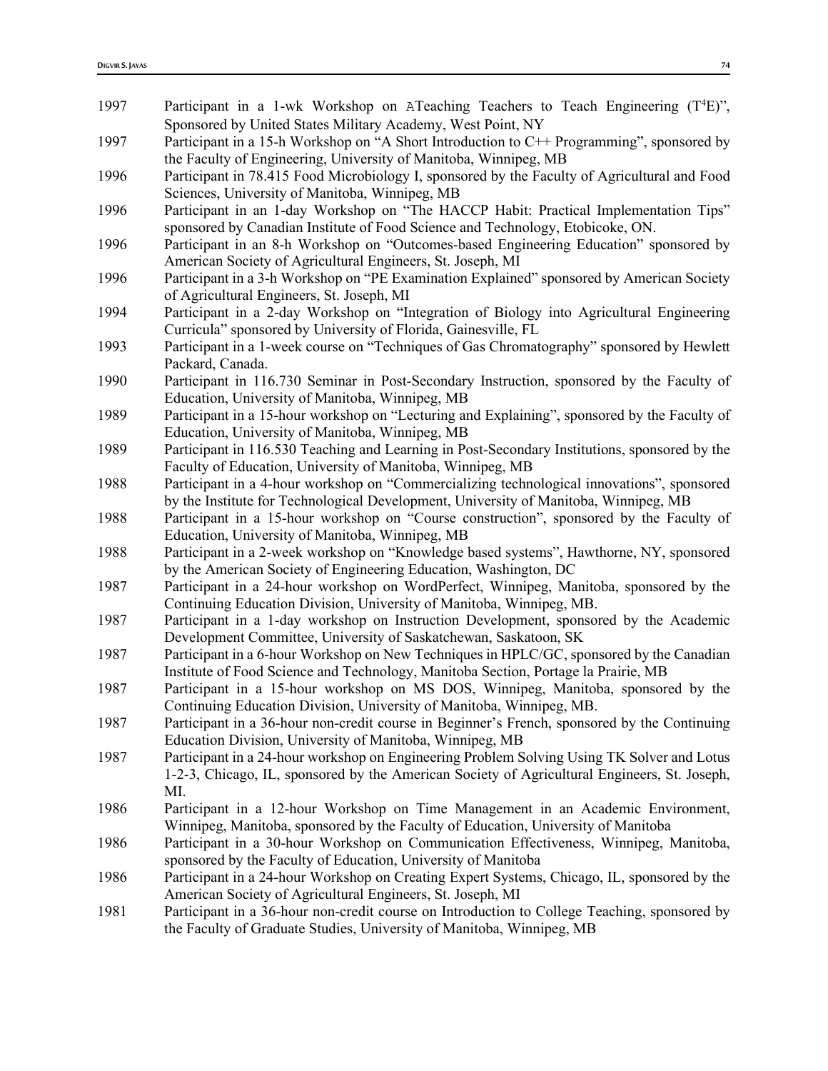1997 Participant in a 1-wk Workshop on ATeaching Teachers to Teach Engineering ($T^4E$)", Sponsored by United States Military Academy, West Point, NY

1997 Participant in a 15-h Workshop on "A Short Introduction to C++ Programming", sponsored by the Faculty of Engineering, University of Manitoba, Winnipeg, MB

1996 Participant in 78.415 Food Microbiology I, sponsored by the Faculty of Agricultural and Food Sciences, University of Manitoba, Winnipeg, MB

1996 Participant in an 1-day Workshop on "The HACCP Habit: Practical Implementation Tips" sponsored by Canadian Institute of Food Science and Technology, Etobicoke, ON.

1996 Participant in an 8-h Workshop on "Outcomes-based Engineering Education" sponsored by American Society of Agricultural Engineers, St. Joseph, MI

1996 Participant in a 3-h Workshop on "PE Examination Explained" sponsored by American Society of Agricultural Engineers, St. Joseph, MI

1994 Participant in a 2-day Workshop on "Integration of Biology into Agricultural Engineering Curricula" sponsored by University of Florida, Gainesville, FL

1993 Participant in a 1-week course on "Techniques of Gas Chromatography" sponsored by Hewlett Packard, Canada.

1990 Participant in 116.730 Seminar in Post-Secondary Instruction, sponsored by the Faculty of Education, University of Manitoba, Winnipeg, MB

1989 Participant in a 15-hour workshop on "Lecturing and Explaining", sponsored by the Faculty of Education, University of Manitoba, Winnipeg, MB

1989 Participant in 116.530 Teaching and Learning in Post-Secondary Institutions, sponsored by the Faculty of Education, University of Manitoba, Winnipeg, MB

1988 Participant in a 4-hour workshop on "Commercializing technological innovations", sponsored by the Institute for Technological Development, University of Manitoba, Winnipeg, MB

1988 Participant in a 15-hour workshop on "Course construction", sponsored by the Faculty of Education, University of Manitoba, Winnipeg, MB

1988 Participant in a 2-week workshop on "Knowledge based systems", Hawthorne, NY, sponsored by the American Society of Engineering Education, Washington, DC

1987 Participant in a 24-hour workshop on WordPerfect, Winnipeg, Manitoba, sponsored by the Continuing Education Division, University of Manitoba, Winnipeg, MB.

1987 Participant in a 1-day workshop on Instruction Development, sponsored by the Academic Development Committee, University of Saskatchewan, Saskatoon, SK

1987 Participant in a 6-hour Workshop on New Techniques in HPLC/GC, sponsored by the Canadian Institute of Food Science and Technology, Manitoba Section, Portage la Prairie, MB

1987 Participant in a 15-hour workshop on MS DOS, Winnipeg, Manitoba, sponsored by the Continuing Education Division, University of Manitoba, Winnipeg, MB.

1987 Participant in a 36-hour non-credit course in Beginner's French, sponsored by the Continuing Education Division, University of Manitoba, Winnipeg, MB

1987 Participant in a 24-hour workshop on Engineering Problem Solving Using TK Solver and Lotus 1-2-3, Chicago, IL, sponsored by the American Society of Agricultural Engineers, St. Joseph, MI.

1986 Participant in a 12-hour Workshop on Time Management in an Academic Environment, Winnipeg, Manitoba, sponsored by the Faculty of Education, University of Manitoba

1986 Participant in a 30-hour Workshop on Communication Effectiveness, Winnipeg, Manitoba, sponsored by the Faculty of Education, University of Manitoba

1986 Participant in a 24-hour Workshop on Creating Expert Systems, Chicago, IL, sponsored by the American Society of Agricultural Engineers, St. Joseph, MI

1981 Participant in a 36-hour non-credit course on Introduction to College Teaching, sponsored by the Faculty of Graduate Studies, University of Manitoba, Winnipeg, MB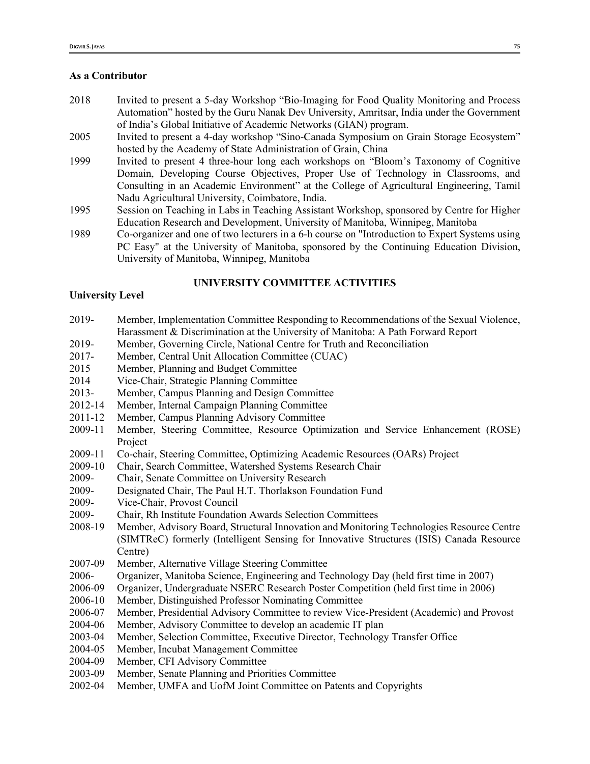**As a Contributor**

2018 Invited to present a 5-day Workshop "Bio-Imaging for Food Quality Monitoring and Process Automation" hosted by the Guru Nanak Dev University, Amritsar, India under the Government of India's Global Initiative of Academic Networks (GIAN) program.

2005 Invited to present a 4-day workshop "Sino-Canada Symposium on Grain Storage Ecosystem" hosted by the Academy of State Administration of Grain, China

1999 Invited to present 4 three-hour long each workshops on "Bloom's Taxonomy of Cognitive Domain, Developing Course Objectives, Proper Use of Technology in Classrooms, and Consulting in an Academic Environment" at the College of Agricultural Engineering, Tamil Nadu Agricultural University, Coimbatore, India.

1995 Session on Teaching in Labs in Teaching Assistant Workshop, sponsored by Centre for Higher Education Research and Development, University of Manitoba, Winnipeg, Manitoba

1989 Co-organizer and one of two lecturers in a 6-h course on "Introduction to Expert Systems using PC Easy" at the University of Manitoba, sponsored by the Continuing Education Division, University of Manitoba, Winnipeg, Manitoba

## UNIVERSITY COMMITTEE ACTIVITIES

**University Level**

2019- Member, Implementation Committee Responding to Recommendations of the Sexual Violence, Harassment & Discrimination at the University of Manitoba: A Path Forward Report

2019- Member, Governing Circle, National Centre for Truth and Reconciliation

2017- Member, Central Unit Allocation Committee (CUAC)

2015 Member, Planning and Budget Committee

2014 Vice-Chair, Strategic Planning Committee

2013- Member, Campus Planning and Design Committee

2012-14 Member, Internal Campaign Planning Committee

2011-12 Member, Campus Planning Advisory Committee

2009-11 Member, Steering Committee, Resource Optimization and Service Enhancement (ROSE) Project

2009-11 Co-chair, Steering Committee, Optimizing Academic Resources (OARs) Project

2009-10 Chair, Search Committee, Watershed Systems Research Chair

2009- Chair, Senate Committee on University Research

2009- Designated Chair, The Paul H.T. Thorlakson Foundation Fund

2009- Vice-Chair, Provost Council

2009- Chair, Rh Institute Foundation Awards Selection Committees

2008-19 Member, Advisory Board, Structural Innovation and Monitoring Technologies Resource Centre (SIMTReC) formerly (Intelligent Sensing for Innovative Structures (ISIS) Canada Resource Centre)

2007-09 Member, Alternative Village Steering Committee

2006- Organizer, Manitoba Science, Engineering and Technology Day (held first time in 2007)

2006-09 Organizer, Undergraduate NSERC Research Poster Competition (held first time in 2006)

2006-10 Member, Distinguished Professor Nominating Committee

2006-07 Member, Presidential Advisory Committee to review Vice-President (Academic) and Provost

2004-06 Member, Advisory Committee to develop an academic IT plan

2003-04 Member, Selection Committee, Executive Director, Technology Transfer Office

2004-05 Member, Incubat Management Committee

2004-09 Member, CFI Advisory Committee

2003-09 Member, Senate Planning and Priorities Committee

2002-04 Member, UMFA and UofM Joint Committee on Patents and Copyrights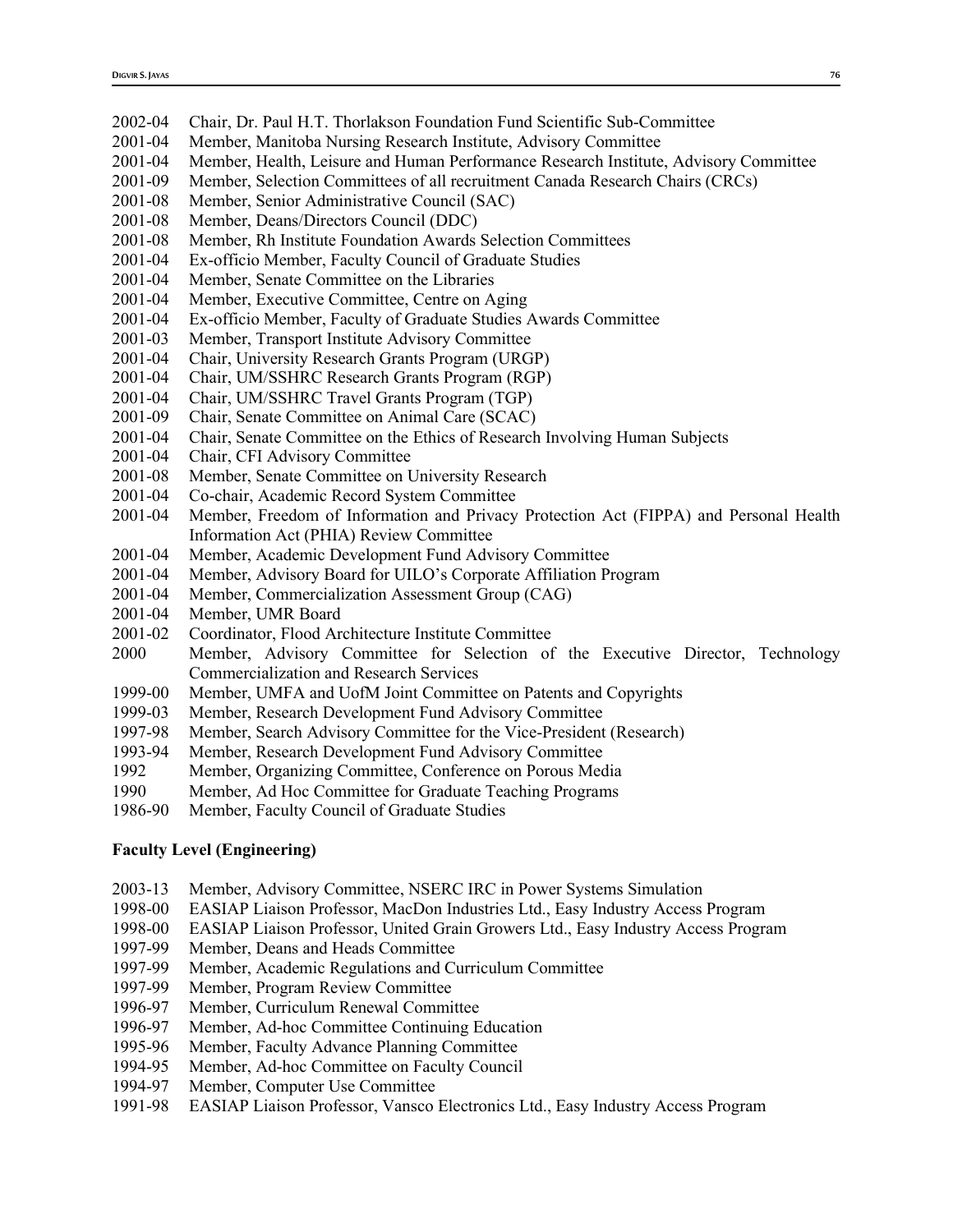2002-04 Chair, Dr. Paul H.T. Thorlakson Foundation Fund Scientific Sub-Committee
2001-04 Member, Manitoba Nursing Research Institute, Advisory Committee
2001-04 Member, Health, Leisure and Human Performance Research Institute, Advisory Committee
2001-09 Member, Selection Committees of all recruitment Canada Research Chairs (CRCs)
2001-08 Member, Senior Administrative Council (SAC)
2001-08 Member, Deans/Directors Council (DDC)
2001-08 Member, Rh Institute Foundation Awards Selection Committees
2001-04 Ex-officio Member, Faculty Council of Graduate Studies
2001-04 Member, Senate Committee on the Libraries
2001-04 Member, Executive Committee, Centre on Aging
2001-04 Ex-officio Member, Faculty of Graduate Studies Awards Committee
2001-03 Member, Transport Institute Advisory Committee
2001-04 Chair, University Research Grants Program (URGP)
2001-04 Chair, UM/SSHRC Research Grants Program (RGP)
2001-04 Chair, UM/SSHRC Travel Grants Program (TGP)
2001-09 Chair, Senate Committee on Animal Care (SCAC)
2001-04 Chair, Senate Committee on the Ethics of Research Involving Human Subjects
2001-04 Chair, CFI Advisory Committee
2001-08 Member, Senate Committee on University Research
2001-04 Co-chair, Academic Record System Committee
2001-04 Member, Freedom of Information and Privacy Protection Act (FIPPA) and Personal Health Information Act (PHIA) Review Committee
2001-04 Member, Academic Development Fund Advisory Committee
2001-04 Member, Advisory Board for UILO's Corporate Affiliation Program
2001-04 Member, Commercialization Assessment Group (CAG)
2001-04 Member, UMR Board
2001-02 Coordinator, Flood Architecture Institute Committee
2000 Member, Advisory Committee for Selection of the Executive Director, Technology Commercialization and Research Services
1999-00 Member, UMFA and UofM Joint Committee on Patents and Copyrights
1999-03 Member, Research Development Fund Advisory Committee
1997-98 Member, Search Advisory Committee for the Vice-President (Research)
1993-94 Member, Research Development Fund Advisory Committee
1992 Member, Organizing Committee, Conference on Porous Media
1990 Member, Ad Hoc Committee for Graduate Teaching Programs
1986-90 Member, Faculty Council of Graduate Studies

**Faculty Level (Engineering)**

2003-13 Member, Advisory Committee, NSERC IRC in Power Systems Simulation
1998-00 EASIAP Liaison Professor, MacDon Industries Ltd., Easy Industry Access Program
1998-00 EASIAP Liaison Professor, United Grain Growers Ltd., Easy Industry Access Program
1997-99 Member, Deans and Heads Committee
1997-99 Member, Academic Regulations and Curriculum Committee
1997-99 Member, Program Review Committee
1996-97 Member, Curriculum Renewal Committee
1996-97 Member, Ad-hoc Committee Continuing Education
1995-96 Member, Faculty Advance Planning Committee
1994-95 Member, Ad-hoc Committee on Faculty Council
1994-97 Member, Computer Use Committee
1991-98 EASIAP Liaison Professor, Vansco Electronics Ltd., Easy Industry Access Program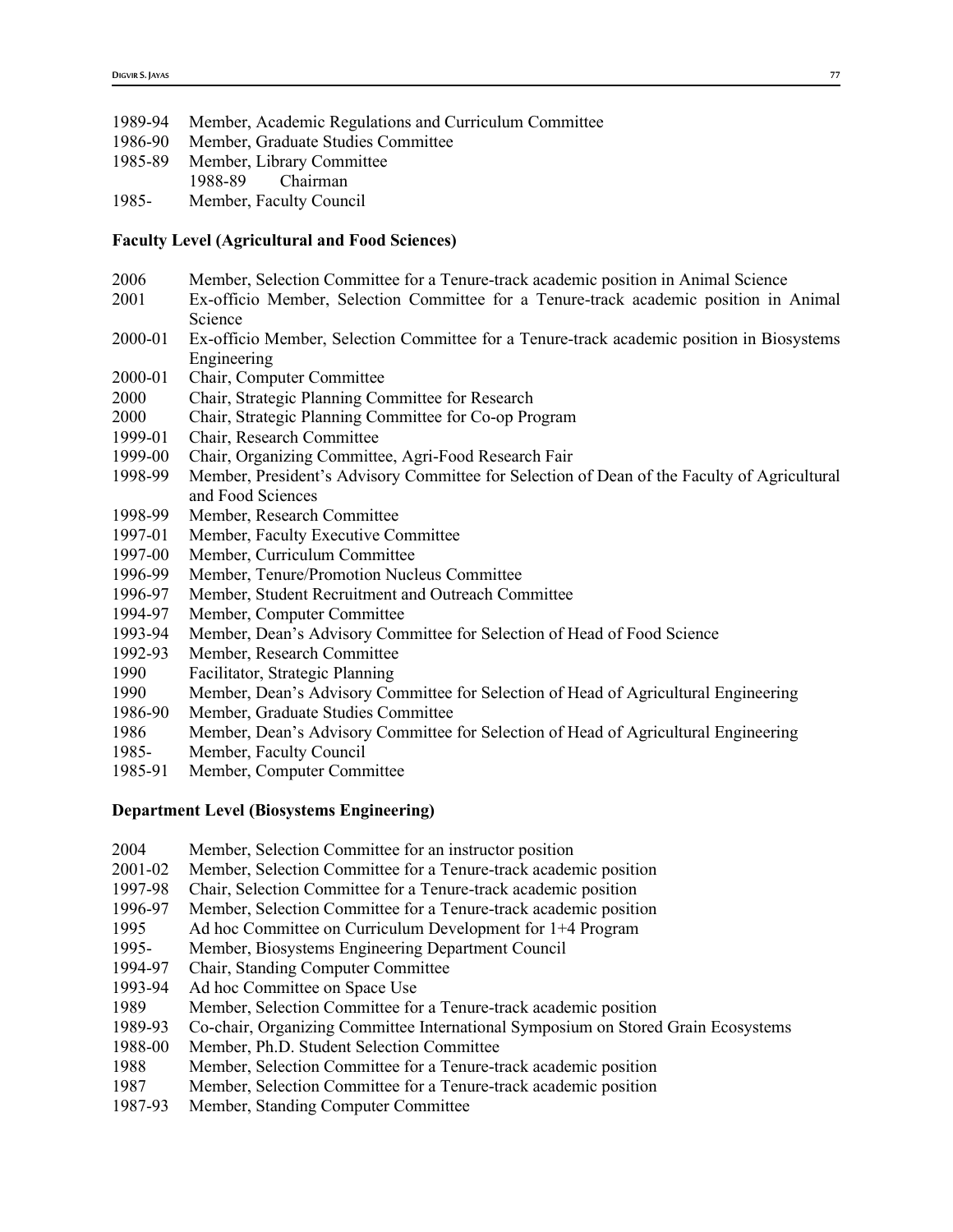1989-94 Member, Academic Regulations and Curriculum Committee
1986-90 Member, Graduate Studies Committee
1985-89 Member, Library Committee
  1988-89 Chairman
1985- Member, Faculty Council

**Faculty Level (Agricultural and Food Sciences)**

2006 Member, Selection Committee for a Tenure-track academic position in Animal Science
2001 Ex-officio Member, Selection Committee for a Tenure-track academic position in Animal Science
2000-01 Ex-officio Member, Selection Committee for a Tenure-track academic position in Biosystems Engineering
2000-01 Chair, Computer Committee
2000 Chair, Strategic Planning Committee for Research
2000 Chair, Strategic Planning Committee for Co-op Program
1999-01 Chair, Research Committee
1999-00 Chair, Organizing Committee, Agri-Food Research Fair
1998-99 Member, President's Advisory Committee for Selection of Dean of the Faculty of Agricultural and Food Sciences
1998-99 Member, Research Committee
1997-01 Member, Faculty Executive Committee
1997-00 Member, Curriculum Committee
1996-99 Member, Tenure/Promotion Nucleus Committee
1996-97 Member, Student Recruitment and Outreach Committee
1994-97 Member, Computer Committee
1993-94 Member, Dean's Advisory Committee for Selection of Head of Food Science
1992-93 Member, Research Committee
1990 Facilitator, Strategic Planning
1990 Member, Dean's Advisory Committee for Selection of Head of Agricultural Engineering
1986-90 Member, Graduate Studies Committee
1986 Member, Dean's Advisory Committee for Selection of Head of Agricultural Engineering
1985- Member, Faculty Council
1985-91 Member, Computer Committee

**Department Level (Biosystems Engineering)**

2004 Member, Selection Committee for an instructor position
2001-02 Member, Selection Committee for a Tenure-track academic position
1997-98 Chair, Selection Committee for a Tenure-track academic position
1996-97 Member, Selection Committee for a Tenure-track academic position
1995 Ad hoc Committee on Curriculum Development for 1+4 Program
1995- Member, Biosystems Engineering Department Council
1994-97 Chair, Standing Computer Committee
1993-94 Ad hoc Committee on Space Use
1989 Member, Selection Committee for a Tenure-track academic position
1989-93 Co-chair, Organizing Committee International Symposium on Stored Grain Ecosystems
1988-00 Member, Ph.D. Student Selection Committee
1988 Member, Selection Committee for a Tenure-track academic position
1987 Member, Selection Committee for a Tenure-track academic position
1987-93 Member, Standing Computer Committee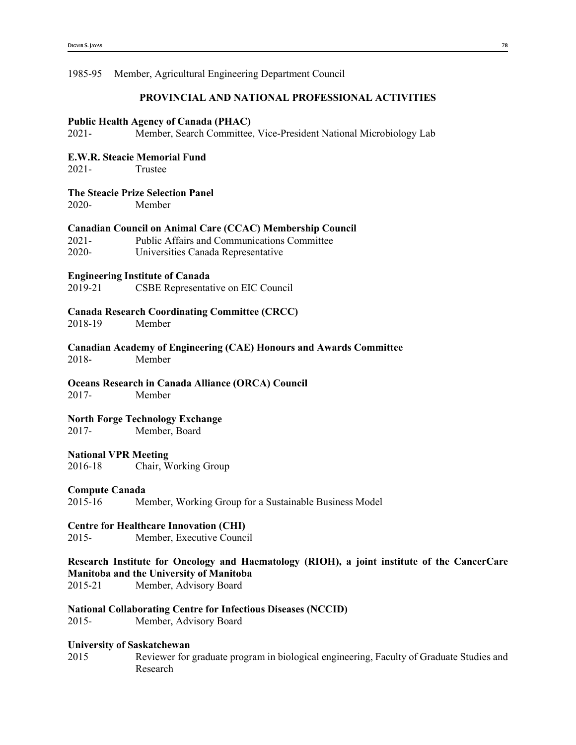1985-95 Member, Agricultural Engineering Department Council

## PROVINCIAL AND NATIONAL PROFESSIONAL ACTIVITIES

**Public Health Agency of Canada (PHAC)**

2021- Member, Search Committee, Vice-President National Microbiology Lab

**E.W.R. Steacie Memorial Fund**

2021- Trustee

**The Steacie Prize Selection Panel**

2020- Member

**Canadian Council on Animal Care (CCAC) Membership Council**

2021- Public Affairs and Communications Committee

2020- Universities Canada Representative

**Engineering Institute of Canada**

2019-21 CSBE Representative on EIC Council

**Canada Research Coordinating Committee (CRCC)**

2018-19 Member

**Canadian Academy of Engineering (CAE) Honours and Awards Committee**

2018- Member

**Oceans Research in Canada Alliance (ORCA) Council**

2017- Member

**North Forge Technology Exchange**

2017- Member, Board

**National VPR Meeting**

2016-18 Chair, Working Group

**Compute Canada**

2015-16 Member, Working Group for a Sustainable Business Model

**Centre for Healthcare Innovation (CHI)**

2015- Member, Executive Council

**Research Institute for Oncology and Haematology (RIOH), a joint institute of the CancerCare Manitoba and the University of Manitoba**

2015-21 Member, Advisory Board

**National Collaborating Centre for Infectious Diseases (NCCID)**

2015- Member, Advisory Board

**University of Saskatchewan**

2015 Reviewer for graduate program in biological engineering, Faculty of Graduate Studies and Research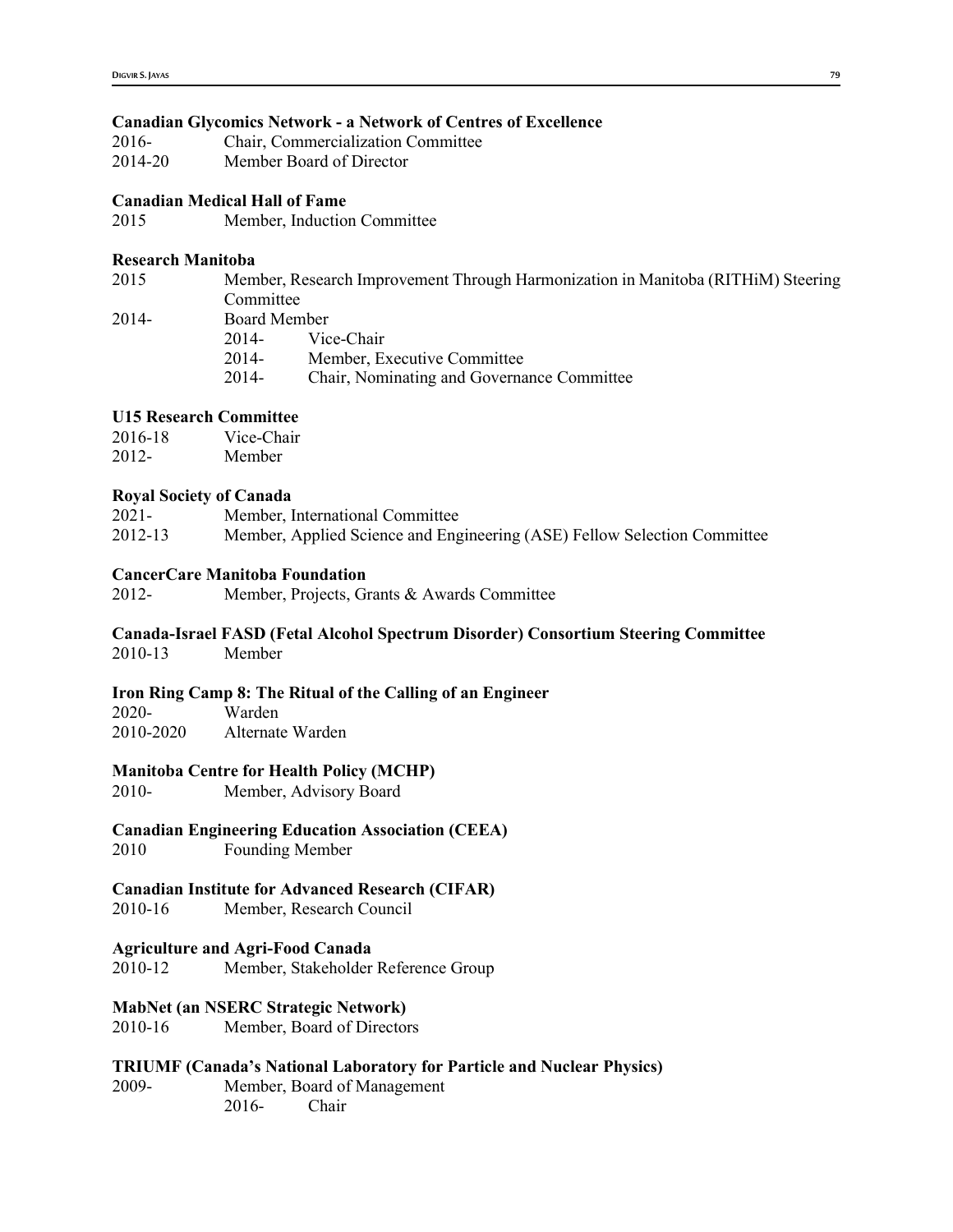**Canadian Glycomics Network - a Network of Centres of Excellence**

2016- Chair, Commercialization Committee
2014-20 Member Board of Director

**Canadian Medical Hall of Fame**

2015 Member, Induction Committee

**Research Manitoba**

2015 Member, Research Improvement Through Harmonization in Manitoba (RITHiM) Steering Committee
2014- Board Member
- 2014- Vice-Chair
- 2014- Member, Executive Committee
- 2014- Chair, Nominating and Governance Committee

**U15 Research Committee**

2016-18 Vice-Chair
2012- Member

**Royal Society of Canada**

2021- Member, International Committee
2012-13 Member, Applied Science and Engineering (ASE) Fellow Selection Committee

**CancerCare Manitoba Foundation**

2012- Member, Projects, Grants & Awards Committee

**Canada-Israel FASD (Fetal Alcohol Spectrum Disorder) Consortium Steering Committee**

2010-13 Member

**Iron Ring Camp 8: The Ritual of the Calling of an Engineer**

2020- Warden
2010-2020 Alternate Warden

**Manitoba Centre for Health Policy (MCHP)**

2010- Member, Advisory Board

**Canadian Engineering Education Association (CEEA)**

2010 Founding Member

**Canadian Institute for Advanced Research (CIFAR)**

2010-16 Member, Research Council

**Agriculture and Agri-Food Canada**

2010-12 Member, Stakeholder Reference Group

**MabNet (an NSERC Strategic Network)**

2010-16 Member, Board of Directors

**TRIUMF (Canada's National Laboratory for Particle and Nuclear Physics)**

2009- Member, Board of Management
- 2016- Chair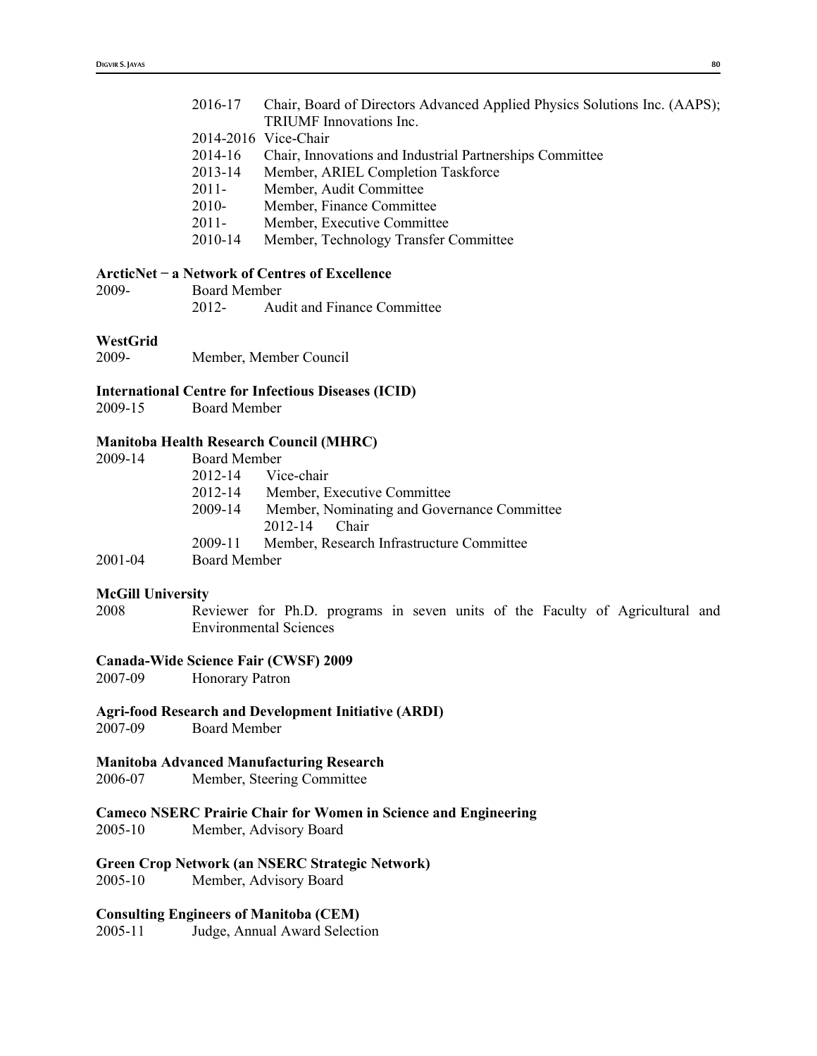2016-17 Chair, Board of Directors Advanced Applied Physics Solutions Inc. (AAPS); TRIUMF Innovations Inc.
2014-2016 Vice-Chair
2014-16 Chair, Innovations and Industrial Partnerships Committee
2013-14 Member, ARIEL Completion Taskforce
2011- Member, Audit Committee
2010- Member, Finance Committee
2011- Member, Executive Committee
2010-14 Member, Technology Transfer Committee

**ArcticNet − a Network of Centres of Excellence**

2009- Board Member
- 2012- Audit and Finance Committee

**WestGrid**

2009- Member, Member Council

**International Centre for Infectious Diseases (ICID)**

2009-15 Board Member

**Manitoba Health Research Council (MHRC)**

2009-14 Board Member
- 2012-14 Vice-chair
- 2012-14 Member, Executive Committee
- 2009-14 Member, Nominating and Governance Committee
  - 2012-14 Chair
- 2009-11 Member, Research Infrastructure Committee

2001-04 Board Member

**McGill University**

2008 Reviewer for Ph.D. programs in seven units of the Faculty of Agricultural and Environmental Sciences

**Canada-Wide Science Fair (CWSF) 2009**

2007-09 Honorary Patron

**Agri-food Research and Development Initiative (ARDI)**

2007-09 Board Member

**Manitoba Advanced Manufacturing Research**

2006-07 Member, Steering Committee

**Cameco NSERC Prairie Chair for Women in Science and Engineering**

2005-10 Member, Advisory Board

**Green Crop Network (an NSERC Strategic Network)**

2005-10 Member, Advisory Board

**Consulting Engineers of Manitoba (CEM)**

2005-11 Judge, Annual Award Selection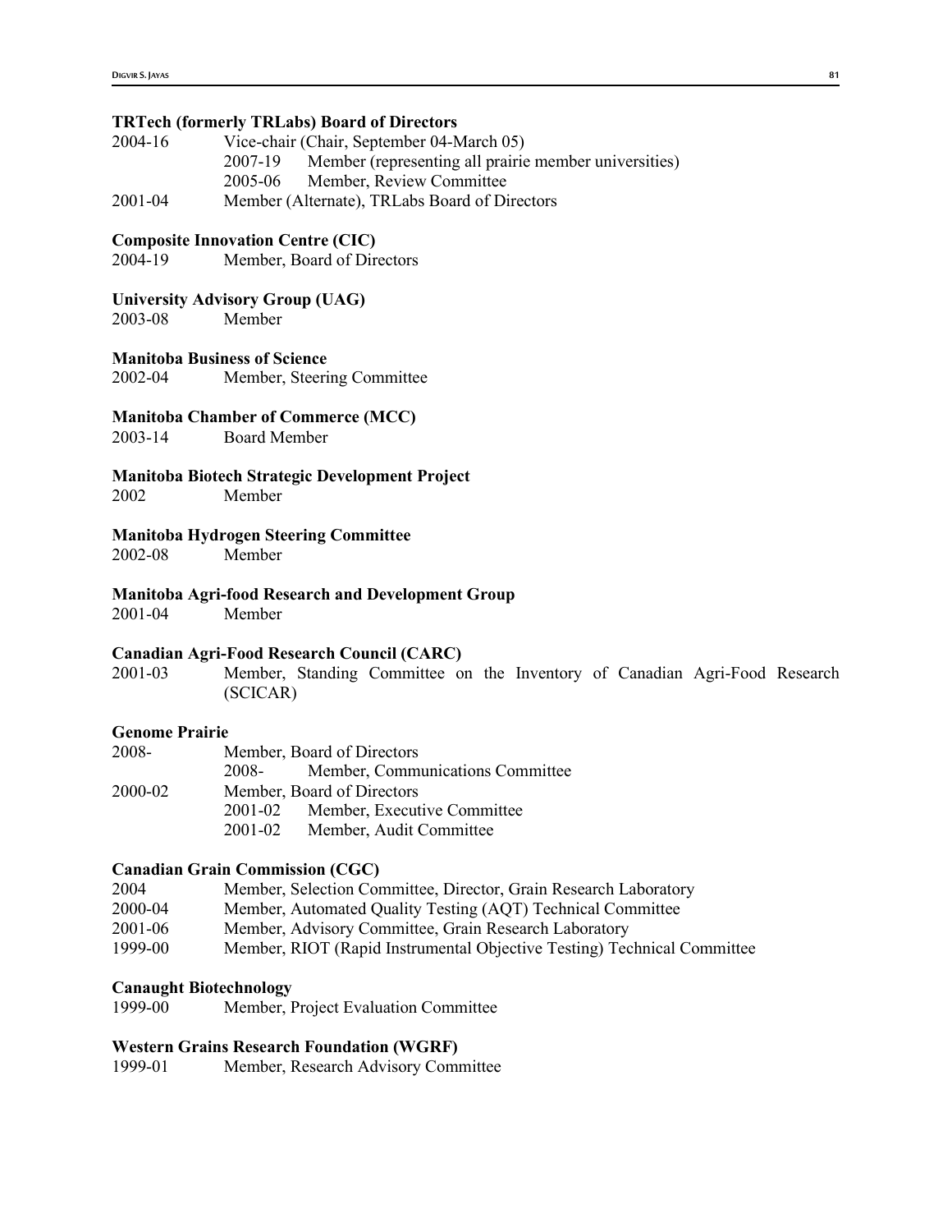**TRTech (formerly TRLabs) Board of Directors**

2004-16 Vice-chair (Chair, September 04-March 05)

- 2007-19 Member (representing all prairie member universities)
- 2005-06 Member, Review Committee

2001-04 Member (Alternate), TRLabs Board of Directors

**Composite Innovation Centre (CIC)**

2004-19 Member, Board of Directors

**University Advisory Group (UAG)**

2003-08 Member

**Manitoba Business of Science**

2002-04 Member, Steering Committee

**Manitoba Chamber of Commerce (MCC)**

2003-14 Board Member

**Manitoba Biotech Strategic Development Project**

2002 Member

**Manitoba Hydrogen Steering Committee**

2002-08 Member

**Manitoba Agri-food Research and Development Group**

2001-04 Member

**Canadian Agri-Food Research Council (CARC)**

2001-03 Member, Standing Committee on the Inventory of Canadian Agri-Food Research (SCICAR)

**Genome Prairie**

2008- Member, Board of Directors

- 2008- Member, Communications Committee

2000-02 Member, Board of Directors

- 2001-02 Member, Executive Committee
- 2001-02 Member, Audit Committee

**Canadian Grain Commission (CGC)**

2004 Member, Selection Committee, Director, Grain Research Laboratory

2000-04 Member, Automated Quality Testing (AQT) Technical Committee

2001-06 Member, Advisory Committee, Grain Research Laboratory

1999-00 Member, RIOT (Rapid Instrumental Objective Testing) Technical Committee

**Canaught Biotechnology**

1999-00 Member, Project Evaluation Committee

**Western Grains Research Foundation (WGRF)**

1999-01 Member, Research Advisory Committee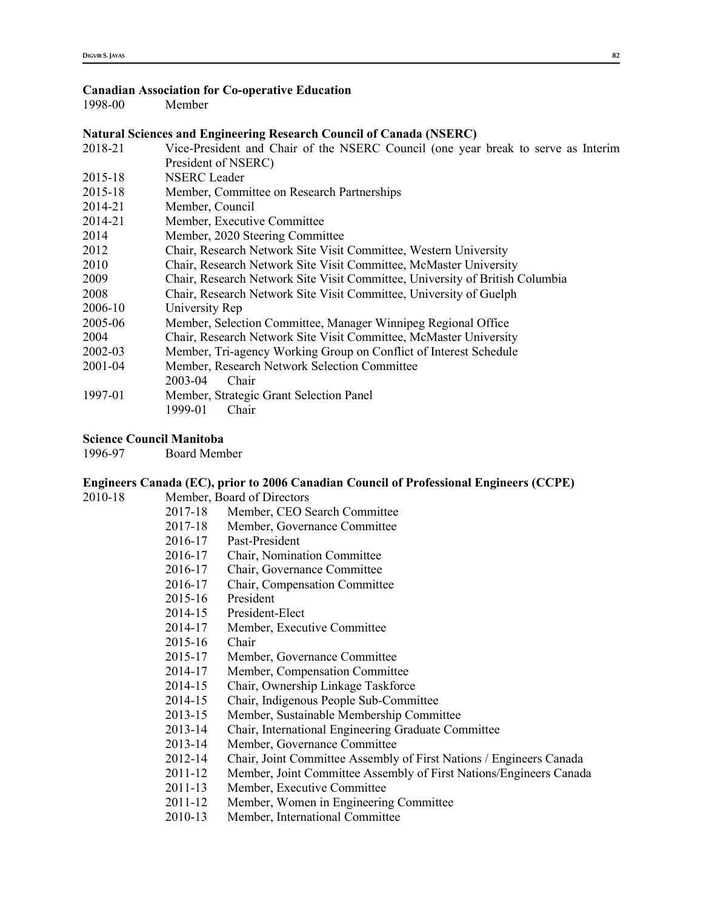**Canadian Association for Co-operative Education**

1998-00 Member

**Natural Sciences and Engineering Research Council of Canada (NSERC)**

2018-21 Vice-President and Chair of the NSERC Council (one year break to serve as Interim President of NSERC)
2015-18 NSERC Leader
2015-18 Member, Committee on Research Partnerships
2014-21 Member, Council
2014-21 Member, Executive Committee
2014 Member, 2020 Steering Committee
2012 Chair, Research Network Site Visit Committee, Western University
2010 Chair, Research Network Site Visit Committee, McMaster University
2009 Chair, Research Network Site Visit Committee, University of British Columbia
2008 Chair, Research Network Site Visit Committee, University of Guelph
2006-10 University Rep
2005-06 Member, Selection Committee, Manager Winnipeg Regional Office
2004 Chair, Research Network Site Visit Committee, McMaster University
2002-03 Member, Tri-agency Working Group on Conflict of Interest Schedule
2001-04 Member, Research Network Selection Committee
  2003-04 Chair
1997-01 Member, Strategic Grant Selection Panel
  1999-01 Chair

**Science Council Manitoba**

1996-97 Board Member

**Engineers Canada (EC), prior to 2006 Canadian Council of Professional Engineers (CCPE)**

2010-18 Member, Board of Directors
  2017-18 Member, CEO Search Committee
  2017-18 Member, Governance Committee
  2016-17 Past-President
  2016-17 Chair, Nomination Committee
  2016-17 Chair, Governance Committee
  2016-17 Chair, Compensation Committee
  2015-16 President
  2014-15 President-Elect
  2014-17 Member, Executive Committee
  2015-16 Chair
  2015-17 Member, Governance Committee
  2014-17 Member, Compensation Committee
  2014-15 Chair, Ownership Linkage Taskforce
  2014-15 Chair, Indigenous People Sub-Committee
  2013-15 Member, Sustainable Membership Committee
  2013-14 Chair, International Engineering Graduate Committee
  2013-14 Member, Governance Committee
  2012-14 Chair, Joint Committee Assembly of First Nations / Engineers Canada
  2011-12 Member, Joint Committee Assembly of First Nations/Engineers Canada
  2011-13 Member, Executive Committee
  2011-12 Member, Women in Engineering Committee
  2010-13 Member, International Committee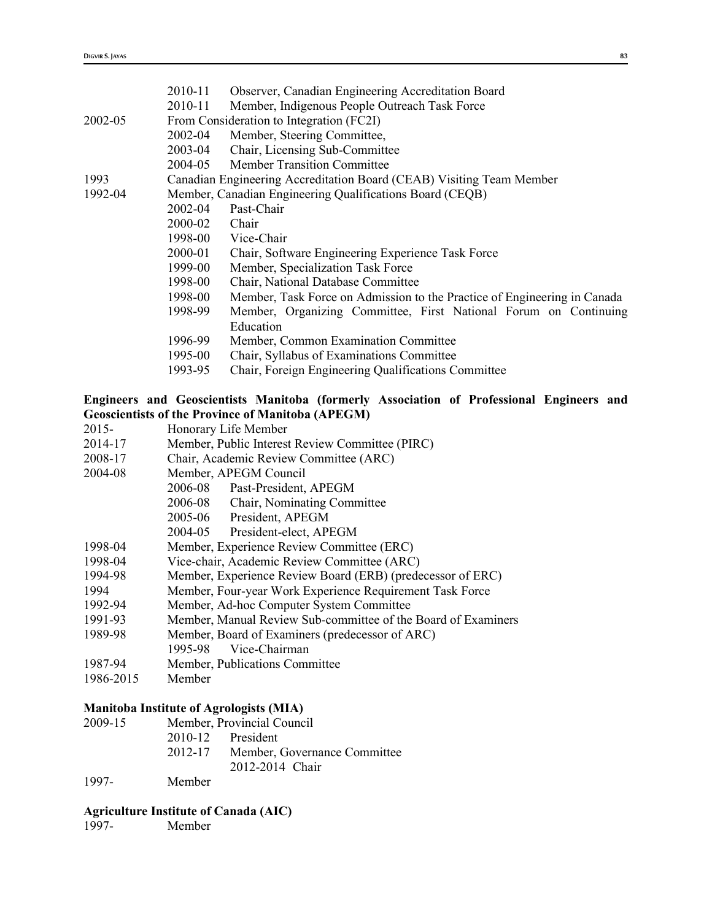2010-11 Observer, Canadian Engineering Accreditation Board
2010-11 Member, Indigenous People Outreach Task Force

2002-05 From Consideration to Integration (FC2I)
- 2002-04 Member, Steering Committee,
- 2003-04 Chair, Licensing Sub-Committee
- 2004-05 Member Transition Committee

1993 Canadian Engineering Accreditation Board (CEAB) Visiting Team Member

1992-04 Member, Canadian Engineering Qualifications Board (CEQB)
- 2002-04 Past-Chair
- 2000-02 Chair
- 1998-00 Vice-Chair
- 2000-01 Chair, Software Engineering Experience Task Force
- 1999-00 Member, Specialization Task Force
- 1998-00 Chair, National Database Committee
- 1998-00 Member, Task Force on Admission to the Practice of Engineering in Canada
- 1998-99 Member, Organizing Committee, First National Forum on Continuing Education
- 1996-99 Member, Common Examination Committee
- 1995-00 Chair, Syllabus of Examinations Committee
- 1993-95 Chair, Foreign Engineering Qualifications Committee

**Engineers and Geoscientists Manitoba (formerly Association of Professional Engineers and Geoscientists of the Province of Manitoba (APEGM)**

2015- Honorary Life Member
2014-17 Member, Public Interest Review Committee (PIRC)
2008-17 Chair, Academic Review Committee (ARC)
2004-08 Member, APEGM Council
- 2006-08 Past-President, APEGM
- 2006-08 Chair, Nominating Committee
- 2005-06 President, APEGM
- 2004-05 President-elect, APEGM

1998-04 Member, Experience Review Committee (ERC)
1998-04 Vice-chair, Academic Review Committee (ARC)
1994-98 Member, Experience Review Board (ERB) (predecessor of ERC)
1994 Member, Four-year Work Experience Requirement Task Force
1992-94 Member, Ad-hoc Computer System Committee
1991-93 Member, Manual Review Sub-committee of the Board of Examiners
1989-98 Member, Board of Examiners (predecessor of ARC)
- 1995-98 Vice-Chairman

1987-94 Member, Publications Committee
1986-2015 Member

**Manitoba Institute of Agrologists (MIA)**

2009-15 Member, Provincial Council
- 2010-12 President
- 2012-17 Member, Governance Committee
  - 2012-2014 Chair

1997- Member

**Agriculture Institute of Canada (AIC)**

1997- Member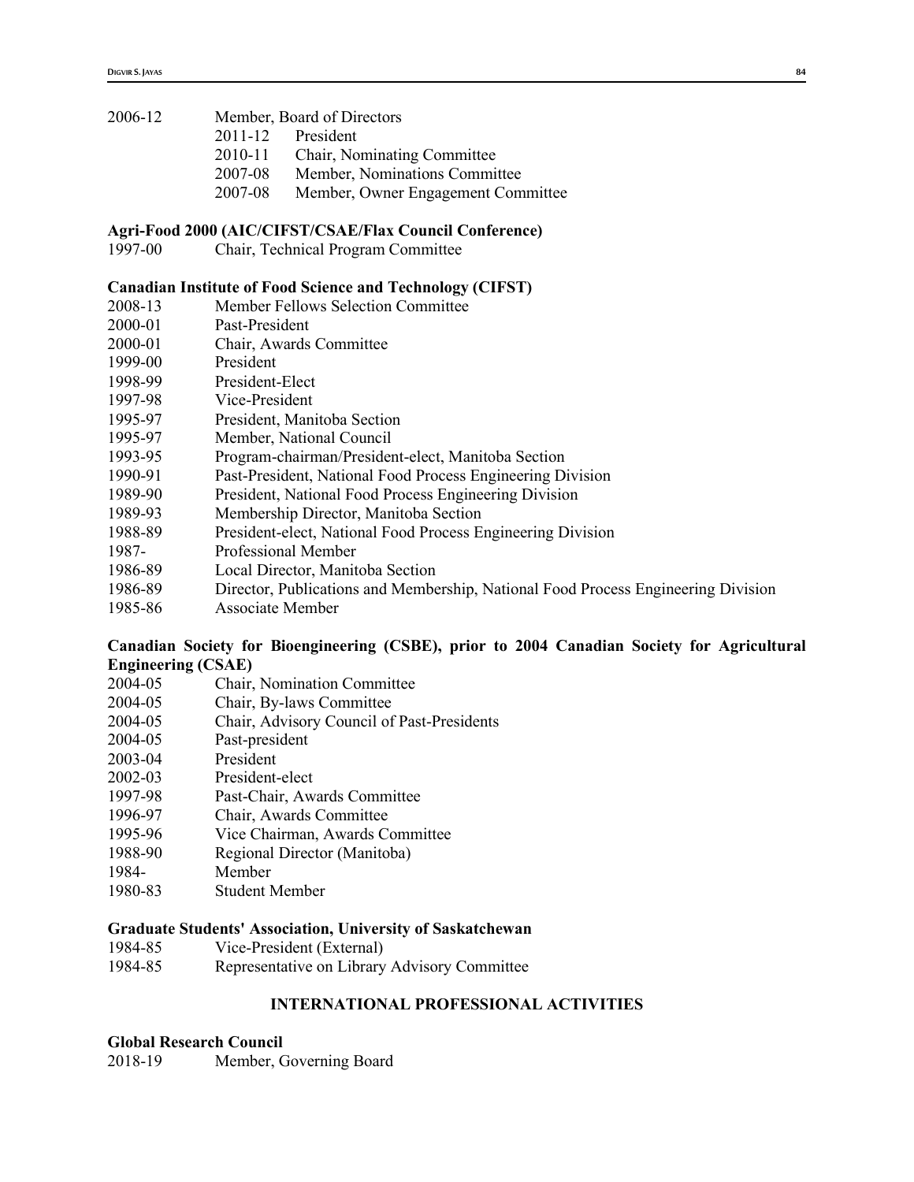2006-12 Member, Board of Directors

- 2011-12 President
- 2010-11 Chair, Nominating Committee
- 2007-08 Member, Nominations Committee
- 2007-08 Member, Owner Engagement Committee

**Agri-Food 2000 (AIC/CIFST/CSAE/Flax Council Conference)**

1997-00 Chair, Technical Program Committee

**Canadian Institute of Food Science and Technology (CIFST)**

2008-13 Member Fellows Selection Committee
2000-01 Past-President
2000-01 Chair, Awards Committee
1999-00 President
1998-99 President-Elect
1997-98 Vice-President
1995-97 President, Manitoba Section
1995-97 Member, National Council
1993-95 Program-chairman/President-elect, Manitoba Section
1990-91 Past-President, National Food Process Engineering Division
1989-90 President, National Food Process Engineering Division
1989-93 Membership Director, Manitoba Section
1988-89 President-elect, National Food Process Engineering Division
1987- Professional Member
1986-89 Local Director, Manitoba Section
1986-89 Director, Publications and Membership, National Food Process Engineering Division
1985-86 Associate Member

**Canadian Society for Bioengineering (CSBE), prior to 2004 Canadian Society for Agricultural Engineering (CSAE)**

2004-05 Chair, Nomination Committee
2004-05 Chair, By-laws Committee
2004-05 Chair, Advisory Council of Past-Presidents
2004-05 Past-president
2003-04 President
2002-03 President-elect
1997-98 Past-Chair, Awards Committee
1996-97 Chair, Awards Committee
1995-96 Vice Chairman, Awards Committee
1988-90 Regional Director (Manitoba)
1984- Member
1980-83 Student Member

**Graduate Students' Association, University of Saskatchewan**

1984-85 Vice-President (External)
1984-85 Representative on Library Advisory Committee

## INTERNATIONAL PROFESSIONAL ACTIVITIES

**Global Research Council**

2018-19 Member, Governing Board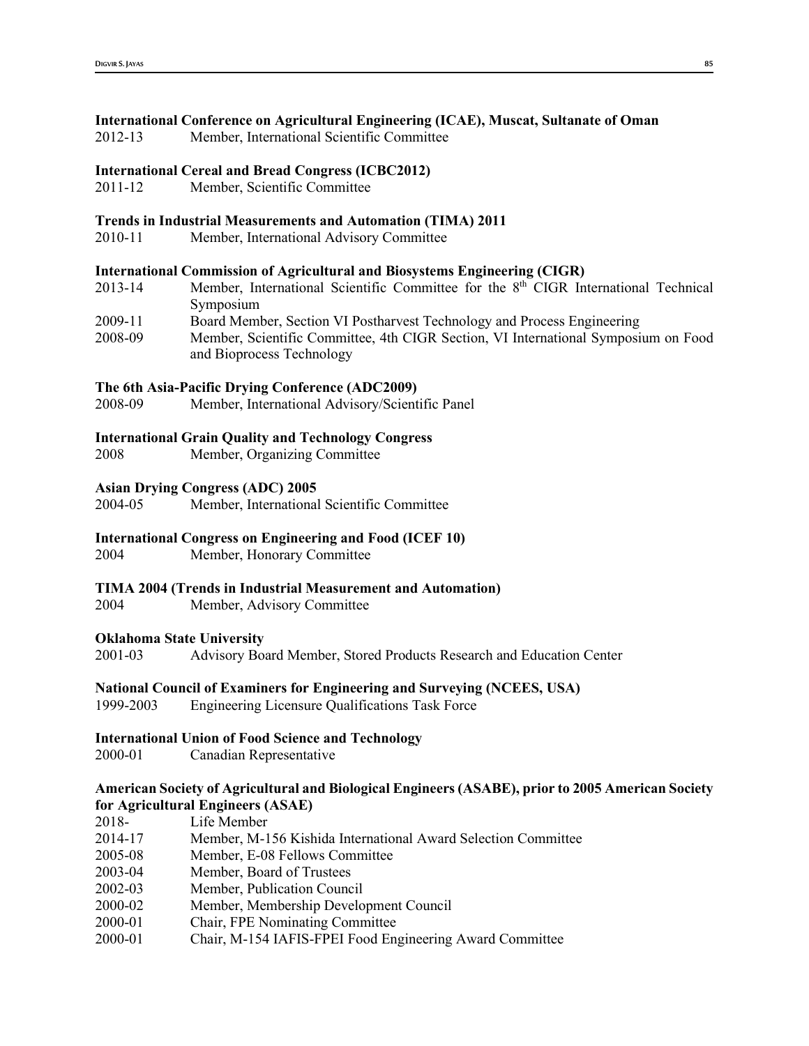**International Conference on Agricultural Engineering (ICAE), Muscat, Sultanate of Oman**

2012-13 Member, International Scientific Committee

**International Cereal and Bread Congress (ICBC2012)**

2011-12 Member, Scientific Committee

**Trends in Industrial Measurements and Automation (TIMA) 2011**

2010-11 Member, International Advisory Committee

**International Commission of Agricultural and Biosystems Engineering (CIGR)**

2013-14 Member, International Scientific Committee for the 8th CIGR International Technical Symposium

2009-11 Board Member, Section VI Postharvest Technology and Process Engineering

2008-09 Member, Scientific Committee, 4th CIGR Section, VI International Symposium on Food and Bioprocess Technology

**The 6th Asia-Pacific Drying Conference (ADC2009)**

2008-09 Member, International Advisory/Scientific Panel

**International Grain Quality and Technology Congress**

2008 Member, Organizing Committee

**Asian Drying Congress (ADC) 2005**

2004-05 Member, International Scientific Committee

**International Congress on Engineering and Food (ICEF 10)**

2004 Member, Honorary Committee

**TIMA 2004 (Trends in Industrial Measurement and Automation)**

2004 Member, Advisory Committee

**Oklahoma State University**

2001-03 Advisory Board Member, Stored Products Research and Education Center

**National Council of Examiners for Engineering and Surveying (NCEES, USA)**

1999-2003 Engineering Licensure Qualifications Task Force

**International Union of Food Science and Technology**

2000-01 Canadian Representative

**American Society of Agricultural and Biological Engineers (ASABE), prior to 2005 American Society for Agricultural Engineers (ASAE)**

2018- Life Member

2014-17 Member, M-156 Kishida International Award Selection Committee

2005-08 Member, E-08 Fellows Committee

2003-04 Member, Board of Trustees

2002-03 Member, Publication Council

2000-02 Member, Membership Development Council

2000-01 Chair, FPE Nominating Committee

2000-01 Chair, M-154 IAFIS-FPEI Food Engineering Award Committee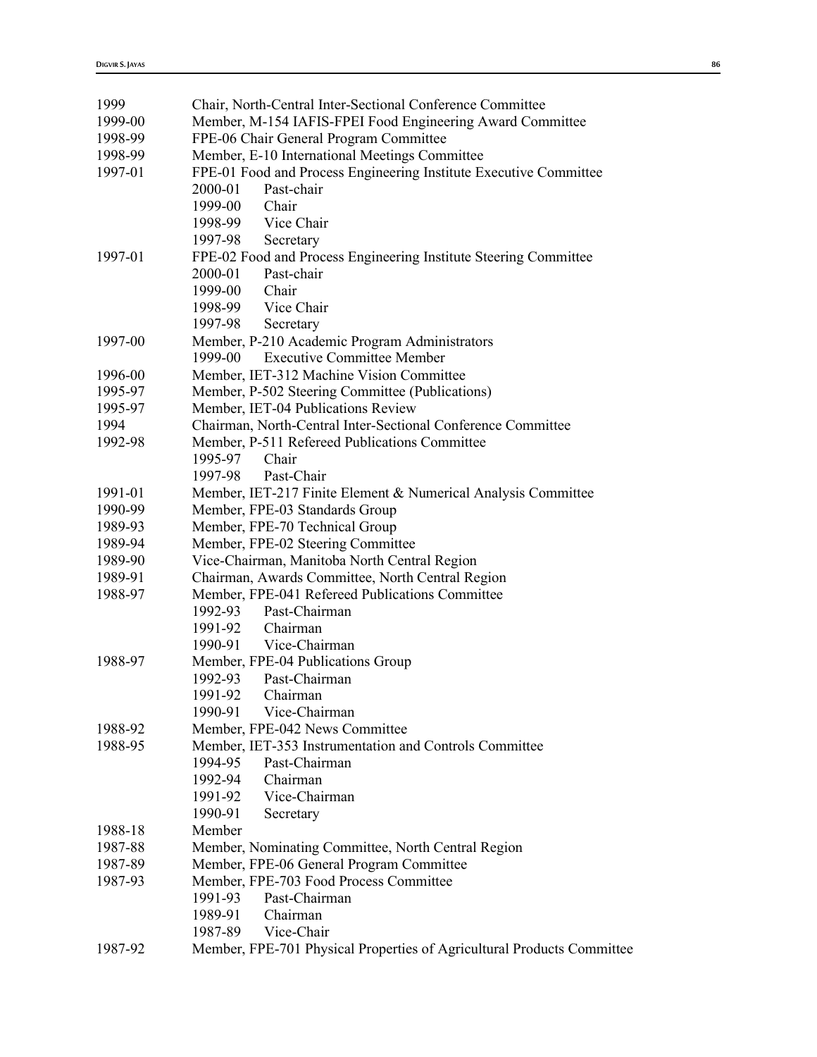| | |
|---|---|
| 1999 | Chair, North-Central Inter-Sectional Conference Committee |
| 1999-00 | Member, M-154 IAFIS-FPEI Food Engineering Award Committee |
| 1998-99 | FPE-06 Chair General Program Committee |
| 1998-99 | Member, E-10 International Meetings Committee |
| 1997-01 | FPE-01 Food and Process Engineering Institute Executive Committee |
| | 2000-01 Past-chair |
| | 1999-00 Chair |
| | 1998-99 Vice Chair |
| | 1997-98 Secretary |
| 1997-01 | FPE-02 Food and Process Engineering Institute Steering Committee |
| | 2000-01 Past-chair |
| | 1999-00 Chair |
| | 1998-99 Vice Chair |
| | 1997-98 Secretary |
| 1997-00 | Member, P-210 Academic Program Administrators |
| | 1999-00 Executive Committee Member |
| 1996-00 | Member, IET-312 Machine Vision Committee |
| 1995-97 | Member, P-502 Steering Committee (Publications) |
| 1995-97 | Member, IET-04 Publications Review |
| 1994 | Chairman, North-Central Inter-Sectional Conference Committee |
| 1992-98 | Member, P-511 Refereed Publications Committee |
| | 1995-97 Chair |
| | 1997-98 Past-Chair |
| 1991-01 | Member, IET-217 Finite Element & Numerical Analysis Committee |
| 1990-99 | Member, FPE-03 Standards Group |
| 1989-93 | Member, FPE-70 Technical Group |
| 1989-94 | Member, FPE-02 Steering Committee |
| 1989-90 | Vice-Chairman, Manitoba North Central Region |
| 1989-91 | Chairman, Awards Committee, North Central Region |
| 1988-97 | Member, FPE-041 Refereed Publications Committee |
| | 1992-93 Past-Chairman |
| | 1991-92 Chairman |
| | 1990-91 Vice-Chairman |
| 1988-97 | Member, FPE-04 Publications Group |
| | 1992-93 Past-Chairman |
| | 1991-92 Chairman |
| | 1990-91 Vice-Chairman |
| 1988-92 | Member, FPE-042 News Committee |
| 1988-95 | Member, IET-353 Instrumentation and Controls Committee |
| | 1994-95 Past-Chairman |
| | 1992-94 Chairman |
| | 1991-92 Vice-Chairman |
| | 1990-91 Secretary |
| 1988-18 | Member |
| 1987-88 | Member, Nominating Committee, North Central Region |
| 1987-89 | Member, FPE-06 General Program Committee |
| 1987-93 | Member, FPE-703 Food Process Committee |
| | 1991-93 Past-Chairman |
| | 1989-91 Chairman |
| | 1987-89 Vice-Chair |
| 1987-92 | Member, FPE-701 Physical Properties of Agricultural Products Committee |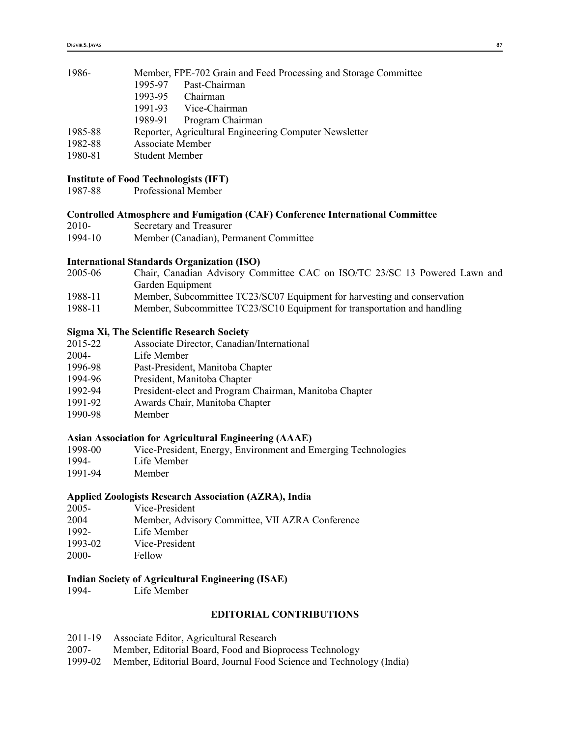1986- Member, FPE-702 Grain and Feed Processing and Storage Committee
 1995-97 Past-Chairman
 1993-95 Chairman
 1991-93 Vice-Chairman
 1989-91 Program Chairman
1985-88 Reporter, Agricultural Engineering Computer Newsletter
1982-88 Associate Member
1980-81 Student Member

**Institute of Food Technologists (IFT)**
1987-88 Professional Member

**Controlled Atmosphere and Fumigation (CAF) Conference International Committee**
2010- Secretary and Treasurer
1994-10 Member (Canadian), Permanent Committee

**International Standards Organization (ISO)**
2005-06 Chair, Canadian Advisory Committee CAC on ISO/TC 23/SC 13 Powered Lawn and Garden Equipment
1988-11 Member, Subcommittee TC23/SC07 Equipment for harvesting and conservation
1988-11 Member, Subcommittee TC23/SC10 Equipment for transportation and handling

**Sigma Xi, The Scientific Research Society**
2015-22 Associate Director, Canadian/International
2004- Life Member
1996-98 Past-President, Manitoba Chapter
1994-96 President, Manitoba Chapter
1992-94 President-elect and Program Chairman, Manitoba Chapter
1991-92 Awards Chair, Manitoba Chapter
1990-98 Member

**Asian Association for Agricultural Engineering (AAAE)**
1998-00 Vice-President, Energy, Environment and Emerging Technologies
1994- Life Member
1991-94 Member

**Applied Zoologists Research Association (AZRA), India**
2005- Vice-President
2004 Member, Advisory Committee, VII AZRA Conference
1992- Life Member
1993-02 Vice-President
2000- Fellow

**Indian Society of Agricultural Engineering (ISAE)**
1994- Life Member

## EDITORIAL CONTRIBUTIONS

2011-19 Associate Editor, Agricultural Research
2007- Member, Editorial Board, Food and Bioprocess Technology
1999-02 Member, Editorial Board, Journal Food Science and Technology (India)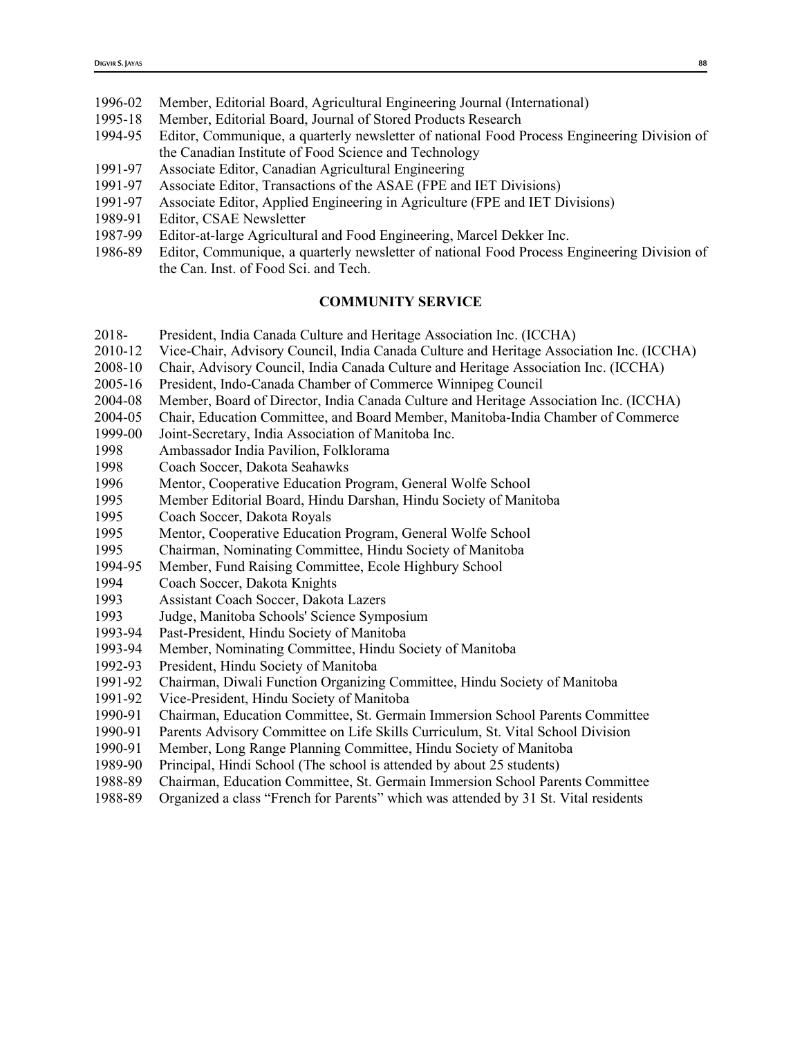1996-02 Member, Editorial Board, Agricultural Engineering Journal (International)
1995-18 Member, Editorial Board, Journal of Stored Products Research
1994-95 Editor, Communique, a quarterly newsletter of national Food Process Engineering Division of the Canadian Institute of Food Science and Technology
1991-97 Associate Editor, Canadian Agricultural Engineering
1991-97 Associate Editor, Transactions of the ASAE (FPE and IET Divisions)
1991-97 Associate Editor, Applied Engineering in Agriculture (FPE and IET Divisions)
1989-91 Editor, CSAE Newsletter
1987-99 Editor-at-large Agricultural and Food Engineering, Marcel Dekker Inc.
1986-89 Editor, Communique, a quarterly newsletter of national Food Process Engineering Division of the Can. Inst. of Food Sci. and Tech.

## COMMUNITY SERVICE

2018- President, India Canada Culture and Heritage Association Inc. (ICCHA)
2010-12 Vice-Chair, Advisory Council, India Canada Culture and Heritage Association Inc. (ICCHA)
2008-10 Chair, Advisory Council, India Canada Culture and Heritage Association Inc. (ICCHA)
2005-16 President, Indo-Canada Chamber of Commerce Winnipeg Council
2004-08 Member, Board of Director, India Canada Culture and Heritage Association Inc. (ICCHA)
2004-05 Chair, Education Committee, and Board Member, Manitoba-India Chamber of Commerce
1999-00 Joint-Secretary, India Association of Manitoba Inc.
1998 Ambassador India Pavilion, Folklorama
1998 Coach Soccer, Dakota Seahawks
1996 Mentor, Cooperative Education Program, General Wolfe School
1995 Member Editorial Board, Hindu Darshan, Hindu Society of Manitoba
1995 Coach Soccer, Dakota Royals
1995 Mentor, Cooperative Education Program, General Wolfe School
1995 Chairman, Nominating Committee, Hindu Society of Manitoba
1994-95 Member, Fund Raising Committee, Ecole Highbury School
1994 Coach Soccer, Dakota Knights
1993 Assistant Coach Soccer, Dakota Lazers
1993 Judge, Manitoba Schools' Science Symposium
1993-94 Past-President, Hindu Society of Manitoba
1993-94 Member, Nominating Committee, Hindu Society of Manitoba
1992-93 President, Hindu Society of Manitoba
1991-92 Chairman, Diwali Function Organizing Committee, Hindu Society of Manitoba
1991-92 Vice-President, Hindu Society of Manitoba
1990-91 Chairman, Education Committee, St. Germain Immersion School Parents Committee
1990-91 Parents Advisory Committee on Life Skills Curriculum, St. Vital School Division
1990-91 Member, Long Range Planning Committee, Hindu Society of Manitoba
1989-90 Principal, Hindi School (The school is attended by about 25 students)
1988-89 Chairman, Education Committee, St. Germain Immersion School Parents Committee
1988-89 Organized a class "French for Parents" which was attended by 31 St. Vital residents